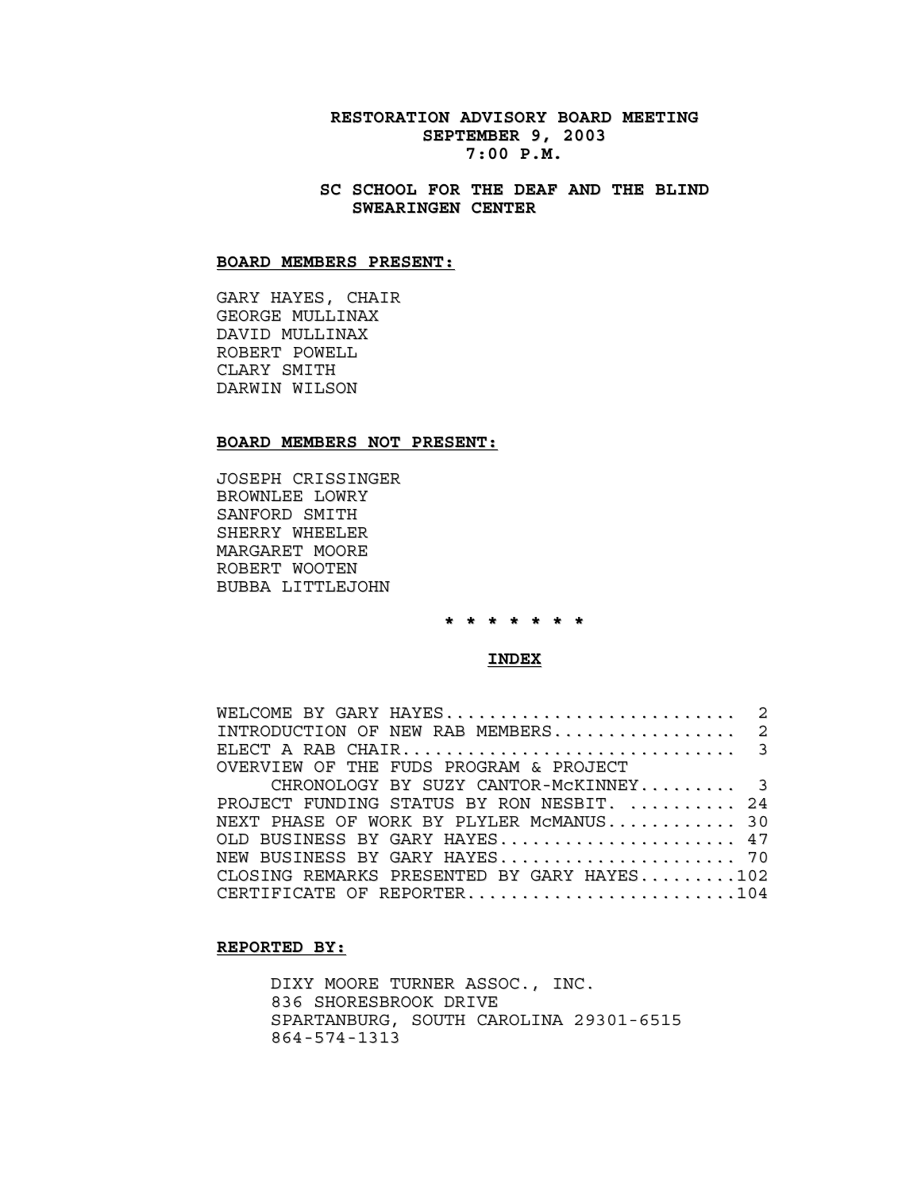# RESTORATION ADVISORY BOARD MEETING
## SEPTEMBER 9, 2003
## 7:00 P.M.

## SC SCHOOL FOR THE DEAF AND THE BLIND
## SWEARINGEN CENTER

**BOARD MEMBERS PRESENT:**

GARY HAYES, CHAIR
GEORGE MULLINAX
DAVID MULLINAX
ROBERT POWELL
CLARY SMITH
DARWIN WILSON

**BOARD MEMBERS NOT PRESENT:**

JOSEPH CRISSINGER
BROWNLEE LOWRY
SANFORD SMITH
SHERRY WHEELER
MARGARET MOORE
ROBERT WOOTEN
BUBBA LITTLEJOHN

\* \* \* \* \* \* \*

**INDEX**

WELCOME BY GARY HAYES.......................... 2
INTRODUCTION OF NEW RAB MEMBERS................ 2
ELECT A RAB CHAIR.............................. 3
OVERVIEW OF THE FUDS PROGRAM & PROJECT
CHRONOLOGY BY SUZY CANTOR-McKINNEY......... 3
PROJECT FUNDING STATUS BY RON NESBIT. .......... 24
NEXT PHASE OF WORK BY PLYLER McMANUS............ 30
OLD BUSINESS BY GARY HAYES..................... 47
NEW BUSINESS BY GARY HAYES..................... 70
CLOSING REMARKS PRESENTED BY GARY HAYES.........102
CERTIFICATE OF REPORTER........................104

**REPORTED BY:**

DIXY MOORE TURNER ASSOC., INC.
836 SHORESBROOK DRIVE
SPARTANBURG, SOUTH CAROLINA 29301-6515
864-574-1313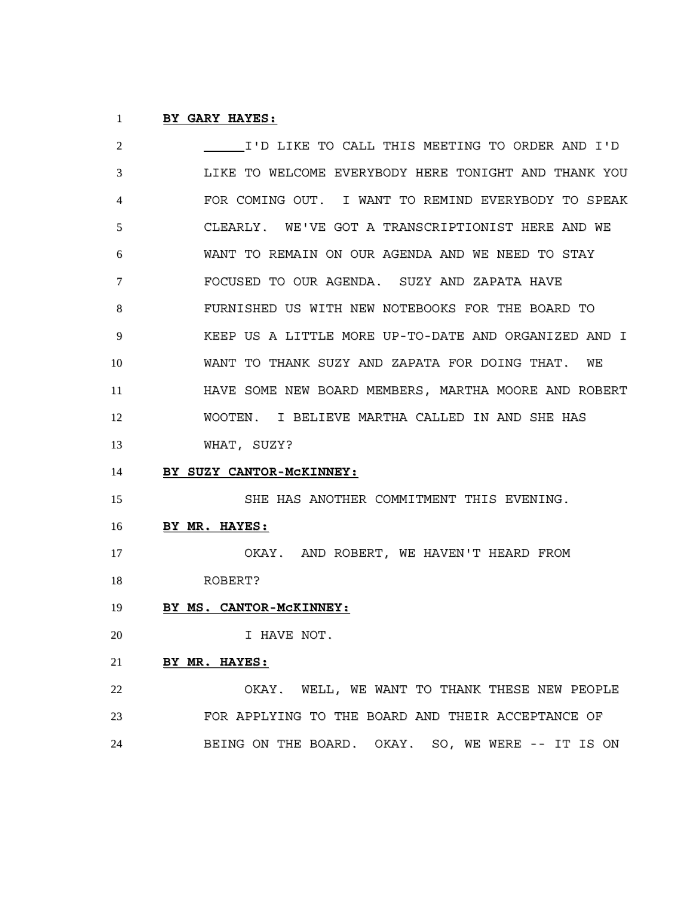**BY GARY HAYES:**

I'D LIKE TO CALL THIS MEETING TO ORDER AND I'D LIKE TO WELCOME EVERYBODY HERE TONIGHT AND THANK YOU FOR COMING OUT. I WANT TO REMIND EVERYBODY TO SPEAK CLEARLY. WE'VE GOT A TRANSCRIPTIONIST HERE AND WE WANT TO REMAIN ON OUR AGENDA AND WE NEED TO STAY FOCUSED TO OUR AGENDA. SUZY AND ZAPATA HAVE FURNISHED US WITH NEW NOTEBOOKS FOR THE BOARD TO KEEP US A LITTLE MORE UP-TO-DATE AND ORGANIZED AND I WANT TO THANK SUZY AND ZAPATA FOR DOING THAT. WE HAVE SOME NEW BOARD MEMBERS, MARTHA MOORE AND ROBERT WOOTEN. I BELIEVE MARTHA CALLED IN AND SHE HAS WHAT, SUZY?

**BY SUZY CANTOR-McKINNEY:**

SHE HAS ANOTHER COMMITMENT THIS EVENING.

**BY MR. HAYES:**

OKAY. AND ROBERT, WE HAVEN'T HEARD FROM ROBERT?

**BY MS. CANTOR-McKINNEY:**

I HAVE NOT.

**BY MR. HAYES:**

OKAY. WELL, WE WANT TO THANK THESE NEW PEOPLE FOR APPLYING TO THE BOARD AND THEIR ACCEPTANCE OF BEING ON THE BOARD. OKAY. SO, WE WERE -- IT IS ON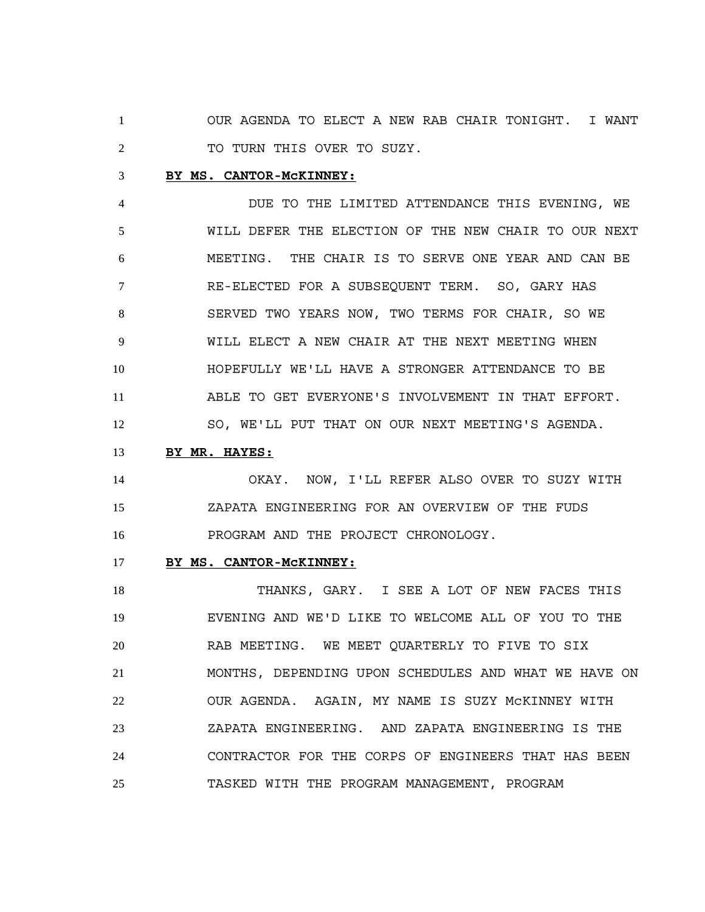OUR AGENDA TO ELECT A NEW RAB CHAIR TONIGHT. I WANT TO TURN THIS OVER TO SUZY.

**BY MS. CANTOR-McKINNEY:**

DUE TO THE LIMITED ATTENDANCE THIS EVENING, WE WILL DEFER THE ELECTION OF THE NEW CHAIR TO OUR NEXT MEETING. THE CHAIR IS TO SERVE ONE YEAR AND CAN BE RE-ELECTED FOR A SUBSEQUENT TERM. SO, GARY HAS SERVED TWO YEARS NOW, TWO TERMS FOR CHAIR, SO WE WILL ELECT A NEW CHAIR AT THE NEXT MEETING WHEN HOPEFULLY WE'LL HAVE A STRONGER ATTENDANCE TO BE ABLE TO GET EVERYONE'S INVOLVEMENT IN THAT EFFORT. SO, WE'LL PUT THAT ON OUR NEXT MEETING'S AGENDA.

**BY MR. HAYES:**

OKAY. NOW, I'LL REFER ALSO OVER TO SUZY WITH ZAPATA ENGINEERING FOR AN OVERVIEW OF THE FUDS PROGRAM AND THE PROJECT CHRONOLOGY.

**BY MS. CANTOR-McKINNEY:**

THANKS, GARY. I SEE A LOT OF NEW FACES THIS EVENING AND WE'D LIKE TO WELCOME ALL OF YOU TO THE RAB MEETING. WE MEET QUARTERLY TO FIVE TO SIX MONTHS, DEPENDING UPON SCHEDULES AND WHAT WE HAVE ON OUR AGENDA. AGAIN, MY NAME IS SUZY McKINNEY WITH ZAPATA ENGINEERING. AND ZAPATA ENGINEERING IS THE CONTRACTOR FOR THE CORPS OF ENGINEERS THAT HAS BEEN TASKED WITH THE PROGRAM MANAGEMENT, PROGRAM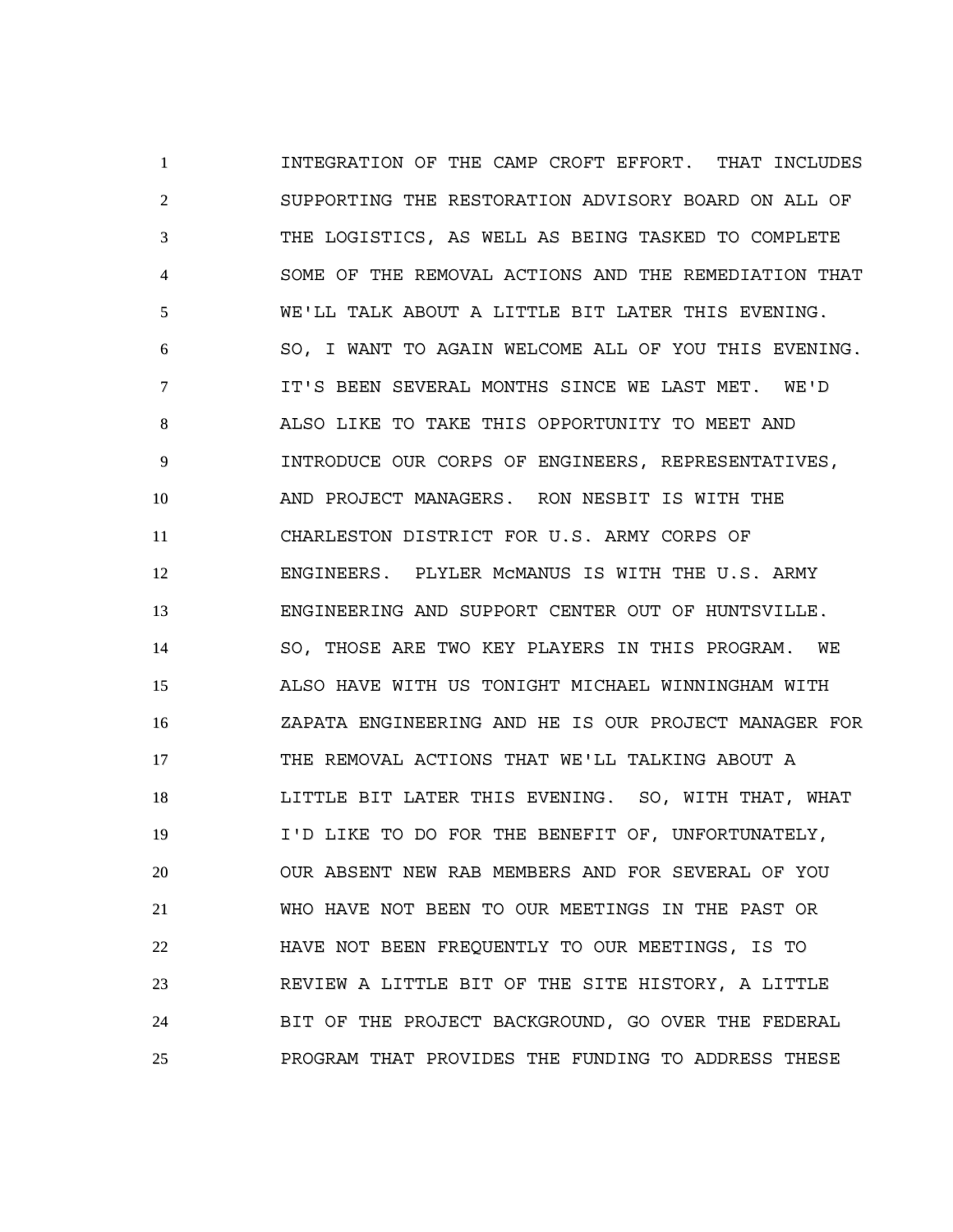INTEGRATION OF THE CAMP CROFT EFFORT. THAT INCLUDES SUPPORTING THE RESTORATION ADVISORY BOARD ON ALL OF THE LOGISTICS, AS WELL AS BEING TASKED TO COMPLETE SOME OF THE REMOVAL ACTIONS AND THE REMEDIATION THAT WE'LL TALK ABOUT A LITTLE BIT LATER THIS EVENING. SO, I WANT TO AGAIN WELCOME ALL OF YOU THIS EVENING. IT'S BEEN SEVERAL MONTHS SINCE WE LAST MET. WE'D ALSO LIKE TO TAKE THIS OPPORTUNITY TO MEET AND INTRODUCE OUR CORPS OF ENGINEERS, REPRESENTATIVES, AND PROJECT MANAGERS. RON NESBIT IS WITH THE CHARLESTON DISTRICT FOR U.S. ARMY CORPS OF ENGINEERS. PLYLER McMANUS IS WITH THE U.S. ARMY ENGINEERING AND SUPPORT CENTER OUT OF HUNTSVILLE. SO, THOSE ARE TWO KEY PLAYERS IN THIS PROGRAM. WE ALSO HAVE WITH US TONIGHT MICHAEL WINNINGHAM WITH ZAPATA ENGINEERING AND HE IS OUR PROJECT MANAGER FOR THE REMOVAL ACTIONS THAT WE'LL TALKING ABOUT A LITTLE BIT LATER THIS EVENING. SO, WITH THAT, WHAT I'D LIKE TO DO FOR THE BENEFIT OF, UNFORTUNATELY, OUR ABSENT NEW RAB MEMBERS AND FOR SEVERAL OF YOU WHO HAVE NOT BEEN TO OUR MEETINGS IN THE PAST OR HAVE NOT BEEN FREQUENTLY TO OUR MEETINGS, IS TO REVIEW A LITTLE BIT OF THE SITE HISTORY, A LITTLE BIT OF THE PROJECT BACKGROUND, GO OVER THE FEDERAL PROGRAM THAT PROVIDES THE FUNDING TO ADDRESS THESE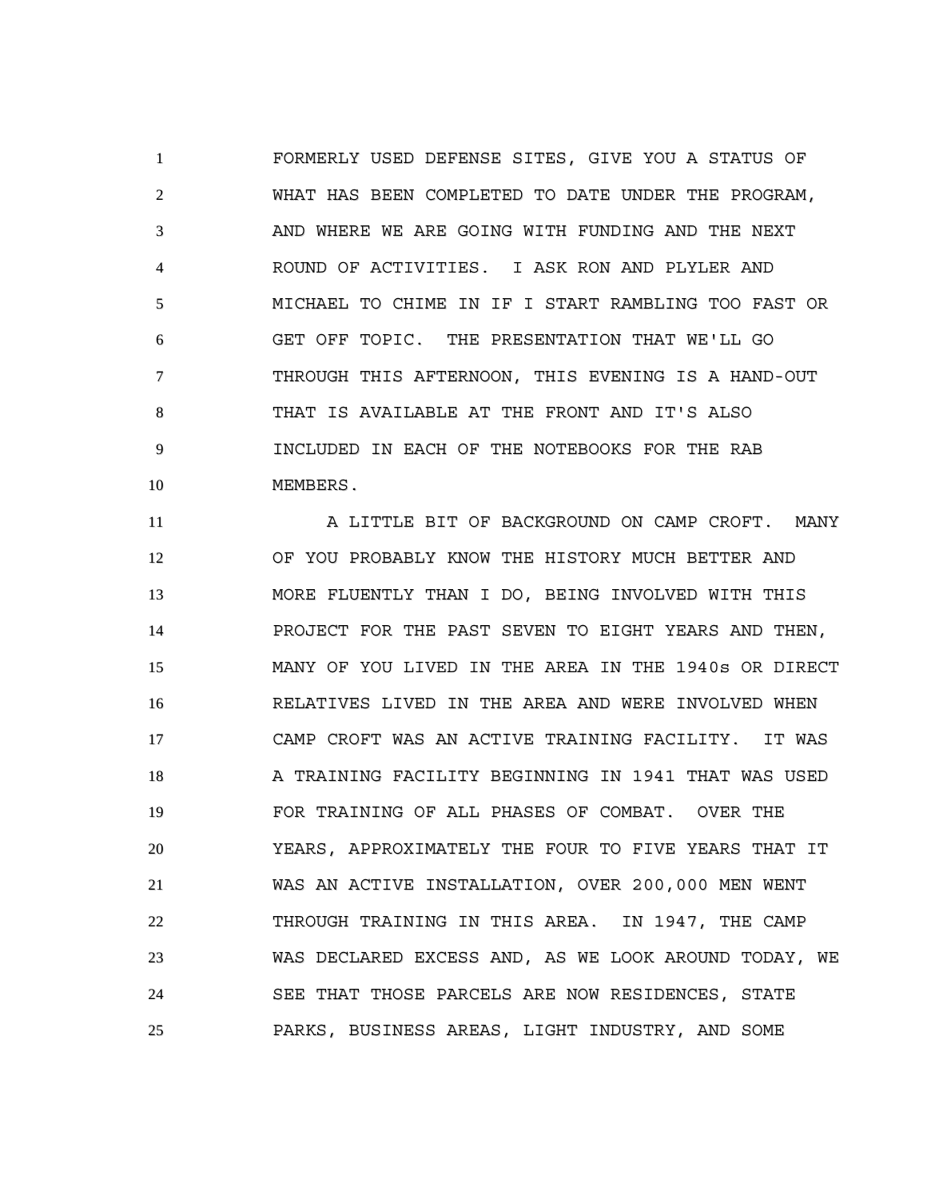FORMERLY USED DEFENSE SITES, GIVE YOU A STATUS OF WHAT HAS BEEN COMPLETED TO DATE UNDER THE PROGRAM, AND WHERE WE ARE GOING WITH FUNDING AND THE NEXT ROUND OF ACTIVITIES. I ASK RON AND PLYLER AND MICHAEL TO CHIME IN IF I START RAMBLING TOO FAST OR GET OFF TOPIC. THE PRESENTATION THAT WE'LL GO THROUGH THIS AFTERNOON, THIS EVENING IS A HAND-OUT THAT IS AVAILABLE AT THE FRONT AND IT'S ALSO INCLUDED IN EACH OF THE NOTEBOOKS FOR THE RAB MEMBERS.

A LITTLE BIT OF BACKGROUND ON CAMP CROFT. MANY OF YOU PROBABLY KNOW THE HISTORY MUCH BETTER AND MORE FLUENTLY THAN I DO, BEING INVOLVED WITH THIS PROJECT FOR THE PAST SEVEN TO EIGHT YEARS AND THEN, MANY OF YOU LIVED IN THE AREA IN THE 1940s OR DIRECT RELATIVES LIVED IN THE AREA AND WERE INVOLVED WHEN CAMP CROFT WAS AN ACTIVE TRAINING FACILITY. IT WAS A TRAINING FACILITY BEGINNING IN 1941 THAT WAS USED FOR TRAINING OF ALL PHASES OF COMBAT. OVER THE YEARS, APPROXIMATELY THE FOUR TO FIVE YEARS THAT IT WAS AN ACTIVE INSTALLATION, OVER 200,000 MEN WENT THROUGH TRAINING IN THIS AREA. IN 1947, THE CAMP WAS DECLARED EXCESS AND, AS WE LOOK AROUND TODAY, WE SEE THAT THOSE PARCELS ARE NOW RESIDENCES, STATE PARKS, BUSINESS AREAS, LIGHT INDUSTRY, AND SOME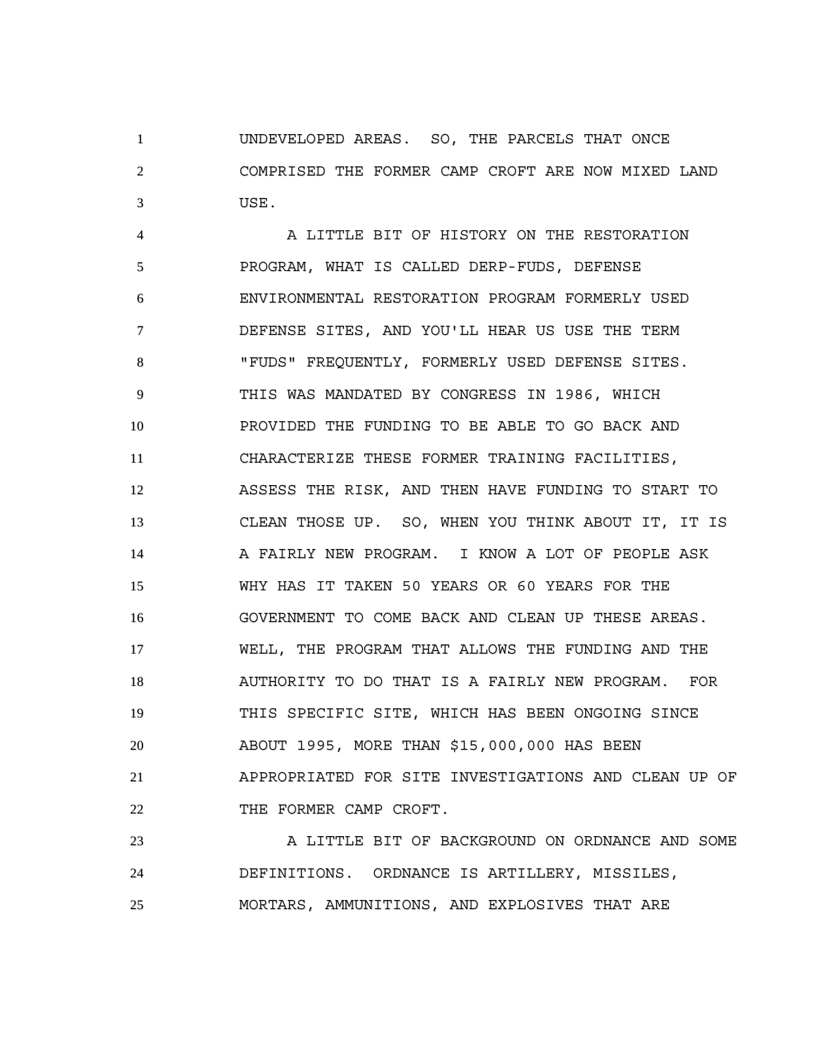UNDEVELOPED AREAS. SO, THE PARCELS THAT ONCE COMPRISED THE FORMER CAMP CROFT ARE NOW MIXED LAND USE.

A LITTLE BIT OF HISTORY ON THE RESTORATION PROGRAM, WHAT IS CALLED DERP-FUDS, DEFENSE ENVIRONMENTAL RESTORATION PROGRAM FORMERLY USED DEFENSE SITES, AND YOU'LL HEAR US USE THE TERM "FUDS" FREQUENTLY, FORMERLY USED DEFENSE SITES. THIS WAS MANDATED BY CONGRESS IN 1986, WHICH PROVIDED THE FUNDING TO BE ABLE TO GO BACK AND CHARACTERIZE THESE FORMER TRAINING FACILITIES, ASSESS THE RISK, AND THEN HAVE FUNDING TO START TO CLEAN THOSE UP. SO, WHEN YOU THINK ABOUT IT, IT IS A FAIRLY NEW PROGRAM. I KNOW A LOT OF PEOPLE ASK WHY HAS IT TAKEN 50 YEARS OR 60 YEARS FOR THE GOVERNMENT TO COME BACK AND CLEAN UP THESE AREAS. WELL, THE PROGRAM THAT ALLOWS THE FUNDING AND THE AUTHORITY TO DO THAT IS A FAIRLY NEW PROGRAM. FOR THIS SPECIFIC SITE, WHICH HAS BEEN ONGOING SINCE ABOUT 1995, MORE THAN $15,000,000 HAS BEEN APPROPRIATED FOR SITE INVESTIGATIONS AND CLEAN UP OF THE FORMER CAMP CROFT.

A LITTLE BIT OF BACKGROUND ON ORDNANCE AND SOME DEFINITIONS. ORDNANCE IS ARTILLERY, MISSILES, MORTARS, AMMUNITIONS, AND EXPLOSIVES THAT ARE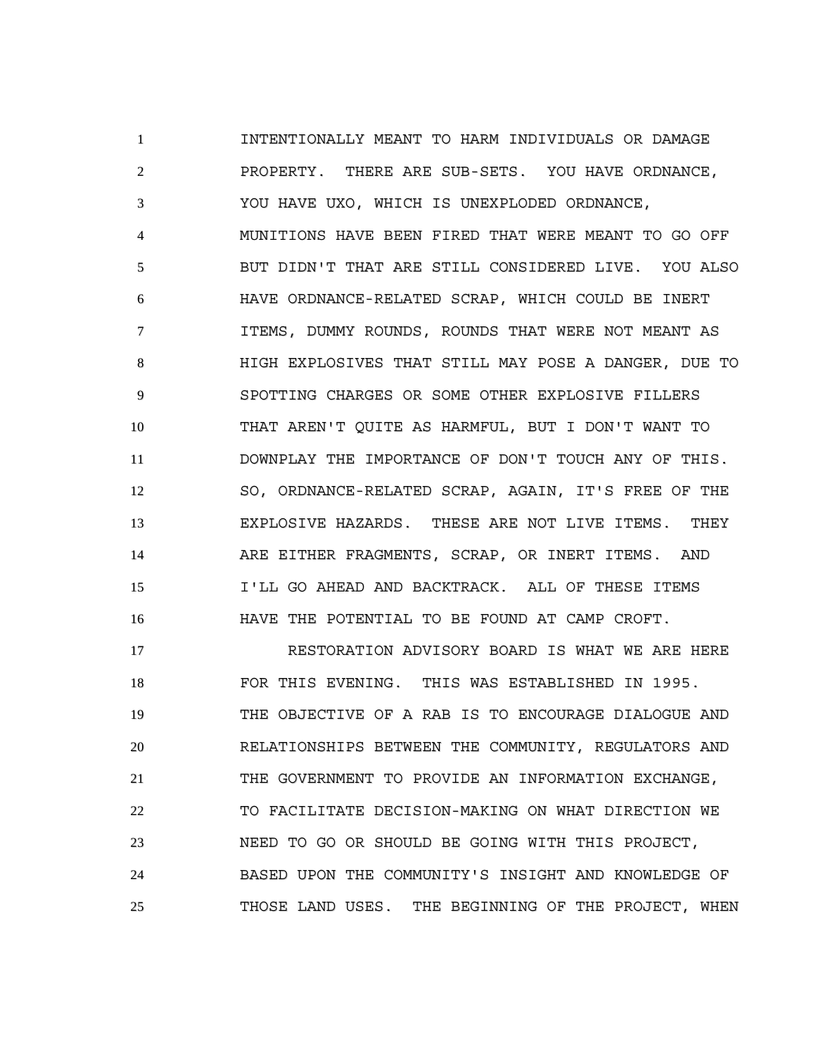INTENTIONALLY MEANT TO HARM INDIVIDUALS OR DAMAGE PROPERTY. THERE ARE SUB-SETS. YOU HAVE ORDNANCE, YOU HAVE UXO, WHICH IS UNEXPLODED ORDNANCE, MUNITIONS HAVE BEEN FIRED THAT WERE MEANT TO GO OFF BUT DIDN'T THAT ARE STILL CONSIDERED LIVE. YOU ALSO HAVE ORDNANCE-RELATED SCRAP, WHICH COULD BE INERT ITEMS, DUMMY ROUNDS, ROUNDS THAT WERE NOT MEANT AS HIGH EXPLOSIVES THAT STILL MAY POSE A DANGER, DUE TO SPOTTING CHARGES OR SOME OTHER EXPLOSIVE FILLERS THAT AREN'T QUITE AS HARMFUL, BUT I DON'T WANT TO DOWNPLAY THE IMPORTANCE OF DON'T TOUCH ANY OF THIS. SO, ORDNANCE-RELATED SCRAP, AGAIN, IT'S FREE OF THE EXPLOSIVE HAZARDS. THESE ARE NOT LIVE ITEMS. THEY ARE EITHER FRAGMENTS, SCRAP, OR INERT ITEMS. AND I'LL GO AHEAD AND BACKTRACK. ALL OF THESE ITEMS HAVE THE POTENTIAL TO BE FOUND AT CAMP CROFT.

RESTORATION ADVISORY BOARD IS WHAT WE ARE HERE FOR THIS EVENING. THIS WAS ESTABLISHED IN 1995. THE OBJECTIVE OF A RAB IS TO ENCOURAGE DIALOGUE AND RELATIONSHIPS BETWEEN THE COMMUNITY, REGULATORS AND THE GOVERNMENT TO PROVIDE AN INFORMATION EXCHANGE, TO FACILITATE DECISION-MAKING ON WHAT DIRECTION WE NEED TO GO OR SHOULD BE GOING WITH THIS PROJECT, BASED UPON THE COMMUNITY'S INSIGHT AND KNOWLEDGE OF THOSE LAND USES. THE BEGINNING OF THE PROJECT, WHEN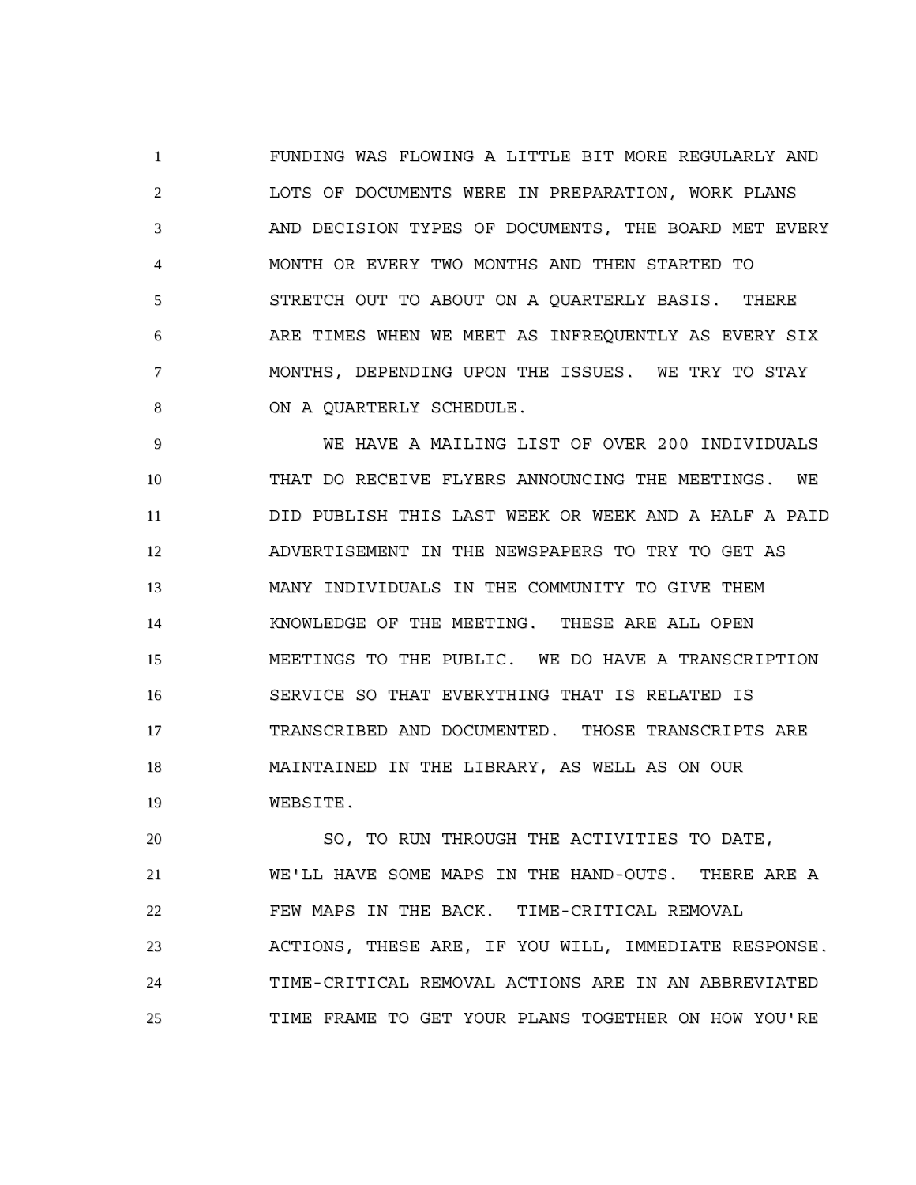FUNDING WAS FLOWING A LITTLE BIT MORE REGULARLY AND LOTS OF DOCUMENTS WERE IN PREPARATION, WORK PLANS AND DECISION TYPES OF DOCUMENTS, THE BOARD MET EVERY MONTH OR EVERY TWO MONTHS AND THEN STARTED TO STRETCH OUT TO ABOUT ON A QUARTERLY BASIS. THERE ARE TIMES WHEN WE MEET AS INFREQUENTLY AS EVERY SIX MONTHS, DEPENDING UPON THE ISSUES. WE TRY TO STAY ON A QUARTERLY SCHEDULE.

WE HAVE A MAILING LIST OF OVER 200 INDIVIDUALS THAT DO RECEIVE FLYERS ANNOUNCING THE MEETINGS. WE DID PUBLISH THIS LAST WEEK OR WEEK AND A HALF A PAID ADVERTISEMENT IN THE NEWSPAPERS TO TRY TO GET AS MANY INDIVIDUALS IN THE COMMUNITY TO GIVE THEM KNOWLEDGE OF THE MEETING. THESE ARE ALL OPEN MEETINGS TO THE PUBLIC. WE DO HAVE A TRANSCRIPTION SERVICE SO THAT EVERYTHING THAT IS RELATED IS TRANSCRIBED AND DOCUMENTED. THOSE TRANSCRIPTS ARE MAINTAINED IN THE LIBRARY, AS WELL AS ON OUR WEBSITE.

SO, TO RUN THROUGH THE ACTIVITIES TO DATE, WE'LL HAVE SOME MAPS IN THE HAND-OUTS. THERE ARE A FEW MAPS IN THE BACK. TIME-CRITICAL REMOVAL ACTIONS, THESE ARE, IF YOU WILL, IMMEDIATE RESPONSE. TIME-CRITICAL REMOVAL ACTIONS ARE IN AN ABBREVIATED TIME FRAME TO GET YOUR PLANS TOGETHER ON HOW YOU'RE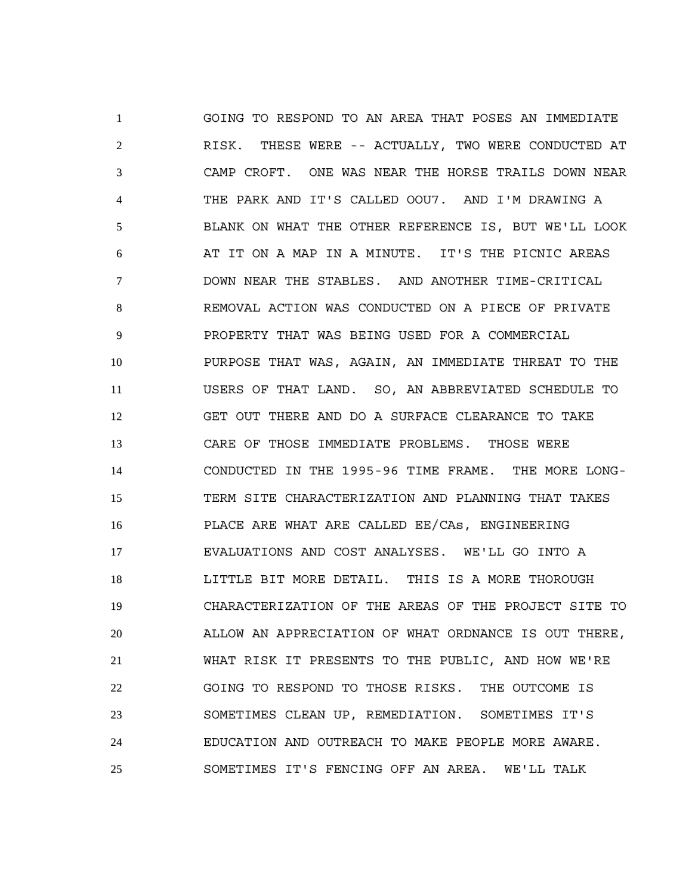1 GOING TO RESPOND TO AN AREA THAT POSES AN IMMEDIATE
2 RISK. THESE WERE -- ACTUALLY, TWO WERE CONDUCTED AT
3 CAMP CROFT. ONE WAS NEAR THE HORSE TRAILS DOWN NEAR
4 THE PARK AND IT'S CALLED OOU7. AND I'M DRAWING A
5 BLANK ON WHAT THE OTHER REFERENCE IS, BUT WE'LL LOOK
6 AT IT ON A MAP IN A MINUTE. IT'S THE PICNIC AREAS
7 DOWN NEAR THE STABLES. AND ANOTHER TIME-CRITICAL
8 REMOVAL ACTION WAS CONDUCTED ON A PIECE OF PRIVATE
9 PROPERTY THAT WAS BEING USED FOR A COMMERCIAL
10 PURPOSE THAT WAS, AGAIN, AN IMMEDIATE THREAT TO THE
11 USERS OF THAT LAND. SO, AN ABBREVIATED SCHEDULE TO
12 GET OUT THERE AND DO A SURFACE CLEARANCE TO TAKE
13 CARE OF THOSE IMMEDIATE PROBLEMS. THOSE WERE
14 CONDUCTED IN THE 1995-96 TIME FRAME. THE MORE LONG-
15 TERM SITE CHARACTERIZATION AND PLANNING THAT TAKES
16 PLACE ARE WHAT ARE CALLED EE/CAs, ENGINEERING
17 EVALUATIONS AND COST ANALYSES. WE'LL GO INTO A
18 LITTLE BIT MORE DETAIL. THIS IS A MORE THOROUGH
19 CHARACTERIZATION OF THE AREAS OF THE PROJECT SITE TO
20 ALLOW AN APPRECIATION OF WHAT ORDNANCE IS OUT THERE,
21 WHAT RISK IT PRESENTS TO THE PUBLIC, AND HOW WE'RE
22 GOING TO RESPOND TO THOSE RISKS. THE OUTCOME IS
23 SOMETIMES CLEAN UP, REMEDIATION. SOMETIMES IT'S
24 EDUCATION AND OUTREACH TO MAKE PEOPLE MORE AWARE.
25 SOMETIMES IT'S FENCING OFF AN AREA. WE'LL TALK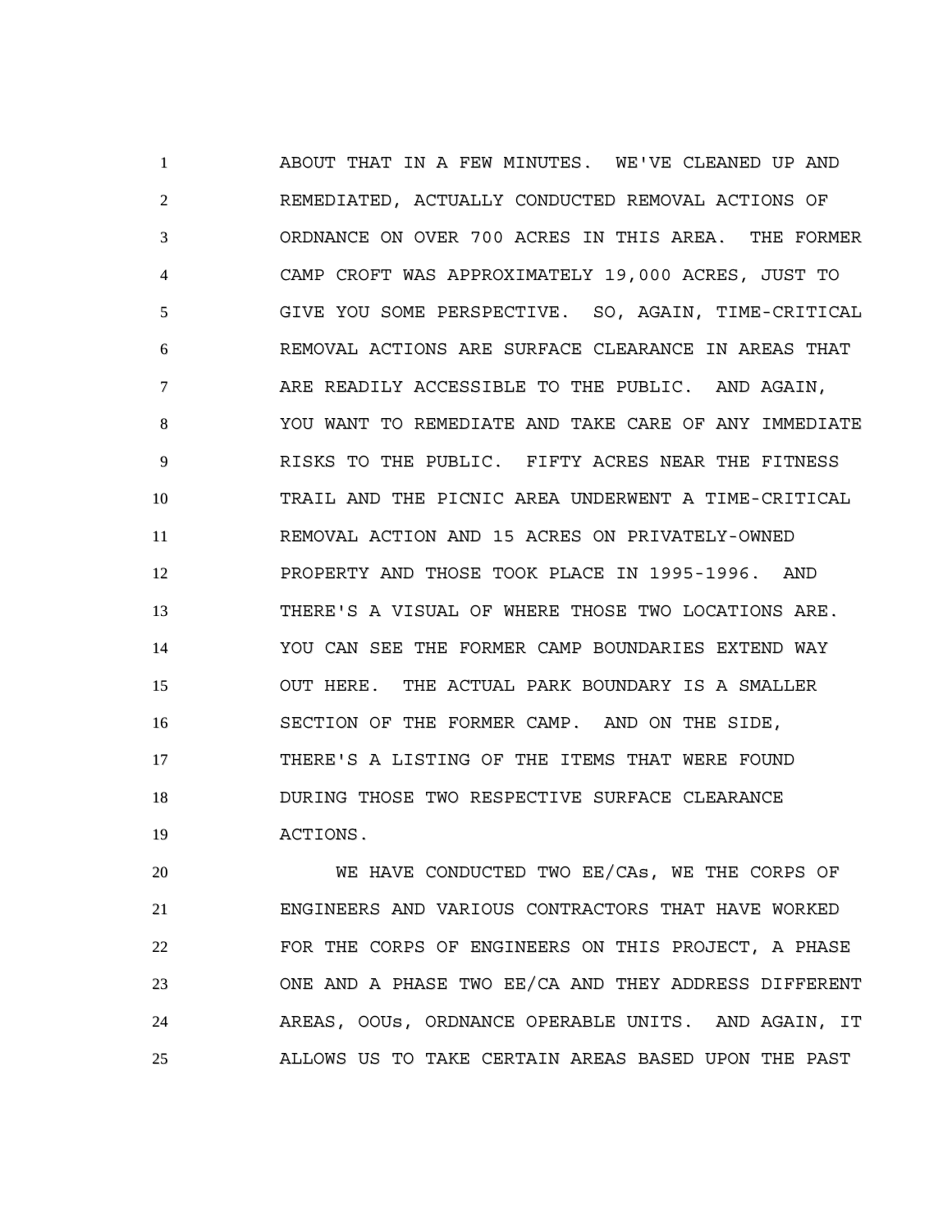ABOUT THAT IN A FEW MINUTES. WE'VE CLEANED UP AND REMEDIATED, ACTUALLY CONDUCTED REMOVAL ACTIONS OF ORDNANCE ON OVER 700 ACRES IN THIS AREA. THE FORMER CAMP CROFT WAS APPROXIMATELY 19,000 ACRES, JUST TO GIVE YOU SOME PERSPECTIVE. SO, AGAIN, TIME-CRITICAL REMOVAL ACTIONS ARE SURFACE CLEARANCE IN AREAS THAT ARE READILY ACCESSIBLE TO THE PUBLIC. AND AGAIN, YOU WANT TO REMEDIATE AND TAKE CARE OF ANY IMMEDIATE RISKS TO THE PUBLIC. FIFTY ACRES NEAR THE FITNESS TRAIL AND THE PICNIC AREA UNDERWENT A TIME-CRITICAL REMOVAL ACTION AND 15 ACRES ON PRIVATELY-OWNED PROPERTY AND THOSE TOOK PLACE IN 1995-1996. AND THERE'S A VISUAL OF WHERE THOSE TWO LOCATIONS ARE. YOU CAN SEE THE FORMER CAMP BOUNDARIES EXTEND WAY OUT HERE. THE ACTUAL PARK BOUNDARY IS A SMALLER SECTION OF THE FORMER CAMP. AND ON THE SIDE, THERE'S A LISTING OF THE ITEMS THAT WERE FOUND DURING THOSE TWO RESPECTIVE SURFACE CLEARANCE ACTIONS.

WE HAVE CONDUCTED TWO EE/CAs, WE THE CORPS OF ENGINEERS AND VARIOUS CONTRACTORS THAT HAVE WORKED FOR THE CORPS OF ENGINEERS ON THIS PROJECT, A PHASE ONE AND A PHASE TWO EE/CA AND THEY ADDRESS DIFFERENT AREAS, OOUs, ORDNANCE OPERABLE UNITS. AND AGAIN, IT ALLOWS US TO TAKE CERTAIN AREAS BASED UPON THE PAST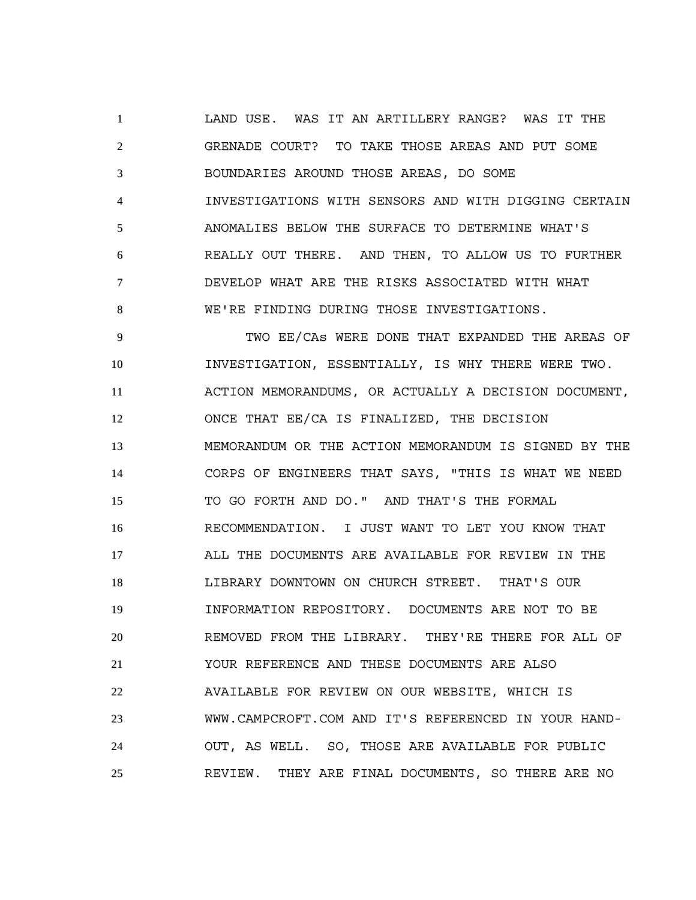LAND USE. WAS IT AN ARTILLERY RANGE? WAS IT THE GRENADE COURT? TO TAKE THOSE AREAS AND PUT SOME BOUNDARIES AROUND THOSE AREAS, DO SOME INVESTIGATIONS WITH SENSORS AND WITH DIGGING CERTAIN ANOMALIES BELOW THE SURFACE TO DETERMINE WHAT'S REALLY OUT THERE. AND THEN, TO ALLOW US TO FURTHER DEVELOP WHAT ARE THE RISKS ASSOCIATED WITH WHAT WE'RE FINDING DURING THOSE INVESTIGATIONS.

TWO EE/CAs WERE DONE THAT EXPANDED THE AREAS OF INVESTIGATION, ESSENTIALLY, IS WHY THERE WERE TWO. ACTION MEMORANDUMS, OR ACTUALLY A DECISION DOCUMENT, ONCE THAT EE/CA IS FINALIZED, THE DECISION MEMORANDUM OR THE ACTION MEMORANDUM IS SIGNED BY THE CORPS OF ENGINEERS THAT SAYS, "THIS IS WHAT WE NEED TO GO FORTH AND DO." AND THAT'S THE FORMAL RECOMMENDATION. I JUST WANT TO LET YOU KNOW THAT ALL THE DOCUMENTS ARE AVAILABLE FOR REVIEW IN THE LIBRARY DOWNTOWN ON CHURCH STREET. THAT'S OUR INFORMATION REPOSITORY. DOCUMENTS ARE NOT TO BE REMOVED FROM THE LIBRARY. THEY'RE THERE FOR ALL OF YOUR REFERENCE AND THESE DOCUMENTS ARE ALSO AVAILABLE FOR REVIEW ON OUR WEBSITE, WHICH IS WWW.CAMPCROFT.COM AND IT'S REFERENCED IN YOUR HAND-OUT, AS WELL. SO, THOSE ARE AVAILABLE FOR PUBLIC REVIEW. THEY ARE FINAL DOCUMENTS, SO THERE ARE NO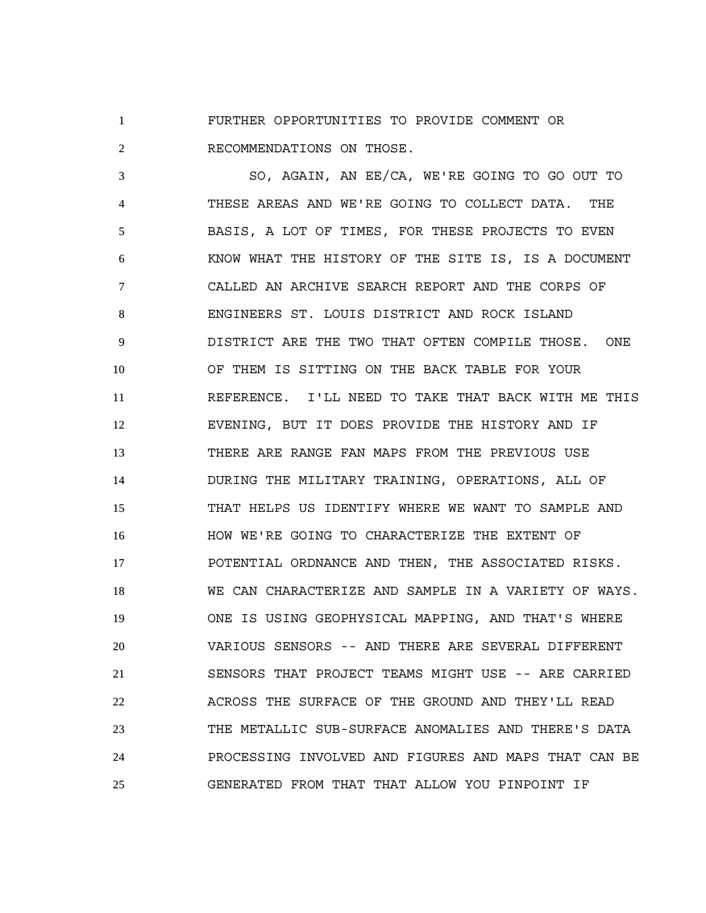FURTHER OPPORTUNITIES TO PROVIDE COMMENT OR RECOMMENDATIONS ON THOSE.

SO, AGAIN, AN EE/CA, WE'RE GOING TO GO OUT TO THESE AREAS AND WE'RE GOING TO COLLECT DATA. THE BASIS, A LOT OF TIMES, FOR THESE PROJECTS TO EVEN KNOW WHAT THE HISTORY OF THE SITE IS, IS A DOCUMENT CALLED AN ARCHIVE SEARCH REPORT AND THE CORPS OF ENGINEERS ST. LOUIS DISTRICT AND ROCK ISLAND DISTRICT ARE THE TWO THAT OFTEN COMPILE THOSE. ONE OF THEM IS SITTING ON THE BACK TABLE FOR YOUR REFERENCE. I'LL NEED TO TAKE THAT BACK WITH ME THIS EVENING, BUT IT DOES PROVIDE THE HISTORY AND IF THERE ARE RANGE FAN MAPS FROM THE PREVIOUS USE DURING THE MILITARY TRAINING, OPERATIONS, ALL OF THAT HELPS US IDENTIFY WHERE WE WANT TO SAMPLE AND HOW WE'RE GOING TO CHARACTERIZE THE EXTENT OF POTENTIAL ORDNANCE AND THEN, THE ASSOCIATED RISKS. WE CAN CHARACTERIZE AND SAMPLE IN A VARIETY OF WAYS. ONE IS USING GEOPHYSICAL MAPPING, AND THAT'S WHERE VARIOUS SENSORS -- AND THERE ARE SEVERAL DIFFERENT SENSORS THAT PROJECT TEAMS MIGHT USE -- ARE CARRIED ACROSS THE SURFACE OF THE GROUND AND THEY'LL READ THE METALLIC SUB-SURFACE ANOMALIES AND THERE'S DATA PROCESSING INVOLVED AND FIGURES AND MAPS THAT CAN BE GENERATED FROM THAT THAT ALLOW YOU PINPOINT IF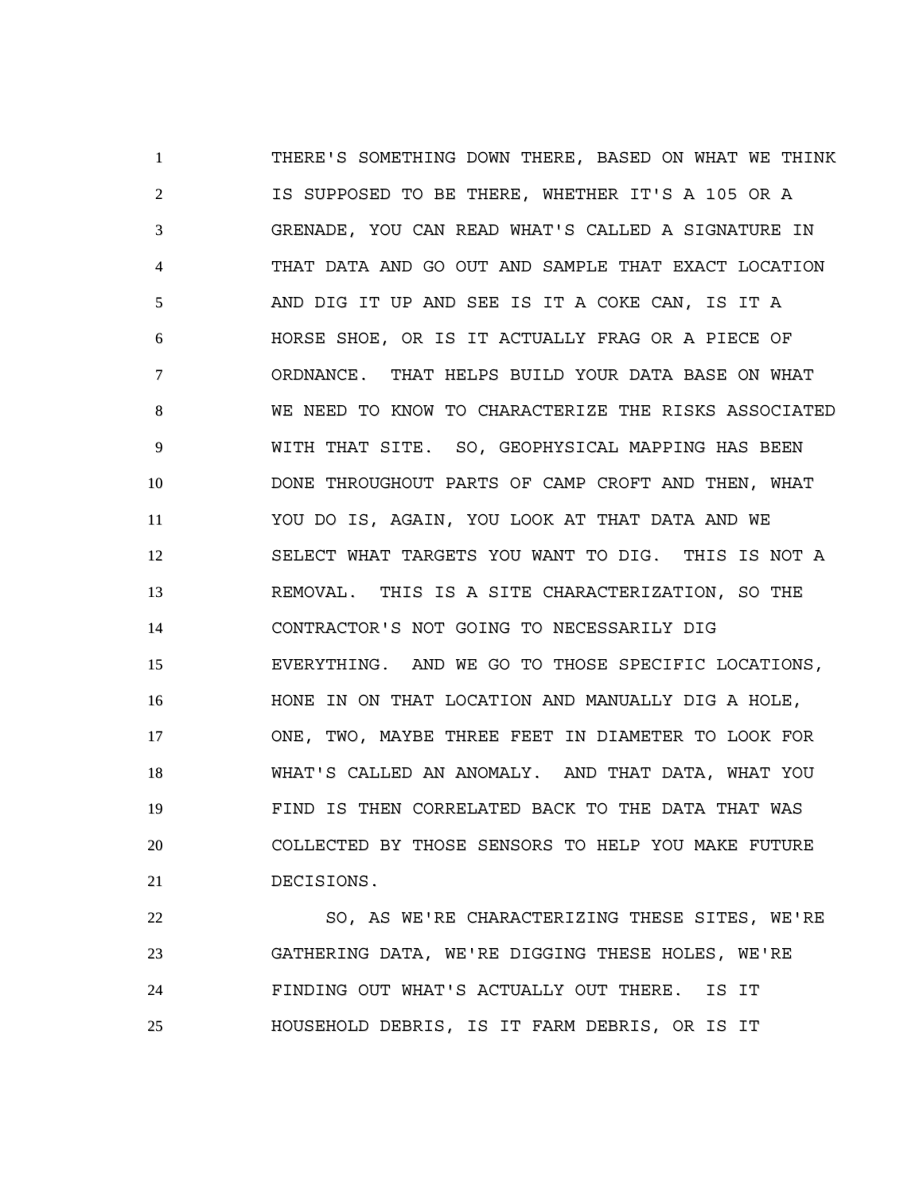THERE'S SOMETHING DOWN THERE, BASED ON WHAT WE THINK IS SUPPOSED TO BE THERE, WHETHER IT'S A 105 OR A GRENADE, YOU CAN READ WHAT'S CALLED A SIGNATURE IN THAT DATA AND GO OUT AND SAMPLE THAT EXACT LOCATION AND DIG IT UP AND SEE IS IT A COKE CAN, IS IT A HORSE SHOE, OR IS IT ACTUALLY FRAG OR A PIECE OF ORDNANCE. THAT HELPS BUILD YOUR DATA BASE ON WHAT WE NEED TO KNOW TO CHARACTERIZE THE RISKS ASSOCIATED WITH THAT SITE. SO, GEOPHYSICAL MAPPING HAS BEEN DONE THROUGHOUT PARTS OF CAMP CROFT AND THEN, WHAT YOU DO IS, AGAIN, YOU LOOK AT THAT DATA AND WE SELECT WHAT TARGETS YOU WANT TO DIG. THIS IS NOT A REMOVAL. THIS IS A SITE CHARACTERIZATION, SO THE CONTRACTOR'S NOT GOING TO NECESSARILY DIG EVERYTHING. AND WE GO TO THOSE SPECIFIC LOCATIONS, HONE IN ON THAT LOCATION AND MANUALLY DIG A HOLE, ONE, TWO, MAYBE THREE FEET IN DIAMETER TO LOOK FOR WHAT'S CALLED AN ANOMALY. AND THAT DATA, WHAT YOU FIND IS THEN CORRELATED BACK TO THE DATA THAT WAS COLLECTED BY THOSE SENSORS TO HELP YOU MAKE FUTURE DECISIONS.

SO, AS WE'RE CHARACTERIZING THESE SITES, WE'RE GATHERING DATA, WE'RE DIGGING THESE HOLES, WE'RE FINDING OUT WHAT'S ACTUALLY OUT THERE. IS IT HOUSEHOLD DEBRIS, IS IT FARM DEBRIS, OR IS IT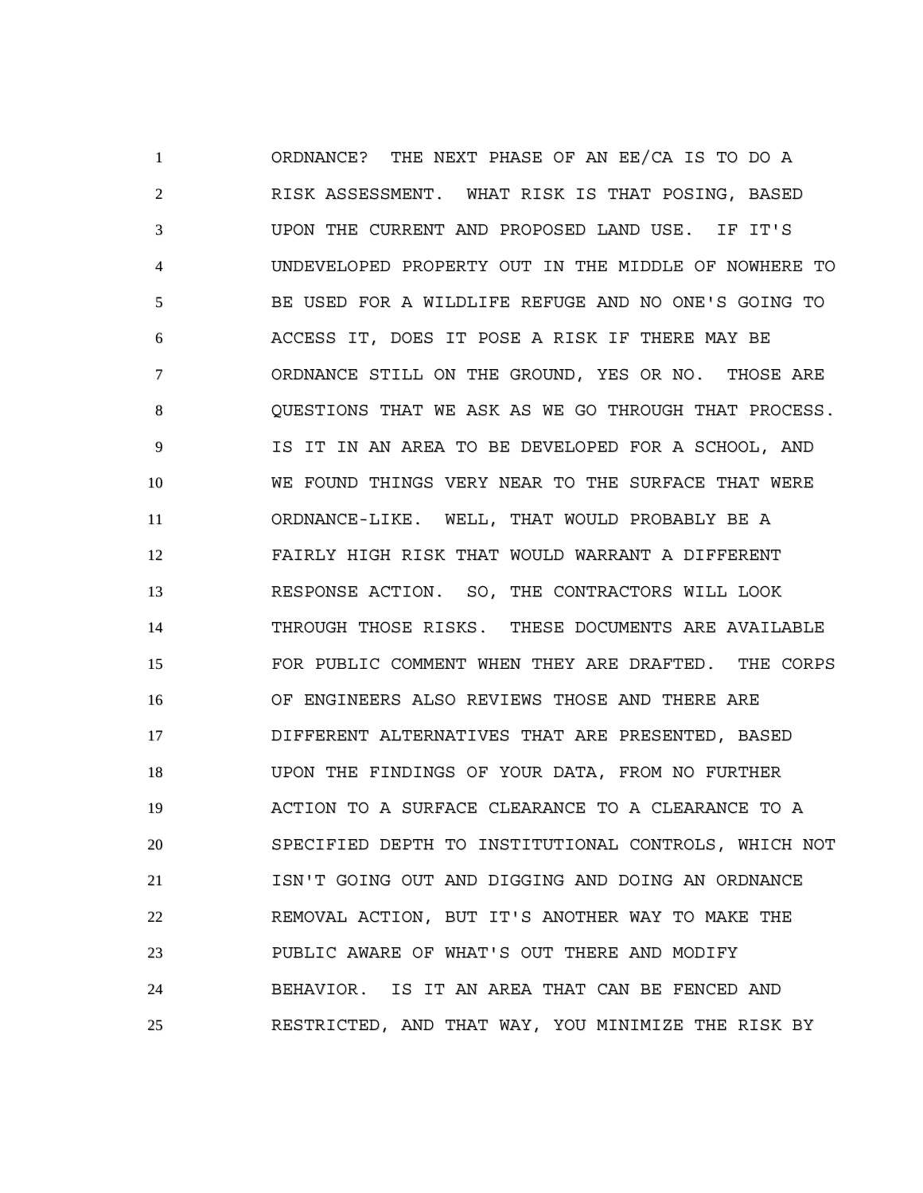ORDNANCE? THE NEXT PHASE OF AN EE/CA IS TO DO A RISK ASSESSMENT. WHAT RISK IS THAT POSING, BASED UPON THE CURRENT AND PROPOSED LAND USE. IF IT'S UNDEVELOPED PROPERTY OUT IN THE MIDDLE OF NOWHERE TO BE USED FOR A WILDLIFE REFUGE AND NO ONE'S GOING TO ACCESS IT, DOES IT POSE A RISK IF THERE MAY BE ORDNANCE STILL ON THE GROUND, YES OR NO. THOSE ARE QUESTIONS THAT WE ASK AS WE GO THROUGH THAT PROCESS. IS IT IN AN AREA TO BE DEVELOPED FOR A SCHOOL, AND WE FOUND THINGS VERY NEAR TO THE SURFACE THAT WERE ORDNANCE-LIKE. WELL, THAT WOULD PROBABLY BE A FAIRLY HIGH RISK THAT WOULD WARRANT A DIFFERENT RESPONSE ACTION. SO, THE CONTRACTORS WILL LOOK THROUGH THOSE RISKS. THESE DOCUMENTS ARE AVAILABLE FOR PUBLIC COMMENT WHEN THEY ARE DRAFTED. THE CORPS OF ENGINEERS ALSO REVIEWS THOSE AND THERE ARE DIFFERENT ALTERNATIVES THAT ARE PRESENTED, BASED UPON THE FINDINGS OF YOUR DATA, FROM NO FURTHER ACTION TO A SURFACE CLEARANCE TO A CLEARANCE TO A SPECIFIED DEPTH TO INSTITUTIONAL CONTROLS, WHICH NOT ISN'T GOING OUT AND DIGGING AND DOING AN ORDNANCE REMOVAL ACTION, BUT IT'S ANOTHER WAY TO MAKE THE PUBLIC AWARE OF WHAT'S OUT THERE AND MODIFY BEHAVIOR. IS IT AN AREA THAT CAN BE FENCED AND RESTRICTED, AND THAT WAY, YOU MINIMIZE THE RISK BY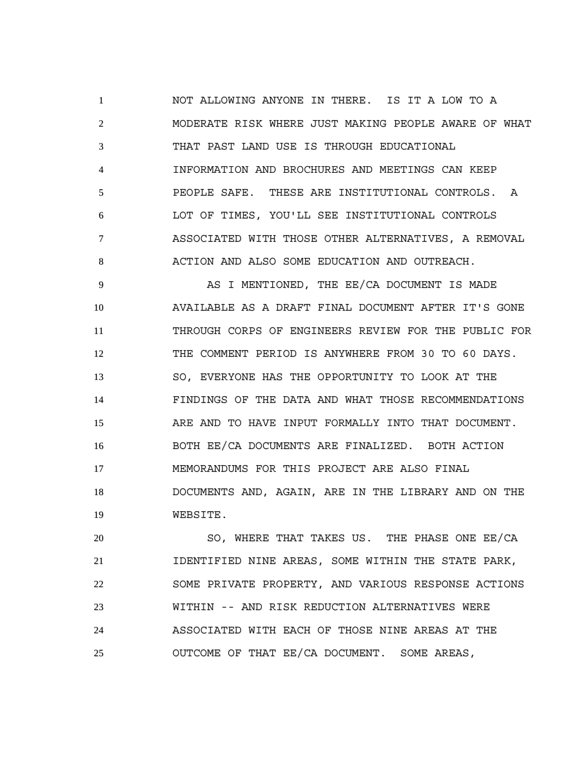NOT ALLOWING ANYONE IN THERE. IS IT A LOW TO A MODERATE RISK WHERE JUST MAKING PEOPLE AWARE OF WHAT THAT PAST LAND USE IS THROUGH EDUCATIONAL INFORMATION AND BROCHURES AND MEETINGS CAN KEEP PEOPLE SAFE. THESE ARE INSTITUTIONAL CONTROLS. A LOT OF TIMES, YOU'LL SEE INSTITUTIONAL CONTROLS ASSOCIATED WITH THOSE OTHER ALTERNATIVES, A REMOVAL ACTION AND ALSO SOME EDUCATION AND OUTREACH.

AS I MENTIONED, THE EE/CA DOCUMENT IS MADE AVAILABLE AS A DRAFT FINAL DOCUMENT AFTER IT'S GONE THROUGH CORPS OF ENGINEERS REVIEW FOR THE PUBLIC FOR THE COMMENT PERIOD IS ANYWHERE FROM 30 TO 60 DAYS. SO, EVERYONE HAS THE OPPORTUNITY TO LOOK AT THE FINDINGS OF THE DATA AND WHAT THOSE RECOMMENDATIONS ARE AND TO HAVE INPUT FORMALLY INTO THAT DOCUMENT. BOTH EE/CA DOCUMENTS ARE FINALIZED. BOTH ACTION MEMORANDUMS FOR THIS PROJECT ARE ALSO FINAL DOCUMENTS AND, AGAIN, ARE IN THE LIBRARY AND ON THE WEBSITE.

SO, WHERE THAT TAKES US. THE PHASE ONE EE/CA IDENTIFIED NINE AREAS, SOME WITHIN THE STATE PARK, SOME PRIVATE PROPERTY, AND VARIOUS RESPONSE ACTIONS WITHIN -- AND RISK REDUCTION ALTERNATIVES WERE ASSOCIATED WITH EACH OF THOSE NINE AREAS AT THE OUTCOME OF THAT EE/CA DOCUMENT. SOME AREAS,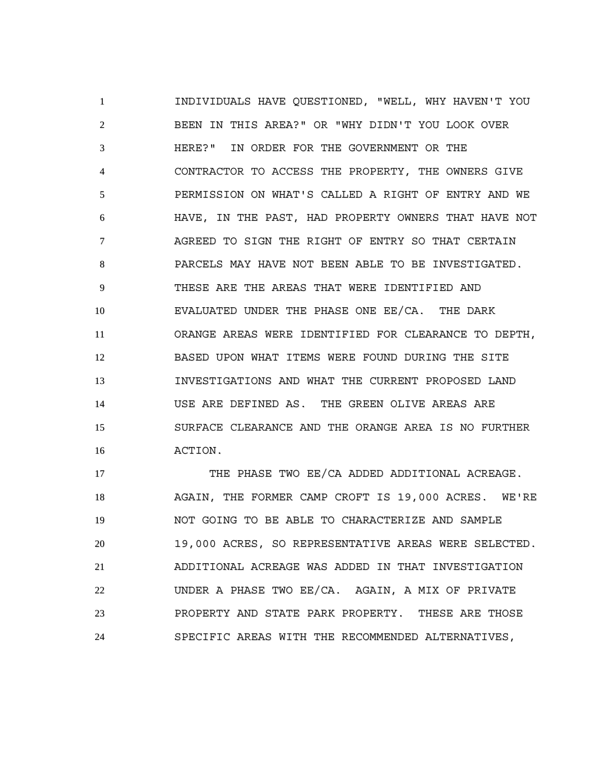INDIVIDUALS HAVE QUESTIONED, "WELL, WHY HAVEN'T YOU BEEN IN THIS AREA?" OR "WHY DIDN'T YOU LOOK OVER HERE?" IN ORDER FOR THE GOVERNMENT OR THE CONTRACTOR TO ACCESS THE PROPERTY, THE OWNERS GIVE PERMISSION ON WHAT'S CALLED A RIGHT OF ENTRY AND WE HAVE, IN THE PAST, HAD PROPERTY OWNERS THAT HAVE NOT AGREED TO SIGN THE RIGHT OF ENTRY SO THAT CERTAIN PARCELS MAY HAVE NOT BEEN ABLE TO BE INVESTIGATED. THESE ARE THE AREAS THAT WERE IDENTIFIED AND EVALUATED UNDER THE PHASE ONE EE/CA. THE DARK ORANGE AREAS WERE IDENTIFIED FOR CLEARANCE TO DEPTH, BASED UPON WHAT ITEMS WERE FOUND DURING THE SITE INVESTIGATIONS AND WHAT THE CURRENT PROPOSED LAND USE ARE DEFINED AS. THE GREEN OLIVE AREAS ARE SURFACE CLEARANCE AND THE ORANGE AREA IS NO FURTHER ACTION.

THE PHASE TWO EE/CA ADDED ADDITIONAL ACREAGE. AGAIN, THE FORMER CAMP CROFT IS 19,000 ACRES. WE'RE NOT GOING TO BE ABLE TO CHARACTERIZE AND SAMPLE 19,000 ACRES, SO REPRESENTATIVE AREAS WERE SELECTED. ADDITIONAL ACREAGE WAS ADDED IN THAT INVESTIGATION UNDER A PHASE TWO EE/CA. AGAIN, A MIX OF PRIVATE PROPERTY AND STATE PARK PROPERTY. THESE ARE THOSE SPECIFIC AREAS WITH THE RECOMMENDED ALTERNATIVES,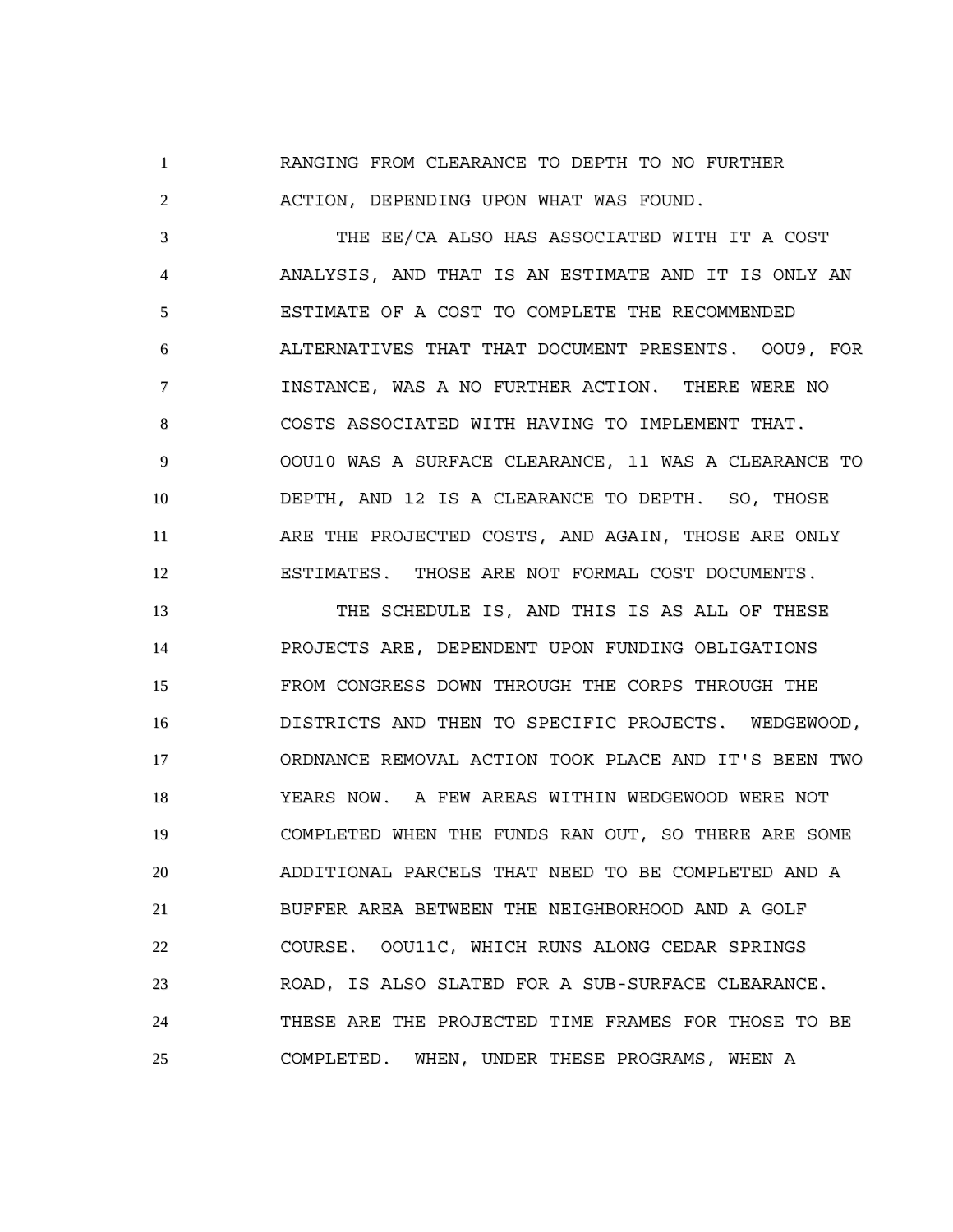RANGING FROM CLEARANCE TO DEPTH TO NO FURTHER ACTION, DEPENDING UPON WHAT WAS FOUND.

THE EE/CA ALSO HAS ASSOCIATED WITH IT A COST ANALYSIS, AND THAT IS AN ESTIMATE AND IT IS ONLY AN ESTIMATE OF A COST TO COMPLETE THE RECOMMENDED ALTERNATIVES THAT THAT DOCUMENT PRESENTS. OOU9, FOR INSTANCE, WAS A NO FURTHER ACTION. THERE WERE NO COSTS ASSOCIATED WITH HAVING TO IMPLEMENT THAT. OOU10 WAS A SURFACE CLEARANCE, 11 WAS A CLEARANCE TO DEPTH, AND 12 IS A CLEARANCE TO DEPTH. SO, THOSE ARE THE PROJECTED COSTS, AND AGAIN, THOSE ARE ONLY ESTIMATES. THOSE ARE NOT FORMAL COST DOCUMENTS.

THE SCHEDULE IS, AND THIS IS AS ALL OF THESE PROJECTS ARE, DEPENDENT UPON FUNDING OBLIGATIONS FROM CONGRESS DOWN THROUGH THE CORPS THROUGH THE DISTRICTS AND THEN TO SPECIFIC PROJECTS. WEDGEWOOD, ORDNANCE REMOVAL ACTION TOOK PLACE AND IT'S BEEN TWO YEARS NOW. A FEW AREAS WITHIN WEDGEWOOD WERE NOT COMPLETED WHEN THE FUNDS RAN OUT, SO THERE ARE SOME ADDITIONAL PARCELS THAT NEED TO BE COMPLETED AND A BUFFER AREA BETWEEN THE NEIGHBORHOOD AND A GOLF COURSE. OOU11C, WHICH RUNS ALONG CEDAR SPRINGS ROAD, IS ALSO SLATED FOR A SUB-SURFACE CLEARANCE. THESE ARE THE PROJECTED TIME FRAMES FOR THOSE TO BE COMPLETED. WHEN, UNDER THESE PROGRAMS, WHEN A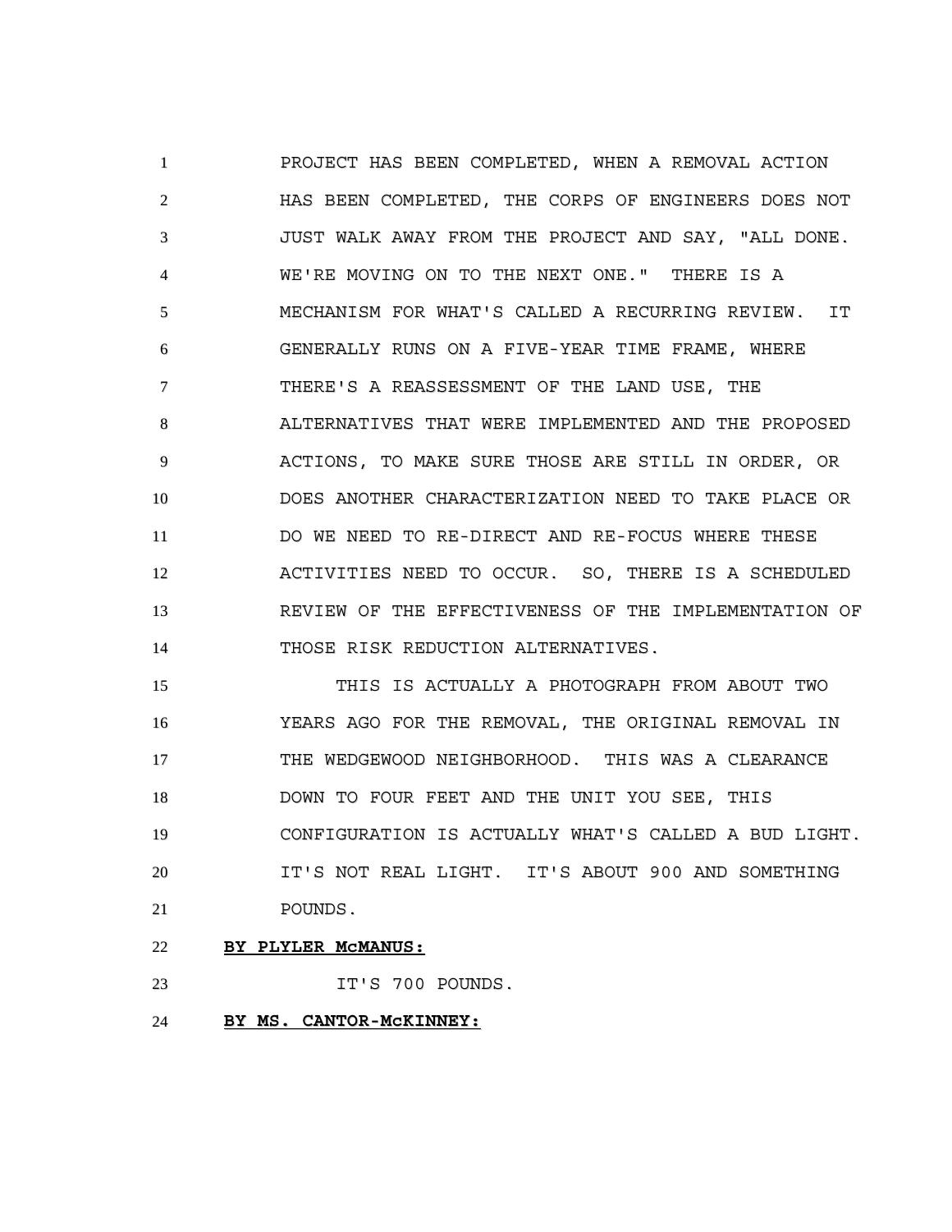PROJECT HAS BEEN COMPLETED, WHEN A REMOVAL ACTION HAS BEEN COMPLETED, THE CORPS OF ENGINEERS DOES NOT JUST WALK AWAY FROM THE PROJECT AND SAY, "ALL DONE. WE'RE MOVING ON TO THE NEXT ONE." THERE IS A MECHANISM FOR WHAT'S CALLED A RECURRING REVIEW. IT GENERALLY RUNS ON A FIVE-YEAR TIME FRAME, WHERE THERE'S A REASSESSMENT OF THE LAND USE, THE ALTERNATIVES THAT WERE IMPLEMENTED AND THE PROPOSED ACTIONS, TO MAKE SURE THOSE ARE STILL IN ORDER, OR DOES ANOTHER CHARACTERIZATION NEED TO TAKE PLACE OR DO WE NEED TO RE-DIRECT AND RE-FOCUS WHERE THESE ACTIVITIES NEED TO OCCUR. SO, THERE IS A SCHEDULED REVIEW OF THE EFFECTIVENESS OF THE IMPLEMENTATION OF THOSE RISK REDUCTION ALTERNATIVES.

THIS IS ACTUALLY A PHOTOGRAPH FROM ABOUT TWO YEARS AGO FOR THE REMOVAL, THE ORIGINAL REMOVAL IN THE WEDGEWOOD NEIGHBORHOOD. THIS WAS A CLEARANCE DOWN TO FOUR FEET AND THE UNIT YOU SEE, THIS CONFIGURATION IS ACTUALLY WHAT'S CALLED A BUD LIGHT. IT'S NOT REAL LIGHT. IT'S ABOUT 900 AND SOMETHING POUNDS.

**BY PLYLER McMANUS:**

IT'S 700 POUNDS.

**BY MS. CANTOR-McKINNEY:**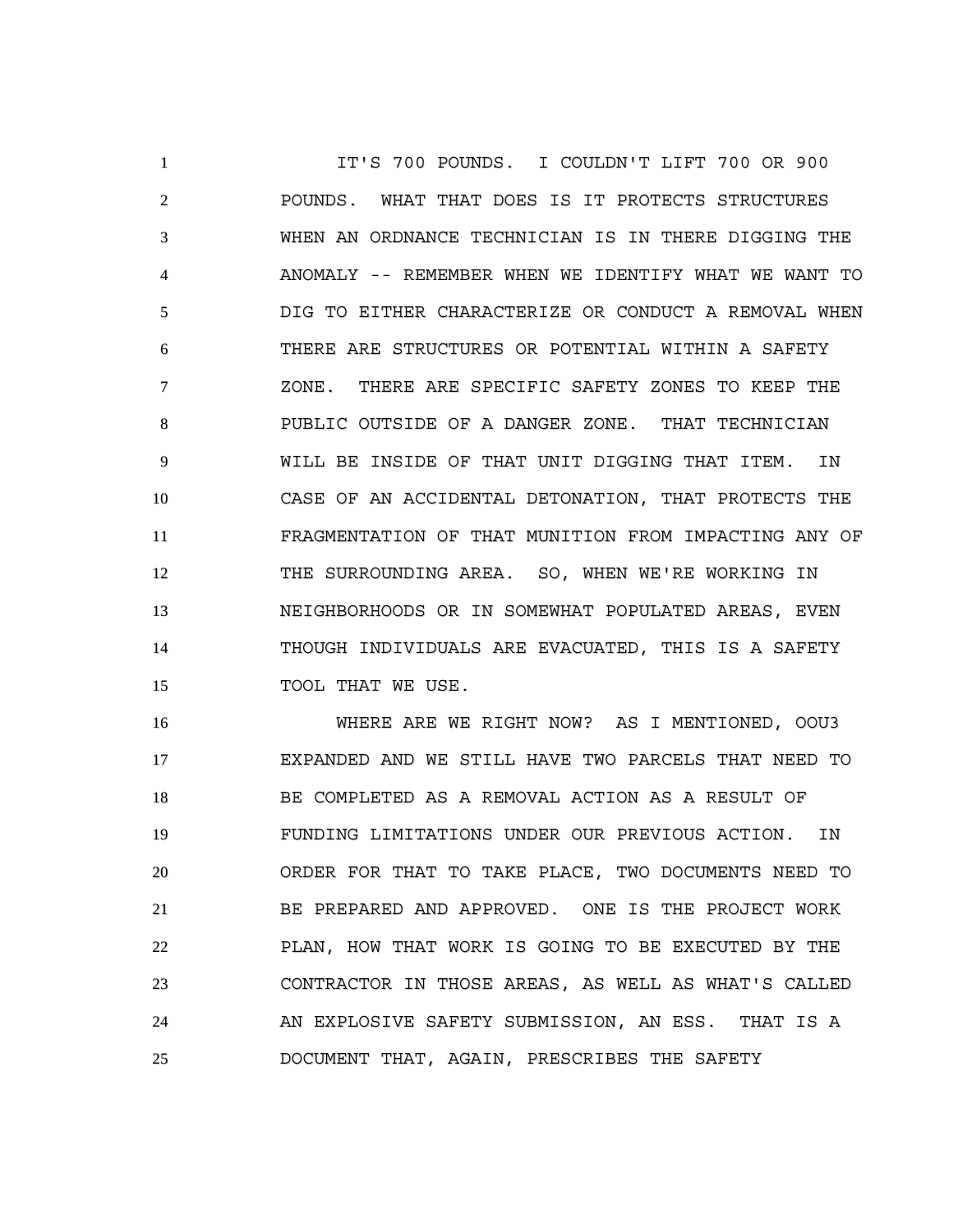IT'S 700 POUNDS. I COULDN'T LIFT 700 OR 900 POUNDS. WHAT THAT DOES IS IT PROTECTS STRUCTURES WHEN AN ORDNANCE TECHNICIAN IS IN THERE DIGGING THE ANOMALY -- REMEMBER WHEN WE IDENTIFY WHAT WE WANT TO DIG TO EITHER CHARACTERIZE OR CONDUCT A REMOVAL WHEN THERE ARE STRUCTURES OR POTENTIAL WITHIN A SAFETY ZONE. THERE ARE SPECIFIC SAFETY ZONES TO KEEP THE PUBLIC OUTSIDE OF A DANGER ZONE. THAT TECHNICIAN WILL BE INSIDE OF THAT UNIT DIGGING THAT ITEM. IN CASE OF AN ACCIDENTAL DETONATION, THAT PROTECTS THE FRAGMENTATION OF THAT MUNITION FROM IMPACTING ANY OF THE SURROUNDING AREA. SO, WHEN WE'RE WORKING IN NEIGHBORHOODS OR IN SOMEWHAT POPULATED AREAS, EVEN THOUGH INDIVIDUALS ARE EVACUATED, THIS IS A SAFETY TOOL THAT WE USE.

WHERE ARE WE RIGHT NOW? AS I MENTIONED, OOU3 EXPANDED AND WE STILL HAVE TWO PARCELS THAT NEED TO BE COMPLETED AS A REMOVAL ACTION AS A RESULT OF FUNDING LIMITATIONS UNDER OUR PREVIOUS ACTION. IN ORDER FOR THAT TO TAKE PLACE, TWO DOCUMENTS NEED TO BE PREPARED AND APPROVED. ONE IS THE PROJECT WORK PLAN, HOW THAT WORK IS GOING TO BE EXECUTED BY THE CONTRACTOR IN THOSE AREAS, AS WELL AS WHAT'S CALLED AN EXPLOSIVE SAFETY SUBMISSION, AN ESS. THAT IS A DOCUMENT THAT, AGAIN, PRESCRIBES THE SAFETY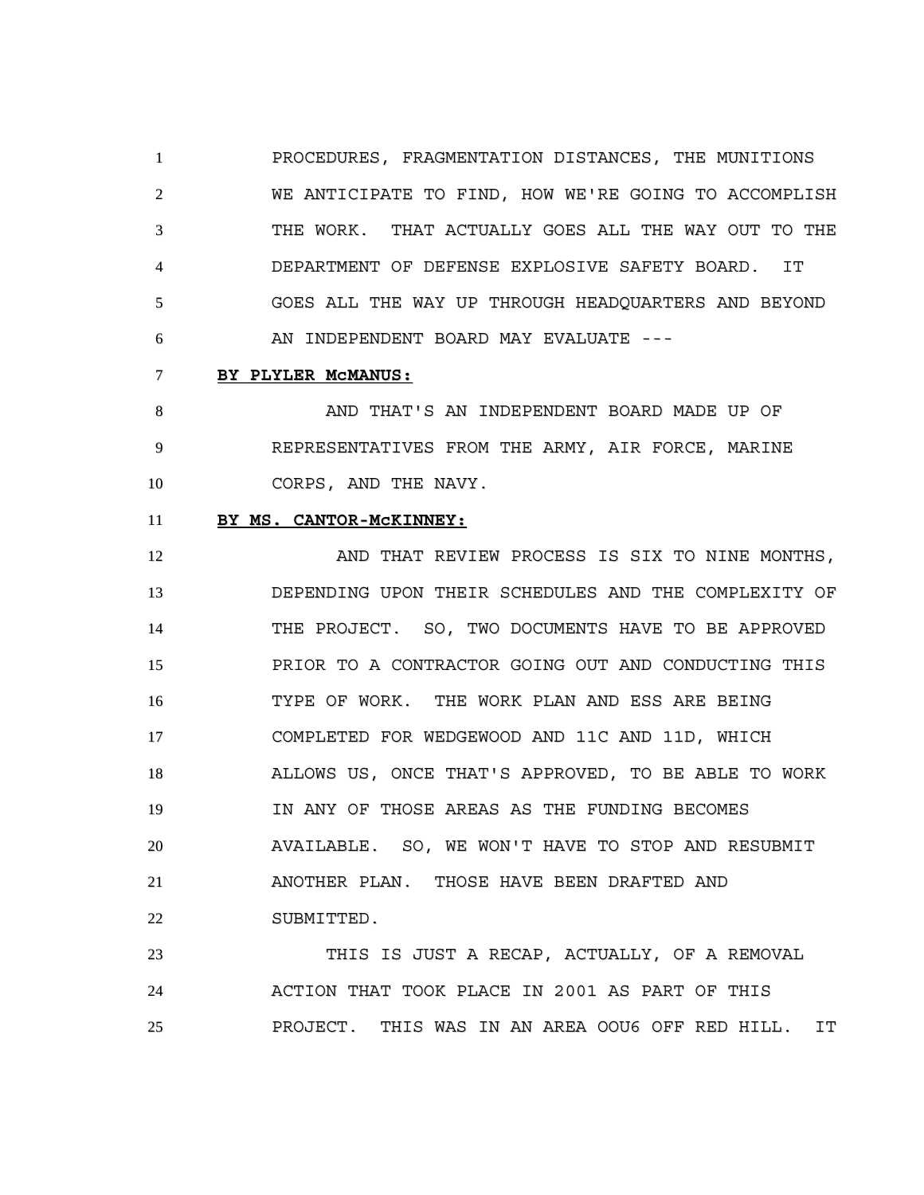PROCEDURES, FRAGMENTATION DISTANCES, THE MUNITIONS WE ANTICIPATE TO FIND, HOW WE'RE GOING TO ACCOMPLISH THE WORK. THAT ACTUALLY GOES ALL THE WAY OUT TO THE DEPARTMENT OF DEFENSE EXPLOSIVE SAFETY BOARD. IT GOES ALL THE WAY UP THROUGH HEADQUARTERS AND BEYOND AN INDEPENDENT BOARD MAY EVALUATE ---

**BY PLYLER McMANUS:**

AND THAT'S AN INDEPENDENT BOARD MADE UP OF REPRESENTATIVES FROM THE ARMY, AIR FORCE, MARINE CORPS, AND THE NAVY.

**BY MS. CANTOR-McKINNEY:**

AND THAT REVIEW PROCESS IS SIX TO NINE MONTHS, DEPENDING UPON THEIR SCHEDULES AND THE COMPLEXITY OF THE PROJECT. SO, TWO DOCUMENTS HAVE TO BE APPROVED PRIOR TO A CONTRACTOR GOING OUT AND CONDUCTING THIS TYPE OF WORK. THE WORK PLAN AND ESS ARE BEING COMPLETED FOR WEDGEWOOD AND 11C AND 11D, WHICH ALLOWS US, ONCE THAT'S APPROVED, TO BE ABLE TO WORK IN ANY OF THOSE AREAS AS THE FUNDING BECOMES AVAILABLE. SO, WE WON'T HAVE TO STOP AND RESUBMIT ANOTHER PLAN. THOSE HAVE BEEN DRAFTED AND SUBMITTED.

THIS IS JUST A RECAP, ACTUALLY, OF A REMOVAL ACTION THAT TOOK PLACE IN 2001 AS PART OF THIS PROJECT. THIS WAS IN AN AREA OOU6 OFF RED HILL. IT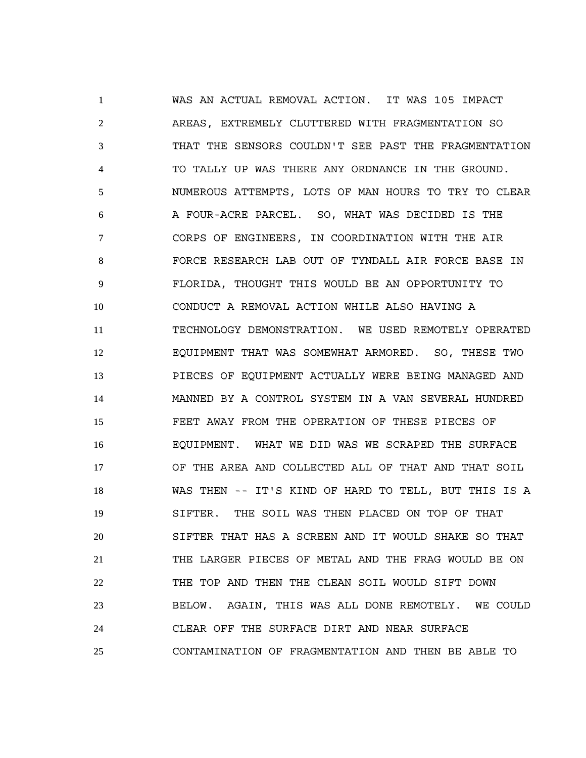WAS AN ACTUAL REMOVAL ACTION. IT WAS 105 IMPACT AREAS, EXTREMELY CLUTTERED WITH FRAGMENTATION SO THAT THE SENSORS COULDN'T SEE PAST THE FRAGMENTATION TO TALLY UP WAS THERE ANY ORDNANCE IN THE GROUND. NUMEROUS ATTEMPTS, LOTS OF MAN HOURS TO TRY TO CLEAR A FOUR-ACRE PARCEL. SO, WHAT WAS DECIDED IS THE CORPS OF ENGINEERS, IN COORDINATION WITH THE AIR FORCE RESEARCH LAB OUT OF TYNDALL AIR FORCE BASE IN FLORIDA, THOUGHT THIS WOULD BE AN OPPORTUNITY TO CONDUCT A REMOVAL ACTION WHILE ALSO HAVING A TECHNOLOGY DEMONSTRATION. WE USED REMOTELY OPERATED EQUIPMENT THAT WAS SOMEWHAT ARMORED. SO, THESE TWO PIECES OF EQUIPMENT ACTUALLY WERE BEING MANAGED AND MANNED BY A CONTROL SYSTEM IN A VAN SEVERAL HUNDRED FEET AWAY FROM THE OPERATION OF THESE PIECES OF EQUIPMENT. WHAT WE DID WAS WE SCRAPED THE SURFACE OF THE AREA AND COLLECTED ALL OF THAT AND THAT SOIL WAS THEN -- IT'S KIND OF HARD TO TELL, BUT THIS IS A SIFTER. THE SOIL WAS THEN PLACED ON TOP OF THAT SIFTER THAT HAS A SCREEN AND IT WOULD SHAKE SO THAT THE LARGER PIECES OF METAL AND THE FRAG WOULD BE ON THE TOP AND THEN THE CLEAN SOIL WOULD SIFT DOWN BELOW. AGAIN, THIS WAS ALL DONE REMOTELY. WE COULD CLEAR OFF THE SURFACE DIRT AND NEAR SURFACE CONTAMINATION OF FRAGMENTATION AND THEN BE ABLE TO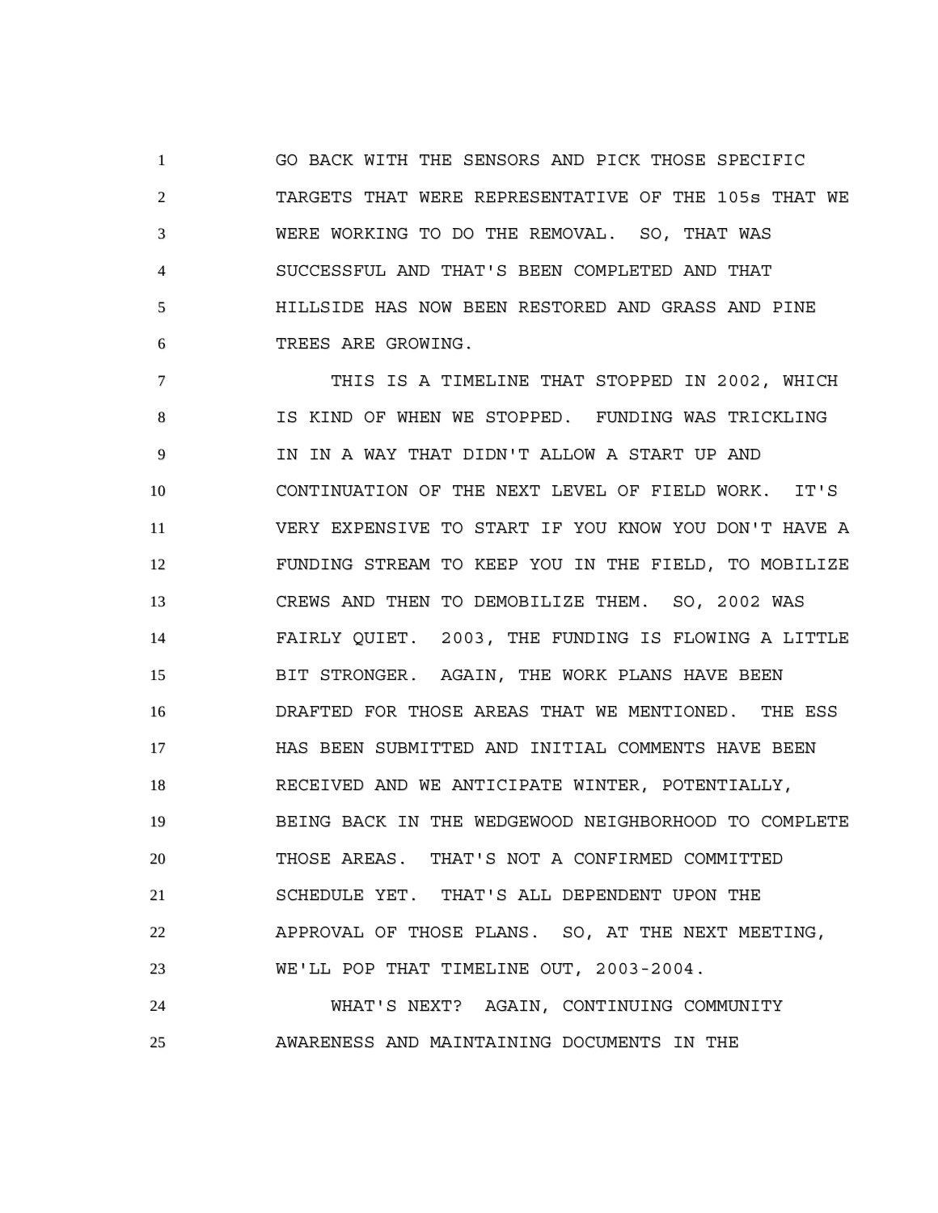GO BACK WITH THE SENSORS AND PICK THOSE SPECIFIC TARGETS THAT WERE REPRESENTATIVE OF THE 105s THAT WE WERE WORKING TO DO THE REMOVAL. SO, THAT WAS SUCCESSFUL AND THAT'S BEEN COMPLETED AND THAT HILLSIDE HAS NOW BEEN RESTORED AND GRASS AND PINE TREES ARE GROWING.

THIS IS A TIMELINE THAT STOPPED IN 2002, WHICH IS KIND OF WHEN WE STOPPED. FUNDING WAS TRICKLING IN IN A WAY THAT DIDN'T ALLOW A START UP AND CONTINUATION OF THE NEXT LEVEL OF FIELD WORK. IT'S VERY EXPENSIVE TO START IF YOU KNOW YOU DON'T HAVE A FUNDING STREAM TO KEEP YOU IN THE FIELD, TO MOBILIZE CREWS AND THEN TO DEMOBILIZE THEM. SO, 2002 WAS FAIRLY QUIET. 2003, THE FUNDING IS FLOWING A LITTLE BIT STRONGER. AGAIN, THE WORK PLANS HAVE BEEN DRAFTED FOR THOSE AREAS THAT WE MENTIONED. THE ESS HAS BEEN SUBMITTED AND INITIAL COMMENTS HAVE BEEN RECEIVED AND WE ANTICIPATE WINTER, POTENTIALLY, BEING BACK IN THE WEDGEWOOD NEIGHBORHOOD TO COMPLETE THOSE AREAS. THAT'S NOT A CONFIRMED COMMITTED SCHEDULE YET. THAT'S ALL DEPENDENT UPON THE APPROVAL OF THOSE PLANS. SO, AT THE NEXT MEETING, WE'LL POP THAT TIMELINE OUT, 2003-2004.

WHAT'S NEXT? AGAIN, CONTINUING COMMUNITY AWARENESS AND MAINTAINING DOCUMENTS IN THE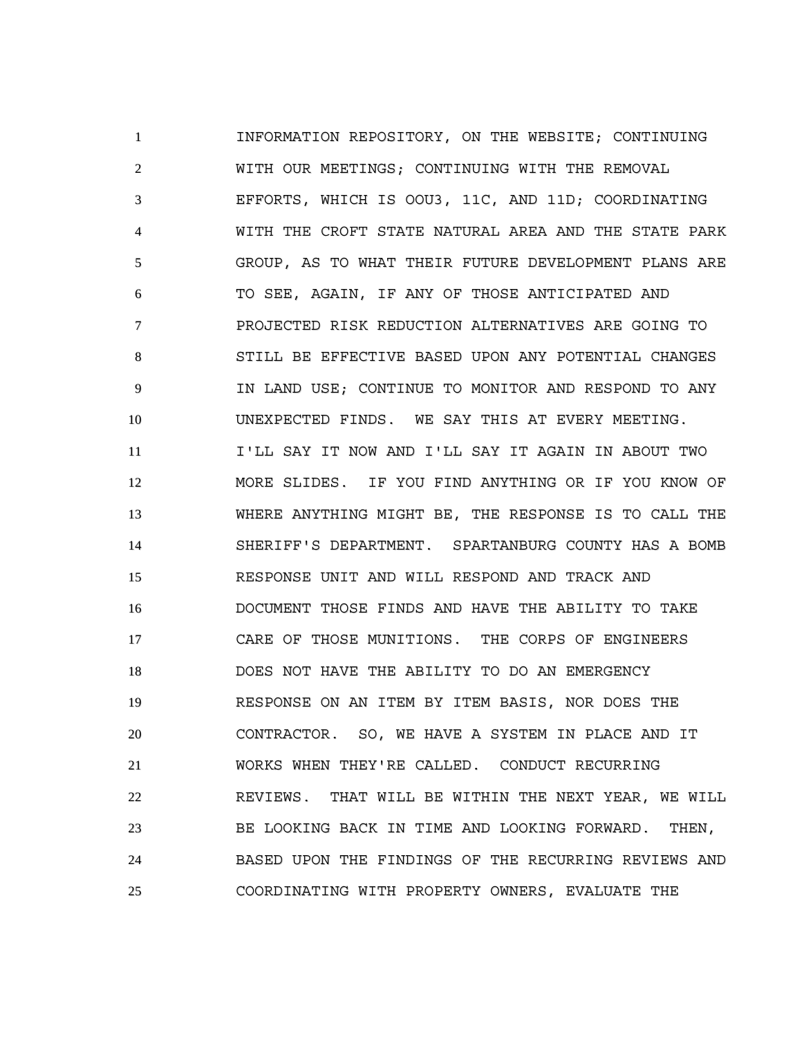INFORMATION REPOSITORY, ON THE WEBSITE; CONTINUING WITH OUR MEETINGS; CONTINUING WITH THE REMOVAL EFFORTS, WHICH IS OOU3, 11C, AND 11D; COORDINATING WITH THE CROFT STATE NATURAL AREA AND THE STATE PARK GROUP, AS TO WHAT THEIR FUTURE DEVELOPMENT PLANS ARE TO SEE, AGAIN, IF ANY OF THOSE ANTICIPATED AND PROJECTED RISK REDUCTION ALTERNATIVES ARE GOING TO STILL BE EFFECTIVE BASED UPON ANY POTENTIAL CHANGES IN LAND USE; CONTINUE TO MONITOR AND RESPOND TO ANY UNEXPECTED FINDS. WE SAY THIS AT EVERY MEETING. I'LL SAY IT NOW AND I'LL SAY IT AGAIN IN ABOUT TWO MORE SLIDES. IF YOU FIND ANYTHING OR IF YOU KNOW OF WHERE ANYTHING MIGHT BE, THE RESPONSE IS TO CALL THE SHERIFF'S DEPARTMENT. SPARTANBURG COUNTY HAS A BOMB RESPONSE UNIT AND WILL RESPOND AND TRACK AND DOCUMENT THOSE FINDS AND HAVE THE ABILITY TO TAKE CARE OF THOSE MUNITIONS. THE CORPS OF ENGINEERS DOES NOT HAVE THE ABILITY TO DO AN EMERGENCY RESPONSE ON AN ITEM BY ITEM BASIS, NOR DOES THE CONTRACTOR. SO, WE HAVE A SYSTEM IN PLACE AND IT WORKS WHEN THEY'RE CALLED. CONDUCT RECURRING REVIEWS. THAT WILL BE WITHIN THE NEXT YEAR, WE WILL BE LOOKING BACK IN TIME AND LOOKING FORWARD. THEN, BASED UPON THE FINDINGS OF THE RECURRING REVIEWS AND COORDINATING WITH PROPERTY OWNERS, EVALUATE THE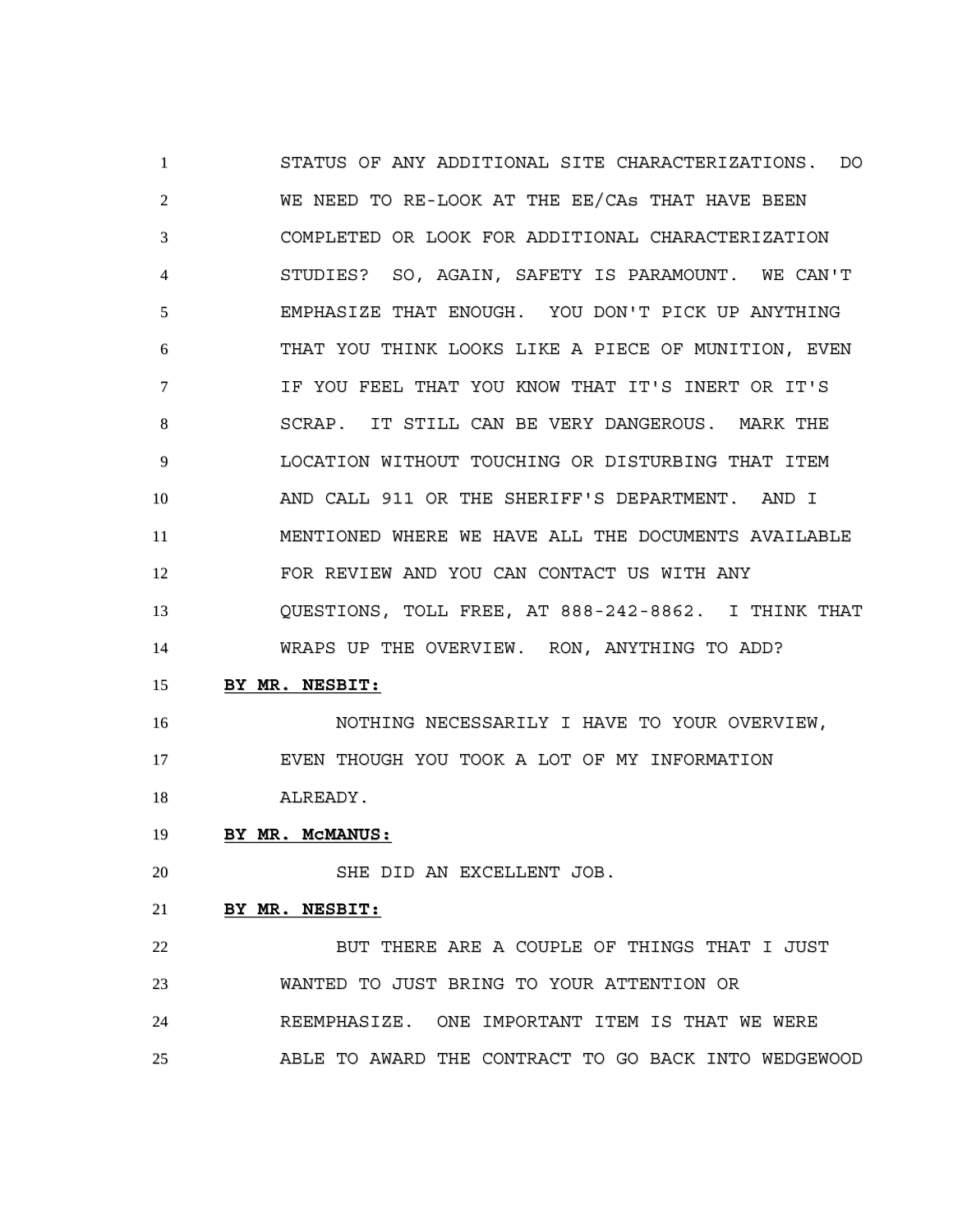STATUS OF ANY ADDITIONAL SITE CHARACTERIZATIONS. DO WE NEED TO RE-LOOK AT THE EE/CAs THAT HAVE BEEN COMPLETED OR LOOK FOR ADDITIONAL CHARACTERIZATION STUDIES? SO, AGAIN, SAFETY IS PARAMOUNT. WE CAN'T EMPHASIZE THAT ENOUGH. YOU DON'T PICK UP ANYTHING THAT YOU THINK LOOKS LIKE A PIECE OF MUNITION, EVEN IF YOU FEEL THAT YOU KNOW THAT IT'S INERT OR IT'S SCRAP. IT STILL CAN BE VERY DANGEROUS. MARK THE LOCATION WITHOUT TOUCHING OR DISTURBING THAT ITEM AND CALL 911 OR THE SHERIFF'S DEPARTMENT. AND I MENTIONED WHERE WE HAVE ALL THE DOCUMENTS AVAILABLE FOR REVIEW AND YOU CAN CONTACT US WITH ANY QUESTIONS, TOLL FREE, AT 888-242-8862. I THINK THAT WRAPS UP THE OVERVIEW. RON, ANYTHING TO ADD?

**BY MR. NESBIT:**

NOTHING NECESSARILY I HAVE TO YOUR OVERVIEW, EVEN THOUGH YOU TOOK A LOT OF MY INFORMATION ALREADY.

**BY MR. McMANUS:**

SHE DID AN EXCELLENT JOB.

**BY MR. NESBIT:**

BUT THERE ARE A COUPLE OF THINGS THAT I JUST WANTED TO JUST BRING TO YOUR ATTENTION OR REEMPHASIZE. ONE IMPORTANT ITEM IS THAT WE WERE ABLE TO AWARD THE CONTRACT TO GO BACK INTO WEDGEWOOD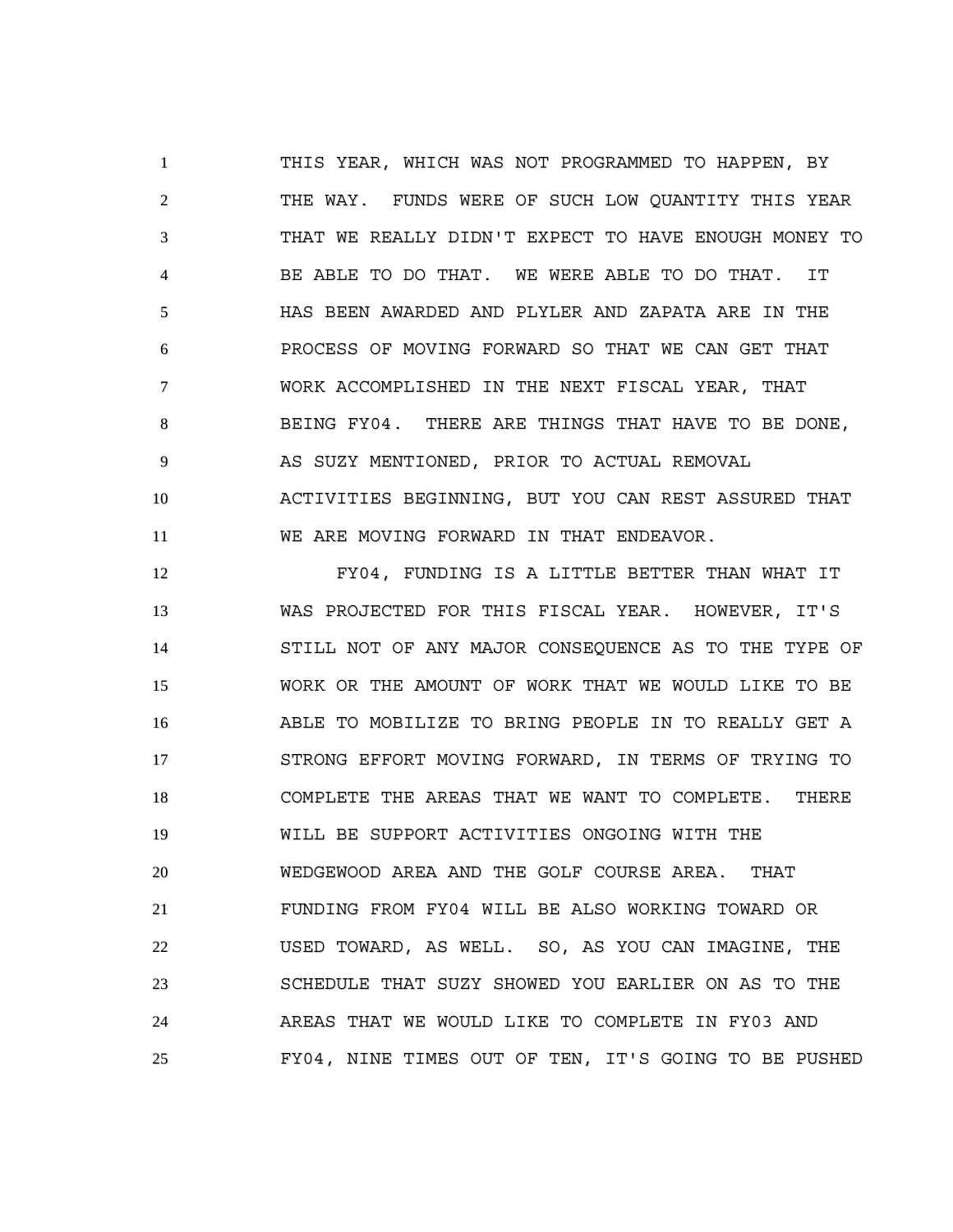THIS YEAR, WHICH WAS NOT PROGRAMMED TO HAPPEN, BY THE WAY. FUNDS WERE OF SUCH LOW QUANTITY THIS YEAR THAT WE REALLY DIDN'T EXPECT TO HAVE ENOUGH MONEY TO BE ABLE TO DO THAT. WE WERE ABLE TO DO THAT. IT HAS BEEN AWARDED AND PLYLER AND ZAPATA ARE IN THE PROCESS OF MOVING FORWARD SO THAT WE CAN GET THAT WORK ACCOMPLISHED IN THE NEXT FISCAL YEAR, THAT BEING FY04. THERE ARE THINGS THAT HAVE TO BE DONE, AS SUZY MENTIONED, PRIOR TO ACTUAL REMOVAL ACTIVITIES BEGINNING, BUT YOU CAN REST ASSURED THAT WE ARE MOVING FORWARD IN THAT ENDEAVOR.

FY04, FUNDING IS A LITTLE BETTER THAN WHAT IT WAS PROJECTED FOR THIS FISCAL YEAR. HOWEVER, IT'S STILL NOT OF ANY MAJOR CONSEQUENCE AS TO THE TYPE OF WORK OR THE AMOUNT OF WORK THAT WE WOULD LIKE TO BE ABLE TO MOBILIZE TO BRING PEOPLE IN TO REALLY GET A STRONG EFFORT MOVING FORWARD, IN TERMS OF TRYING TO COMPLETE THE AREAS THAT WE WANT TO COMPLETE. THERE WILL BE SUPPORT ACTIVITIES ONGOING WITH THE WEDGEWOOD AREA AND THE GOLF COURSE AREA. THAT FUNDING FROM FY04 WILL BE ALSO WORKING TOWARD OR USED TOWARD, AS WELL. SO, AS YOU CAN IMAGINE, THE SCHEDULE THAT SUZY SHOWED YOU EARLIER ON AS TO THE AREAS THAT WE WOULD LIKE TO COMPLETE IN FY03 AND FY04, NINE TIMES OUT OF TEN, IT'S GOING TO BE PUSHED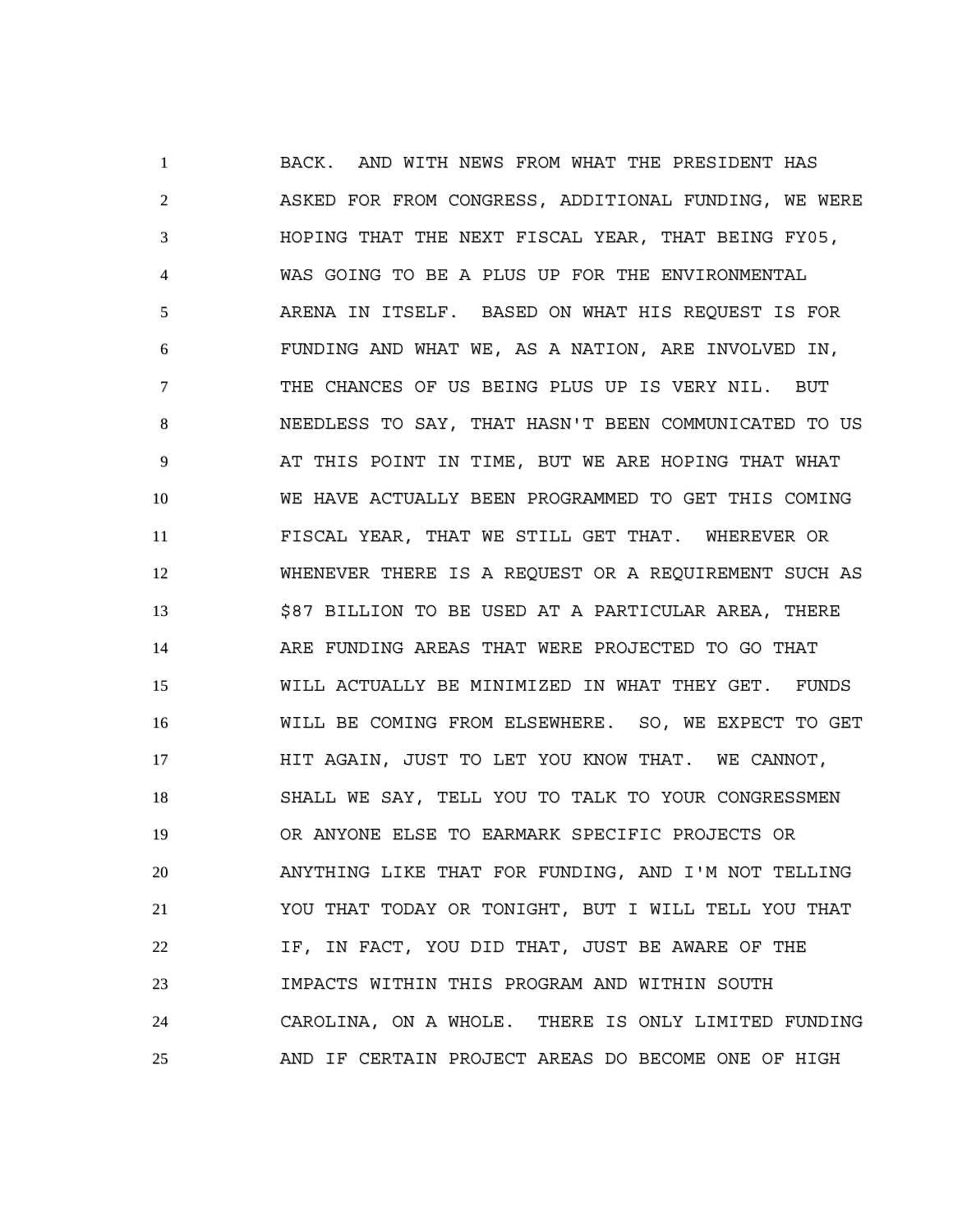BACK. AND WITH NEWS FROM WHAT THE PRESIDENT HAS ASKED FOR FROM CONGRESS, ADDITIONAL FUNDING, WE WERE HOPING THAT THE NEXT FISCAL YEAR, THAT BEING FY05, WAS GOING TO BE A PLUS UP FOR THE ENVIRONMENTAL ARENA IN ITSELF. BASED ON WHAT HIS REQUEST IS FOR FUNDING AND WHAT WE, AS A NATION, ARE INVOLVED IN, THE CHANCES OF US BEING PLUS UP IS VERY NIL. BUT NEEDLESS TO SAY, THAT HASN'T BEEN COMMUNICATED TO US AT THIS POINT IN TIME, BUT WE ARE HOPING THAT WHAT WE HAVE ACTUALLY BEEN PROGRAMMED TO GET THIS COMING FISCAL YEAR, THAT WE STILL GET THAT. WHEREVER OR WHENEVER THERE IS A REQUEST OR A REQUIREMENT SUCH AS $87 BILLION TO BE USED AT A PARTICULAR AREA, THERE ARE FUNDING AREAS THAT WERE PROJECTED TO GO THAT WILL ACTUALLY BE MINIMIZED IN WHAT THEY GET. FUNDS WILL BE COMING FROM ELSEWHERE. SO, WE EXPECT TO GET HIT AGAIN, JUST TO LET YOU KNOW THAT. WE CANNOT, SHALL WE SAY, TELL YOU TO TALK TO YOUR CONGRESSMEN OR ANYONE ELSE TO EARMARK SPECIFIC PROJECTS OR ANYTHING LIKE THAT FOR FUNDING, AND I'M NOT TELLING YOU THAT TODAY OR TONIGHT, BUT I WILL TELL YOU THAT IF, IN FACT, YOU DID THAT, JUST BE AWARE OF THE IMPACTS WITHIN THIS PROGRAM AND WITHIN SOUTH CAROLINA, ON A WHOLE. THERE IS ONLY LIMITED FUNDING AND IF CERTAIN PROJECT AREAS DO BECOME ONE OF HIGH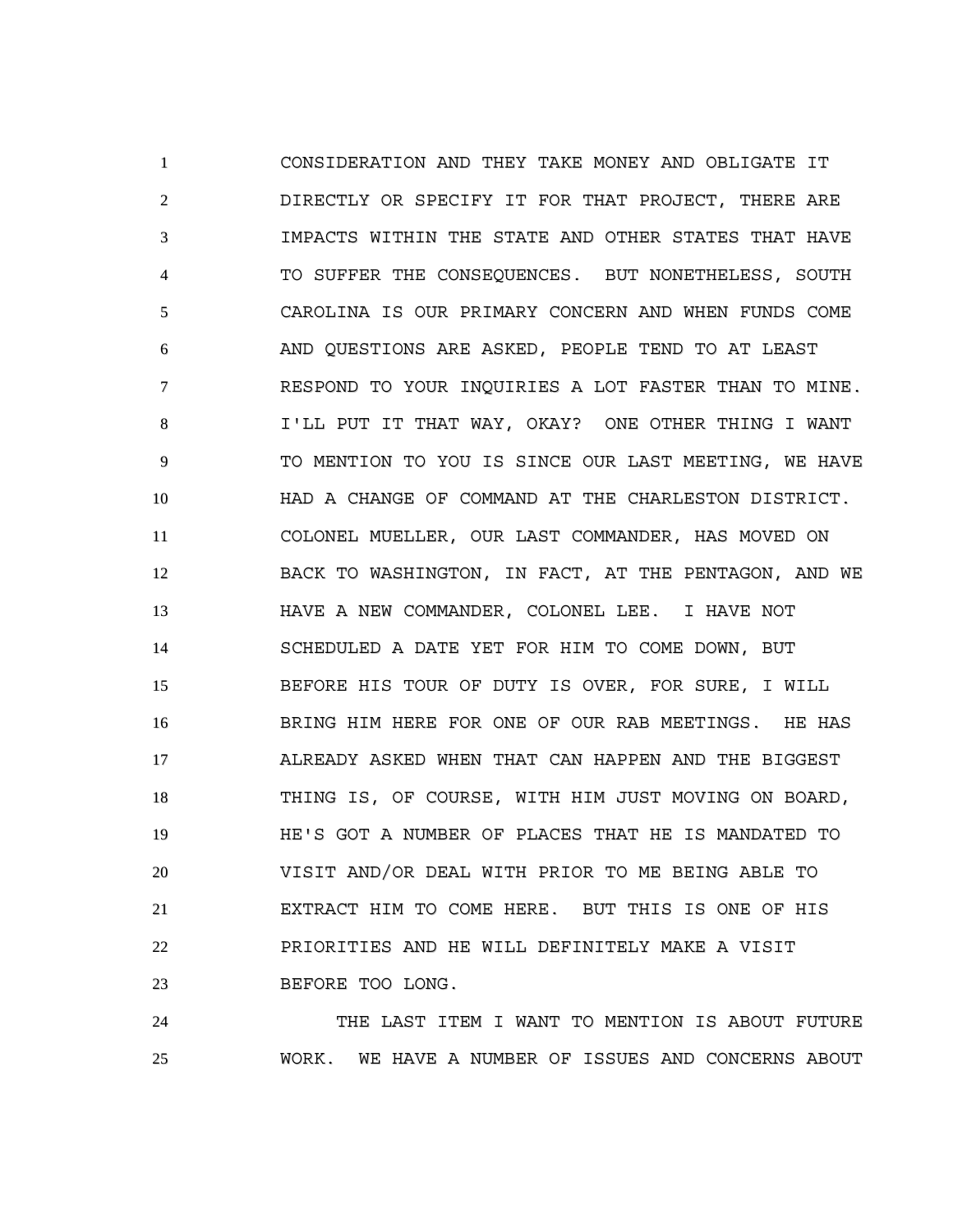CONSIDERATION AND THEY TAKE MONEY AND OBLIGATE IT DIRECTLY OR SPECIFY IT FOR THAT PROJECT, THERE ARE IMPACTS WITHIN THE STATE AND OTHER STATES THAT HAVE TO SUFFER THE CONSEQUENCES. BUT NONETHELESS, SOUTH CAROLINA IS OUR PRIMARY CONCERN AND WHEN FUNDS COME AND QUESTIONS ARE ASKED, PEOPLE TEND TO AT LEAST RESPOND TO YOUR INQUIRIES A LOT FASTER THAN TO MINE. I'LL PUT IT THAT WAY, OKAY? ONE OTHER THING I WANT TO MENTION TO YOU IS SINCE OUR LAST MEETING, WE HAVE HAD A CHANGE OF COMMAND AT THE CHARLESTON DISTRICT. COLONEL MUELLER, OUR LAST COMMANDER, HAS MOVED ON BACK TO WASHINGTON, IN FACT, AT THE PENTAGON, AND WE HAVE A NEW COMMANDER, COLONEL LEE. I HAVE NOT SCHEDULED A DATE YET FOR HIM TO COME DOWN, BUT BEFORE HIS TOUR OF DUTY IS OVER, FOR SURE, I WILL BRING HIM HERE FOR ONE OF OUR RAB MEETINGS. HE HAS ALREADY ASKED WHEN THAT CAN HAPPEN AND THE BIGGEST THING IS, OF COURSE, WITH HIM JUST MOVING ON BOARD, HE'S GOT A NUMBER OF PLACES THAT HE IS MANDATED TO VISIT AND/OR DEAL WITH PRIOR TO ME BEING ABLE TO EXTRACT HIM TO COME HERE. BUT THIS IS ONE OF HIS PRIORITIES AND HE WILL DEFINITELY MAKE A VISIT BEFORE TOO LONG.

THE LAST ITEM I WANT TO MENTION IS ABOUT FUTURE WORK. WE HAVE A NUMBER OF ISSUES AND CONCERNS ABOUT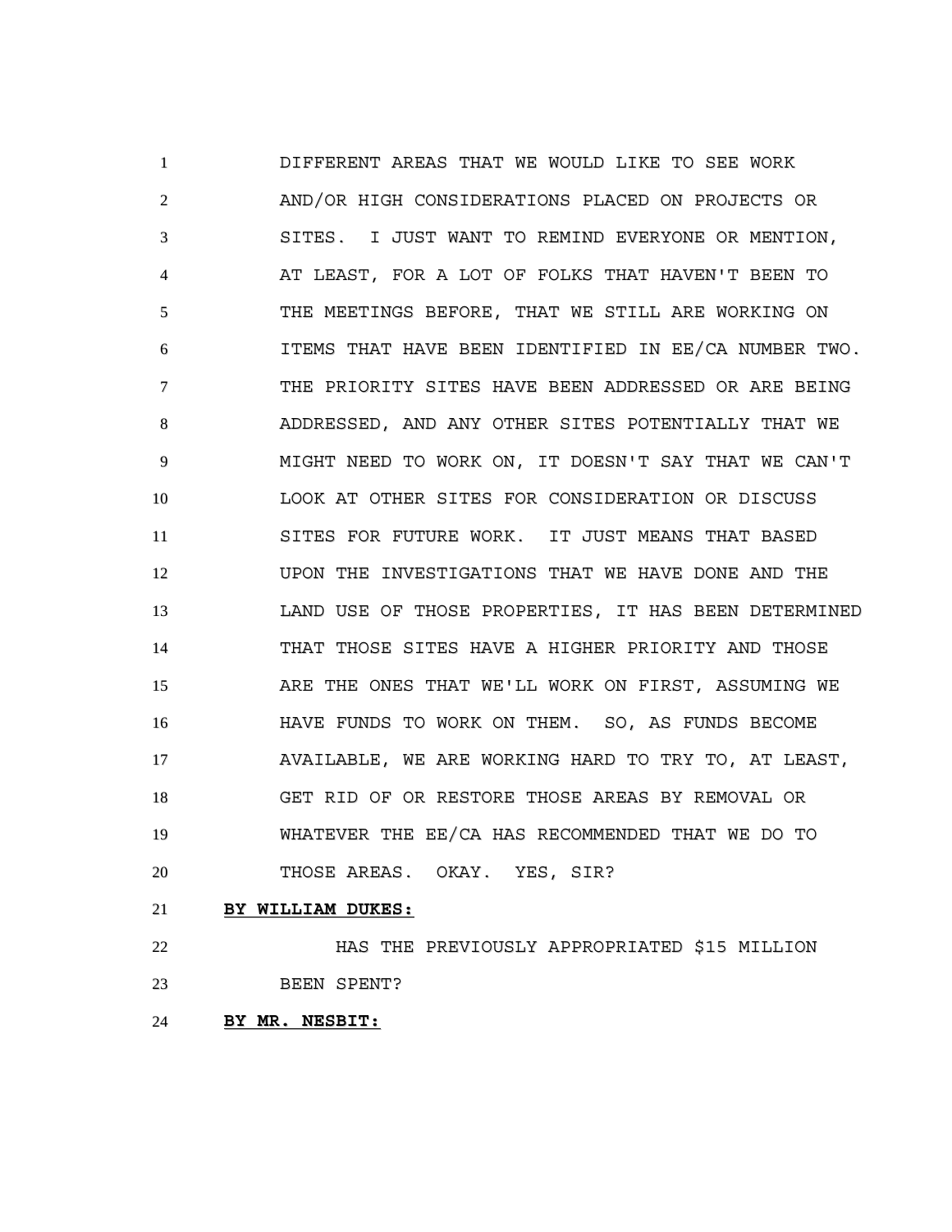DIFFERENT AREAS THAT WE WOULD LIKE TO SEE WORK AND/OR HIGH CONSIDERATIONS PLACED ON PROJECTS OR SITES. I JUST WANT TO REMIND EVERYONE OR MENTION, AT LEAST, FOR A LOT OF FOLKS THAT HAVEN'T BEEN TO THE MEETINGS BEFORE, THAT WE STILL ARE WORKING ON ITEMS THAT HAVE BEEN IDENTIFIED IN EE/CA NUMBER TWO. THE PRIORITY SITES HAVE BEEN ADDRESSED OR ARE BEING ADDRESSED, AND ANY OTHER SITES POTENTIALLY THAT WE MIGHT NEED TO WORK ON, IT DOESN'T SAY THAT WE CAN'T LOOK AT OTHER SITES FOR CONSIDERATION OR DISCUSS SITES FOR FUTURE WORK. IT JUST MEANS THAT BASED UPON THE INVESTIGATIONS THAT WE HAVE DONE AND THE LAND USE OF THOSE PROPERTIES, IT HAS BEEN DETERMINED THAT THOSE SITES HAVE A HIGHER PRIORITY AND THOSE ARE THE ONES THAT WE'LL WORK ON FIRST, ASSUMING WE HAVE FUNDS TO WORK ON THEM. SO, AS FUNDS BECOME AVAILABLE, WE ARE WORKING HARD TO TRY TO, AT LEAST, GET RID OF OR RESTORE THOSE AREAS BY REMOVAL OR WHATEVER THE EE/CA HAS RECOMMENDED THAT WE DO TO THOSE AREAS. OKAY. YES, SIR?

**BY WILLIAM DUKES:**

HAS THE PREVIOUSLY APPROPRIATED $15 MILLION BEEN SPENT?

**BY MR. NESBIT:**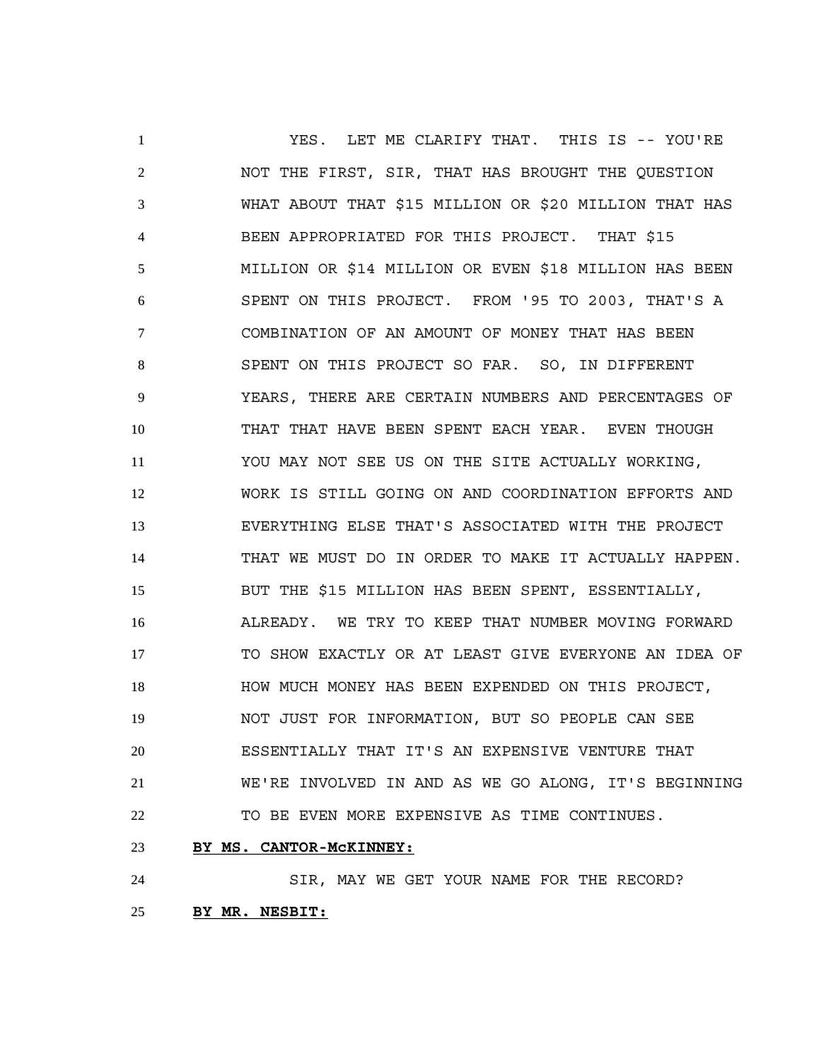YES. LET ME CLARIFY THAT. THIS IS -- YOU'RE NOT THE FIRST, SIR, THAT HAS BROUGHT THE QUESTION WHAT ABOUT THAT $15 MILLION OR $20 MILLION THAT HAS BEEN APPROPRIATED FOR THIS PROJECT. THAT $15 MILLION OR $14 MILLION OR EVEN $18 MILLION HAS BEEN SPENT ON THIS PROJECT. FROM '95 TO 2003, THAT'S A COMBINATION OF AN AMOUNT OF MONEY THAT HAS BEEN SPENT ON THIS PROJECT SO FAR. SO, IN DIFFERENT YEARS, THERE ARE CERTAIN NUMBERS AND PERCENTAGES OF THAT THAT HAVE BEEN SPENT EACH YEAR. EVEN THOUGH YOU MAY NOT SEE US ON THE SITE ACTUALLY WORKING, WORK IS STILL GOING ON AND COORDINATION EFFORTS AND EVERYTHING ELSE THAT'S ASSOCIATED WITH THE PROJECT THAT WE MUST DO IN ORDER TO MAKE IT ACTUALLY HAPPEN. BUT THE $15 MILLION HAS BEEN SPENT, ESSENTIALLY, ALREADY. WE TRY TO KEEP THAT NUMBER MOVING FORWARD TO SHOW EXACTLY OR AT LEAST GIVE EVERYONE AN IDEA OF HOW MUCH MONEY HAS BEEN EXPENDED ON THIS PROJECT, NOT JUST FOR INFORMATION, BUT SO PEOPLE CAN SEE ESSENTIALLY THAT IT'S AN EXPENSIVE VENTURE THAT WE'RE INVOLVED IN AND AS WE GO ALONG, IT'S BEGINNING TO BE EVEN MORE EXPENSIVE AS TIME CONTINUES.

**BY MS. CANTOR-McKINNEY:**

SIR, MAY WE GET YOUR NAME FOR THE RECORD?

**BY MR. NESBIT:**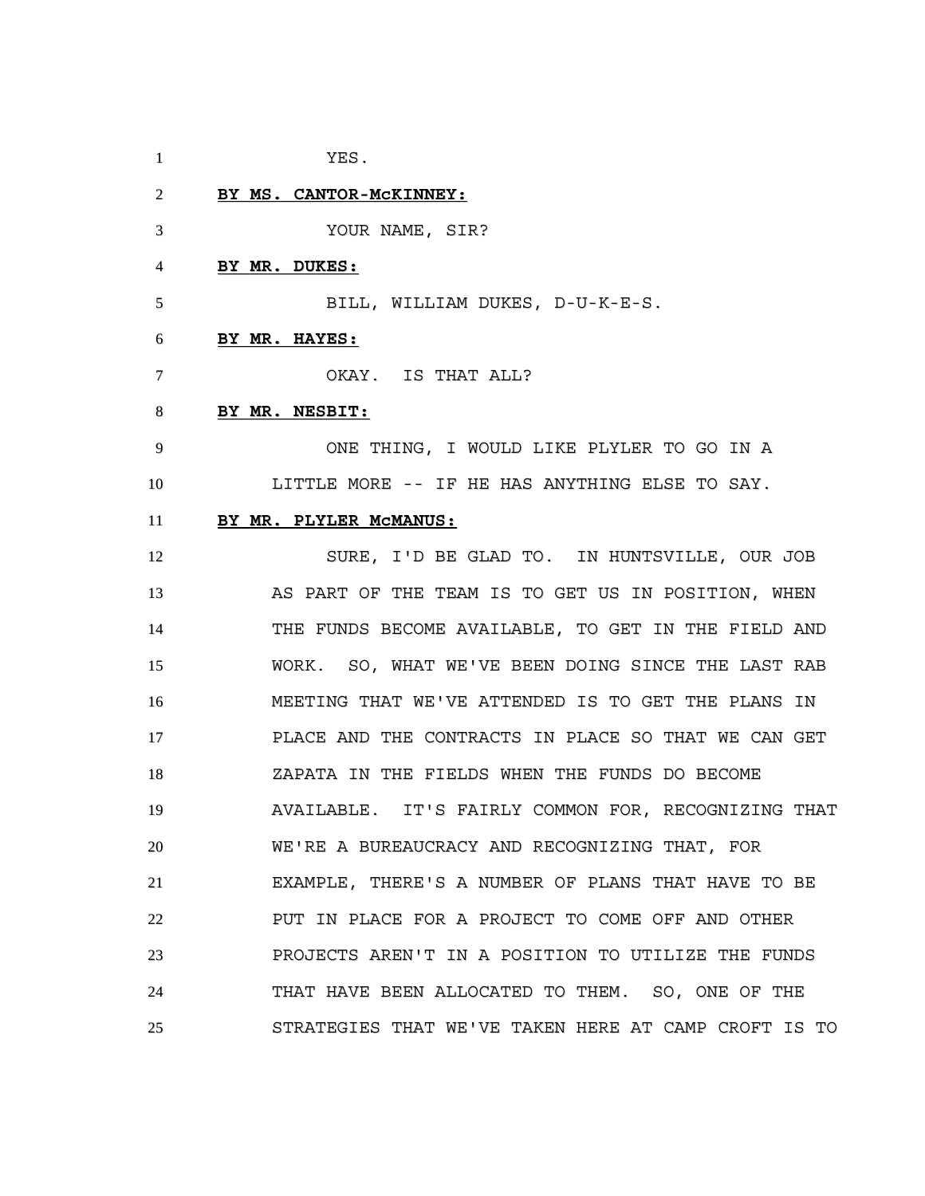YES.

**BY MS. CANTOR-McKINNEY:**

YOUR NAME, SIR?

**BY MR. DUKES:**

BILL, WILLIAM DUKES, D-U-K-E-S.

**BY MR. HAYES:**

OKAY. IS THAT ALL?

**BY MR. NESBIT:**

ONE THING, I WOULD LIKE PLYLER TO GO IN A LITTLE MORE -- IF HE HAS ANYTHING ELSE TO SAY.

**BY MR. PLYLER McMANUS:**

SURE, I'D BE GLAD TO. IN HUNTSVILLE, OUR JOB AS PART OF THE TEAM IS TO GET US IN POSITION, WHEN THE FUNDS BECOME AVAILABLE, TO GET IN THE FIELD AND WORK. SO, WHAT WE'VE BEEN DOING SINCE THE LAST RAB MEETING THAT WE'VE ATTENDED IS TO GET THE PLANS IN PLACE AND THE CONTRACTS IN PLACE SO THAT WE CAN GET ZAPATA IN THE FIELDS WHEN THE FUNDS DO BECOME AVAILABLE. IT'S FAIRLY COMMON FOR, RECOGNIZING THAT WE'RE A BUREAUCRACY AND RECOGNIZING THAT, FOR EXAMPLE, THERE'S A NUMBER OF PLANS THAT HAVE TO BE PUT IN PLACE FOR A PROJECT TO COME OFF AND OTHER PROJECTS AREN'T IN A POSITION TO UTILIZE THE FUNDS THAT HAVE BEEN ALLOCATED TO THEM. SO, ONE OF THE STRATEGIES THAT WE'VE TAKEN HERE AT CAMP CROFT IS TO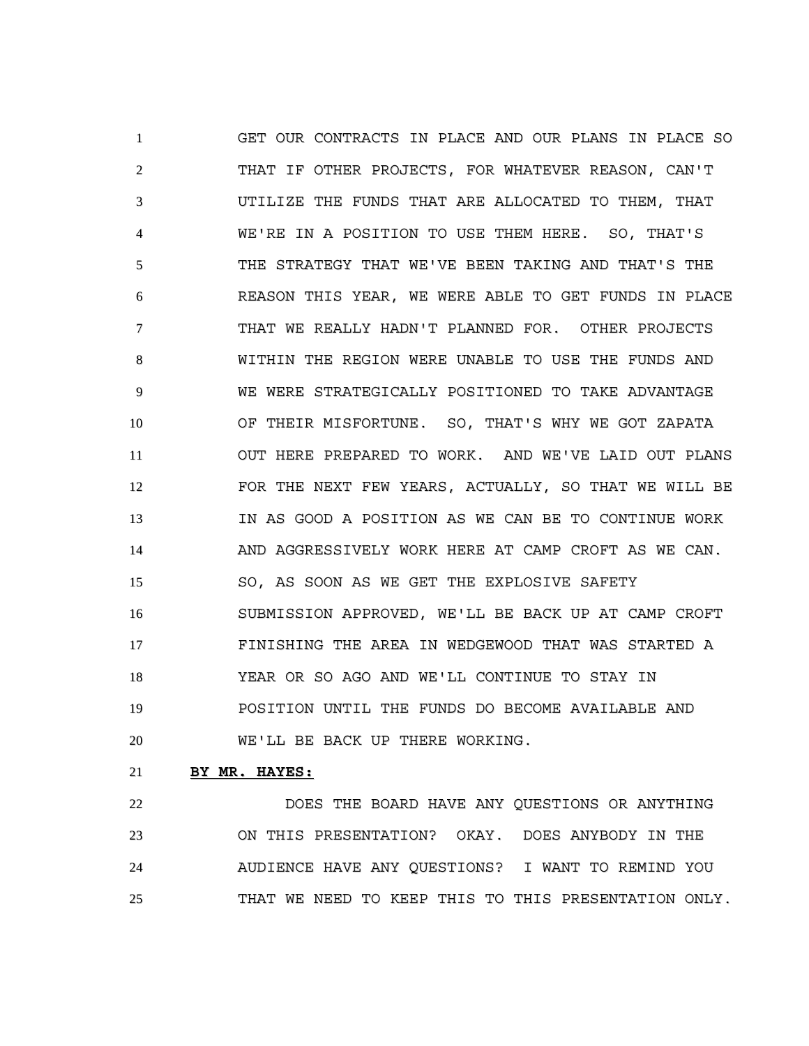GET OUR CONTRACTS IN PLACE AND OUR PLANS IN PLACE SO THAT IF OTHER PROJECTS, FOR WHATEVER REASON, CAN'T UTILIZE THE FUNDS THAT ARE ALLOCATED TO THEM, THAT WE'RE IN A POSITION TO USE THEM HERE. SO, THAT'S THE STRATEGY THAT WE'VE BEEN TAKING AND THAT'S THE REASON THIS YEAR, WE WERE ABLE TO GET FUNDS IN PLACE THAT WE REALLY HADN'T PLANNED FOR. OTHER PROJECTS WITHIN THE REGION WERE UNABLE TO USE THE FUNDS AND WE WERE STRATEGICALLY POSITIONED TO TAKE ADVANTAGE OF THEIR MISFORTUNE. SO, THAT'S WHY WE GOT ZAPATA OUT HERE PREPARED TO WORK. AND WE'VE LAID OUT PLANS FOR THE NEXT FEW YEARS, ACTUALLY, SO THAT WE WILL BE IN AS GOOD A POSITION AS WE CAN BE TO CONTINUE WORK AND AGGRESSIVELY WORK HERE AT CAMP CROFT AS WE CAN. SO, AS SOON AS WE GET THE EXPLOSIVE SAFETY SUBMISSION APPROVED, WE'LL BE BACK UP AT CAMP CROFT FINISHING THE AREA IN WEDGEWOOD THAT WAS STARTED A YEAR OR SO AGO AND WE'LL CONTINUE TO STAY IN POSITION UNTIL THE FUNDS DO BECOME AVAILABLE AND WE'LL BE BACK UP THERE WORKING.

**BY MR. HAYES:**

DOES THE BOARD HAVE ANY QUESTIONS OR ANYTHING ON THIS PRESENTATION? OKAY. DOES ANYBODY IN THE AUDIENCE HAVE ANY QUESTIONS? I WANT TO REMIND YOU THAT WE NEED TO KEEP THIS TO THIS PRESENTATION ONLY.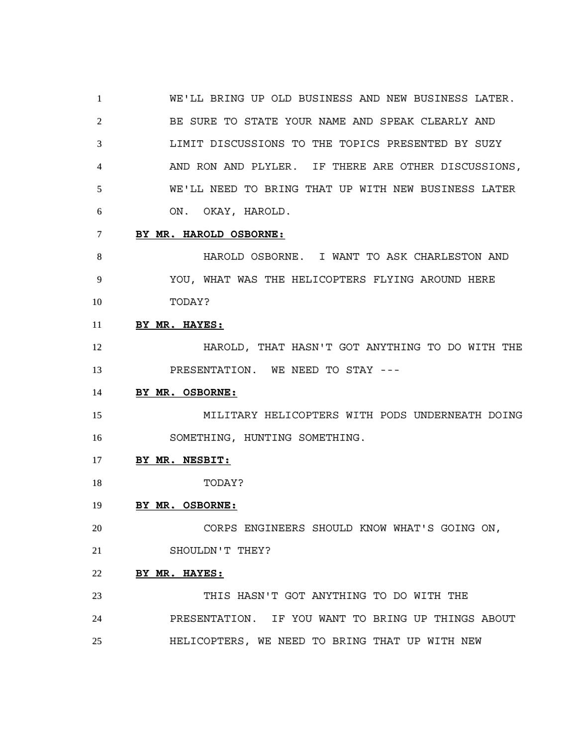WE'LL BRING UP OLD BUSINESS AND NEW BUSINESS LATER. BE SURE TO STATE YOUR NAME AND SPEAK CLEARLY AND LIMIT DISCUSSIONS TO THE TOPICS PRESENTED BY SUZY AND RON AND PLYLER. IF THERE ARE OTHER DISCUSSIONS, WE'LL NEED TO BRING THAT UP WITH NEW BUSINESS LATER ON. OKAY, HAROLD.

**BY MR. HAROLD OSBORNE:**

HAROLD OSBORNE. I WANT TO ASK CHARLESTON AND YOU, WHAT WAS THE HELICOPTERS FLYING AROUND HERE TODAY?

**BY MR. HAYES:**

HAROLD, THAT HASN'T GOT ANYTHING TO DO WITH THE PRESENTATION. WE NEED TO STAY ---

**BY MR. OSBORNE:**

MILITARY HELICOPTERS WITH PODS UNDERNEATH DOING SOMETHING, HUNTING SOMETHING.

**BY MR. NESBIT:**

TODAY?

**BY MR. OSBORNE:**

CORPS ENGINEERS SHOULD KNOW WHAT'S GOING ON, SHOULDN'T THEY?

**BY MR. HAYES:**

THIS HASN'T GOT ANYTHING TO DO WITH THE PRESENTATION. IF YOU WANT TO BRING UP THINGS ABOUT HELICOPTERS, WE NEED TO BRING THAT UP WITH NEW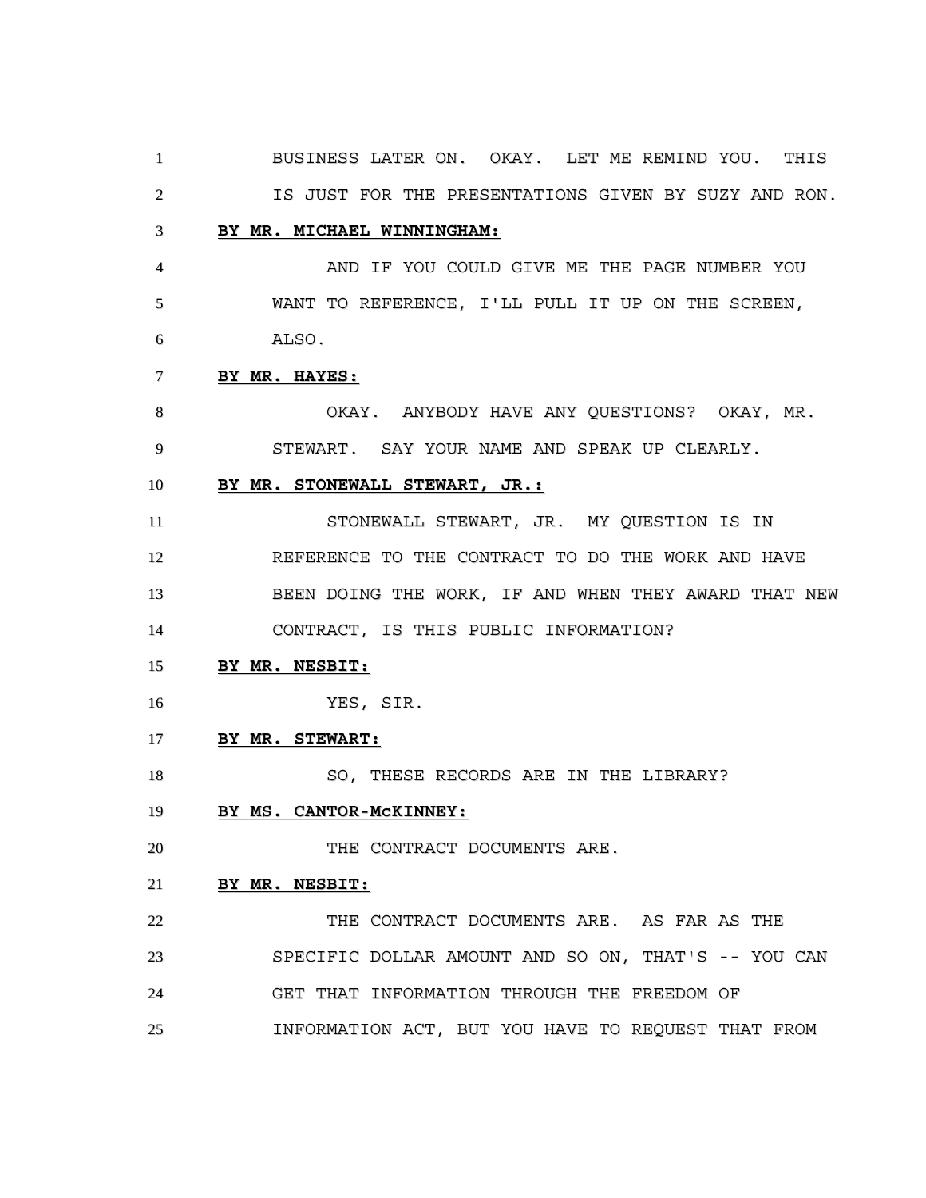BUSINESS LATER ON. OKAY. LET ME REMIND YOU. THIS IS JUST FOR THE PRESENTATIONS GIVEN BY SUZY AND RON.

**BY MR. MICHAEL WINNINGHAM:**

AND IF YOU COULD GIVE ME THE PAGE NUMBER YOU WANT TO REFERENCE, I'LL PULL IT UP ON THE SCREEN, ALSO.

**BY MR. HAYES:**

OKAY. ANYBODY HAVE ANY QUESTIONS? OKAY, MR. STEWART. SAY YOUR NAME AND SPEAK UP CLEARLY.

**BY MR. STONEWALL STEWART, JR.:**

STONEWALL STEWART, JR. MY QUESTION IS IN REFERENCE TO THE CONTRACT TO DO THE WORK AND HAVE BEEN DOING THE WORK, IF AND WHEN THEY AWARD THAT NEW CONTRACT, IS THIS PUBLIC INFORMATION?

**BY MR. NESBIT:**

YES, SIR.

**BY MR. STEWART:**

SO, THESE RECORDS ARE IN THE LIBRARY?

**BY MS. CANTOR-McKINNEY:**

THE CONTRACT DOCUMENTS ARE.

**BY MR. NESBIT:**

THE CONTRACT DOCUMENTS ARE. AS FAR AS THE SPECIFIC DOLLAR AMOUNT AND SO ON, THAT'S -- YOU CAN GET THAT INFORMATION THROUGH THE FREEDOM OF INFORMATION ACT, BUT YOU HAVE TO REQUEST THAT FROM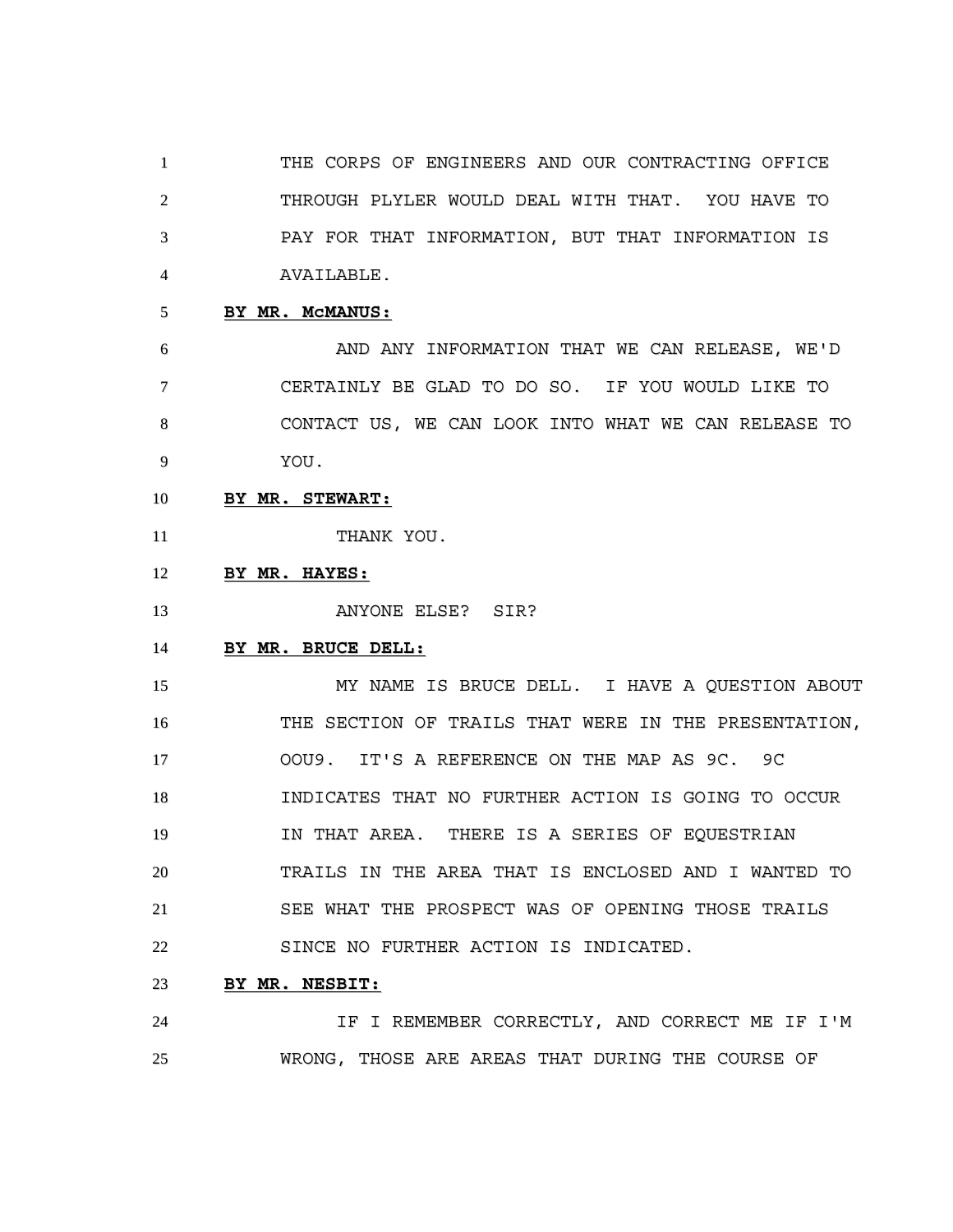THE CORPS OF ENGINEERS AND OUR CONTRACTING OFFICE THROUGH PLYLER WOULD DEAL WITH THAT. YOU HAVE TO PAY FOR THAT INFORMATION, BUT THAT INFORMATION IS AVAILABLE.

**BY MR. McMANUS:**

AND ANY INFORMATION THAT WE CAN RELEASE, WE'D CERTAINLY BE GLAD TO DO SO. IF YOU WOULD LIKE TO CONTACT US, WE CAN LOOK INTO WHAT WE CAN RELEASE TO YOU.

**BY MR. STEWART:**

THANK YOU.

**BY MR. HAYES:**

ANYONE ELSE? SIR?

**BY MR. BRUCE DELL:**

MY NAME IS BRUCE DELL. I HAVE A QUESTION ABOUT THE SECTION OF TRAILS THAT WERE IN THE PRESENTATION, OOU9. IT'S A REFERENCE ON THE MAP AS 9C. 9C INDICATES THAT NO FURTHER ACTION IS GOING TO OCCUR IN THAT AREA. THERE IS A SERIES OF EQUESTRIAN TRAILS IN THE AREA THAT IS ENCLOSED AND I WANTED TO SEE WHAT THE PROSPECT WAS OF OPENING THOSE TRAILS SINCE NO FURTHER ACTION IS INDICATED.

**BY MR. NESBIT:**

IF I REMEMBER CORRECTLY, AND CORRECT ME IF I'M WRONG, THOSE ARE AREAS THAT DURING THE COURSE OF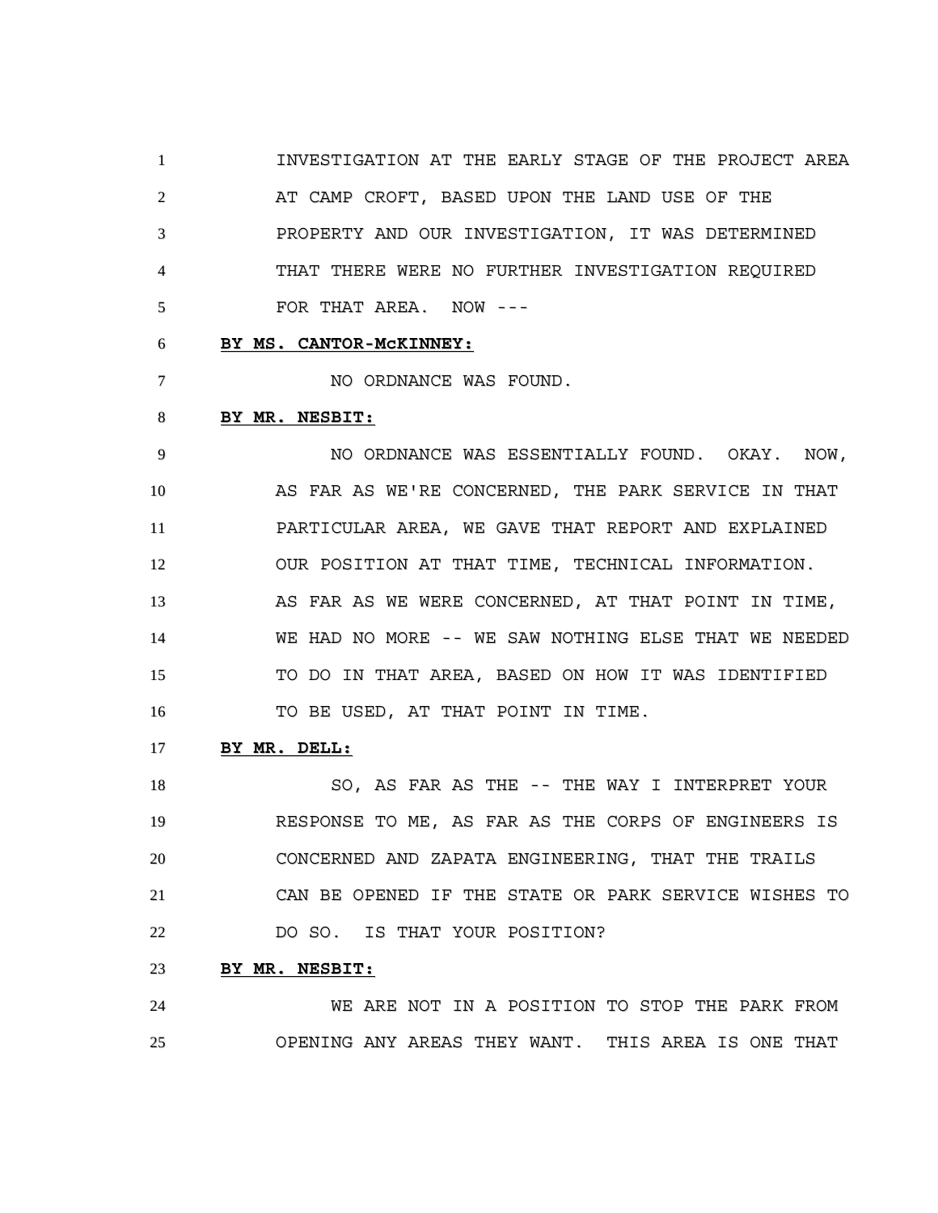INVESTIGATION AT THE EARLY STAGE OF THE PROJECT AREA AT CAMP CROFT, BASED UPON THE LAND USE OF THE PROPERTY AND OUR INVESTIGATION, IT WAS DETERMINED THAT THERE WERE NO FURTHER INVESTIGATION REQUIRED FOR THAT AREA. NOW ---

**BY MS. CANTOR-McKINNEY:**

NO ORDNANCE WAS FOUND.

**BY MR. NESBIT:**

NO ORDNANCE WAS ESSENTIALLY FOUND. OKAY. NOW, AS FAR AS WE'RE CONCERNED, THE PARK SERVICE IN THAT PARTICULAR AREA, WE GAVE THAT REPORT AND EXPLAINED OUR POSITION AT THAT TIME, TECHNICAL INFORMATION. AS FAR AS WE WERE CONCERNED, AT THAT POINT IN TIME, WE HAD NO MORE -- WE SAW NOTHING ELSE THAT WE NEEDED TO DO IN THAT AREA, BASED ON HOW IT WAS IDENTIFIED TO BE USED, AT THAT POINT IN TIME.

**BY MR. DELL:**

SO, AS FAR AS THE -- THE WAY I INTERPRET YOUR RESPONSE TO ME, AS FAR AS THE CORPS OF ENGINEERS IS CONCERNED AND ZAPATA ENGINEERING, THAT THE TRAILS CAN BE OPENED IF THE STATE OR PARK SERVICE WISHES TO DO SO. IS THAT YOUR POSITION?

**BY MR. NESBIT:**

WE ARE NOT IN A POSITION TO STOP THE PARK FROM OPENING ANY AREAS THEY WANT. THIS AREA IS ONE THAT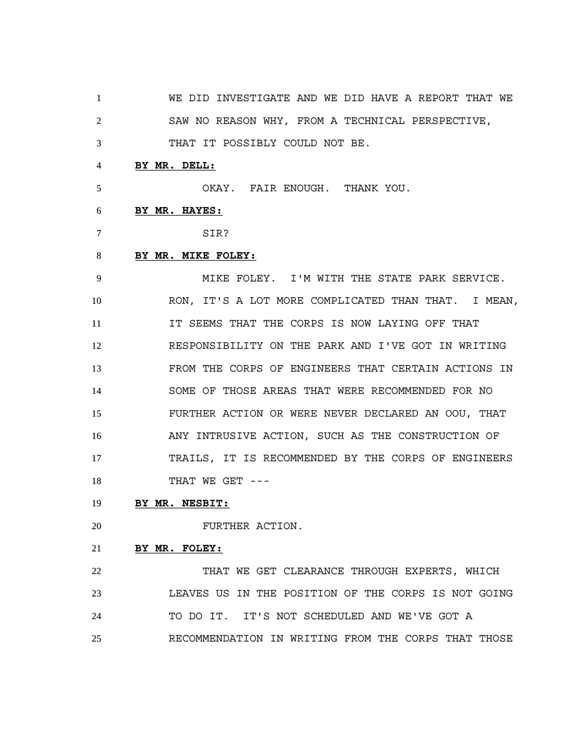WE DID INVESTIGATE AND WE DID HAVE A REPORT THAT WE SAW NO REASON WHY, FROM A TECHNICAL PERSPECTIVE, THAT IT POSSIBLY COULD NOT BE.

**BY MR. DELL:**

OKAY. FAIR ENOUGH. THANK YOU.

**BY MR. HAYES:**

SIR?

**BY MR. MIKE FOLEY:**

MIKE FOLEY. I'M WITH THE STATE PARK SERVICE. RON, IT'S A LOT MORE COMPLICATED THAN THAT. I MEAN, IT SEEMS THAT THE CORPS IS NOW LAYING OFF THAT RESPONSIBILITY ON THE PARK AND I'VE GOT IN WRITING FROM THE CORPS OF ENGINEERS THAT CERTAIN ACTIONS IN SOME OF THOSE AREAS THAT WERE RECOMMENDED FOR NO FURTHER ACTION OR WERE NEVER DECLARED AN OOU, THAT ANY INTRUSIVE ACTION, SUCH AS THE CONSTRUCTION OF TRAILS, IT IS RECOMMENDED BY THE CORPS OF ENGINEERS THAT WE GET ---

**BY MR. NESBIT:**

FURTHER ACTION.

**BY MR. FOLEY:**

THAT WE GET CLEARANCE THROUGH EXPERTS, WHICH LEAVES US IN THE POSITION OF THE CORPS IS NOT GOING TO DO IT. IT'S NOT SCHEDULED AND WE'VE GOT A RECOMMENDATION IN WRITING FROM THE CORPS THAT THOSE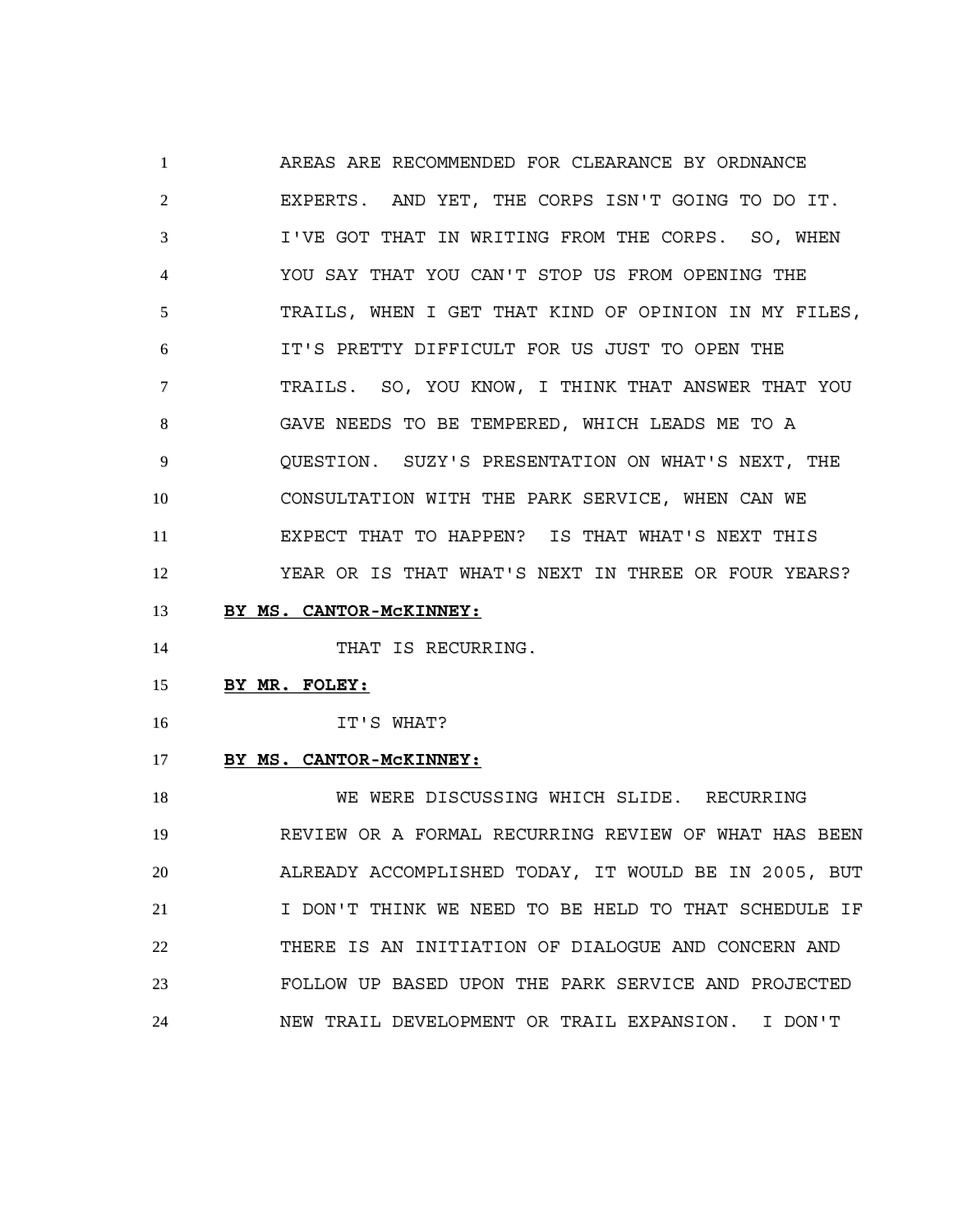AREAS ARE RECOMMENDED FOR CLEARANCE BY ORDNANCE EXPERTS. AND YET, THE CORPS ISN'T GOING TO DO IT. I'VE GOT THAT IN WRITING FROM THE CORPS. SO, WHEN YOU SAY THAT YOU CAN'T STOP US FROM OPENING THE TRAILS, WHEN I GET THAT KIND OF OPINION IN MY FILES, IT'S PRETTY DIFFICULT FOR US JUST TO OPEN THE TRAILS. SO, YOU KNOW, I THINK THAT ANSWER THAT YOU GAVE NEEDS TO BE TEMPERED, WHICH LEADS ME TO A QUESTION. SUZY'S PRESENTATION ON WHAT'S NEXT, THE CONSULTATION WITH THE PARK SERVICE, WHEN CAN WE EXPECT THAT TO HAPPEN? IS THAT WHAT'S NEXT THIS YEAR OR IS THAT WHAT'S NEXT IN THREE OR FOUR YEARS?

**BY MS. CANTOR-McKINNEY:**

THAT IS RECURRING.

**BY MR. FOLEY:**

IT'S WHAT?

**BY MS. CANTOR-McKINNEY:**

WE WERE DISCUSSING WHICH SLIDE. RECURRING REVIEW OR A FORMAL RECURRING REVIEW OF WHAT HAS BEEN ALREADY ACCOMPLISHED TODAY, IT WOULD BE IN 2005, BUT I DON'T THINK WE NEED TO BE HELD TO THAT SCHEDULE IF THERE IS AN INITIATION OF DIALOGUE AND CONCERN AND FOLLOW UP BASED UPON THE PARK SERVICE AND PROJECTED NEW TRAIL DEVELOPMENT OR TRAIL EXPANSION. I DON'T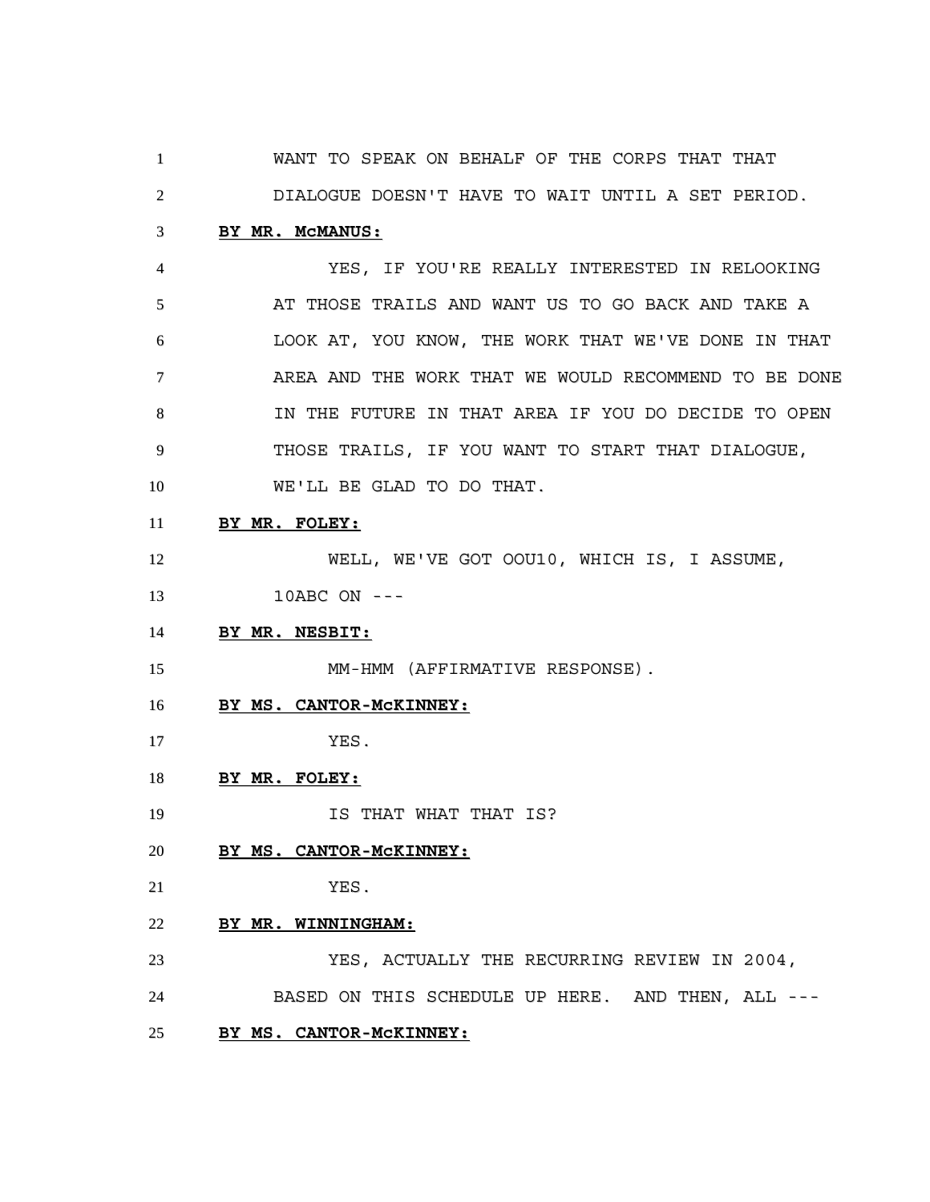1 WANT TO SPEAK ON BEHALF OF THE CORPS THAT THAT
2 DIALOGUE DOESN'T HAVE TO WAIT UNTIL A SET PERIOD.

3 **BY MR. McMANUS:**

4 YES, IF YOU'RE REALLY INTERESTED IN RELOOKING
5 AT THOSE TRAILS AND WANT US TO GO BACK AND TAKE A
6 LOOK AT, YOU KNOW, THE WORK THAT WE'VE DONE IN THAT
7 AREA AND THE WORK THAT WE WOULD RECOMMEND TO BE DONE
8 IN THE FUTURE IN THAT AREA IF YOU DO DECIDE TO OPEN
9 THOSE TRAILS, IF YOU WANT TO START THAT DIALOGUE,
10 WE'LL BE GLAD TO DO THAT.

11 **BY MR. FOLEY:**

12 WELL, WE'VE GOT OOU10, WHICH IS, I ASSUME,
13 10ABC ON ---

14 **BY MR. NESBIT:**

15 MM-HMM (AFFIRMATIVE RESPONSE).

16 **BY MS. CANTOR-McKINNEY:**

17 YES.

18 **BY MR. FOLEY:**

19 IS THAT WHAT THAT IS?

20 **BY MS. CANTOR-McKINNEY:**

21 YES.

22 **BY MR. WINNINGHAM:**

23 YES, ACTUALLY THE RECURRING REVIEW IN 2004,
24 BASED ON THIS SCHEDULE UP HERE. AND THEN, ALL ---

25 **BY MS. CANTOR-McKINNEY:**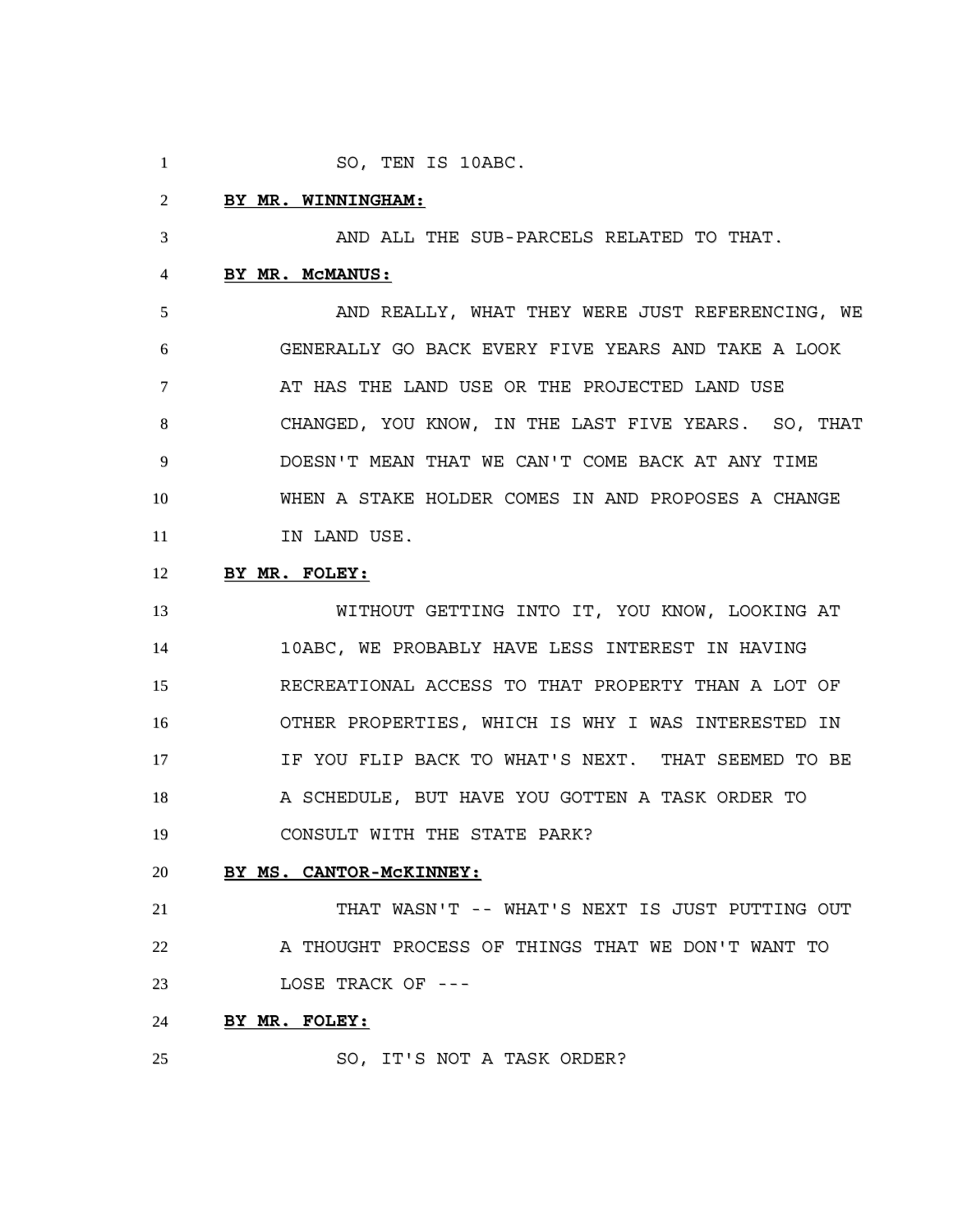SO, TEN IS 10ABC.

**BY MR. WINNINGHAM:**

AND ALL THE SUB-PARCELS RELATED TO THAT.

**BY MR. McMANUS:**

AND REALLY, WHAT THEY WERE JUST REFERENCING, WE GENERALLY GO BACK EVERY FIVE YEARS AND TAKE A LOOK AT HAS THE LAND USE OR THE PROJECTED LAND USE CHANGED, YOU KNOW, IN THE LAST FIVE YEARS. SO, THAT DOESN'T MEAN THAT WE CAN'T COME BACK AT ANY TIME WHEN A STAKE HOLDER COMES IN AND PROPOSES A CHANGE IN LAND USE.

**BY MR. FOLEY:**

WITHOUT GETTING INTO IT, YOU KNOW, LOOKING AT 10ABC, WE PROBABLY HAVE LESS INTEREST IN HAVING RECREATIONAL ACCESS TO THAT PROPERTY THAN A LOT OF OTHER PROPERTIES, WHICH IS WHY I WAS INTERESTED IN IF YOU FLIP BACK TO WHAT'S NEXT. THAT SEEMED TO BE A SCHEDULE, BUT HAVE YOU GOTTEN A TASK ORDER TO CONSULT WITH THE STATE PARK?

**BY MS. CANTOR-McKINNEY:**

THAT WASN'T -- WHAT'S NEXT IS JUST PUTTING OUT A THOUGHT PROCESS OF THINGS THAT WE DON'T WANT TO LOSE TRACK OF ---

**BY MR. FOLEY:**

SO, IT'S NOT A TASK ORDER?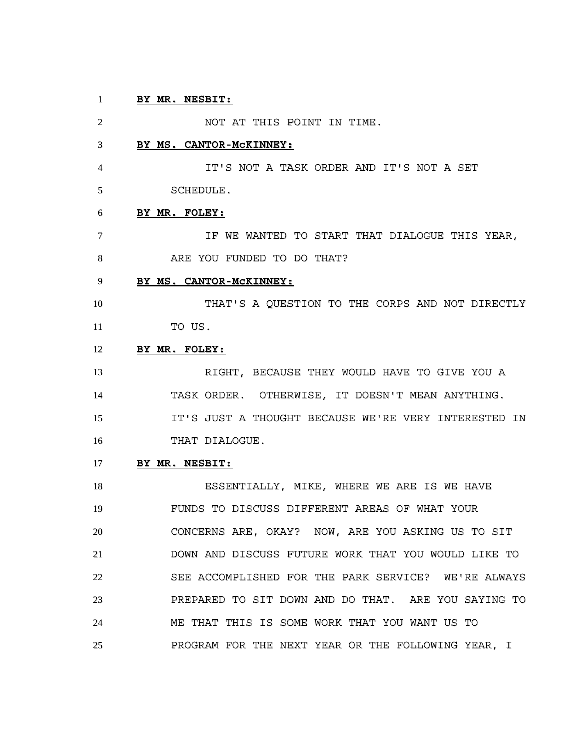**BY MR. NESBIT:**

NOT AT THIS POINT IN TIME.

**BY MS. CANTOR-McKINNEY:**

IT'S NOT A TASK ORDER AND IT'S NOT A SET SCHEDULE.

**BY MR. FOLEY:**

IF WE WANTED TO START THAT DIALOGUE THIS YEAR, ARE YOU FUNDED TO DO THAT?

**BY MS. CANTOR-McKINNEY:**

THAT'S A QUESTION TO THE CORPS AND NOT DIRECTLY TO US.

**BY MR. FOLEY:**

RIGHT, BECAUSE THEY WOULD HAVE TO GIVE YOU A TASK ORDER. OTHERWISE, IT DOESN'T MEAN ANYTHING. IT'S JUST A THOUGHT BECAUSE WE'RE VERY INTERESTED IN THAT DIALOGUE.

**BY MR. NESBIT:**

ESSENTIALLY, MIKE, WHERE WE ARE IS WE HAVE FUNDS TO DISCUSS DIFFERENT AREAS OF WHAT YOUR CONCERNS ARE, OKAY? NOW, ARE YOU ASKING US TO SIT DOWN AND DISCUSS FUTURE WORK THAT YOU WOULD LIKE TO SEE ACCOMPLISHED FOR THE PARK SERVICE? WE'RE ALWAYS PREPARED TO SIT DOWN AND DO THAT. ARE YOU SAYING TO ME THAT THIS IS SOME WORK THAT YOU WANT US TO PROGRAM FOR THE NEXT YEAR OR THE FOLLOWING YEAR, I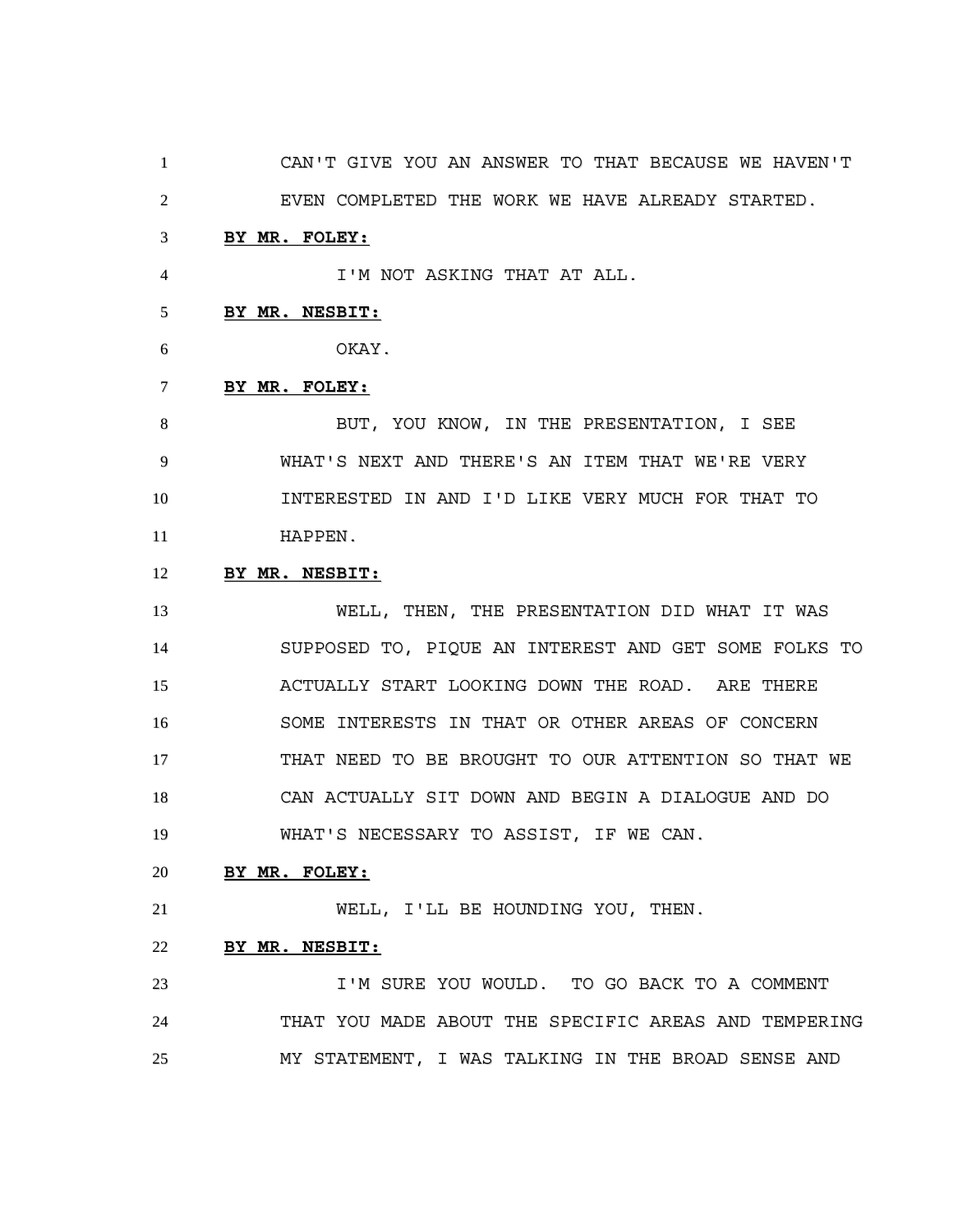CAN'T GIVE YOU AN ANSWER TO THAT BECAUSE WE HAVEN'T EVEN COMPLETED THE WORK WE HAVE ALREADY STARTED.

**BY MR. FOLEY:**

I'M NOT ASKING THAT AT ALL.

**BY MR. NESBIT:**

OKAY.

**BY MR. FOLEY:**

BUT, YOU KNOW, IN THE PRESENTATION, I SEE WHAT'S NEXT AND THERE'S AN ITEM THAT WE'RE VERY INTERESTED IN AND I'D LIKE VERY MUCH FOR THAT TO HAPPEN.

**BY MR. NESBIT:**

WELL, THEN, THE PRESENTATION DID WHAT IT WAS SUPPOSED TO, PIQUE AN INTEREST AND GET SOME FOLKS TO ACTUALLY START LOOKING DOWN THE ROAD. ARE THERE SOME INTERESTS IN THAT OR OTHER AREAS OF CONCERN THAT NEED TO BE BROUGHT TO OUR ATTENTION SO THAT WE CAN ACTUALLY SIT DOWN AND BEGIN A DIALOGUE AND DO WHAT'S NECESSARY TO ASSIST, IF WE CAN.

**BY MR. FOLEY:**

WELL, I'LL BE HOUNDING YOU, THEN.

**BY MR. NESBIT:**

I'M SURE YOU WOULD. TO GO BACK TO A COMMENT THAT YOU MADE ABOUT THE SPECIFIC AREAS AND TEMPERING MY STATEMENT, I WAS TALKING IN THE BROAD SENSE AND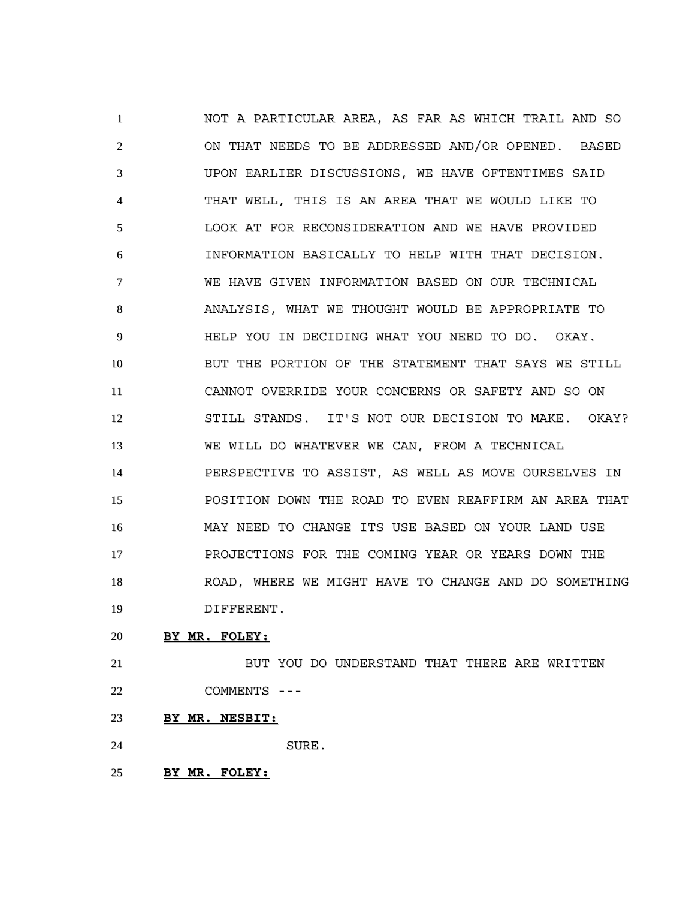NOT A PARTICULAR AREA, AS FAR AS WHICH TRAIL AND SO ON THAT NEEDS TO BE ADDRESSED AND/OR OPENED. BASED UPON EARLIER DISCUSSIONS, WE HAVE OFTENTIMES SAID THAT WELL, THIS IS AN AREA THAT WE WOULD LIKE TO LOOK AT FOR RECONSIDERATION AND WE HAVE PROVIDED INFORMATION BASICALLY TO HELP WITH THAT DECISION. WE HAVE GIVEN INFORMATION BASED ON OUR TECHNICAL ANALYSIS, WHAT WE THOUGHT WOULD BE APPROPRIATE TO HELP YOU IN DECIDING WHAT YOU NEED TO DO. OKAY. BUT THE PORTION OF THE STATEMENT THAT SAYS WE STILL CANNOT OVERRIDE YOUR CONCERNS OR SAFETY AND SO ON STILL STANDS. IT'S NOT OUR DECISION TO MAKE. OKAY? WE WILL DO WHATEVER WE CAN, FROM A TECHNICAL PERSPECTIVE TO ASSIST, AS WELL AS MOVE OURSELVES IN POSITION DOWN THE ROAD TO EVEN REAFFIRM AN AREA THAT MAY NEED TO CHANGE ITS USE BASED ON YOUR LAND USE PROJECTIONS FOR THE COMING YEAR OR YEARS DOWN THE ROAD, WHERE WE MIGHT HAVE TO CHANGE AND DO SOMETHING DIFFERENT.

**BY MR. FOLEY:**

BUT YOU DO UNDERSTAND THAT THERE ARE WRITTEN COMMENTS ---

**BY MR. NESBIT:**

SURE.

**BY MR. FOLEY:**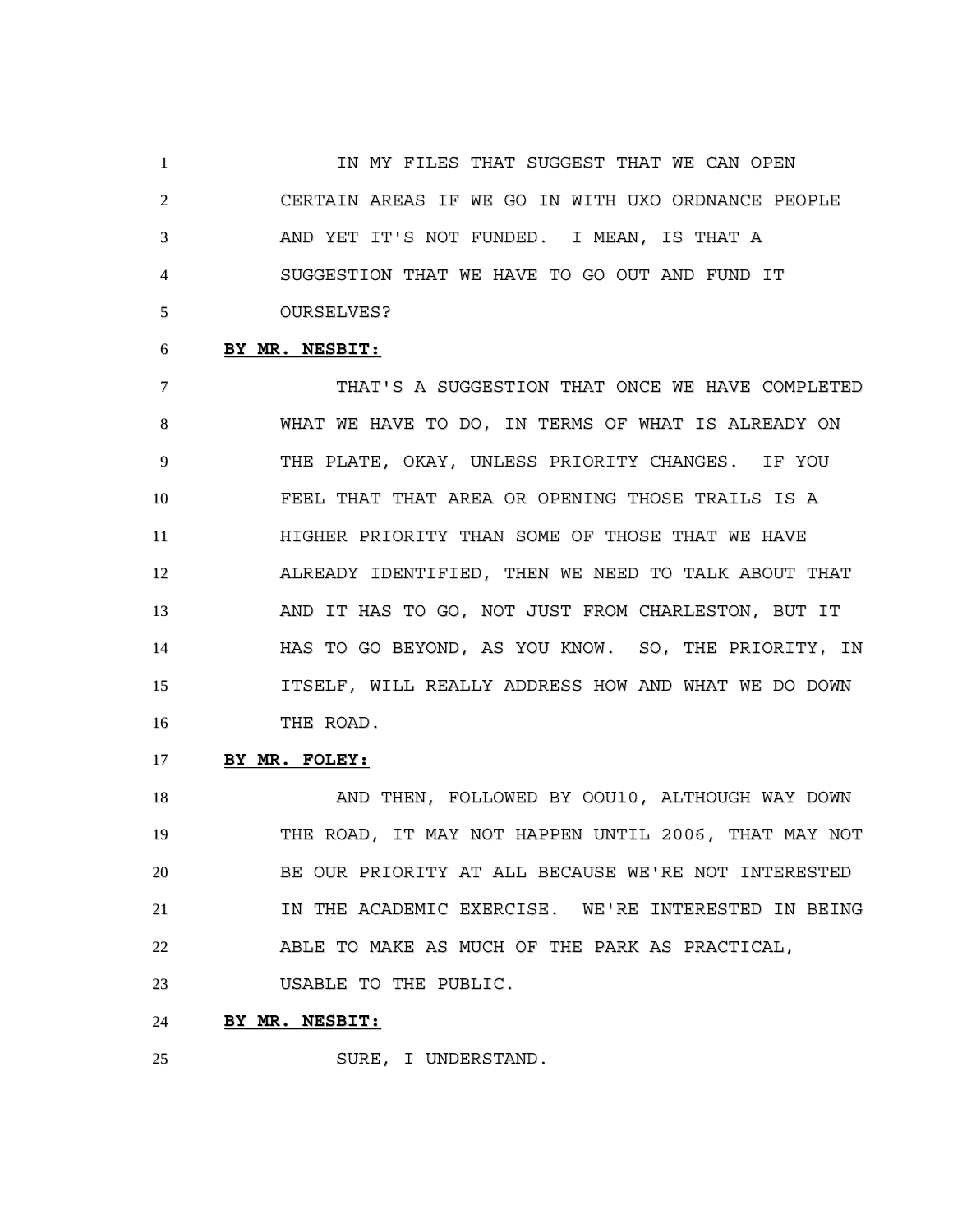IN MY FILES THAT SUGGEST THAT WE CAN OPEN CERTAIN AREAS IF WE GO IN WITH UXO ORDNANCE PEOPLE AND YET IT'S NOT FUNDED. I MEAN, IS THAT A SUGGESTION THAT WE HAVE TO GO OUT AND FUND IT OURSELVES?

**BY MR. NESBIT:**

THAT'S A SUGGESTION THAT ONCE WE HAVE COMPLETED WHAT WE HAVE TO DO, IN TERMS OF WHAT IS ALREADY ON THE PLATE, OKAY, UNLESS PRIORITY CHANGES. IF YOU FEEL THAT THAT AREA OR OPENING THOSE TRAILS IS A HIGHER PRIORITY THAN SOME OF THOSE THAT WE HAVE ALREADY IDENTIFIED, THEN WE NEED TO TALK ABOUT THAT AND IT HAS TO GO, NOT JUST FROM CHARLESTON, BUT IT HAS TO GO BEYOND, AS YOU KNOW. SO, THE PRIORITY, IN ITSELF, WILL REALLY ADDRESS HOW AND WHAT WE DO DOWN THE ROAD.

**BY MR. FOLEY:**

AND THEN, FOLLOWED BY OOU10, ALTHOUGH WAY DOWN THE ROAD, IT MAY NOT HAPPEN UNTIL 2006, THAT MAY NOT BE OUR PRIORITY AT ALL BECAUSE WE'RE NOT INTERESTED IN THE ACADEMIC EXERCISE. WE'RE INTERESTED IN BEING ABLE TO MAKE AS MUCH OF THE PARK AS PRACTICAL, USABLE TO THE PUBLIC.

**BY MR. NESBIT:**

SURE, I UNDERSTAND.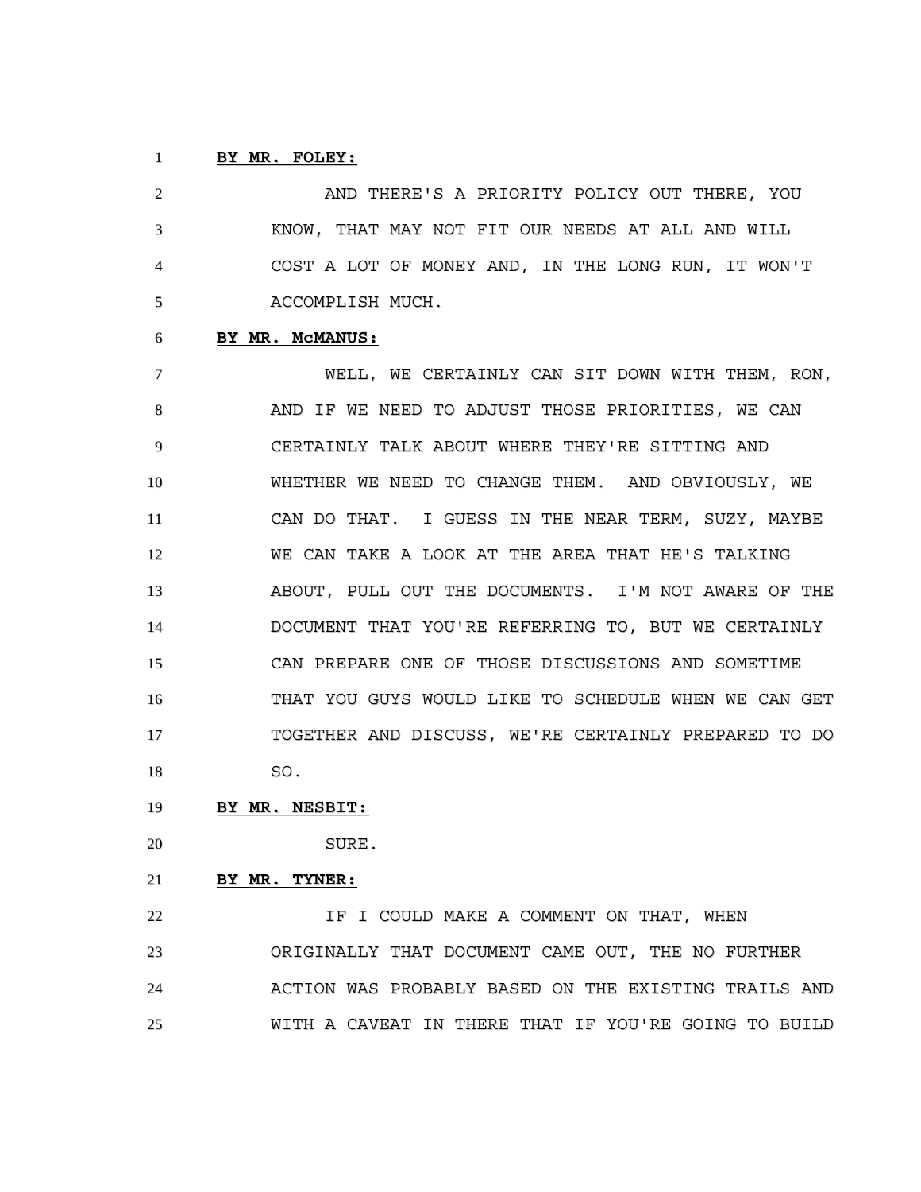**BY MR. FOLEY:**

AND THERE'S A PRIORITY POLICY OUT THERE, YOU KNOW, THAT MAY NOT FIT OUR NEEDS AT ALL AND WILL COST A LOT OF MONEY AND, IN THE LONG RUN, IT WON'T ACCOMPLISH MUCH.

**BY MR. McMANUS:**

WELL, WE CERTAINLY CAN SIT DOWN WITH THEM, RON, AND IF WE NEED TO ADJUST THOSE PRIORITIES, WE CAN CERTAINLY TALK ABOUT WHERE THEY'RE SITTING AND WHETHER WE NEED TO CHANGE THEM. AND OBVIOUSLY, WE CAN DO THAT. I GUESS IN THE NEAR TERM, SUZY, MAYBE WE CAN TAKE A LOOK AT THE AREA THAT HE'S TALKING ABOUT, PULL OUT THE DOCUMENTS. I'M NOT AWARE OF THE DOCUMENT THAT YOU'RE REFERRING TO, BUT WE CERTAINLY CAN PREPARE ONE OF THOSE DISCUSSIONS AND SOMETIME THAT YOU GUYS WOULD LIKE TO SCHEDULE WHEN WE CAN GET TOGETHER AND DISCUSS, WE'RE CERTAINLY PREPARED TO DO SO.

**BY MR. NESBIT:**

SURE.

**BY MR. TYNER:**

IF I COULD MAKE A COMMENT ON THAT, WHEN ORIGINALLY THAT DOCUMENT CAME OUT, THE NO FURTHER ACTION WAS PROBABLY BASED ON THE EXISTING TRAILS AND WITH A CAVEAT IN THERE THAT IF YOU'RE GOING TO BUILD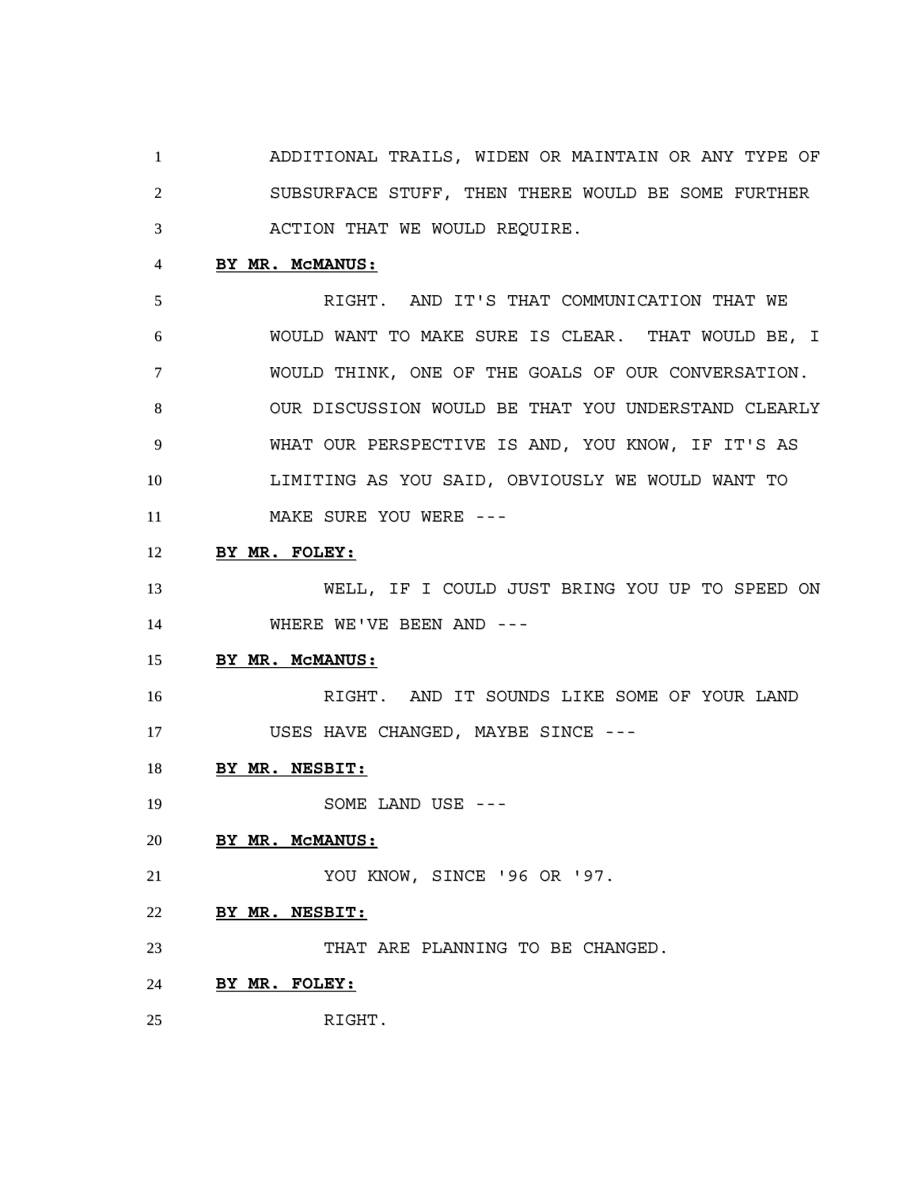ADDITIONAL TRAILS, WIDEN OR MAINTAIN OR ANY TYPE OF SUBSURFACE STUFF, THEN THERE WOULD BE SOME FURTHER ACTION THAT WE WOULD REQUIRE.

**BY MR. McMANUS:**

RIGHT. AND IT'S THAT COMMUNICATION THAT WE WOULD WANT TO MAKE SURE IS CLEAR. THAT WOULD BE, I WOULD THINK, ONE OF THE GOALS OF OUR CONVERSATION. OUR DISCUSSION WOULD BE THAT YOU UNDERSTAND CLEARLY WHAT OUR PERSPECTIVE IS AND, YOU KNOW, IF IT'S AS LIMITING AS YOU SAID, OBVIOUSLY WE WOULD WANT TO MAKE SURE YOU WERE ---

**BY MR. FOLEY:**

WELL, IF I COULD JUST BRING YOU UP TO SPEED ON WHERE WE'VE BEEN AND ---

**BY MR. McMANUS:**

RIGHT. AND IT SOUNDS LIKE SOME OF YOUR LAND USES HAVE CHANGED, MAYBE SINCE ---

**BY MR. NESBIT:**

SOME LAND USE ---

**BY MR. McMANUS:**

YOU KNOW, SINCE '96 OR '97.

**BY MR. NESBIT:**

THAT ARE PLANNING TO BE CHANGED.

**BY MR. FOLEY:**

RIGHT.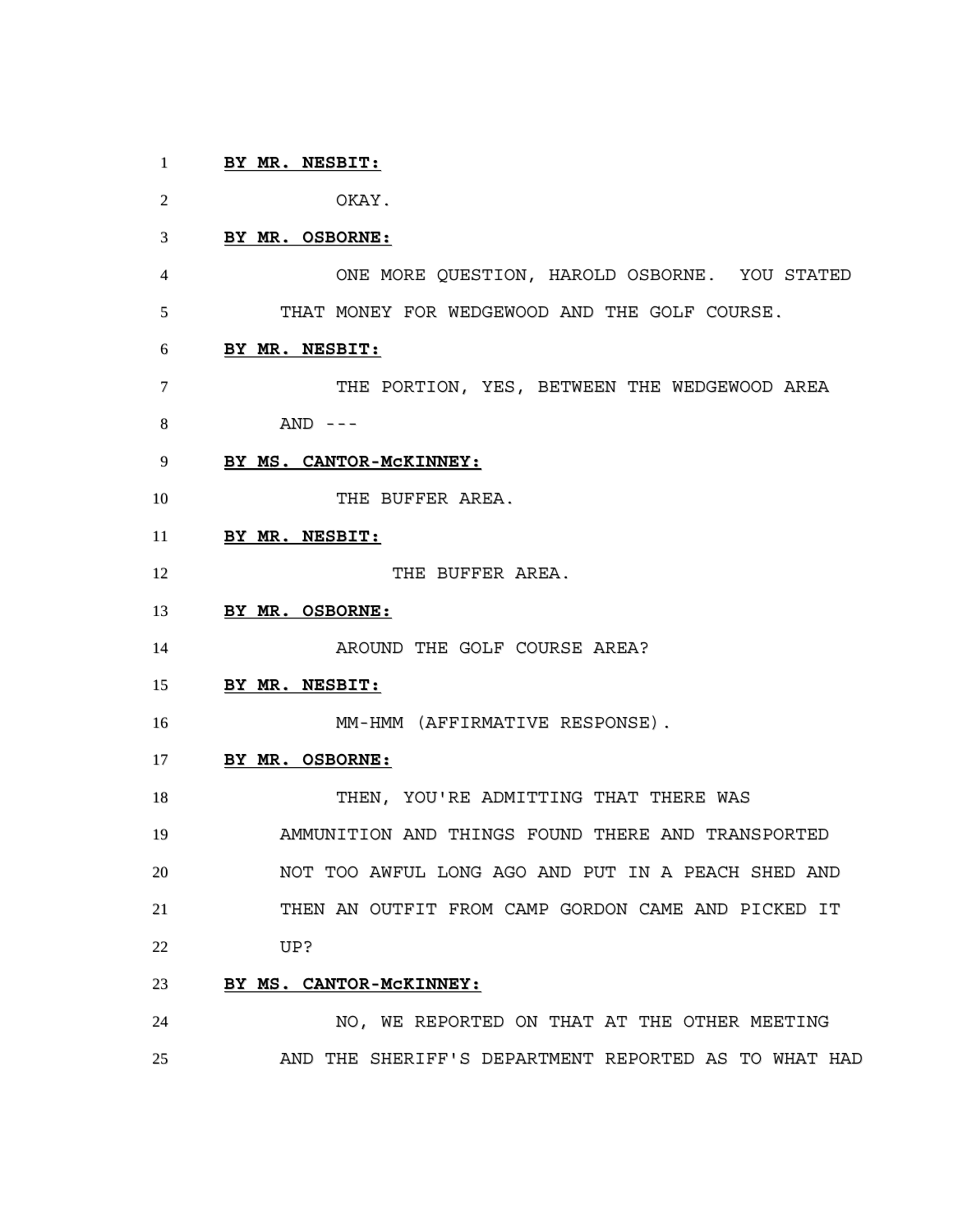**BY MR. NESBIT:**

OKAY.

**BY MR. OSBORNE:**

ONE MORE QUESTION, HAROLD OSBORNE. YOU STATED THAT MONEY FOR WEDGEWOOD AND THE GOLF COURSE.

**BY MR. NESBIT:**

THE PORTION, YES, BETWEEN THE WEDGEWOOD AREA AND ---

**BY MS. CANTOR-McKINNEY:**

THE BUFFER AREA.

**BY MR. NESBIT:**

THE BUFFER AREA.

**BY MR. OSBORNE:**

AROUND THE GOLF COURSE AREA?

**BY MR. NESBIT:**

MM-HMM (AFFIRMATIVE RESPONSE).

**BY MR. OSBORNE:**

THEN, YOU'RE ADMITTING THAT THERE WAS AMMUNITION AND THINGS FOUND THERE AND TRANSPORTED NOT TOO AWFUL LONG AGO AND PUT IN A PEACH SHED AND THEN AN OUTFIT FROM CAMP GORDON CAME AND PICKED IT UP?

**BY MS. CANTOR-McKINNEY:**

NO, WE REPORTED ON THAT AT THE OTHER MEETING AND THE SHERIFF'S DEPARTMENT REPORTED AS TO WHAT HAD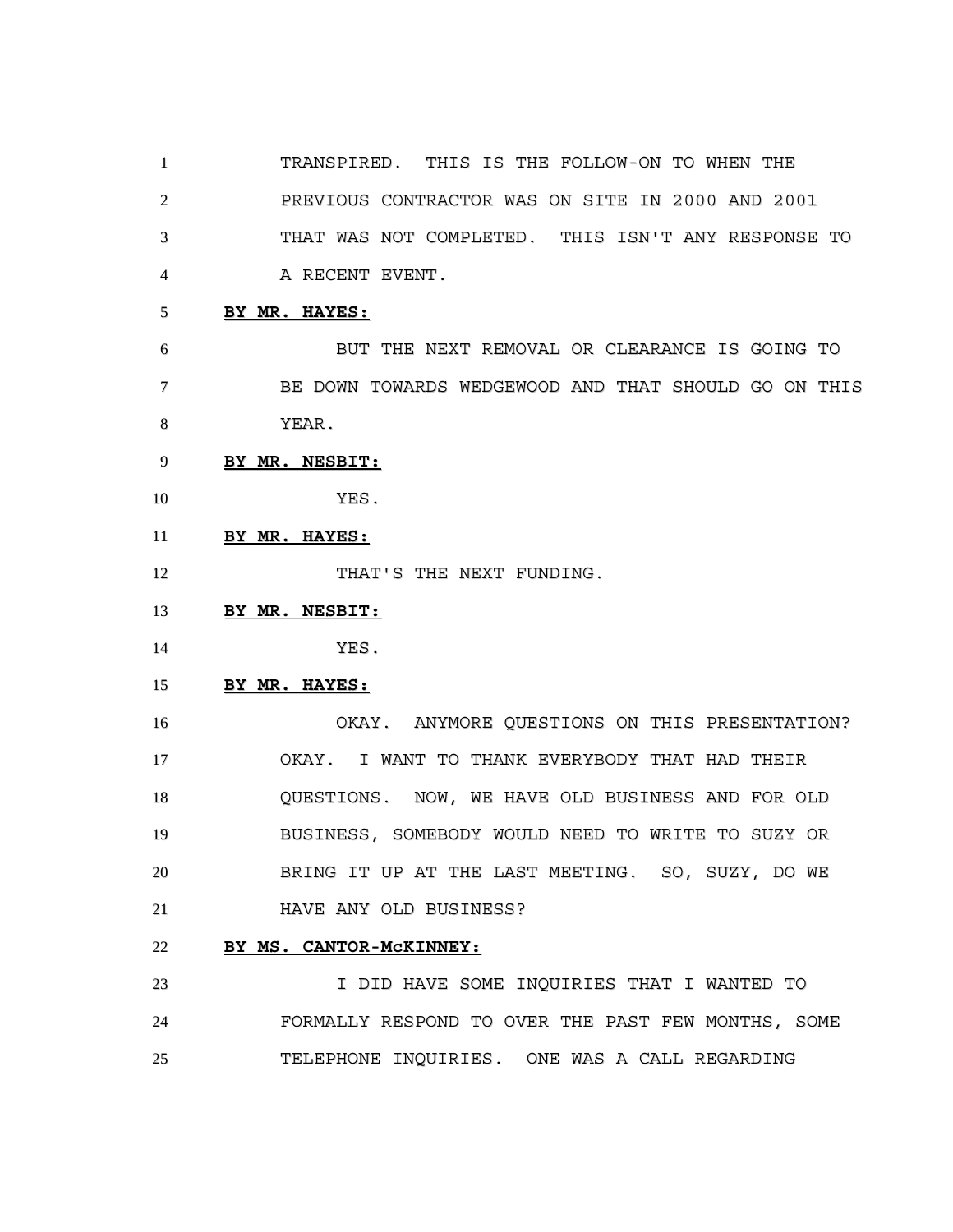TRANSPIRED. THIS IS THE FOLLOW-ON TO WHEN THE PREVIOUS CONTRACTOR WAS ON SITE IN 2000 AND 2001 THAT WAS NOT COMPLETED. THIS ISN'T ANY RESPONSE TO A RECENT EVENT.

**BY MR. HAYES:**

BUT THE NEXT REMOVAL OR CLEARANCE IS GOING TO BE DOWN TOWARDS WEDGEWOOD AND THAT SHOULD GO ON THIS YEAR.

**BY MR. NESBIT:**

YES.

**BY MR. HAYES:**

THAT'S THE NEXT FUNDING.

**BY MR. NESBIT:**

YES.

**BY MR. HAYES:**

OKAY. ANYMORE QUESTIONS ON THIS PRESENTATION? OKAY. I WANT TO THANK EVERYBODY THAT HAD THEIR QUESTIONS. NOW, WE HAVE OLD BUSINESS AND FOR OLD BUSINESS, SOMEBODY WOULD NEED TO WRITE TO SUZY OR BRING IT UP AT THE LAST MEETING. SO, SUZY, DO WE HAVE ANY OLD BUSINESS?

**BY MS. CANTOR-McKINNEY:**

I DID HAVE SOME INQUIRIES THAT I WANTED TO FORMALLY RESPOND TO OVER THE PAST FEW MONTHS, SOME TELEPHONE INQUIRIES. ONE WAS A CALL REGARDING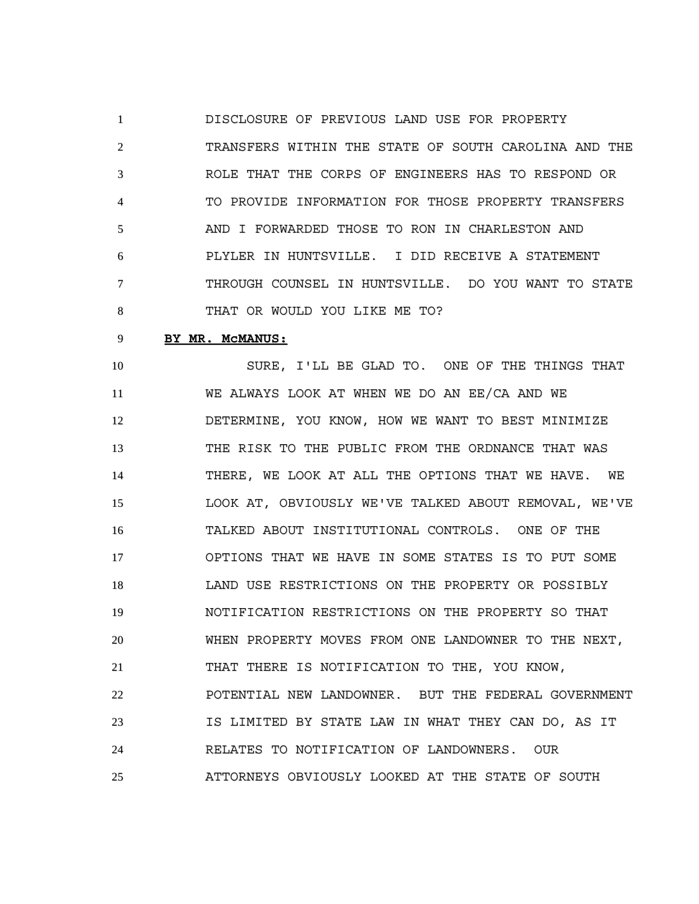DISCLOSURE OF PREVIOUS LAND USE FOR PROPERTY TRANSFERS WITHIN THE STATE OF SOUTH CAROLINA AND THE ROLE THAT THE CORPS OF ENGINEERS HAS TO RESPOND OR TO PROVIDE INFORMATION FOR THOSE PROPERTY TRANSFERS AND I FORWARDED THOSE TO RON IN CHARLESTON AND PLYLER IN HUNTSVILLE. I DID RECEIVE A STATEMENT THROUGH COUNSEL IN HUNTSVILLE. DO YOU WANT TO STATE THAT OR WOULD YOU LIKE ME TO?

**BY MR. McMANUS:**

SURE, I'LL BE GLAD TO. ONE OF THE THINGS THAT WE ALWAYS LOOK AT WHEN WE DO AN EE/CA AND WE DETERMINE, YOU KNOW, HOW WE WANT TO BEST MINIMIZE THE RISK TO THE PUBLIC FROM THE ORDNANCE THAT WAS THERE, WE LOOK AT ALL THE OPTIONS THAT WE HAVE. WE LOOK AT, OBVIOUSLY WE'VE TALKED ABOUT REMOVAL, WE'VE TALKED ABOUT INSTITUTIONAL CONTROLS. ONE OF THE OPTIONS THAT WE HAVE IN SOME STATES IS TO PUT SOME LAND USE RESTRICTIONS ON THE PROPERTY OR POSSIBLY NOTIFICATION RESTRICTIONS ON THE PROPERTY SO THAT WHEN PROPERTY MOVES FROM ONE LANDOWNER TO THE NEXT, THAT THERE IS NOTIFICATION TO THE, YOU KNOW, POTENTIAL NEW LANDOWNER. BUT THE FEDERAL GOVERNMENT IS LIMITED BY STATE LAW IN WHAT THEY CAN DO, AS IT RELATES TO NOTIFICATION OF LANDOWNERS. OUR ATTORNEYS OBVIOUSLY LOOKED AT THE STATE OF SOUTH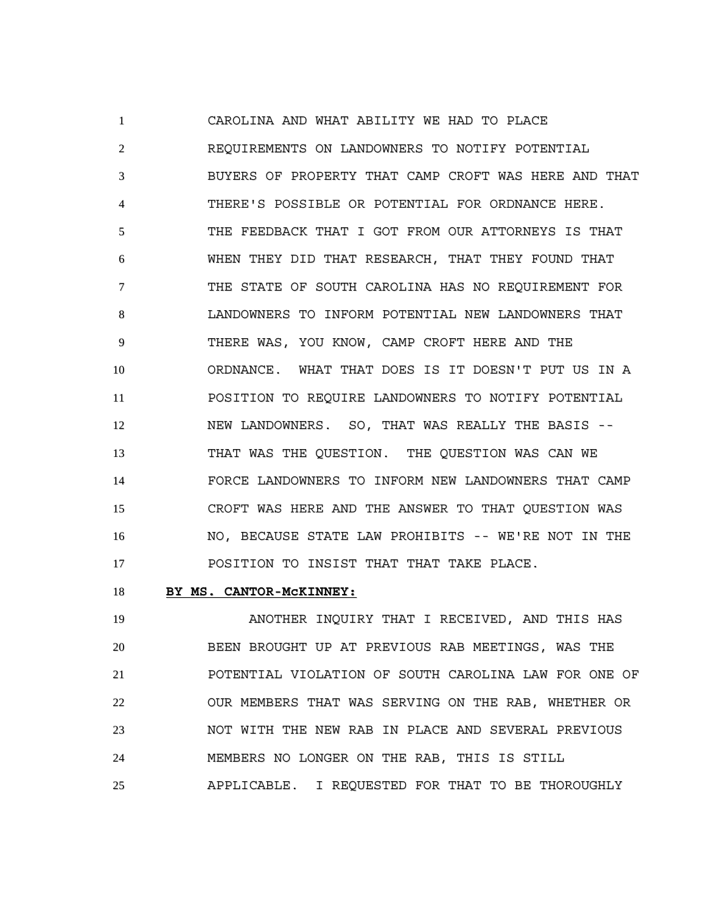CAROLINA AND WHAT ABILITY WE HAD TO PLACE REQUIREMENTS ON LANDOWNERS TO NOTIFY POTENTIAL BUYERS OF PROPERTY THAT CAMP CROFT WAS HERE AND THAT THERE'S POSSIBLE OR POTENTIAL FOR ORDNANCE HERE. THE FEEDBACK THAT I GOT FROM OUR ATTORNEYS IS THAT WHEN THEY DID THAT RESEARCH, THAT THEY FOUND THAT THE STATE OF SOUTH CAROLINA HAS NO REQUIREMENT FOR LANDOWNERS TO INFORM POTENTIAL NEW LANDOWNERS THAT THERE WAS, YOU KNOW, CAMP CROFT HERE AND THE ORDNANCE. WHAT THAT DOES IS IT DOESN'T PUT US IN A POSITION TO REQUIRE LANDOWNERS TO NOTIFY POTENTIAL NEW LANDOWNERS. SO, THAT WAS REALLY THE BASIS -- THAT WAS THE QUESTION. THE QUESTION WAS CAN WE FORCE LANDOWNERS TO INFORM NEW LANDOWNERS THAT CAMP CROFT WAS HERE AND THE ANSWER TO THAT QUESTION WAS NO, BECAUSE STATE LAW PROHIBITS -- WE'RE NOT IN THE POSITION TO INSIST THAT THAT TAKE PLACE.

**BY MS. CANTOR-McKINNEY:**

ANOTHER INQUIRY THAT I RECEIVED, AND THIS HAS BEEN BROUGHT UP AT PREVIOUS RAB MEETINGS, WAS THE POTENTIAL VIOLATION OF SOUTH CAROLINA LAW FOR ONE OF OUR MEMBERS THAT WAS SERVING ON THE RAB, WHETHER OR NOT WITH THE NEW RAB IN PLACE AND SEVERAL PREVIOUS MEMBERS NO LONGER ON THE RAB, THIS IS STILL APPLICABLE. I REQUESTED FOR THAT TO BE THOROUGHLY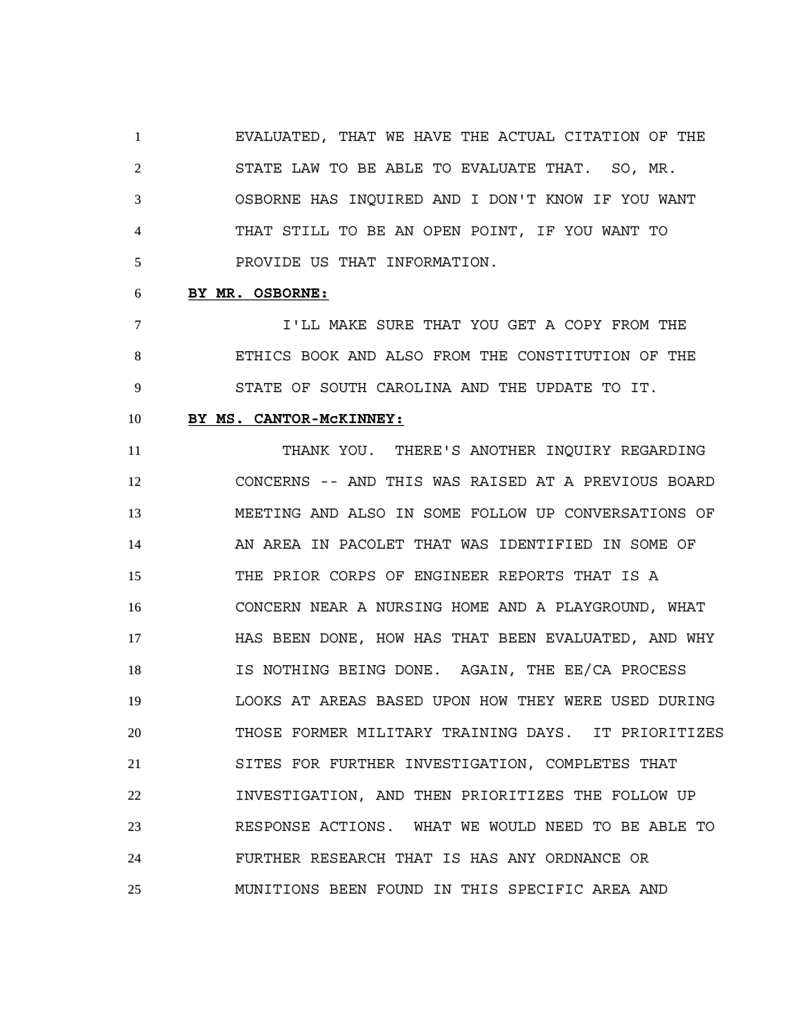EVALUATED, THAT WE HAVE THE ACTUAL CITATION OF THE STATE LAW TO BE ABLE TO EVALUATE THAT. SO, MR. OSBORNE HAS INQUIRED AND I DON'T KNOW IF YOU WANT THAT STILL TO BE AN OPEN POINT, IF YOU WANT TO PROVIDE US THAT INFORMATION.

**BY MR. OSBORNE:**

I'LL MAKE SURE THAT YOU GET A COPY FROM THE ETHICS BOOK AND ALSO FROM THE CONSTITUTION OF THE STATE OF SOUTH CAROLINA AND THE UPDATE TO IT.

**BY MS. CANTOR-McKINNEY:**

THANK YOU. THERE'S ANOTHER INQUIRY REGARDING CONCERNS -- AND THIS WAS RAISED AT A PREVIOUS BOARD MEETING AND ALSO IN SOME FOLLOW UP CONVERSATIONS OF AN AREA IN PACOLET THAT WAS IDENTIFIED IN SOME OF THE PRIOR CORPS OF ENGINEER REPORTS THAT IS A CONCERN NEAR A NURSING HOME AND A PLAYGROUND, WHAT HAS BEEN DONE, HOW HAS THAT BEEN EVALUATED, AND WHY IS NOTHING BEING DONE. AGAIN, THE EE/CA PROCESS LOOKS AT AREAS BASED UPON HOW THEY WERE USED DURING THOSE FORMER MILITARY TRAINING DAYS. IT PRIORITIZES SITES FOR FURTHER INVESTIGATION, COMPLETES THAT INVESTIGATION, AND THEN PRIORITIZES THE FOLLOW UP RESPONSE ACTIONS. WHAT WE WOULD NEED TO BE ABLE TO FURTHER RESEARCH THAT IS HAS ANY ORDNANCE OR MUNITIONS BEEN FOUND IN THIS SPECIFIC AREA AND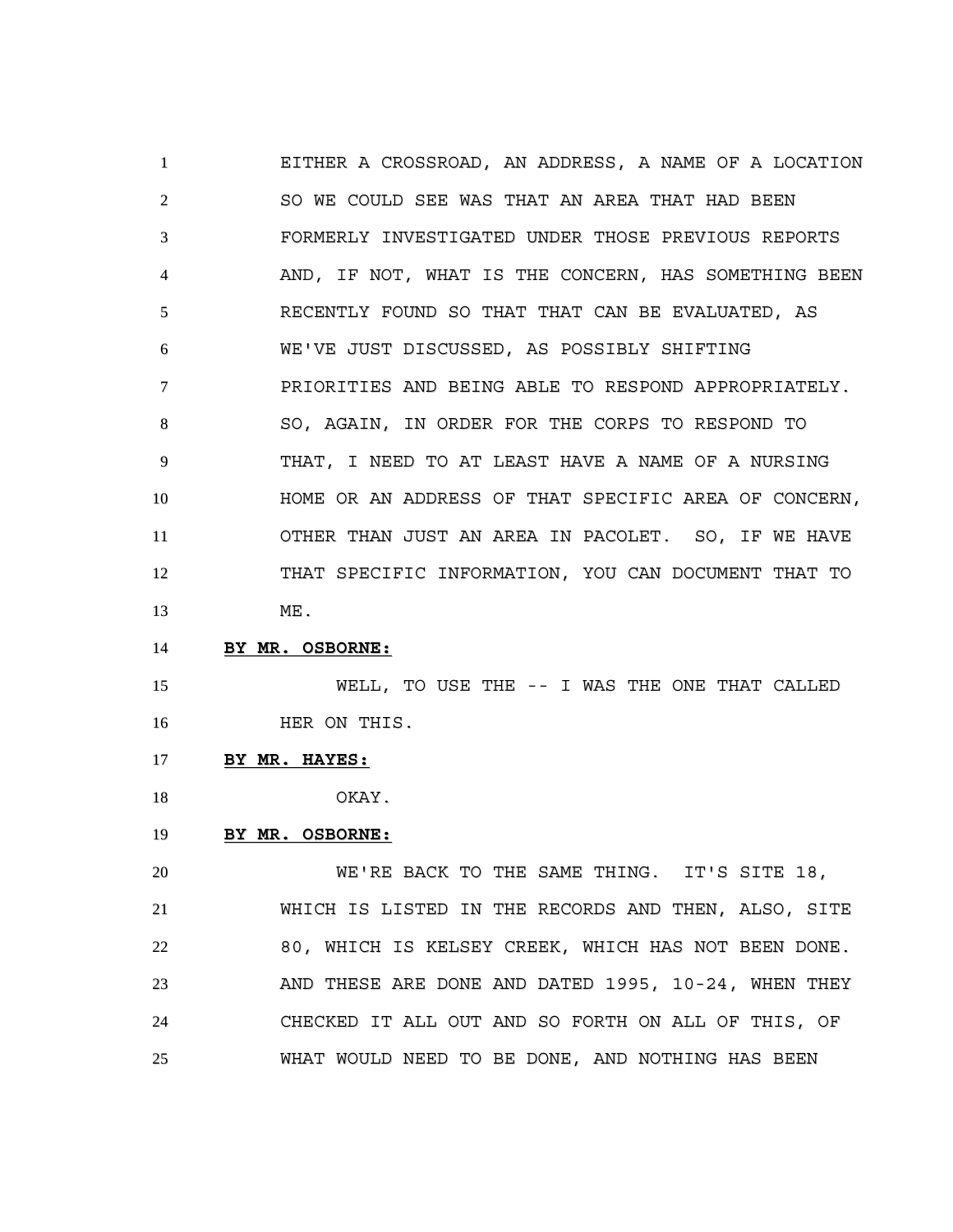EITHER A CROSSROAD, AN ADDRESS, A NAME OF A LOCATION SO WE COULD SEE WAS THAT AN AREA THAT HAD BEEN FORMERLY INVESTIGATED UNDER THOSE PREVIOUS REPORTS AND, IF NOT, WHAT IS THE CONCERN, HAS SOMETHING BEEN RECENTLY FOUND SO THAT THAT CAN BE EVALUATED, AS WE'VE JUST DISCUSSED, AS POSSIBLY SHIFTING PRIORITIES AND BEING ABLE TO RESPOND APPROPRIATELY. SO, AGAIN, IN ORDER FOR THE CORPS TO RESPOND TO THAT, I NEED TO AT LEAST HAVE A NAME OF A NURSING HOME OR AN ADDRESS OF THAT SPECIFIC AREA OF CONCERN, OTHER THAN JUST AN AREA IN PACOLET. SO, IF WE HAVE THAT SPECIFIC INFORMATION, YOU CAN DOCUMENT THAT TO ME.

**BY MR. OSBORNE:**

WELL, TO USE THE -- I WAS THE ONE THAT CALLED HER ON THIS.

**BY MR. HAYES:**

OKAY.

**BY MR. OSBORNE:**

WE'RE BACK TO THE SAME THING. IT'S SITE 18, WHICH IS LISTED IN THE RECORDS AND THEN, ALSO, SITE 80, WHICH IS KELSEY CREEK, WHICH HAS NOT BEEN DONE. AND THESE ARE DONE AND DATED 1995, 10-24, WHEN THEY CHECKED IT ALL OUT AND SO FORTH ON ALL OF THIS, OF WHAT WOULD NEED TO BE DONE, AND NOTHING HAS BEEN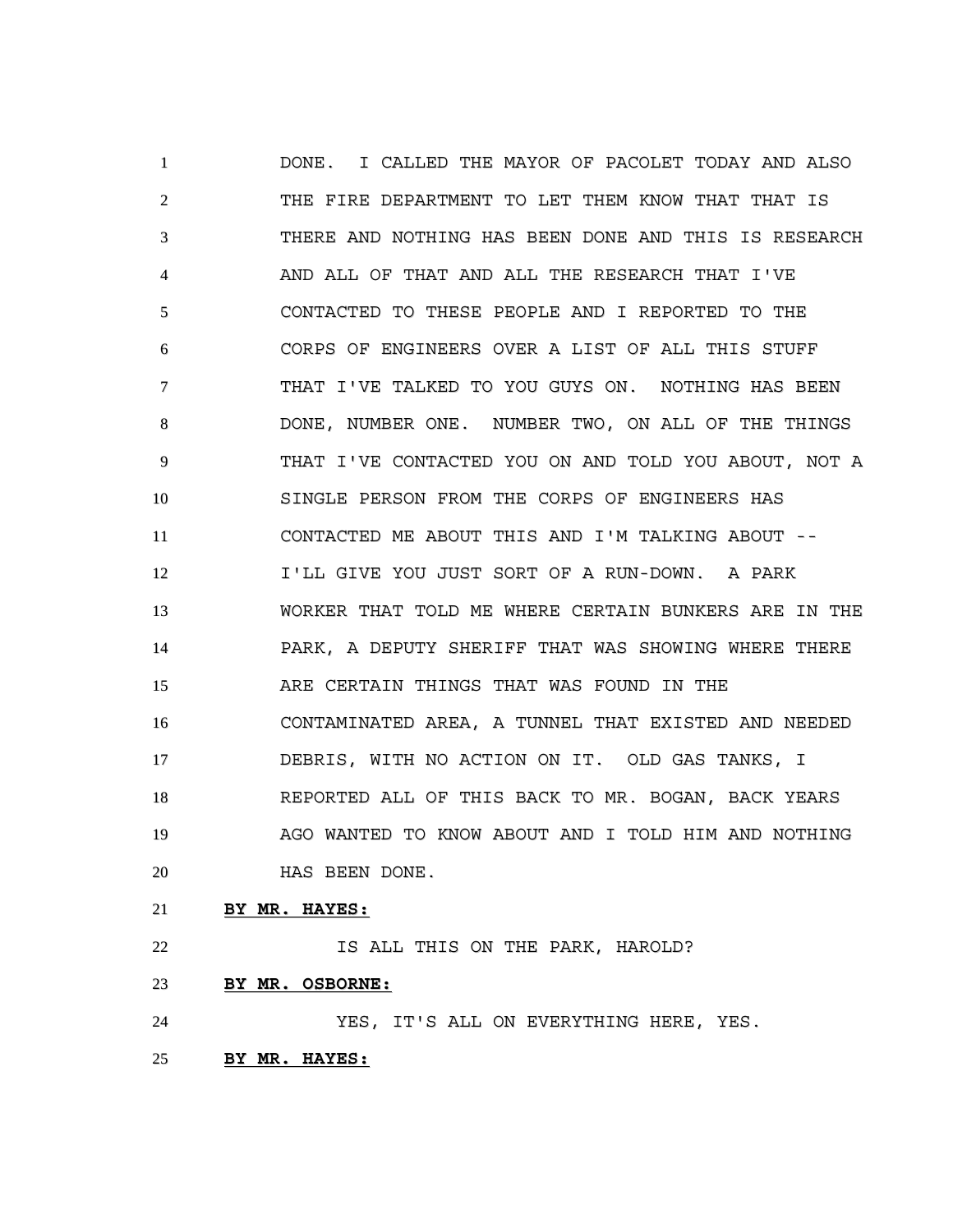DONE. I CALLED THE MAYOR OF PACOLET TODAY AND ALSO THE FIRE DEPARTMENT TO LET THEM KNOW THAT THAT IS THERE AND NOTHING HAS BEEN DONE AND THIS IS RESEARCH AND ALL OF THAT AND ALL THE RESEARCH THAT I'VE CONTACTED TO THESE PEOPLE AND I REPORTED TO THE CORPS OF ENGINEERS OVER A LIST OF ALL THIS STUFF THAT I'VE TALKED TO YOU GUYS ON. NOTHING HAS BEEN DONE, NUMBER ONE. NUMBER TWO, ON ALL OF THE THINGS THAT I'VE CONTACTED YOU ON AND TOLD YOU ABOUT, NOT A SINGLE PERSON FROM THE CORPS OF ENGINEERS HAS CONTACTED ME ABOUT THIS AND I'M TALKING ABOUT -- I'LL GIVE YOU JUST SORT OF A RUN-DOWN. A PARK WORKER THAT TOLD ME WHERE CERTAIN BUNKERS ARE IN THE PARK, A DEPUTY SHERIFF THAT WAS SHOWING WHERE THERE ARE CERTAIN THINGS THAT WAS FOUND IN THE CONTAMINATED AREA, A TUNNEL THAT EXISTED AND NEEDED DEBRIS, WITH NO ACTION ON IT. OLD GAS TANKS, I REPORTED ALL OF THIS BACK TO MR. BOGAN, BACK YEARS AGO WANTED TO KNOW ABOUT AND I TOLD HIM AND NOTHING HAS BEEN DONE.

**BY MR. HAYES:**

IS ALL THIS ON THE PARK, HAROLD?

**BY MR. OSBORNE:**

YES, IT'S ALL ON EVERYTHING HERE, YES.

**BY MR. HAYES:**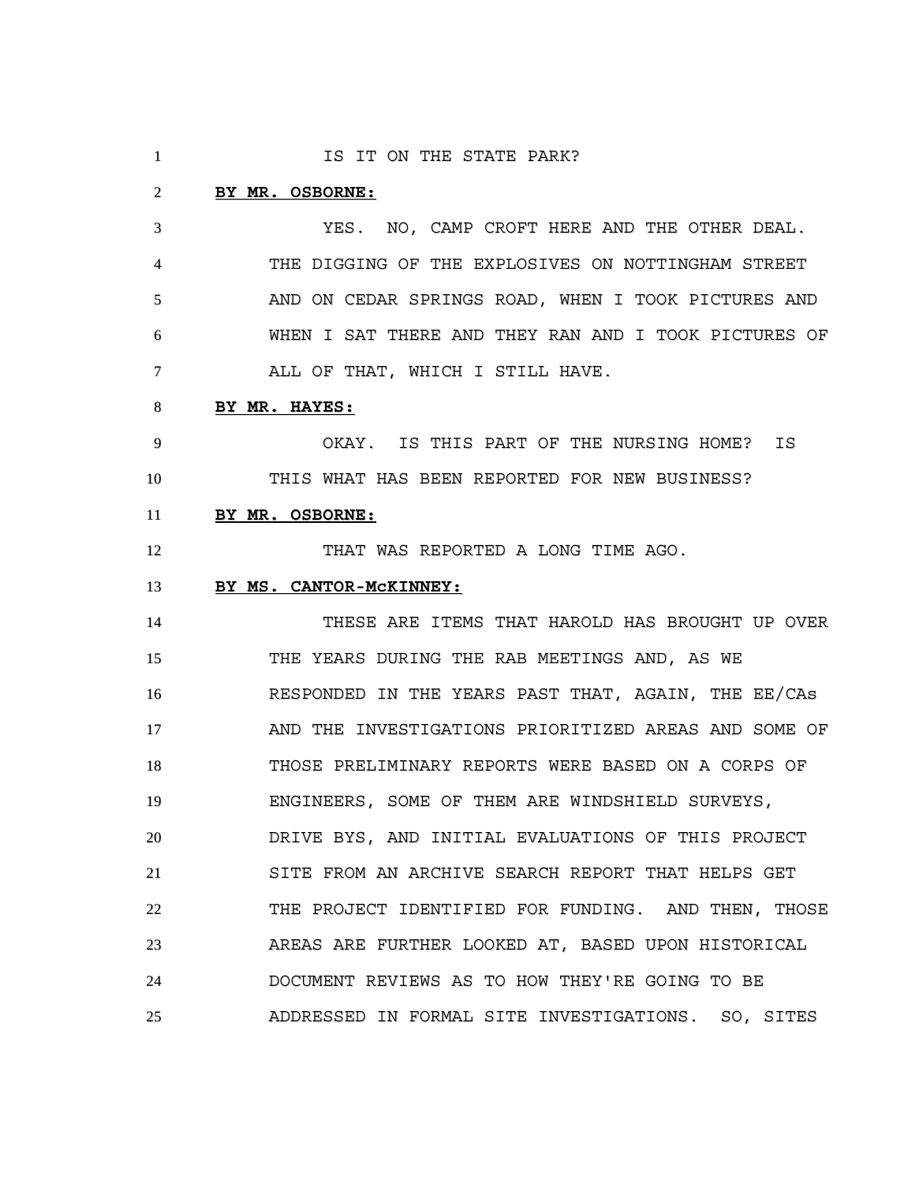IS IT ON THE STATE PARK?

**BY MR. OSBORNE:**

YES. NO, CAMP CROFT HERE AND THE OTHER DEAL. THE DIGGING OF THE EXPLOSIVES ON NOTTINGHAM STREET AND ON CEDAR SPRINGS ROAD, WHEN I TOOK PICTURES AND WHEN I SAT THERE AND THEY RAN AND I TOOK PICTURES OF ALL OF THAT, WHICH I STILL HAVE.

**BY MR. HAYES:**

OKAY. IS THIS PART OF THE NURSING HOME? IS THIS WHAT HAS BEEN REPORTED FOR NEW BUSINESS?

**BY MR. OSBORNE:**

THAT WAS REPORTED A LONG TIME AGO.

**BY MS. CANTOR-McKINNEY:**

THESE ARE ITEMS THAT HAROLD HAS BROUGHT UP OVER THE YEARS DURING THE RAB MEETINGS AND, AS WE RESPONDED IN THE YEARS PAST THAT, AGAIN, THE EE/CAs AND THE INVESTIGATIONS PRIORITIZED AREAS AND SOME OF THOSE PRELIMINARY REPORTS WERE BASED ON A CORPS OF ENGINEERS, SOME OF THEM ARE WINDSHIELD SURVEYS, DRIVE BYS, AND INITIAL EVALUATIONS OF THIS PROJECT SITE FROM AN ARCHIVE SEARCH REPORT THAT HELPS GET THE PROJECT IDENTIFIED FOR FUNDING. AND THEN, THOSE AREAS ARE FURTHER LOOKED AT, BASED UPON HISTORICAL DOCUMENT REVIEWS AS TO HOW THEY'RE GOING TO BE ADDRESSED IN FORMAL SITE INVESTIGATIONS. SO, SITES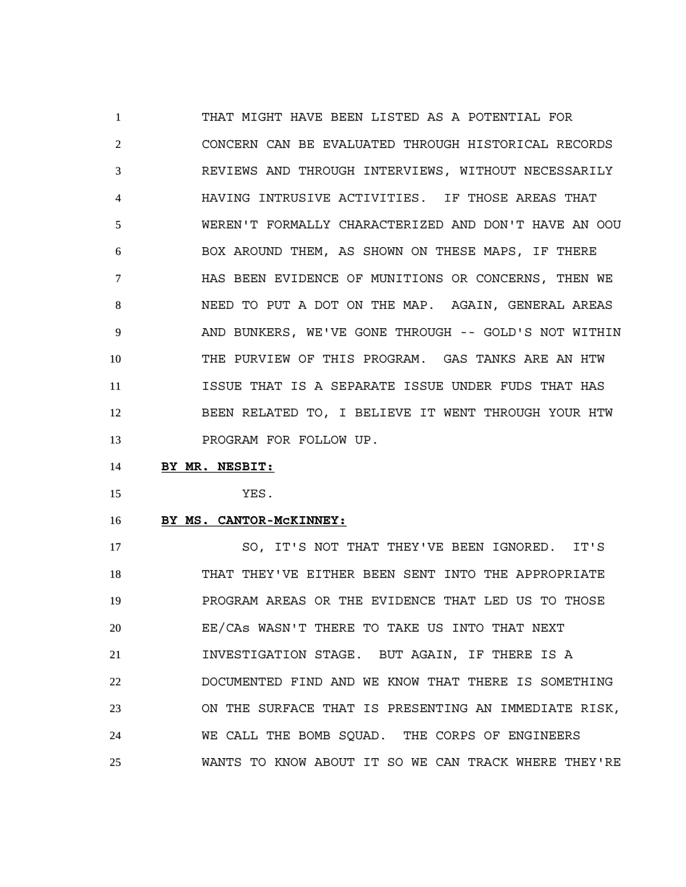THAT MIGHT HAVE BEEN LISTED AS A POTENTIAL FOR CONCERN CAN BE EVALUATED THROUGH HISTORICAL RECORDS REVIEWS AND THROUGH INTERVIEWS, WITHOUT NECESSARILY HAVING INTRUSIVE ACTIVITIES. IF THOSE AREAS THAT WEREN'T FORMALLY CHARACTERIZED AND DON'T HAVE AN OOU BOX AROUND THEM, AS SHOWN ON THESE MAPS, IF THERE HAS BEEN EVIDENCE OF MUNITIONS OR CONCERNS, THEN WE NEED TO PUT A DOT ON THE MAP. AGAIN, GENERAL AREAS AND BUNKERS, WE'VE GONE THROUGH -- GOLD'S NOT WITHIN THE PURVIEW OF THIS PROGRAM. GAS TANKS ARE AN HTW ISSUE THAT IS A SEPARATE ISSUE UNDER FUDS THAT HAS BEEN RELATED TO, I BELIEVE IT WENT THROUGH YOUR HTW PROGRAM FOR FOLLOW UP.

**BY MR. NESBIT:**

YES.

**BY MS. CANTOR-McKINNEY:**

SO, IT'S NOT THAT THEY'VE BEEN IGNORED. IT'S THAT THEY'VE EITHER BEEN SENT INTO THE APPROPRIATE PROGRAM AREAS OR THE EVIDENCE THAT LED US TO THOSE EE/CAs WASN'T THERE TO TAKE US INTO THAT NEXT INVESTIGATION STAGE. BUT AGAIN, IF THERE IS A DOCUMENTED FIND AND WE KNOW THAT THERE IS SOMETHING ON THE SURFACE THAT IS PRESENTING AN IMMEDIATE RISK, WE CALL THE BOMB SQUAD. THE CORPS OF ENGINEERS WANTS TO KNOW ABOUT IT SO WE CAN TRACK WHERE THEY'RE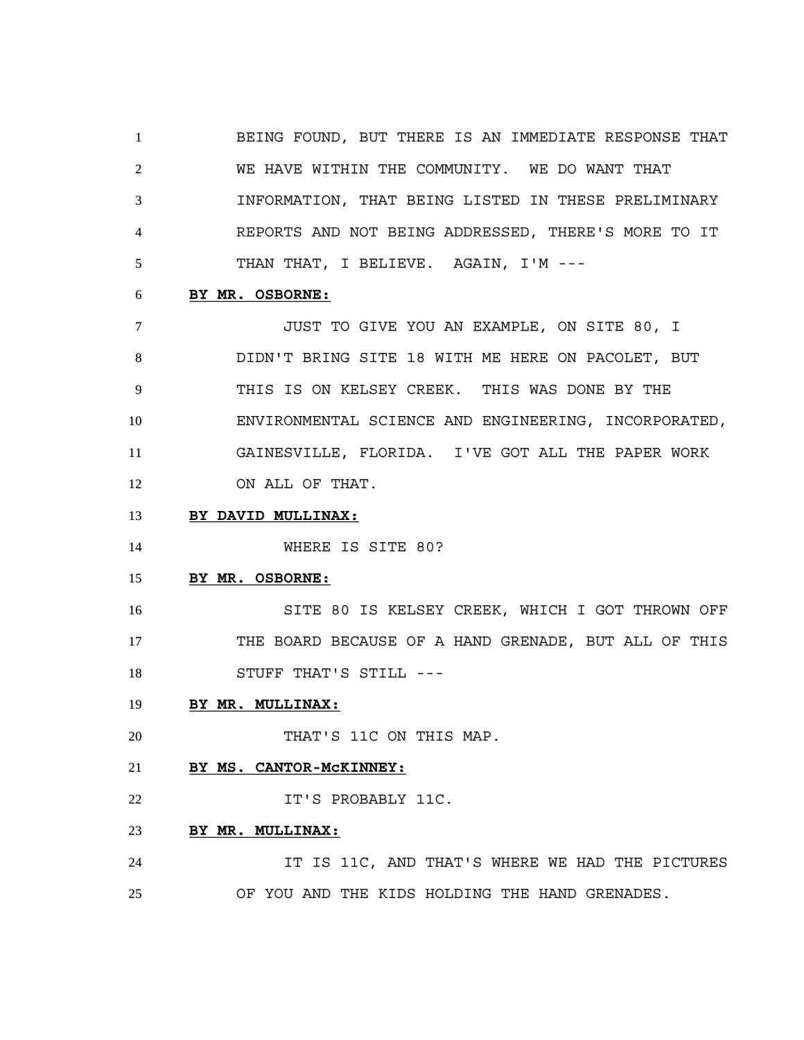BEING FOUND, BUT THERE IS AN IMMEDIATE RESPONSE THAT WE HAVE WITHIN THE COMMUNITY. WE DO WANT THAT INFORMATION, THAT BEING LISTED IN THESE PRELIMINARY REPORTS AND NOT BEING ADDRESSED, THERE'S MORE TO IT THAN THAT, I BELIEVE. AGAIN, I'M ---

**BY MR. OSBORNE:**

JUST TO GIVE YOU AN EXAMPLE, ON SITE 80, I DIDN'T BRING SITE 18 WITH ME HERE ON PACOLET, BUT THIS IS ON KELSEY CREEK. THIS WAS DONE BY THE ENVIRONMENTAL SCIENCE AND ENGINEERING, INCORPORATED, GAINESVILLE, FLORIDA. I'VE GOT ALL THE PAPER WORK ON ALL OF THAT.

**BY DAVID MULLINAX:**

WHERE IS SITE 80?

**BY MR. OSBORNE:**

SITE 80 IS KELSEY CREEK, WHICH I GOT THROWN OFF THE BOARD BECAUSE OF A HAND GRENADE, BUT ALL OF THIS STUFF THAT'S STILL ---

**BY MR. MULLINAX:**

THAT'S 11C ON THIS MAP.

**BY MS. CANTOR-McKINNEY:**

IT'S PROBABLY 11C.

**BY MR. MULLINAX:**

IT IS 11C, AND THAT'S WHERE WE HAD THE PICTURES OF YOU AND THE KIDS HOLDING THE HAND GRENADES.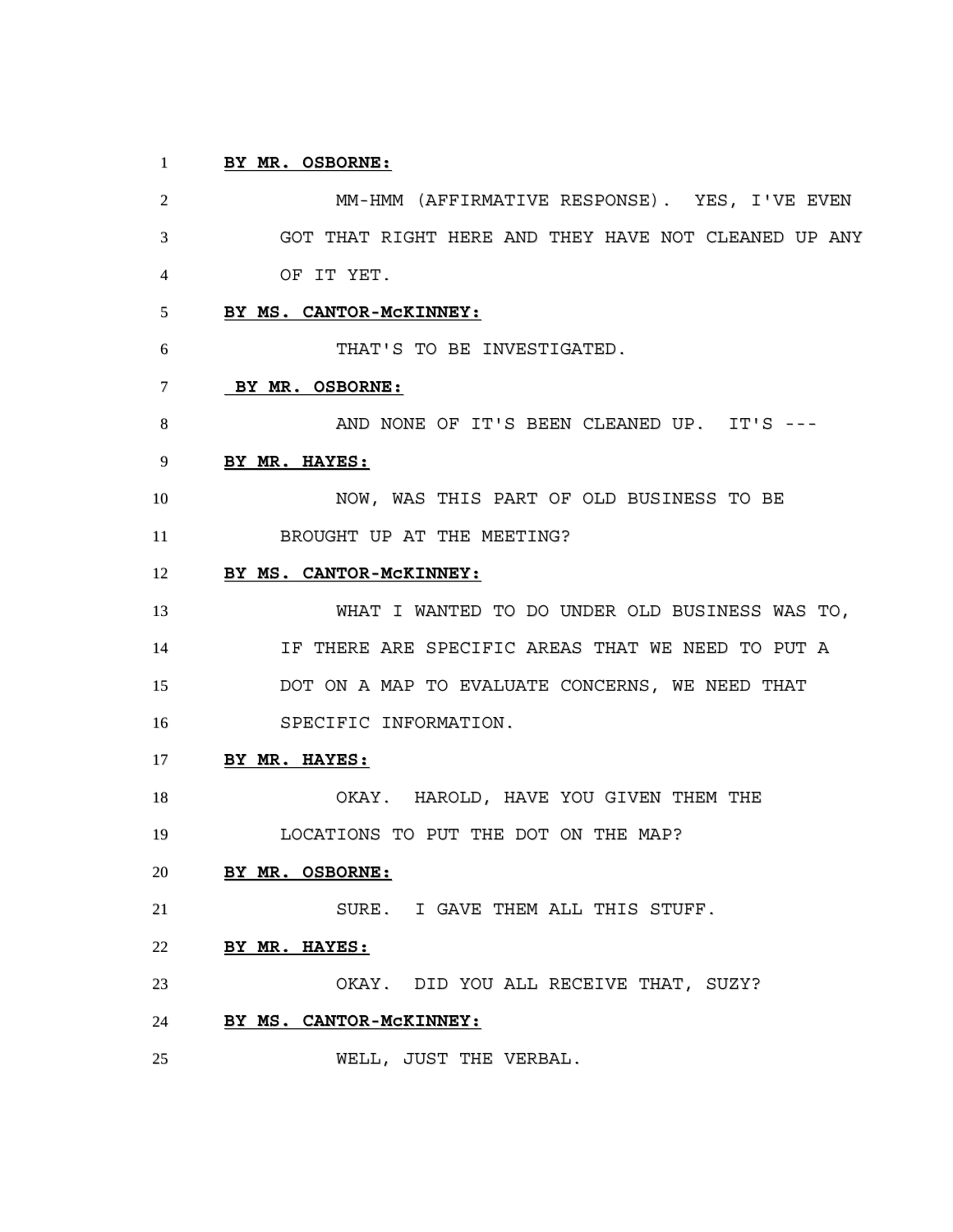**BY MR. OSBORNE:**

MM-HMM (AFFIRMATIVE RESPONSE). YES, I'VE EVEN GOT THAT RIGHT HERE AND THEY HAVE NOT CLEANED UP ANY OF IT YET.

**BY MS. CANTOR-McKINNEY:**

THAT'S TO BE INVESTIGATED.

**BY MR. OSBORNE:**

AND NONE OF IT'S BEEN CLEANED UP. IT'S ---

**BY MR. HAYES:**

NOW, WAS THIS PART OF OLD BUSINESS TO BE BROUGHT UP AT THE MEETING?

**BY MS. CANTOR-McKINNEY:**

WHAT I WANTED TO DO UNDER OLD BUSINESS WAS TO, IF THERE ARE SPECIFIC AREAS THAT WE NEED TO PUT A DOT ON A MAP TO EVALUATE CONCERNS, WE NEED THAT SPECIFIC INFORMATION.

**BY MR. HAYES:**

OKAY. HAROLD, HAVE YOU GIVEN THEM THE LOCATIONS TO PUT THE DOT ON THE MAP?

**BY MR. OSBORNE:**

SURE. I GAVE THEM ALL THIS STUFF.

**BY MR. HAYES:**

OKAY. DID YOU ALL RECEIVE THAT, SUZY?

**BY MS. CANTOR-McKINNEY:**

WELL, JUST THE VERBAL.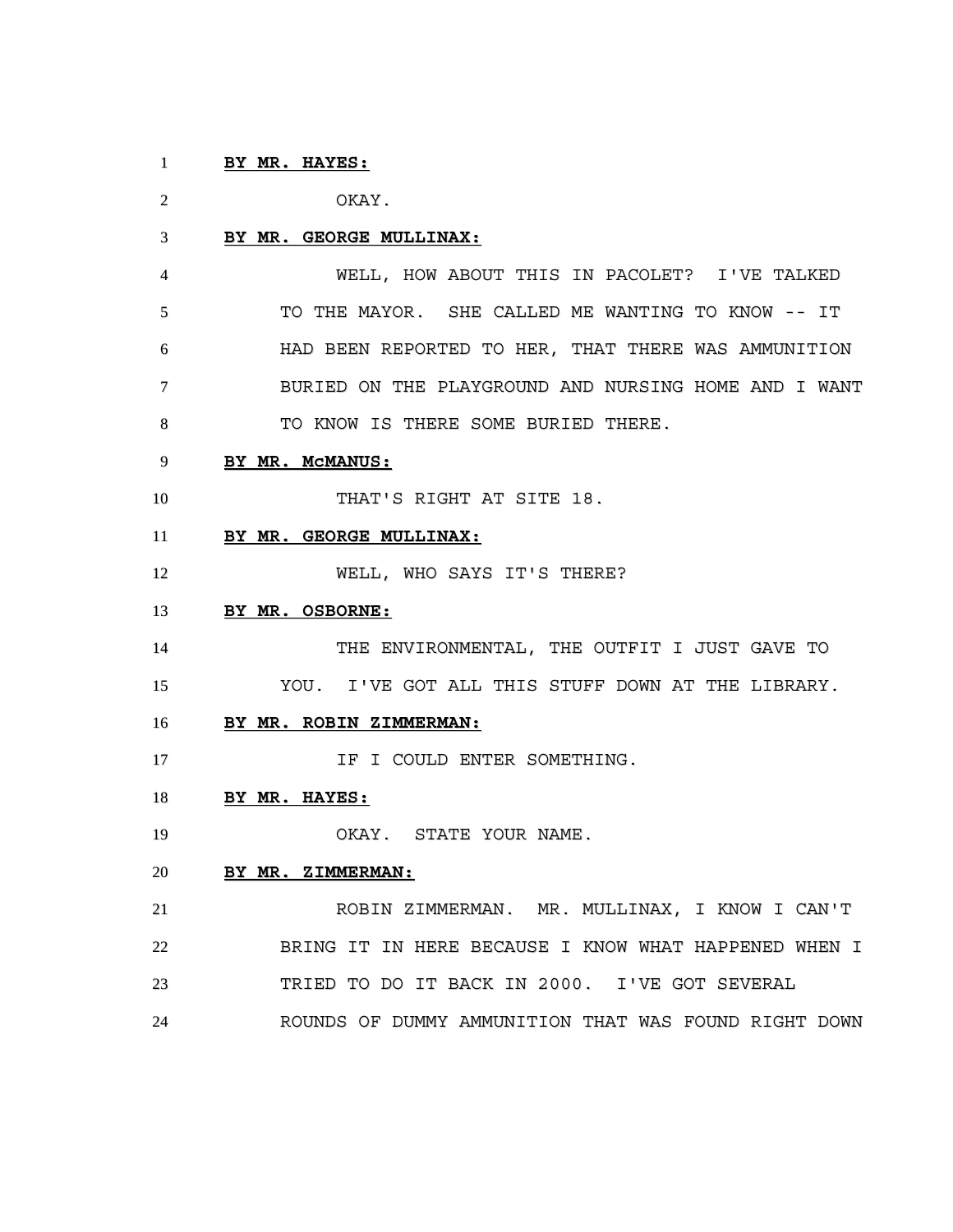**BY MR. HAYES:**

OKAY.

**BY MR. GEORGE MULLINAX:**

WELL, HOW ABOUT THIS IN PACOLET? I'VE TALKED TO THE MAYOR. SHE CALLED ME WANTING TO KNOW -- IT HAD BEEN REPORTED TO HER, THAT THERE WAS AMMUNITION BURIED ON THE PLAYGROUND AND NURSING HOME AND I WANT TO KNOW IS THERE SOME BURIED THERE.

**BY MR. McMANUS:**

THAT'S RIGHT AT SITE 18.

**BY MR. GEORGE MULLINAX:**

WELL, WHO SAYS IT'S THERE?

**BY MR. OSBORNE:**

THE ENVIRONMENTAL, THE OUTFIT I JUST GAVE TO YOU. I'VE GOT ALL THIS STUFF DOWN AT THE LIBRARY.

**BY MR. ROBIN ZIMMERMAN:**

IF I COULD ENTER SOMETHING.

**BY MR. HAYES:**

OKAY. STATE YOUR NAME.

**BY MR. ZIMMERMAN:**

ROBIN ZIMMERMAN. MR. MULLINAX, I KNOW I CAN'T BRING IT IN HERE BECAUSE I KNOW WHAT HAPPENED WHEN I TRIED TO DO IT BACK IN 2000. I'VE GOT SEVERAL ROUNDS OF DUMMY AMMUNITION THAT WAS FOUND RIGHT DOWN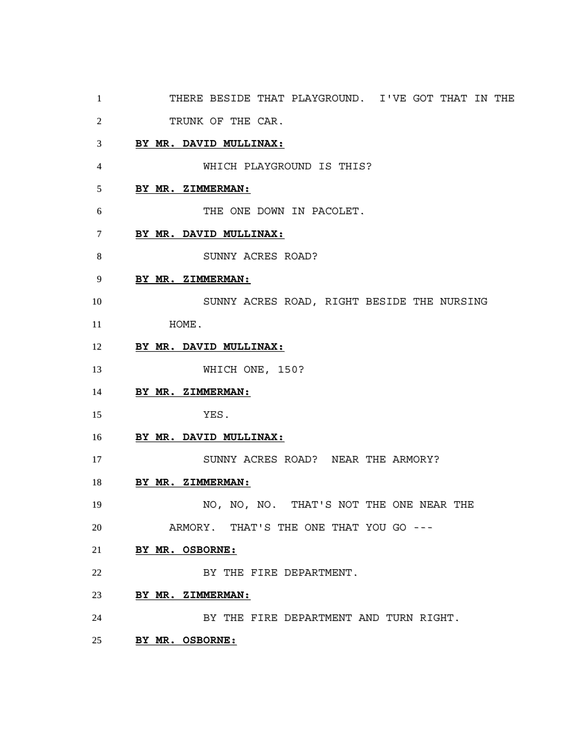THERE BESIDE THAT PLAYGROUND. I'VE GOT THAT IN THE TRUNK OF THE CAR.

**BY MR. DAVID MULLINAX:**

WHICH PLAYGROUND IS THIS?

**BY MR. ZIMMERMAN:**

THE ONE DOWN IN PACOLET.

**BY MR. DAVID MULLINAX:**

SUNNY ACRES ROAD?

**BY MR. ZIMMERMAN:**

SUNNY ACRES ROAD, RIGHT BESIDE THE NURSING HOME.

**BY MR. DAVID MULLINAX:**

WHICH ONE, 150?

**BY MR. ZIMMERMAN:**

YES.

**BY MR. DAVID MULLINAX:**

SUNNY ACRES ROAD? NEAR THE ARMORY?

**BY MR. ZIMMERMAN:**

NO, NO, NO. THAT'S NOT THE ONE NEAR THE ARMORY. THAT'S THE ONE THAT YOU GO ---

**BY MR. OSBORNE:**

BY THE FIRE DEPARTMENT.

**BY MR. ZIMMERMAN:**

BY THE FIRE DEPARTMENT AND TURN RIGHT.

**BY MR. OSBORNE:**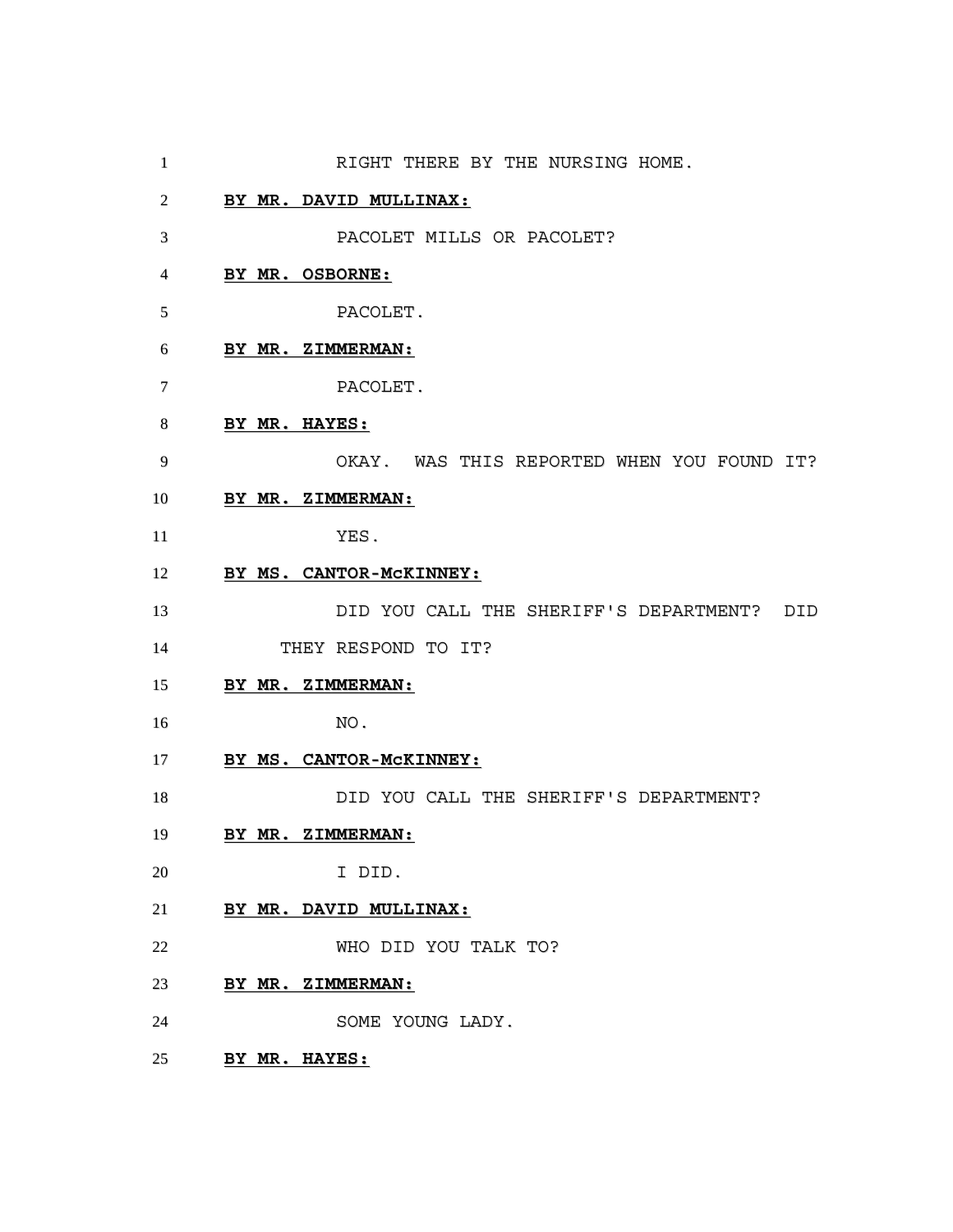RIGHT THERE BY THE NURSING HOME.

**BY MR. DAVID MULLINAX:**

PACOLET MILLS OR PACOLET?

**BY MR. OSBORNE:**

PACOLET.

**BY MR. ZIMMERMAN:**

PACOLET.

**BY MR. HAYES:**

OKAY. WAS THIS REPORTED WHEN YOU FOUND IT?

**BY MR. ZIMMERMAN:**

YES.

**BY MS. CANTOR-McKINNEY:**

DID YOU CALL THE SHERIFF'S DEPARTMENT? DID THEY RESPOND TO IT?

**BY MR. ZIMMERMAN:**

NO.

**BY MS. CANTOR-McKINNEY:**

DID YOU CALL THE SHERIFF'S DEPARTMENT?

**BY MR. ZIMMERMAN:**

I DID.

**BY MR. DAVID MULLINAX:**

WHO DID YOU TALK TO?

**BY MR. ZIMMERMAN:**

SOME YOUNG LADY.

**BY MR. HAYES:**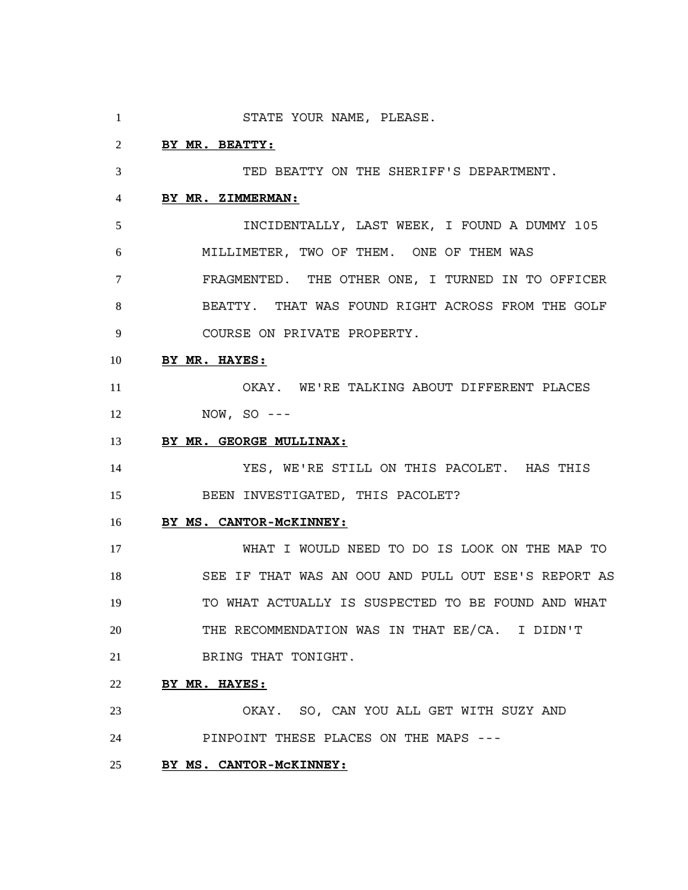STATE YOUR NAME, PLEASE.

**BY MR. BEATTY:**

TED BEATTY ON THE SHERIFF'S DEPARTMENT.

**BY MR. ZIMMERMAN:**

INCIDENTALLY, LAST WEEK, I FOUND A DUMMY 105 MILLIMETER, TWO OF THEM. ONE OF THEM WAS FRAGMENTED. THE OTHER ONE, I TURNED IN TO OFFICER BEATTY. THAT WAS FOUND RIGHT ACROSS FROM THE GOLF COURSE ON PRIVATE PROPERTY.

**BY MR. HAYES:**

OKAY. WE'RE TALKING ABOUT DIFFERENT PLACES NOW, SO ---

**BY MR. GEORGE MULLINAX:**

YES, WE'RE STILL ON THIS PACOLET. HAS THIS BEEN INVESTIGATED, THIS PACOLET?

**BY MS. CANTOR-McKINNEY:**

WHAT I WOULD NEED TO DO IS LOOK ON THE MAP TO SEE IF THAT WAS AN OOU AND PULL OUT ESE'S REPORT AS TO WHAT ACTUALLY IS SUSPECTED TO BE FOUND AND WHAT THE RECOMMENDATION WAS IN THAT EE/CA. I DIDN'T BRING THAT TONIGHT.

**BY MR. HAYES:**

OKAY. SO, CAN YOU ALL GET WITH SUZY AND PINPOINT THESE PLACES ON THE MAPS ---

**BY MS. CANTOR-McKINNEY:**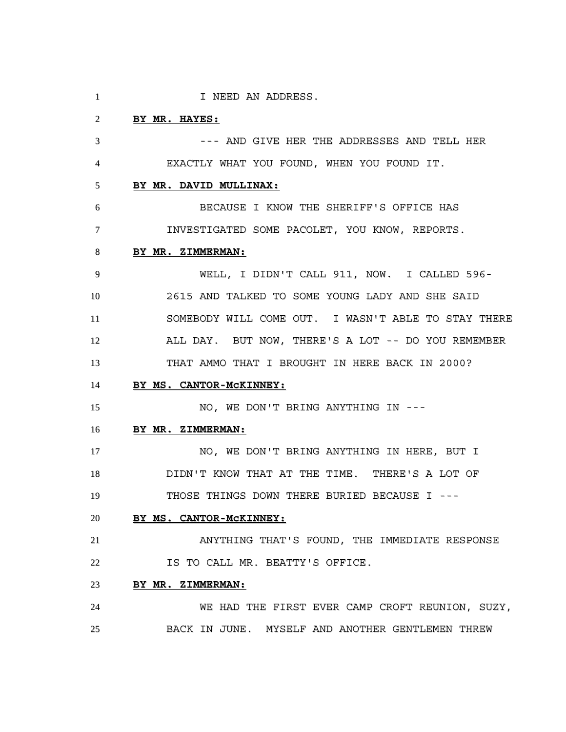I NEED AN ADDRESS.

**BY MR. HAYES:**

--- AND GIVE HER THE ADDRESSES AND TELL HER EXACTLY WHAT YOU FOUND, WHEN YOU FOUND IT.

**BY MR. DAVID MULLINAX:**

BECAUSE I KNOW THE SHERIFF'S OFFICE HAS INVESTIGATED SOME PACOLET, YOU KNOW, REPORTS.

**BY MR. ZIMMERMAN:**

WELL, I DIDN'T CALL 911, NOW. I CALLED 596-2615 AND TALKED TO SOME YOUNG LADY AND SHE SAID SOMEBODY WILL COME OUT. I WASN'T ABLE TO STAY THERE ALL DAY. BUT NOW, THERE'S A LOT -- DO YOU REMEMBER THAT AMMO THAT I BROUGHT IN HERE BACK IN 2000?

**BY MS. CANTOR-McKINNEY:**

NO, WE DON'T BRING ANYTHING IN ---

**BY MR. ZIMMERMAN:**

NO, WE DON'T BRING ANYTHING IN HERE, BUT I DIDN'T KNOW THAT AT THE TIME. THERE'S A LOT OF THOSE THINGS DOWN THERE BURIED BECAUSE I ---

**BY MS. CANTOR-McKINNEY:**

ANYTHING THAT'S FOUND, THE IMMEDIATE RESPONSE IS TO CALL MR. BEATTY'S OFFICE.

**BY MR. ZIMMERMAN:**

WE HAD THE FIRST EVER CAMP CROFT REUNION, SUZY, BACK IN JUNE. MYSELF AND ANOTHER GENTLEMEN THREW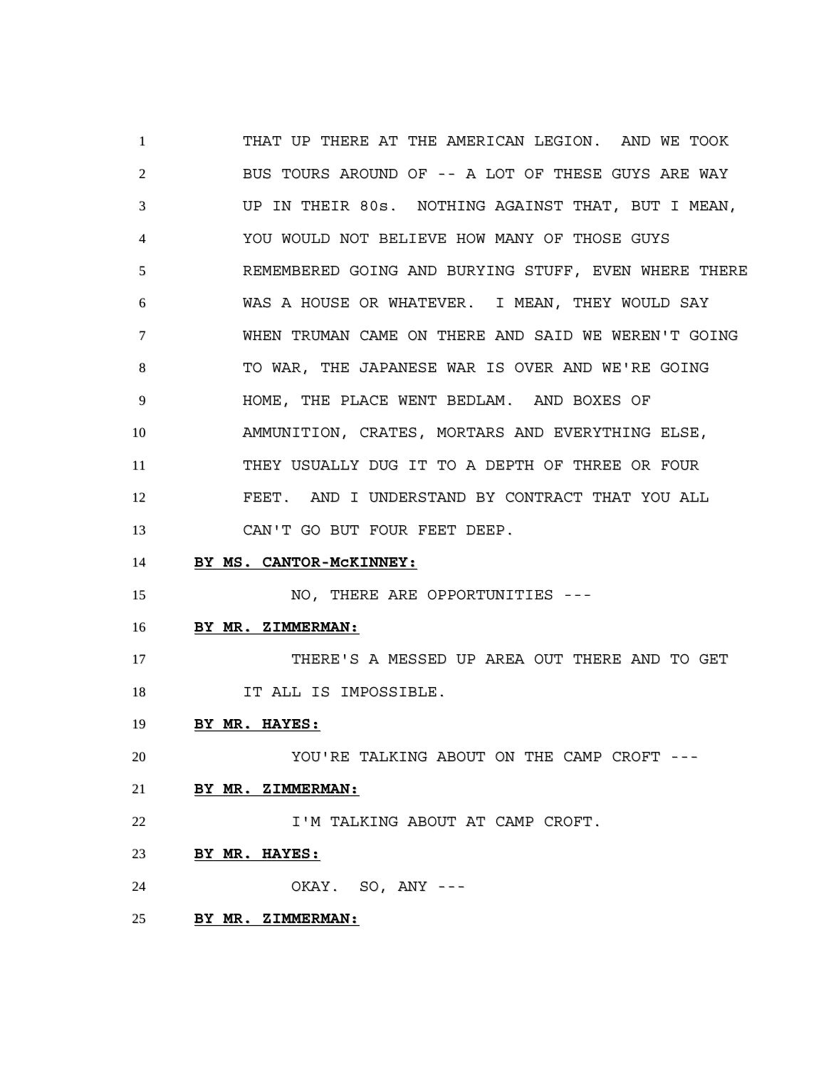THAT UP THERE AT THE AMERICAN LEGION. AND WE TOOK BUS TOURS AROUND OF -- A LOT OF THESE GUYS ARE WAY UP IN THEIR 80s. NOTHING AGAINST THAT, BUT I MEAN, YOU WOULD NOT BELIEVE HOW MANY OF THOSE GUYS REMEMBERED GOING AND BURYING STUFF, EVEN WHERE THERE WAS A HOUSE OR WHATEVER. I MEAN, THEY WOULD SAY WHEN TRUMAN CAME ON THERE AND SAID WE WEREN'T GOING TO WAR, THE JAPANESE WAR IS OVER AND WE'RE GOING HOME, THE PLACE WENT BEDLAM. AND BOXES OF AMMUNITION, CRATES, MORTARS AND EVERYTHING ELSE, THEY USUALLY DUG IT TO A DEPTH OF THREE OR FOUR FEET. AND I UNDERSTAND BY CONTRACT THAT YOU ALL CAN'T GO BUT FOUR FEET DEEP.

**BY MS. CANTOR-McKINNEY:**

NO, THERE ARE OPPORTUNITIES ---

**BY MR. ZIMMERMAN:**

THERE'S A MESSED UP AREA OUT THERE AND TO GET IT ALL IS IMPOSSIBLE.

**BY MR. HAYES:**

YOU'RE TALKING ABOUT ON THE CAMP CROFT ---

**BY MR. ZIMMERMAN:**

I'M TALKING ABOUT AT CAMP CROFT.

**BY MR. HAYES:**

OKAY. SO, ANY ---

**BY MR. ZIMMERMAN:**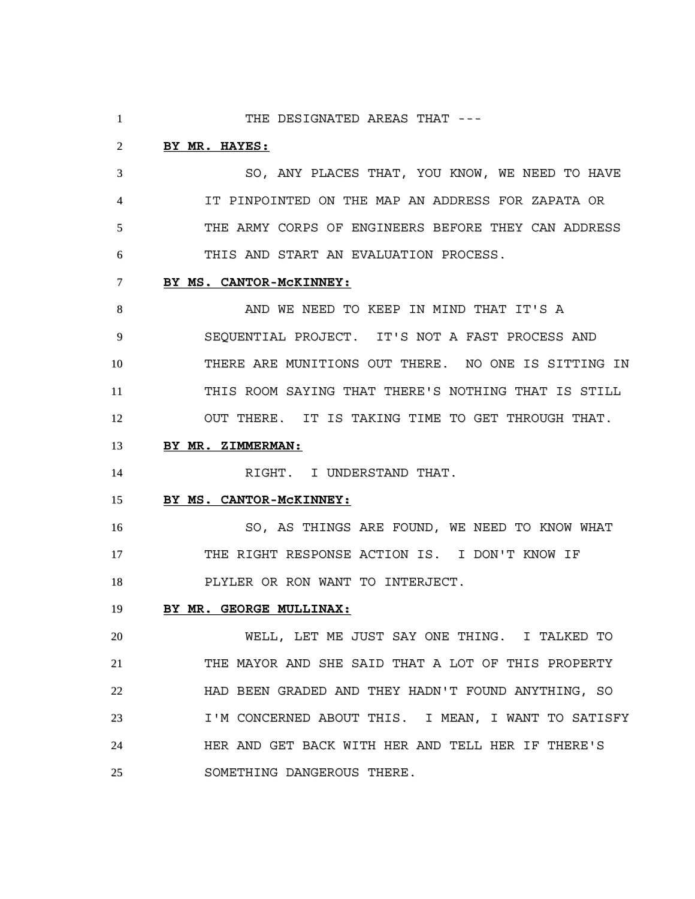THE DESIGNATED AREAS THAT ---

**BY MR. HAYES:**

SO, ANY PLACES THAT, YOU KNOW, WE NEED TO HAVE IT PINPOINTED ON THE MAP AN ADDRESS FOR ZAPATA OR THE ARMY CORPS OF ENGINEERS BEFORE THEY CAN ADDRESS THIS AND START AN EVALUATION PROCESS.

**BY MS. CANTOR-McKINNEY:**

AND WE NEED TO KEEP IN MIND THAT IT'S A SEQUENTIAL PROJECT. IT'S NOT A FAST PROCESS AND THERE ARE MUNITIONS OUT THERE. NO ONE IS SITTING IN THIS ROOM SAYING THAT THERE'S NOTHING THAT IS STILL OUT THERE. IT IS TAKING TIME TO GET THROUGH THAT.

**BY MR. ZIMMERMAN:**

RIGHT. I UNDERSTAND THAT.

**BY MS. CANTOR-McKINNEY:**

SO, AS THINGS ARE FOUND, WE NEED TO KNOW WHAT THE RIGHT RESPONSE ACTION IS. I DON'T KNOW IF PLYLER OR RON WANT TO INTERJECT.

**BY MR. GEORGE MULLINAX:**

WELL, LET ME JUST SAY ONE THING. I TALKED TO THE MAYOR AND SHE SAID THAT A LOT OF THIS PROPERTY HAD BEEN GRADED AND THEY HADN'T FOUND ANYTHING, SO I'M CONCERNED ABOUT THIS. I MEAN, I WANT TO SATISFY HER AND GET BACK WITH HER AND TELL HER IF THERE'S SOMETHING DANGEROUS THERE.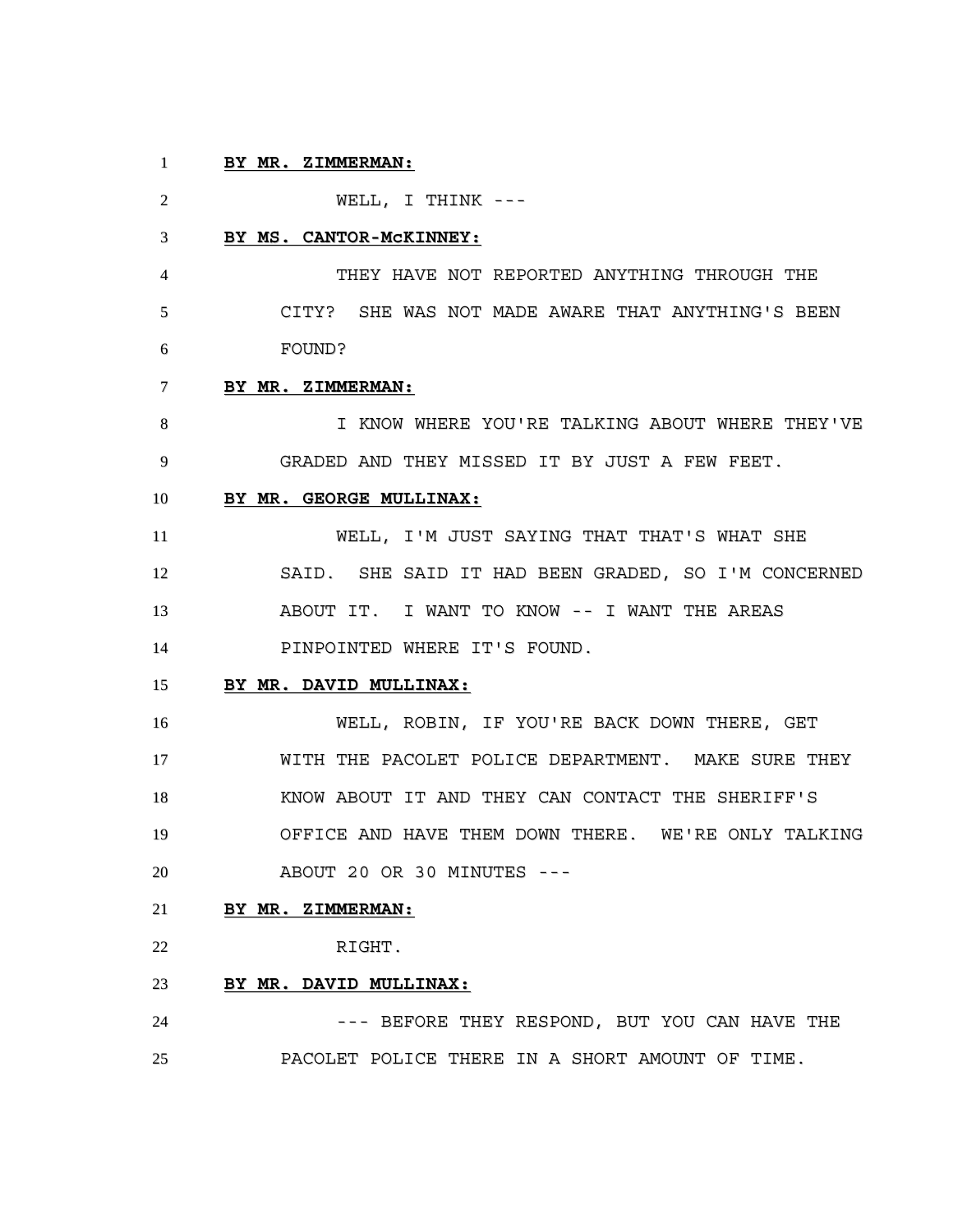**BY MR. ZIMMERMAN:**

WELL, I THINK ---

**BY MS. CANTOR-McKINNEY:**

THEY HAVE NOT REPORTED ANYTHING THROUGH THE CITY? SHE WAS NOT MADE AWARE THAT ANYTHING'S BEEN FOUND?

**BY MR. ZIMMERMAN:**

I KNOW WHERE YOU'RE TALKING ABOUT WHERE THEY'VE GRADED AND THEY MISSED IT BY JUST A FEW FEET.

**BY MR. GEORGE MULLINAX:**

WELL, I'M JUST SAYING THAT THAT'S WHAT SHE SAID. SHE SAID IT HAD BEEN GRADED, SO I'M CONCERNED ABOUT IT. I WANT TO KNOW -- I WANT THE AREAS PINPOINTED WHERE IT'S FOUND.

**BY MR. DAVID MULLINAX:**

WELL, ROBIN, IF YOU'RE BACK DOWN THERE, GET WITH THE PACOLET POLICE DEPARTMENT. MAKE SURE THEY KNOW ABOUT IT AND THEY CAN CONTACT THE SHERIFF'S OFFICE AND HAVE THEM DOWN THERE. WE'RE ONLY TALKING ABOUT 20 OR 30 MINUTES ---

**BY MR. ZIMMERMAN:**

RIGHT.

**BY MR. DAVID MULLINAX:**

--- BEFORE THEY RESPOND, BUT YOU CAN HAVE THE PACOLET POLICE THERE IN A SHORT AMOUNT OF TIME.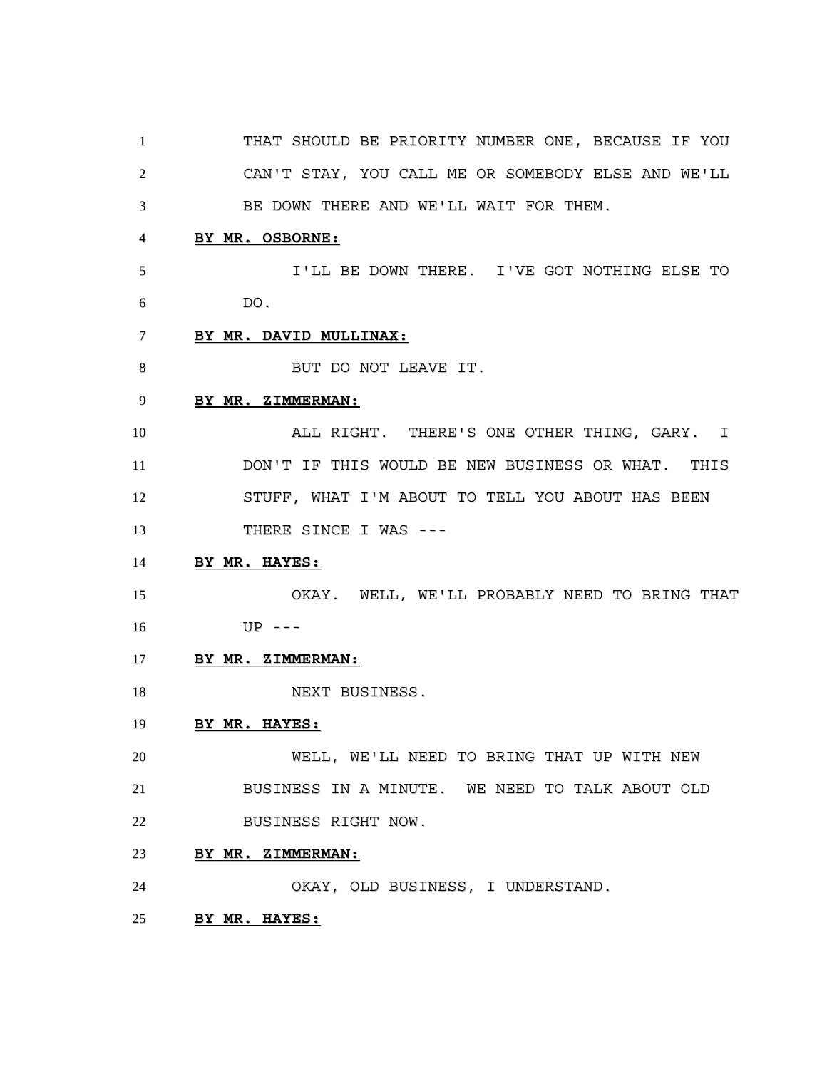THAT SHOULD BE PRIORITY NUMBER ONE, BECAUSE IF YOU CAN'T STAY, YOU CALL ME OR SOMEBODY ELSE AND WE'LL BE DOWN THERE AND WE'LL WAIT FOR THEM.

**BY MR. OSBORNE:**

I'LL BE DOWN THERE. I'VE GOT NOTHING ELSE TO DO.

**BY MR. DAVID MULLINAX:**

BUT DO NOT LEAVE IT.

**BY MR. ZIMMERMAN:**

ALL RIGHT. THERE'S ONE OTHER THING, GARY. I DON'T IF THIS WOULD BE NEW BUSINESS OR WHAT. THIS STUFF, WHAT I'M ABOUT TO TELL YOU ABOUT HAS BEEN THERE SINCE I WAS ---

**BY MR. HAYES:**

OKAY. WELL, WE'LL PROBABLY NEED TO BRING THAT UP ---

**BY MR. ZIMMERMAN:**

NEXT BUSINESS.

**BY MR. HAYES:**

WELL, WE'LL NEED TO BRING THAT UP WITH NEW BUSINESS IN A MINUTE. WE NEED TO TALK ABOUT OLD BUSINESS RIGHT NOW.

**BY MR. ZIMMERMAN:**

OKAY, OLD BUSINESS, I UNDERSTAND.

**BY MR. HAYES:**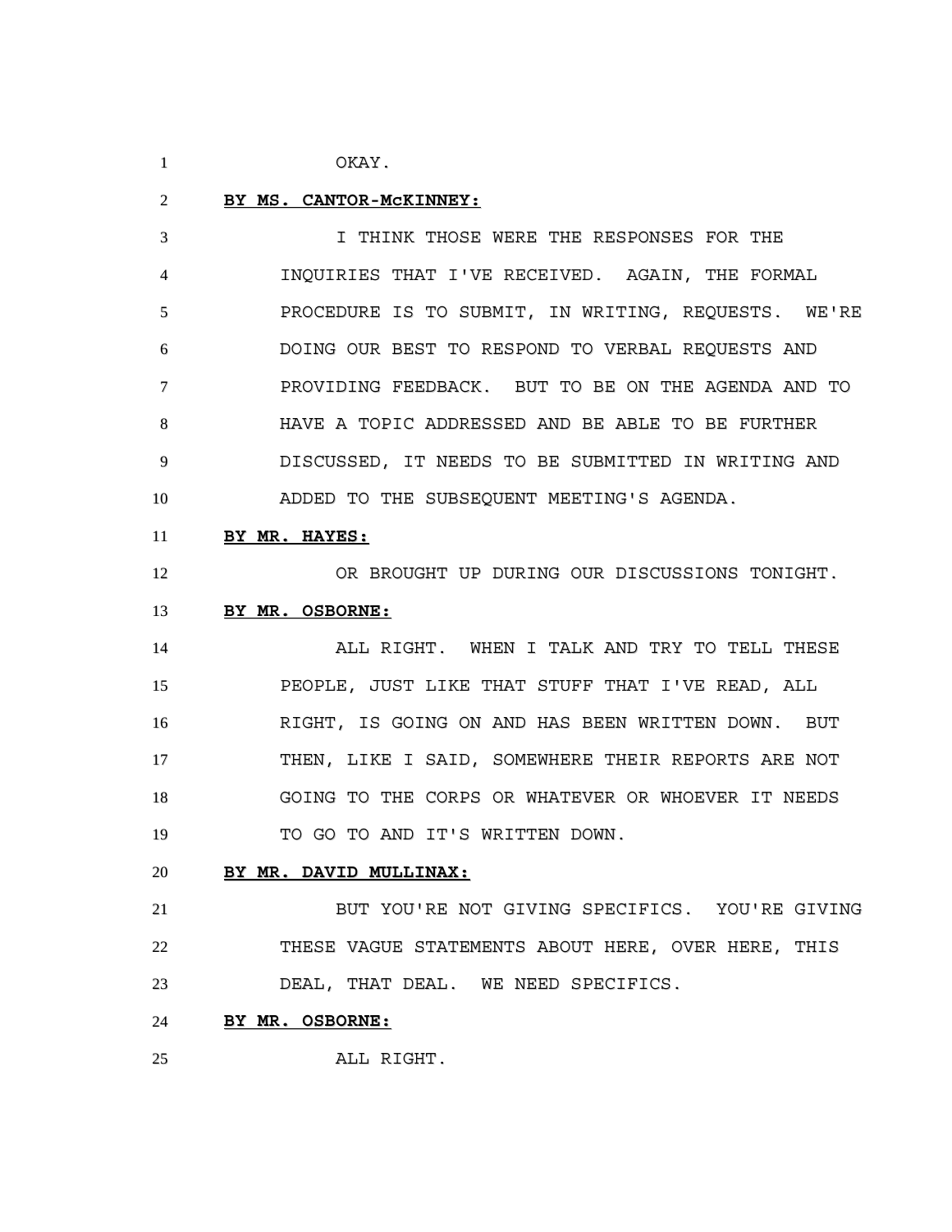OKAY.

**BY MS. CANTOR-McKINNEY:**

I THINK THOSE WERE THE RESPONSES FOR THE INQUIRIES THAT I'VE RECEIVED. AGAIN, THE FORMAL PROCEDURE IS TO SUBMIT, IN WRITING, REQUESTS. WE'RE DOING OUR BEST TO RESPOND TO VERBAL REQUESTS AND PROVIDING FEEDBACK. BUT TO BE ON THE AGENDA AND TO HAVE A TOPIC ADDRESSED AND BE ABLE TO BE FURTHER DISCUSSED, IT NEEDS TO BE SUBMITTED IN WRITING AND ADDED TO THE SUBSEQUENT MEETING'S AGENDA.

**BY MR. HAYES:**

OR BROUGHT UP DURING OUR DISCUSSIONS TONIGHT.

**BY MR. OSBORNE:**

ALL RIGHT. WHEN I TALK AND TRY TO TELL THESE PEOPLE, JUST LIKE THAT STUFF THAT I'VE READ, ALL RIGHT, IS GOING ON AND HAS BEEN WRITTEN DOWN. BUT THEN, LIKE I SAID, SOMEWHERE THEIR REPORTS ARE NOT GOING TO THE CORPS OR WHATEVER OR WHOEVER IT NEEDS TO GO TO AND IT'S WRITTEN DOWN.

**BY MR. DAVID MULLINAX:**

BUT YOU'RE NOT GIVING SPECIFICS. YOU'RE GIVING THESE VAGUE STATEMENTS ABOUT HERE, OVER HERE, THIS DEAL, THAT DEAL. WE NEED SPECIFICS.

**BY MR. OSBORNE:**

ALL RIGHT.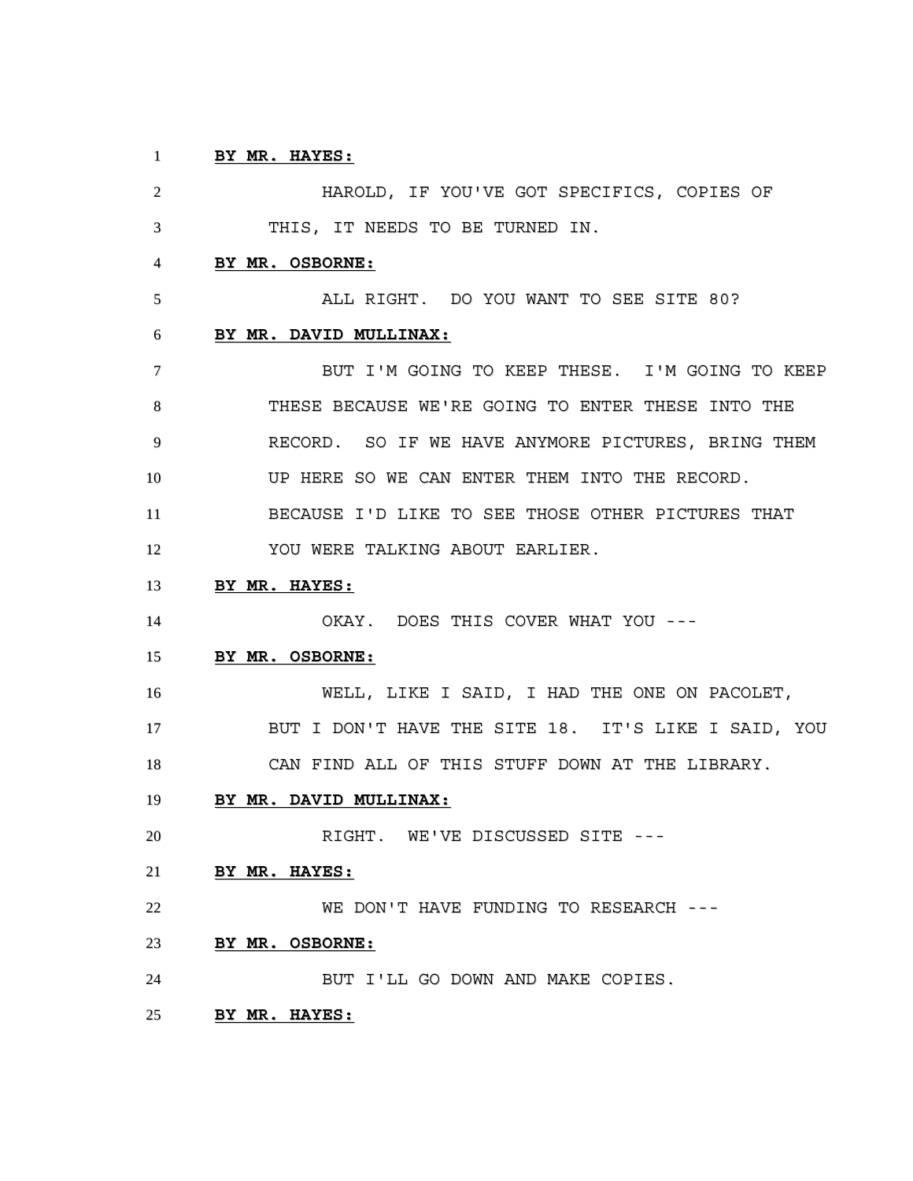**BY MR. HAYES:**

HAROLD, IF YOU'VE GOT SPECIFICS, COPIES OF THIS, IT NEEDS TO BE TURNED IN.

**BY MR. OSBORNE:**

ALL RIGHT. DO YOU WANT TO SEE SITE 80?

**BY MR. DAVID MULLINAX:**

BUT I'M GOING TO KEEP THESE. I'M GOING TO KEEP THESE BECAUSE WE'RE GOING TO ENTER THESE INTO THE RECORD. SO IF WE HAVE ANYMORE PICTURES, BRING THEM UP HERE SO WE CAN ENTER THEM INTO THE RECORD. BECAUSE I'D LIKE TO SEE THOSE OTHER PICTURES THAT YOU WERE TALKING ABOUT EARLIER.

**BY MR. HAYES:**

OKAY. DOES THIS COVER WHAT YOU ---

**BY MR. OSBORNE:**

WELL, LIKE I SAID, I HAD THE ONE ON PACOLET, BUT I DON'T HAVE THE SITE 18. IT'S LIKE I SAID, YOU CAN FIND ALL OF THIS STUFF DOWN AT THE LIBRARY.

**BY MR. DAVID MULLINAX:**

RIGHT. WE'VE DISCUSSED SITE ---

**BY MR. HAYES:**

WE DON'T HAVE FUNDING TO RESEARCH ---

**BY MR. OSBORNE:**

BUT I'LL GO DOWN AND MAKE COPIES.

**BY MR. HAYES:**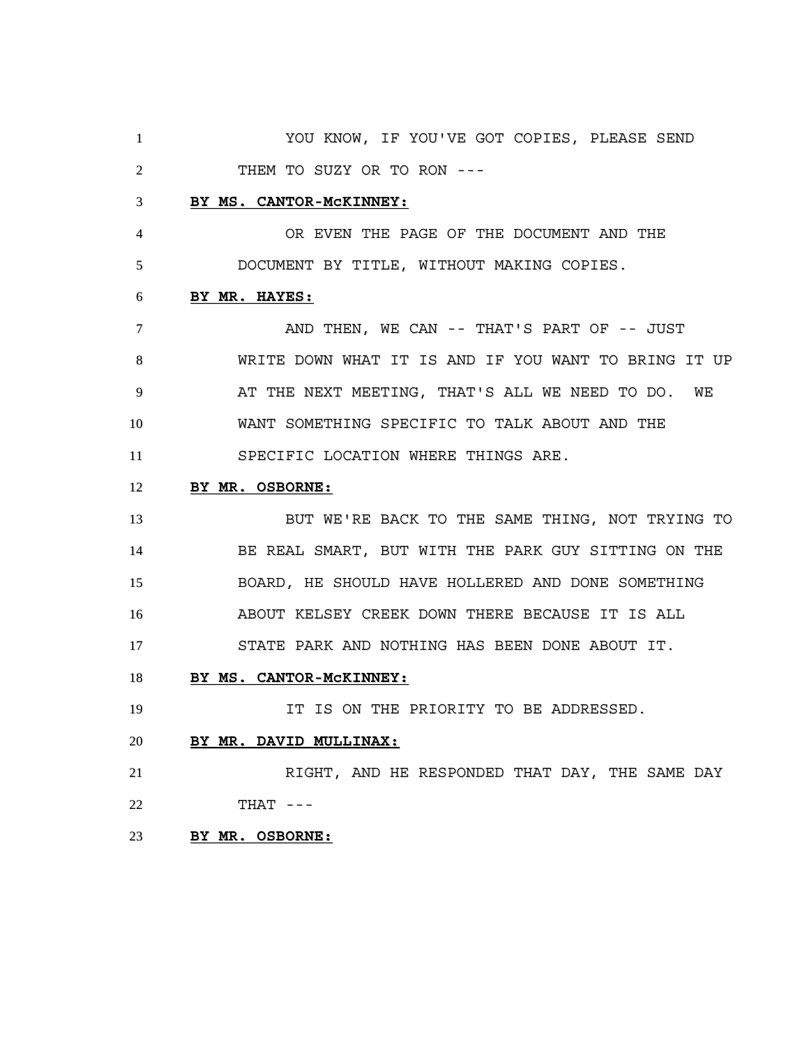YOU KNOW, IF YOU'VE GOT COPIES, PLEASE SEND THEM TO SUZY OR TO RON ---

**BY MS. CANTOR-McKINNEY:**

OR EVEN THE PAGE OF THE DOCUMENT AND THE DOCUMENT BY TITLE, WITHOUT MAKING COPIES.

**BY MR. HAYES:**

AND THEN, WE CAN -- THAT'S PART OF -- JUST WRITE DOWN WHAT IT IS AND IF YOU WANT TO BRING IT UP AT THE NEXT MEETING, THAT'S ALL WE NEED TO DO. WE WANT SOMETHING SPECIFIC TO TALK ABOUT AND THE SPECIFIC LOCATION WHERE THINGS ARE.

**BY MR. OSBORNE:**

BUT WE'RE BACK TO THE SAME THING, NOT TRYING TO BE REAL SMART, BUT WITH THE PARK GUY SITTING ON THE BOARD, HE SHOULD HAVE HOLLERED AND DONE SOMETHING ABOUT KELSEY CREEK DOWN THERE BECAUSE IT IS ALL STATE PARK AND NOTHING HAS BEEN DONE ABOUT IT.

**BY MS. CANTOR-McKINNEY:**

IT IS ON THE PRIORITY TO BE ADDRESSED.

**BY MR. DAVID MULLINAX:**

RIGHT, AND HE RESPONDED THAT DAY, THE SAME DAY THAT ---

**BY MR. OSBORNE:**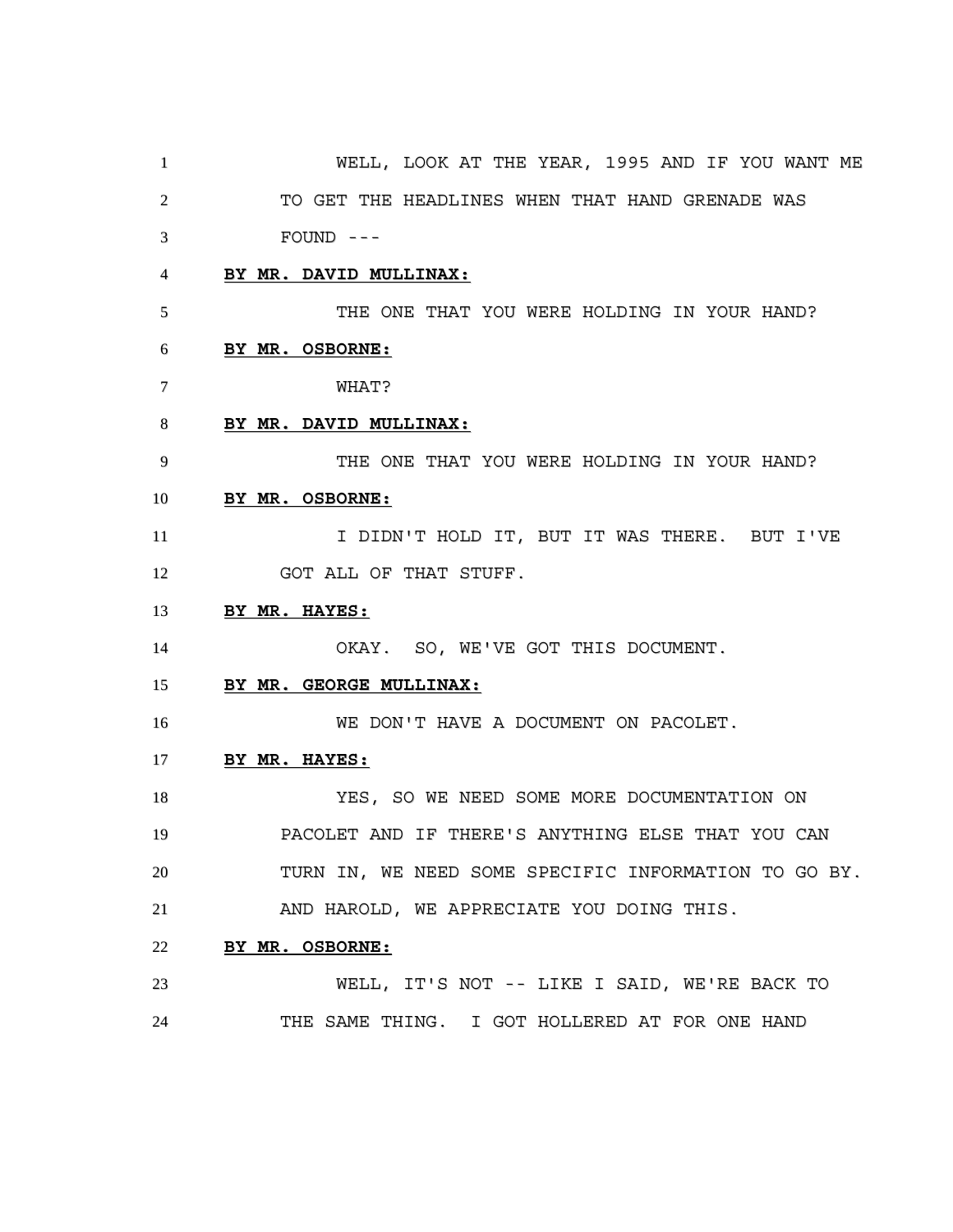WELL, LOOK AT THE YEAR, 1995 AND IF YOU WANT ME TO GET THE HEADLINES WHEN THAT HAND GRENADE WAS FOUND ---

**BY MR. DAVID MULLINAX:**

THE ONE THAT YOU WERE HOLDING IN YOUR HAND?

**BY MR. OSBORNE:**

WHAT?

**BY MR. DAVID MULLINAX:**

THE ONE THAT YOU WERE HOLDING IN YOUR HAND?

**BY MR. OSBORNE:**

I DIDN'T HOLD IT, BUT IT WAS THERE. BUT I'VE GOT ALL OF THAT STUFF.

**BY MR. HAYES:**

OKAY. SO, WE'VE GOT THIS DOCUMENT.

**BY MR. GEORGE MULLINAX:**

WE DON'T HAVE A DOCUMENT ON PACOLET.

**BY MR. HAYES:**

YES, SO WE NEED SOME MORE DOCUMENTATION ON PACOLET AND IF THERE'S ANYTHING ELSE THAT YOU CAN TURN IN, WE NEED SOME SPECIFIC INFORMATION TO GO BY. AND HAROLD, WE APPRECIATE YOU DOING THIS.

**BY MR. OSBORNE:**

WELL, IT'S NOT -- LIKE I SAID, WE'RE BACK TO THE SAME THING. I GOT HOLLERED AT FOR ONE HAND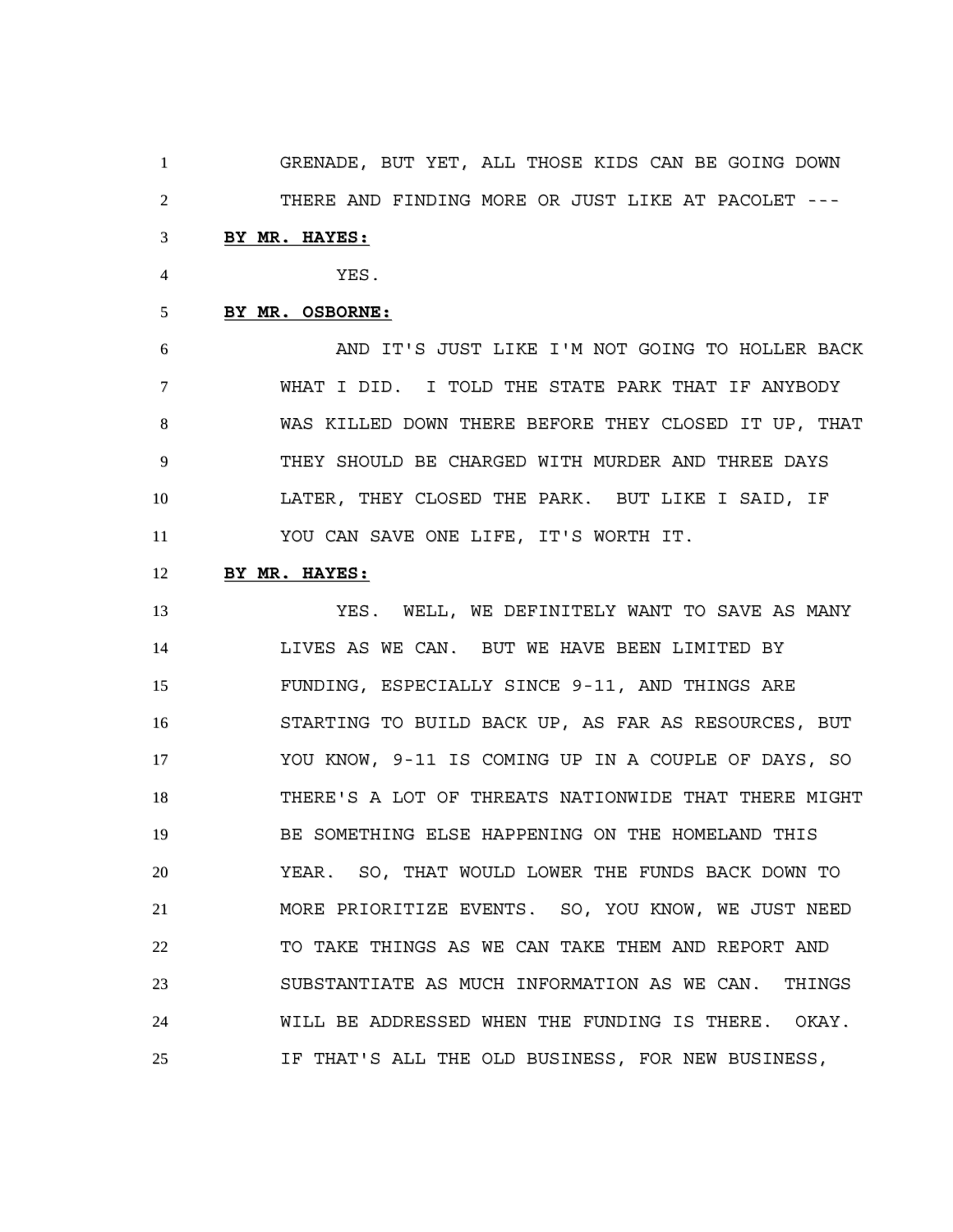GRENADE, BUT YET, ALL THOSE KIDS CAN BE GOING DOWN THERE AND FINDING MORE OR JUST LIKE AT PACOLET ---

**BY MR. HAYES:**

YES.

**BY MR. OSBORNE:**

AND IT'S JUST LIKE I'M NOT GOING TO HOLLER BACK WHAT I DID. I TOLD THE STATE PARK THAT IF ANYBODY WAS KILLED DOWN THERE BEFORE THEY CLOSED IT UP, THAT THEY SHOULD BE CHARGED WITH MURDER AND THREE DAYS LATER, THEY CLOSED THE PARK. BUT LIKE I SAID, IF YOU CAN SAVE ONE LIFE, IT'S WORTH IT.

**BY MR. HAYES:**

YES. WELL, WE DEFINITELY WANT TO SAVE AS MANY LIVES AS WE CAN. BUT WE HAVE BEEN LIMITED BY FUNDING, ESPECIALLY SINCE 9-11, AND THINGS ARE STARTING TO BUILD BACK UP, AS FAR AS RESOURCES, BUT YOU KNOW, 9-11 IS COMING UP IN A COUPLE OF DAYS, SO THERE'S A LOT OF THREATS NATIONWIDE THAT THERE MIGHT BE SOMETHING ELSE HAPPENING ON THE HOMELAND THIS YEAR. SO, THAT WOULD LOWER THE FUNDS BACK DOWN TO MORE PRIORITIZE EVENTS. SO, YOU KNOW, WE JUST NEED TO TAKE THINGS AS WE CAN TAKE THEM AND REPORT AND SUBSTANTIATE AS MUCH INFORMATION AS WE CAN. THINGS WILL BE ADDRESSED WHEN THE FUNDING IS THERE. OKAY. IF THAT'S ALL THE OLD BUSINESS, FOR NEW BUSINESS,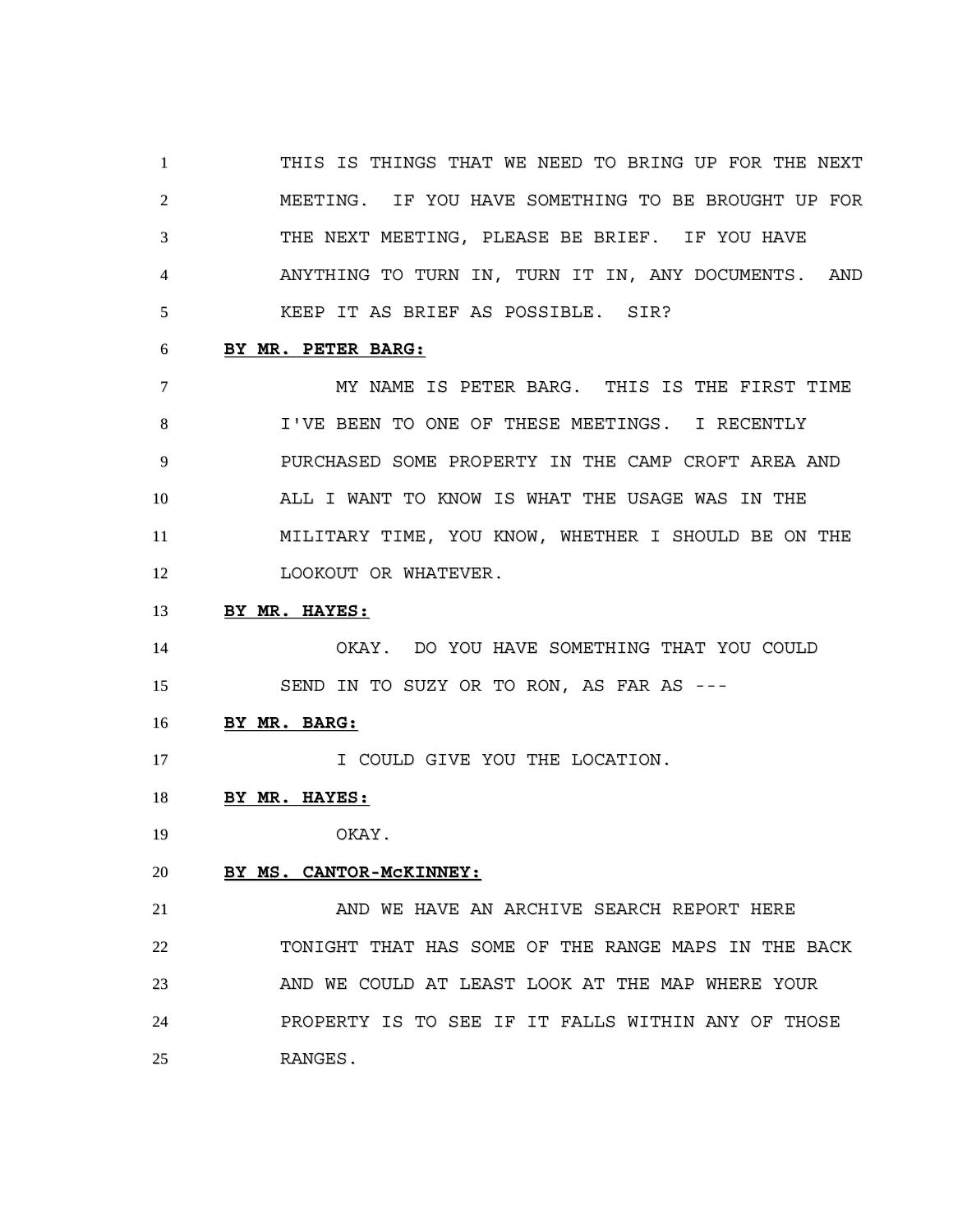THIS IS THINGS THAT WE NEED TO BRING UP FOR THE NEXT MEETING. IF YOU HAVE SOMETHING TO BE BROUGHT UP FOR THE NEXT MEETING, PLEASE BE BRIEF. IF YOU HAVE ANYTHING TO TURN IN, TURN IT IN, ANY DOCUMENTS. AND KEEP IT AS BRIEF AS POSSIBLE. SIR?

**BY MR. PETER BARG:**

MY NAME IS PETER BARG. THIS IS THE FIRST TIME I'VE BEEN TO ONE OF THESE MEETINGS. I RECENTLY PURCHASED SOME PROPERTY IN THE CAMP CROFT AREA AND ALL I WANT TO KNOW IS WHAT THE USAGE WAS IN THE MILITARY TIME, YOU KNOW, WHETHER I SHOULD BE ON THE LOOKOUT OR WHATEVER.

**BY MR. HAYES:**

OKAY. DO YOU HAVE SOMETHING THAT YOU COULD SEND IN TO SUZY OR TO RON, AS FAR AS ---

**BY MR. BARG:**

I COULD GIVE YOU THE LOCATION.

**BY MR. HAYES:**

OKAY.

**BY MS. CANTOR-McKINNEY:**

AND WE HAVE AN ARCHIVE SEARCH REPORT HERE TONIGHT THAT HAS SOME OF THE RANGE MAPS IN THE BACK AND WE COULD AT LEAST LOOK AT THE MAP WHERE YOUR PROPERTY IS TO SEE IF IT FALLS WITHIN ANY OF THOSE RANGES.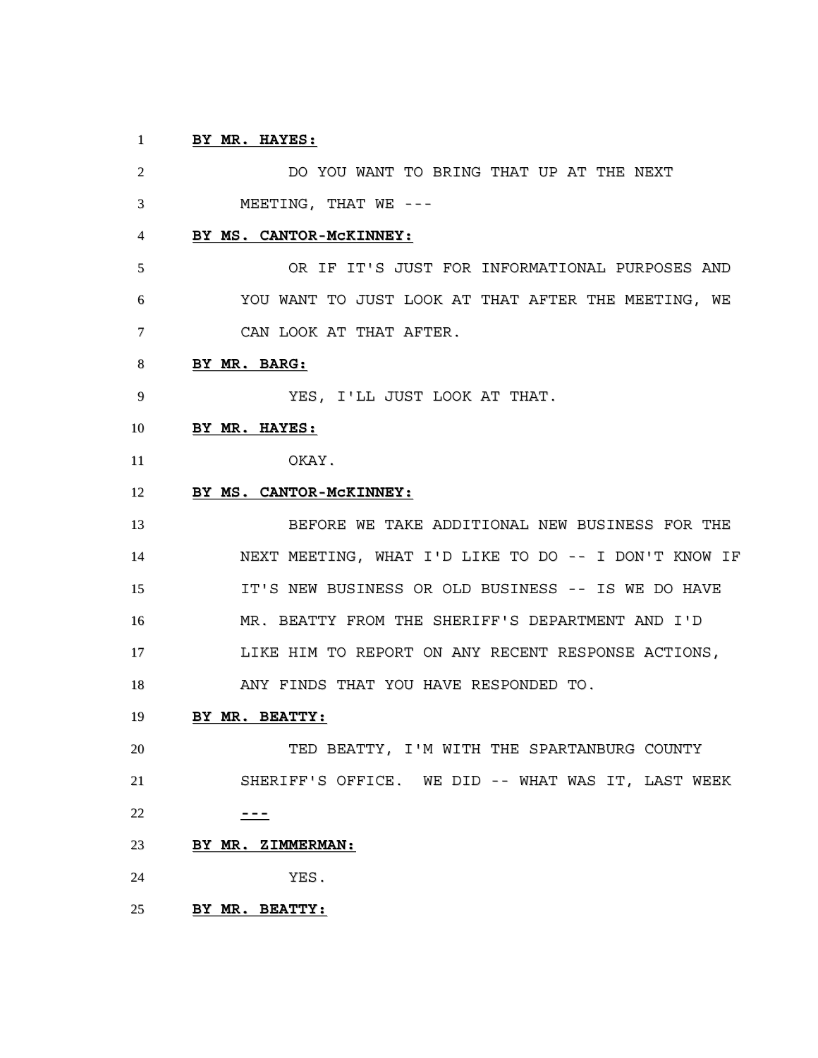**BY MR. HAYES:**

DO YOU WANT TO BRING THAT UP AT THE NEXT MEETING, THAT WE ---

**BY MS. CANTOR-McKINNEY:**

OR IF IT'S JUST FOR INFORMATIONAL PURPOSES AND YOU WANT TO JUST LOOK AT THAT AFTER THE MEETING, WE CAN LOOK AT THAT AFTER.

**BY MR. BARG:**

YES, I'LL JUST LOOK AT THAT.

**BY MR. HAYES:**

OKAY.

**BY MS. CANTOR-McKINNEY:**

BEFORE WE TAKE ADDITIONAL NEW BUSINESS FOR THE NEXT MEETING, WHAT I'D LIKE TO DO -- I DON'T KNOW IF IT'S NEW BUSINESS OR OLD BUSINESS -- IS WE DO HAVE MR. BEATTY FROM THE SHERIFF'S DEPARTMENT AND I'D LIKE HIM TO REPORT ON ANY RECENT RESPONSE ACTIONS, ANY FINDS THAT YOU HAVE RESPONDED TO.

**BY MR. BEATTY:**

TED BEATTY, I'M WITH THE SPARTANBURG COUNTY SHERIFF'S OFFICE. WE DID -- WHAT WAS IT, LAST WEEK ---

**BY MR. ZIMMERMAN:**

YES.

**BY MR. BEATTY:**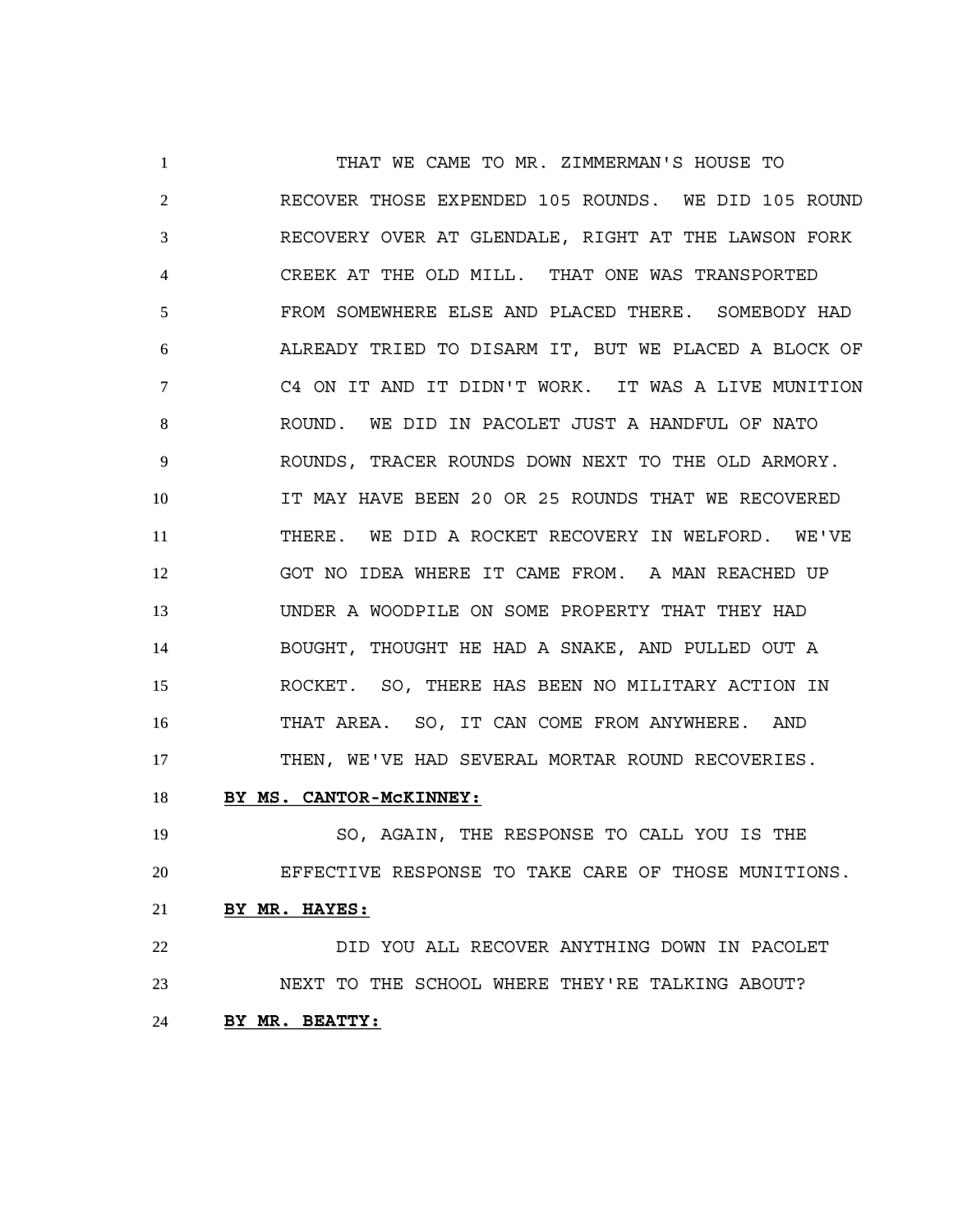THAT WE CAME TO MR. ZIMMERMAN'S HOUSE TO RECOVER THOSE EXPENDED 105 ROUNDS. WE DID 105 ROUND RECOVERY OVER AT GLENDALE, RIGHT AT THE LAWSON FORK CREEK AT THE OLD MILL. THAT ONE WAS TRANSPORTED FROM SOMEWHERE ELSE AND PLACED THERE. SOMEBODY HAD ALREADY TRIED TO DISARM IT, BUT WE PLACED A BLOCK OF C4 ON IT AND IT DIDN'T WORK. IT WAS A LIVE MUNITION ROUND. WE DID IN PACOLET JUST A HANDFUL OF NATO ROUNDS, TRACER ROUNDS DOWN NEXT TO THE OLD ARMORY. IT MAY HAVE BEEN 20 OR 25 ROUNDS THAT WE RECOVERED THERE. WE DID A ROCKET RECOVERY IN WELFORD. WE'VE GOT NO IDEA WHERE IT CAME FROM. A MAN REACHED UP UNDER A WOODPILE ON SOME PROPERTY THAT THEY HAD BOUGHT, THOUGHT HE HAD A SNAKE, AND PULLED OUT A ROCKET. SO, THERE HAS BEEN NO MILITARY ACTION IN THAT AREA. SO, IT CAN COME FROM ANYWHERE. AND THEN, WE'VE HAD SEVERAL MORTAR ROUND RECOVERIES.

**BY MS. CANTOR-McKINNEY:**

SO, AGAIN, THE RESPONSE TO CALL YOU IS THE EFFECTIVE RESPONSE TO TAKE CARE OF THOSE MUNITIONS.

**BY MR. HAYES:**

DID YOU ALL RECOVER ANYTHING DOWN IN PACOLET NEXT TO THE SCHOOL WHERE THEY'RE TALKING ABOUT?

**BY MR. BEATTY:**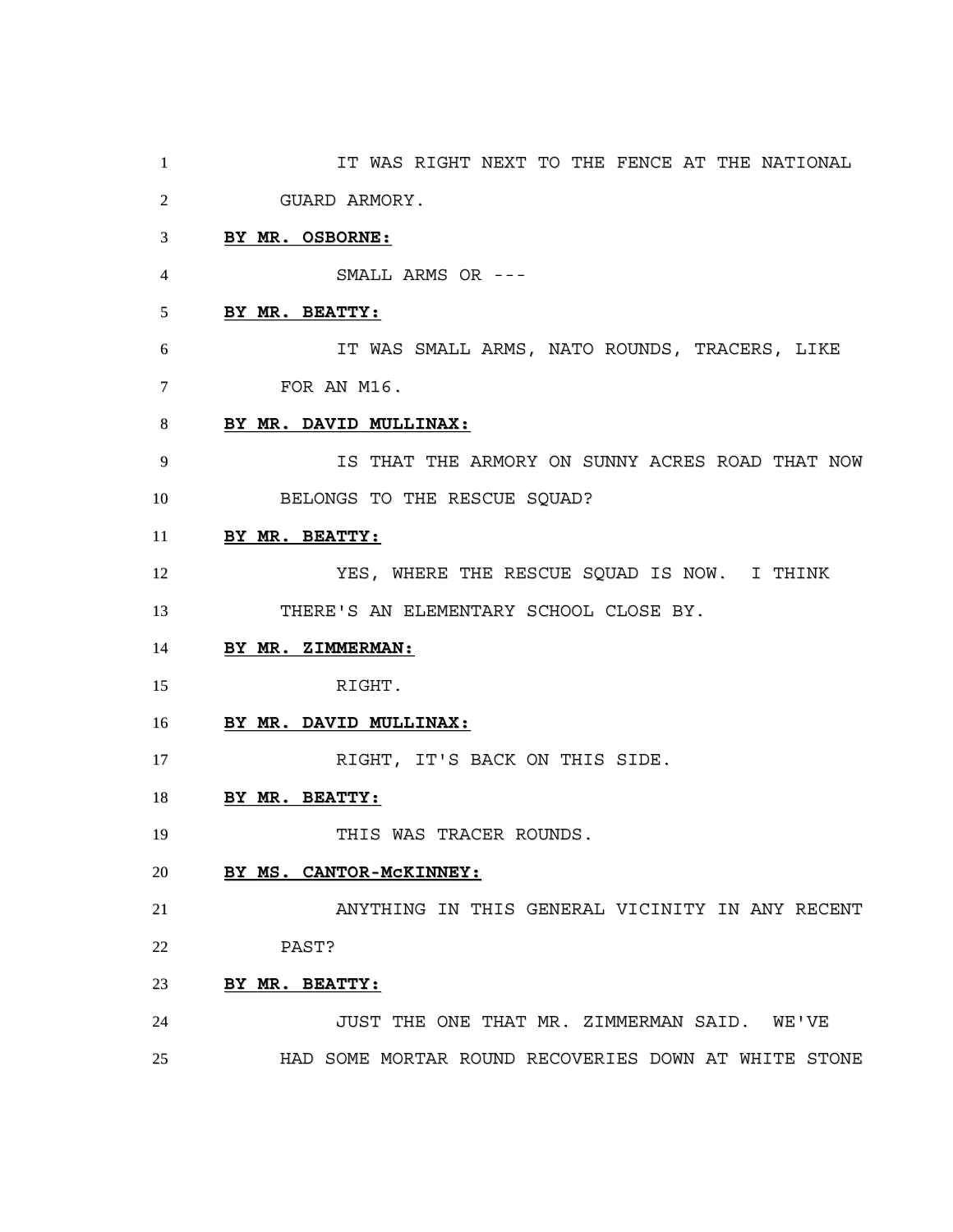IT WAS RIGHT NEXT TO THE FENCE AT THE NATIONAL GUARD ARMORY.

**BY MR. OSBORNE:**

SMALL ARMS OR ---

**BY MR. BEATTY:**

IT WAS SMALL ARMS, NATO ROUNDS, TRACERS, LIKE FOR AN M16.

**BY MR. DAVID MULLINAX:**

IS THAT THE ARMORY ON SUNNY ACRES ROAD THAT NOW BELONGS TO THE RESCUE SQUAD?

**BY MR. BEATTY:**

YES, WHERE THE RESCUE SQUAD IS NOW. I THINK THERE'S AN ELEMENTARY SCHOOL CLOSE BY.

**BY MR. ZIMMERMAN:**

RIGHT.

**BY MR. DAVID MULLINAX:**

RIGHT, IT'S BACK ON THIS SIDE.

**BY MR. BEATTY:**

THIS WAS TRACER ROUNDS.

**BY MS. CANTOR-McKINNEY:**

ANYTHING IN THIS GENERAL VICINITY IN ANY RECENT PAST?

**BY MR. BEATTY:**

JUST THE ONE THAT MR. ZIMMERMAN SAID. WE'VE HAD SOME MORTAR ROUND RECOVERIES DOWN AT WHITE STONE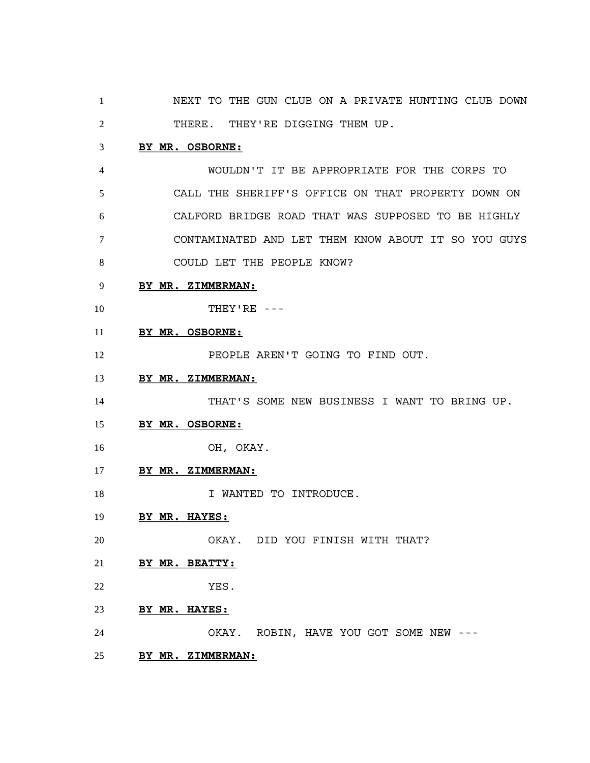NEXT TO THE GUN CLUB ON A PRIVATE HUNTING CLUB DOWN THERE. THEY'RE DIGGING THEM UP.

**BY MR. OSBORNE:**

WOULDN'T IT BE APPROPRIATE FOR THE CORPS TO CALL THE SHERIFF'S OFFICE ON THAT PROPERTY DOWN ON CALFORD BRIDGE ROAD THAT WAS SUPPOSED TO BE HIGHLY CONTAMINATED AND LET THEM KNOW ABOUT IT SO YOU GUYS COULD LET THE PEOPLE KNOW?

**BY MR. ZIMMERMAN:**

THEY'RE ---

**BY MR. OSBORNE:**

PEOPLE AREN'T GOING TO FIND OUT.

**BY MR. ZIMMERMAN:**

THAT'S SOME NEW BUSINESS I WANT TO BRING UP.

**BY MR. OSBORNE:**

OH, OKAY.

**BY MR. ZIMMERMAN:**

I WANTED TO INTRODUCE.

**BY MR. HAYES:**

OKAY. DID YOU FINISH WITH THAT?

**BY MR. BEATTY:**

YES.

**BY MR. HAYES:**

OKAY. ROBIN, HAVE YOU GOT SOME NEW ---

**BY MR. ZIMMERMAN:**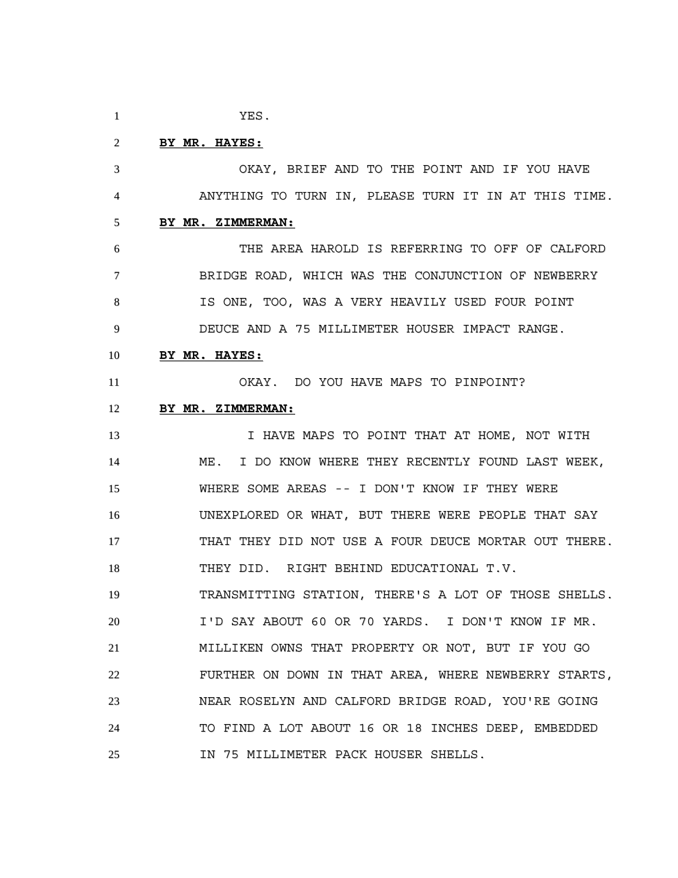YES.

**BY MR. HAYES:**

OKAY, BRIEF AND TO THE POINT AND IF YOU HAVE ANYTHING TO TURN IN, PLEASE TURN IT IN AT THIS TIME.

**BY MR. ZIMMERMAN:**

THE AREA HAROLD IS REFERRING TO OFF OF CALFORD BRIDGE ROAD, WHICH WAS THE CONJUNCTION OF NEWBERRY IS ONE, TOO, WAS A VERY HEAVILY USED FOUR POINT DEUCE AND A 75 MILLIMETER HOUSER IMPACT RANGE.

**BY MR. HAYES:**

OKAY. DO YOU HAVE MAPS TO PINPOINT?

**BY MR. ZIMMERMAN:**

I HAVE MAPS TO POINT THAT AT HOME, NOT WITH ME. I DO KNOW WHERE THEY RECENTLY FOUND LAST WEEK, WHERE SOME AREAS -- I DON'T KNOW IF THEY WERE UNEXPLORED OR WHAT, BUT THERE WERE PEOPLE THAT SAY THAT THEY DID NOT USE A FOUR DEUCE MORTAR OUT THERE. THEY DID. RIGHT BEHIND EDUCATIONAL T.V. TRANSMITTING STATION, THERE'S A LOT OF THOSE SHELLS. I'D SAY ABOUT 60 OR 70 YARDS. I DON'T KNOW IF MR. MILLIKEN OWNS THAT PROPERTY OR NOT, BUT IF YOU GO FURTHER ON DOWN IN THAT AREA, WHERE NEWBERRY STARTS, NEAR ROSELYN AND CALFORD BRIDGE ROAD, YOU'RE GOING TO FIND A LOT ABOUT 16 OR 18 INCHES DEEP, EMBEDDED IN 75 MILLIMETER PACK HOUSER SHELLS.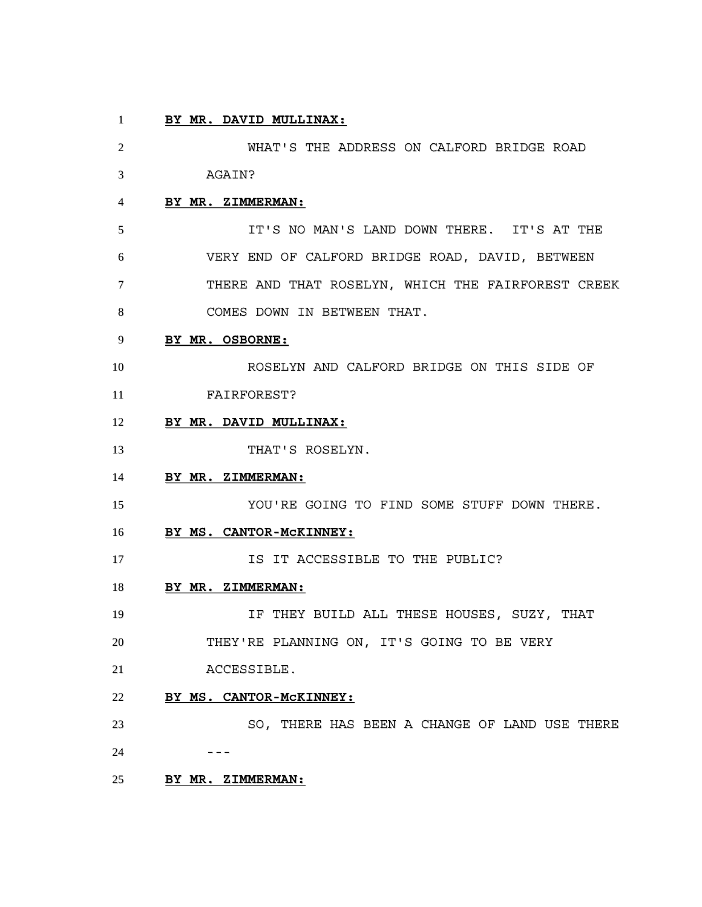**BY MR. DAVID MULLINAX:**

WHAT'S THE ADDRESS ON CALFORD BRIDGE ROAD AGAIN?

**BY MR. ZIMMERMAN:**

IT'S NO MAN'S LAND DOWN THERE. IT'S AT THE VERY END OF CALFORD BRIDGE ROAD, DAVID, BETWEEN THERE AND THAT ROSELYN, WHICH THE FAIRFOREST CREEK COMES DOWN IN BETWEEN THAT.

**BY MR. OSBORNE:**

ROSELYN AND CALFORD BRIDGE ON THIS SIDE OF FAIRFOREST?

**BY MR. DAVID MULLINAX:**

THAT'S ROSELYN.

**BY MR. ZIMMERMAN:**

YOU'RE GOING TO FIND SOME STUFF DOWN THERE.

**BY MS. CANTOR-McKINNEY:**

IS IT ACCESSIBLE TO THE PUBLIC?

**BY MR. ZIMMERMAN:**

IF THEY BUILD ALL THESE HOUSES, SUZY, THAT THEY'RE PLANNING ON, IT'S GOING TO BE VERY ACCESSIBLE.

**BY MS. CANTOR-McKINNEY:**

SO, THERE HAS BEEN A CHANGE OF LAND USE THERE ---

**BY MR. ZIMMERMAN:**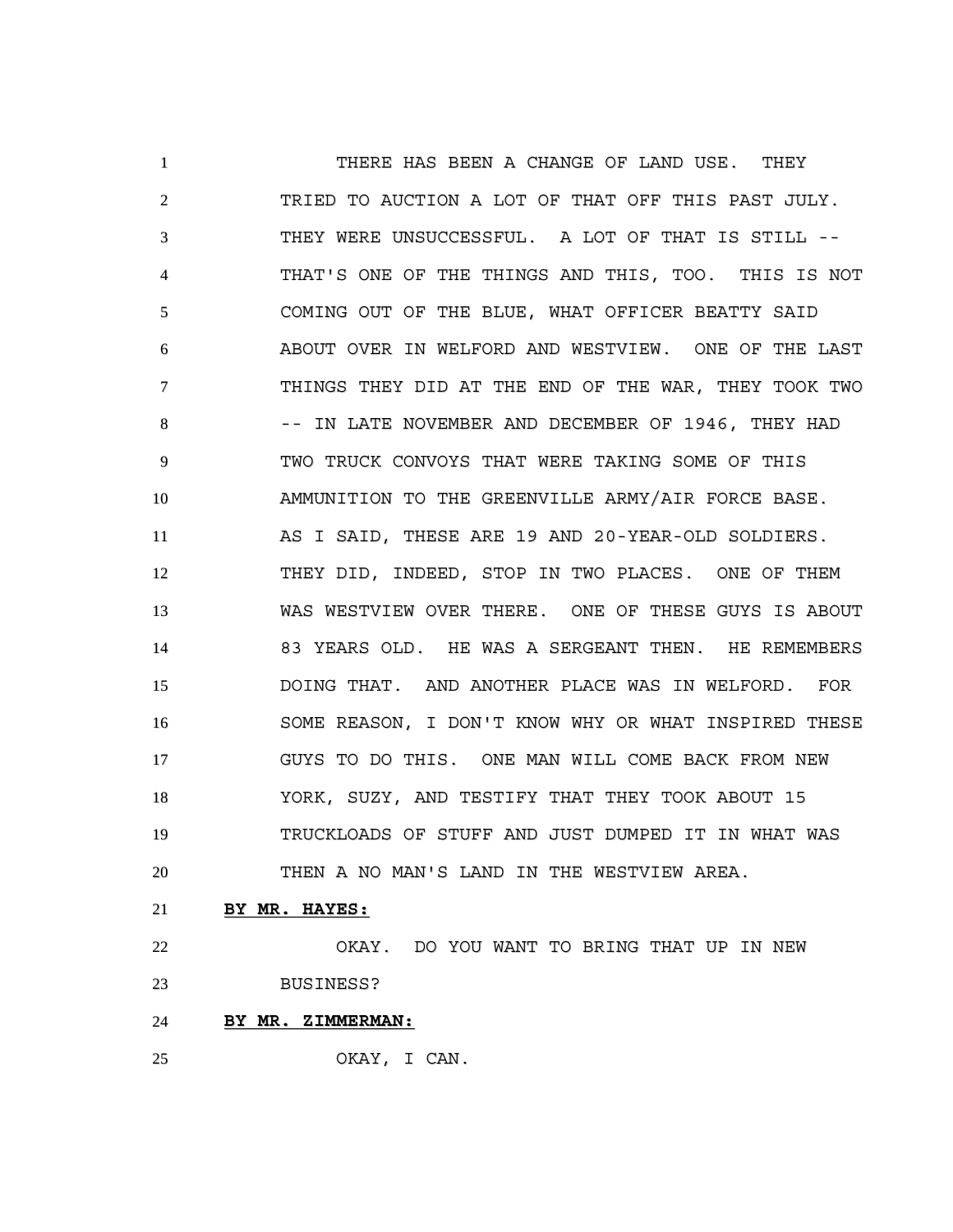THERE HAS BEEN A CHANGE OF LAND USE. THEY TRIED TO AUCTION A LOT OF THAT OFF THIS PAST JULY. THEY WERE UNSUCCESSFUL. A LOT OF THAT IS STILL -- THAT'S ONE OF THE THINGS AND THIS, TOO. THIS IS NOT COMING OUT OF THE BLUE, WHAT OFFICER BEATTY SAID ABOUT OVER IN WELFORD AND WESTVIEW. ONE OF THE LAST THINGS THEY DID AT THE END OF THE WAR, THEY TOOK TWO -- IN LATE NOVEMBER AND DECEMBER OF 1946, THEY HAD TWO TRUCK CONVOYS THAT WERE TAKING SOME OF THIS AMMUNITION TO THE GREENVILLE ARMY/AIR FORCE BASE. AS I SAID, THESE ARE 19 AND 20-YEAR-OLD SOLDIERS. THEY DID, INDEED, STOP IN TWO PLACES. ONE OF THEM WAS WESTVIEW OVER THERE. ONE OF THESE GUYS IS ABOUT 83 YEARS OLD. HE WAS A SERGEANT THEN. HE REMEMBERS DOING THAT. AND ANOTHER PLACE WAS IN WELFORD. FOR SOME REASON, I DON'T KNOW WHY OR WHAT INSPIRED THESE GUYS TO DO THIS. ONE MAN WILL COME BACK FROM NEW YORK, SUZY, AND TESTIFY THAT THEY TOOK ABOUT 15 TRUCKLOADS OF STUFF AND JUST DUMPED IT IN WHAT WAS THEN A NO MAN'S LAND IN THE WESTVIEW AREA.

**BY MR. HAYES:**

OKAY. DO YOU WANT TO BRING THAT UP IN NEW BUSINESS?

**BY MR. ZIMMERMAN:**

OKAY, I CAN.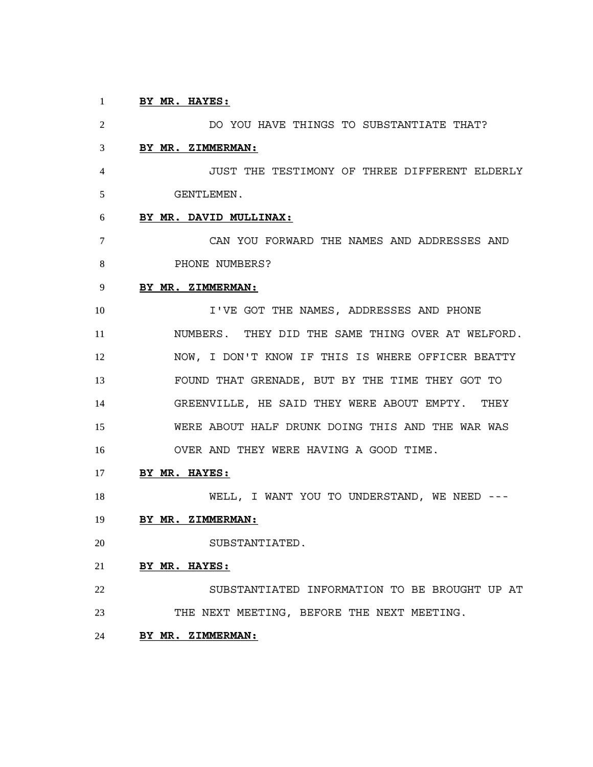**BY MR. HAYES:**

DO YOU HAVE THINGS TO SUBSTANTIATE THAT?

**BY MR. ZIMMERMAN:**

JUST THE TESTIMONY OF THREE DIFFERENT ELDERLY GENTLEMEN.

**BY MR. DAVID MULLINAX:**

CAN YOU FORWARD THE NAMES AND ADDRESSES AND PHONE NUMBERS?

**BY MR. ZIMMERMAN:**

I'VE GOT THE NAMES, ADDRESSES AND PHONE NUMBERS. THEY DID THE SAME THING OVER AT WELFORD. NOW, I DON'T KNOW IF THIS IS WHERE OFFICER BEATTY FOUND THAT GRENADE, BUT BY THE TIME THEY GOT TO GREENVILLE, HE SAID THEY WERE ABOUT EMPTY. THEY WERE ABOUT HALF DRUNK DOING THIS AND THE WAR WAS OVER AND THEY WERE HAVING A GOOD TIME.

**BY MR. HAYES:**

WELL, I WANT YOU TO UNDERSTAND, WE NEED ---

**BY MR. ZIMMERMAN:**

SUBSTANTIATED.

**BY MR. HAYES:**

SUBSTANTIATED INFORMATION TO BE BROUGHT UP AT THE NEXT MEETING, BEFORE THE NEXT MEETING.

**BY MR. ZIMMERMAN:**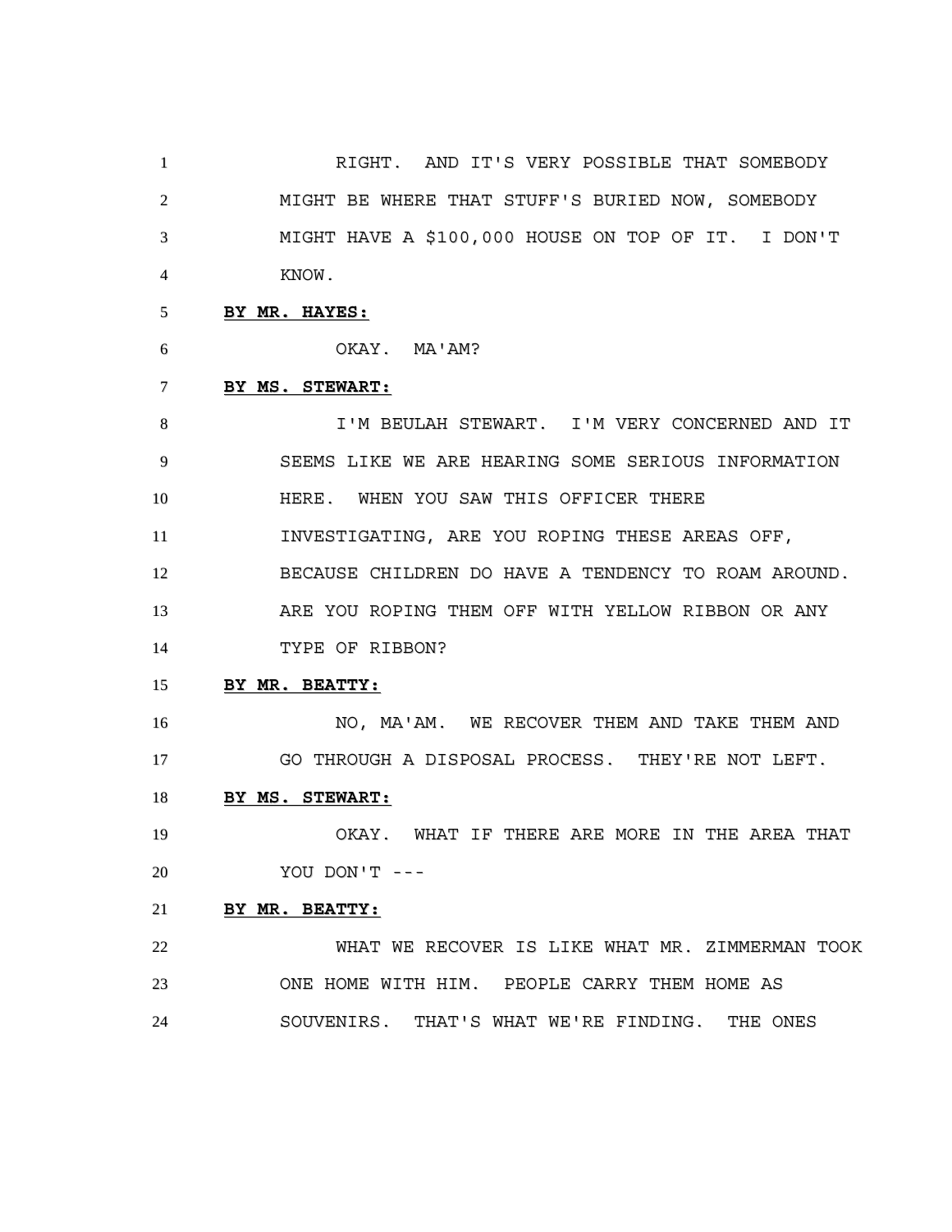RIGHT. AND IT'S VERY POSSIBLE THAT SOMEBODY MIGHT BE WHERE THAT STUFF'S BURIED NOW, SOMEBODY MIGHT HAVE A $100,000 HOUSE ON TOP OF IT. I DON'T KNOW.

**BY MR. HAYES:**

OKAY. MA'AM?

**BY MS. STEWART:**

I'M BEULAH STEWART. I'M VERY CONCERNED AND IT SEEMS LIKE WE ARE HEARING SOME SERIOUS INFORMATION HERE. WHEN YOU SAW THIS OFFICER THERE INVESTIGATING, ARE YOU ROPING THESE AREAS OFF, BECAUSE CHILDREN DO HAVE A TENDENCY TO ROAM AROUND. ARE YOU ROPING THEM OFF WITH YELLOW RIBBON OR ANY TYPE OF RIBBON?

**BY MR. BEATTY:**

NO, MA'AM. WE RECOVER THEM AND TAKE THEM AND GO THROUGH A DISPOSAL PROCESS. THEY'RE NOT LEFT.

**BY MS. STEWART:**

OKAY. WHAT IF THERE ARE MORE IN THE AREA THAT YOU DON'T ---

**BY MR. BEATTY:**

WHAT WE RECOVER IS LIKE WHAT MR. ZIMMERMAN TOOK ONE HOME WITH HIM. PEOPLE CARRY THEM HOME AS SOUVENIRS. THAT'S WHAT WE'RE FINDING. THE ONES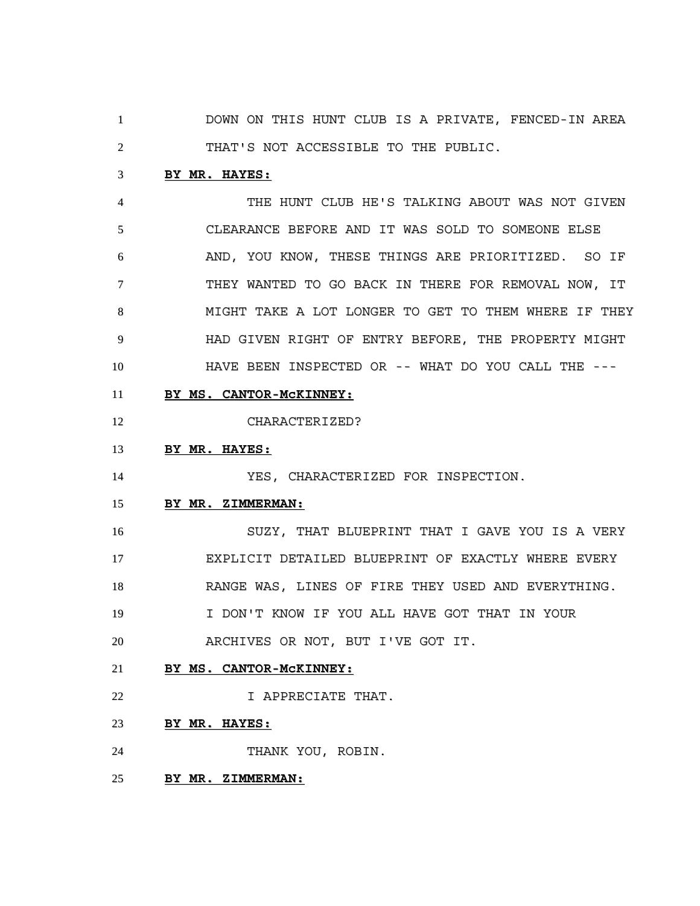DOWN ON THIS HUNT CLUB IS A PRIVATE, FENCED-IN AREA THAT'S NOT ACCESSIBLE TO THE PUBLIC.

**BY MR. HAYES:**

THE HUNT CLUB HE'S TALKING ABOUT WAS NOT GIVEN CLEARANCE BEFORE AND IT WAS SOLD TO SOMEONE ELSE AND, YOU KNOW, THESE THINGS ARE PRIORITIZED. SO IF THEY WANTED TO GO BACK IN THERE FOR REMOVAL NOW, IT MIGHT TAKE A LOT LONGER TO GET TO THEM WHERE IF THEY HAD GIVEN RIGHT OF ENTRY BEFORE, THE PROPERTY MIGHT HAVE BEEN INSPECTED OR -- WHAT DO YOU CALL THE ---

**BY MS. CANTOR-McKINNEY:**

CHARACTERIZED?

**BY MR. HAYES:**

YES, CHARACTERIZED FOR INSPECTION.

**BY MR. ZIMMERMAN:**

SUZY, THAT BLUEPRINT THAT I GAVE YOU IS A VERY EXPLICIT DETAILED BLUEPRINT OF EXACTLY WHERE EVERY RANGE WAS, LINES OF FIRE THEY USED AND EVERYTHING. I DON'T KNOW IF YOU ALL HAVE GOT THAT IN YOUR ARCHIVES OR NOT, BUT I'VE GOT IT.

**BY MS. CANTOR-McKINNEY:**

I APPRECIATE THAT.

**BY MR. HAYES:**

THANK YOU, ROBIN.

**BY MR. ZIMMERMAN:**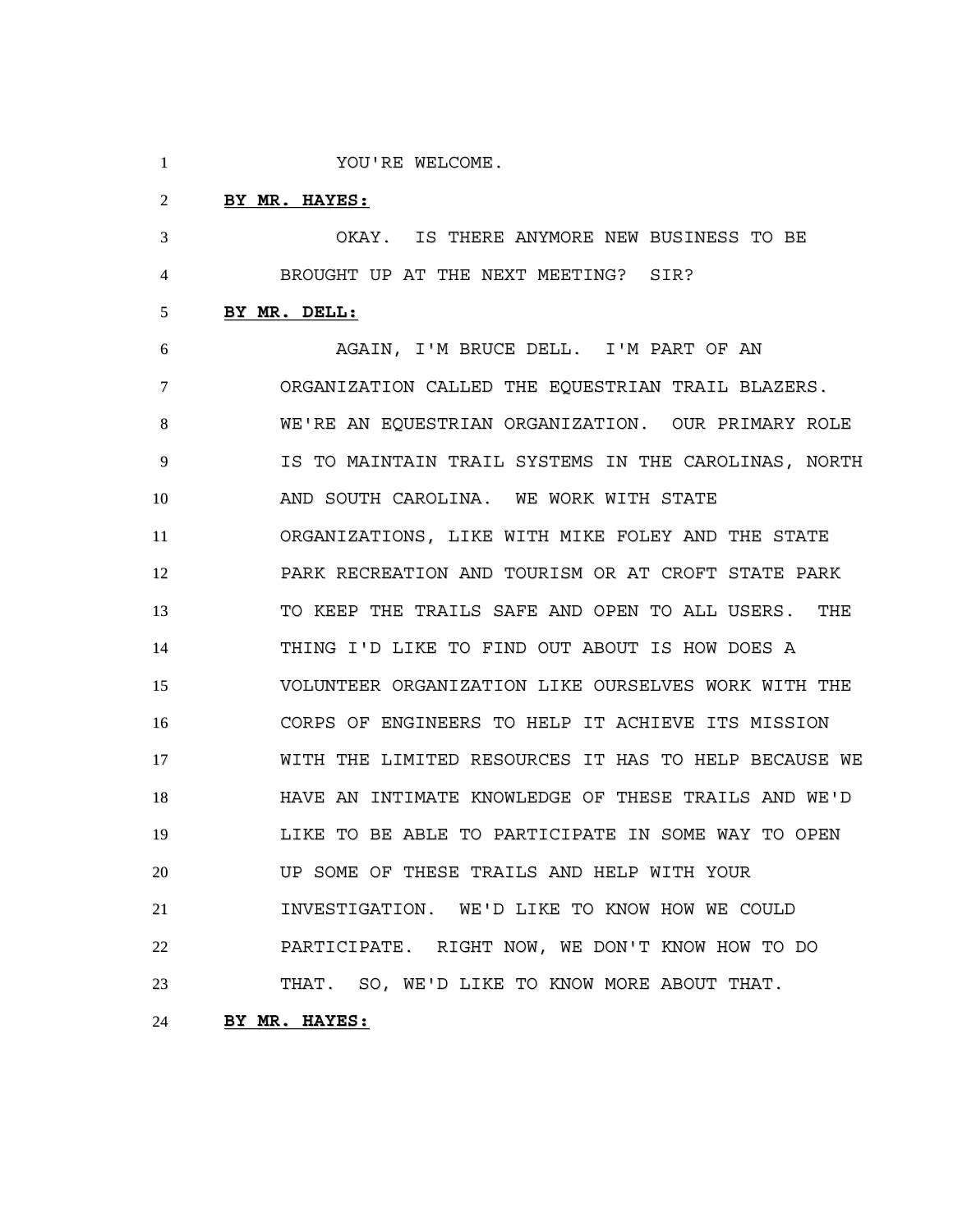YOU'RE WELCOME.

**BY MR. HAYES:**

OKAY. IS THERE ANYMORE NEW BUSINESS TO BE BROUGHT UP AT THE NEXT MEETING? SIR?

**BY MR. DELL:**

AGAIN, I'M BRUCE DELL. I'M PART OF AN ORGANIZATION CALLED THE EQUESTRIAN TRAIL BLAZERS. WE'RE AN EQUESTRIAN ORGANIZATION. OUR PRIMARY ROLE IS TO MAINTAIN TRAIL SYSTEMS IN THE CAROLINAS, NORTH AND SOUTH CAROLINA. WE WORK WITH STATE ORGANIZATIONS, LIKE WITH MIKE FOLEY AND THE STATE PARK RECREATION AND TOURISM OR AT CROFT STATE PARK TO KEEP THE TRAILS SAFE AND OPEN TO ALL USERS. THE THING I'D LIKE TO FIND OUT ABOUT IS HOW DOES A VOLUNTEER ORGANIZATION LIKE OURSELVES WORK WITH THE CORPS OF ENGINEERS TO HELP IT ACHIEVE ITS MISSION WITH THE LIMITED RESOURCES IT HAS TO HELP BECAUSE WE HAVE AN INTIMATE KNOWLEDGE OF THESE TRAILS AND WE'D LIKE TO BE ABLE TO PARTICIPATE IN SOME WAY TO OPEN UP SOME OF THESE TRAILS AND HELP WITH YOUR INVESTIGATION. WE'D LIKE TO KNOW HOW WE COULD PARTICIPATE. RIGHT NOW, WE DON'T KNOW HOW TO DO THAT. SO, WE'D LIKE TO KNOW MORE ABOUT THAT.

**BY MR. HAYES:**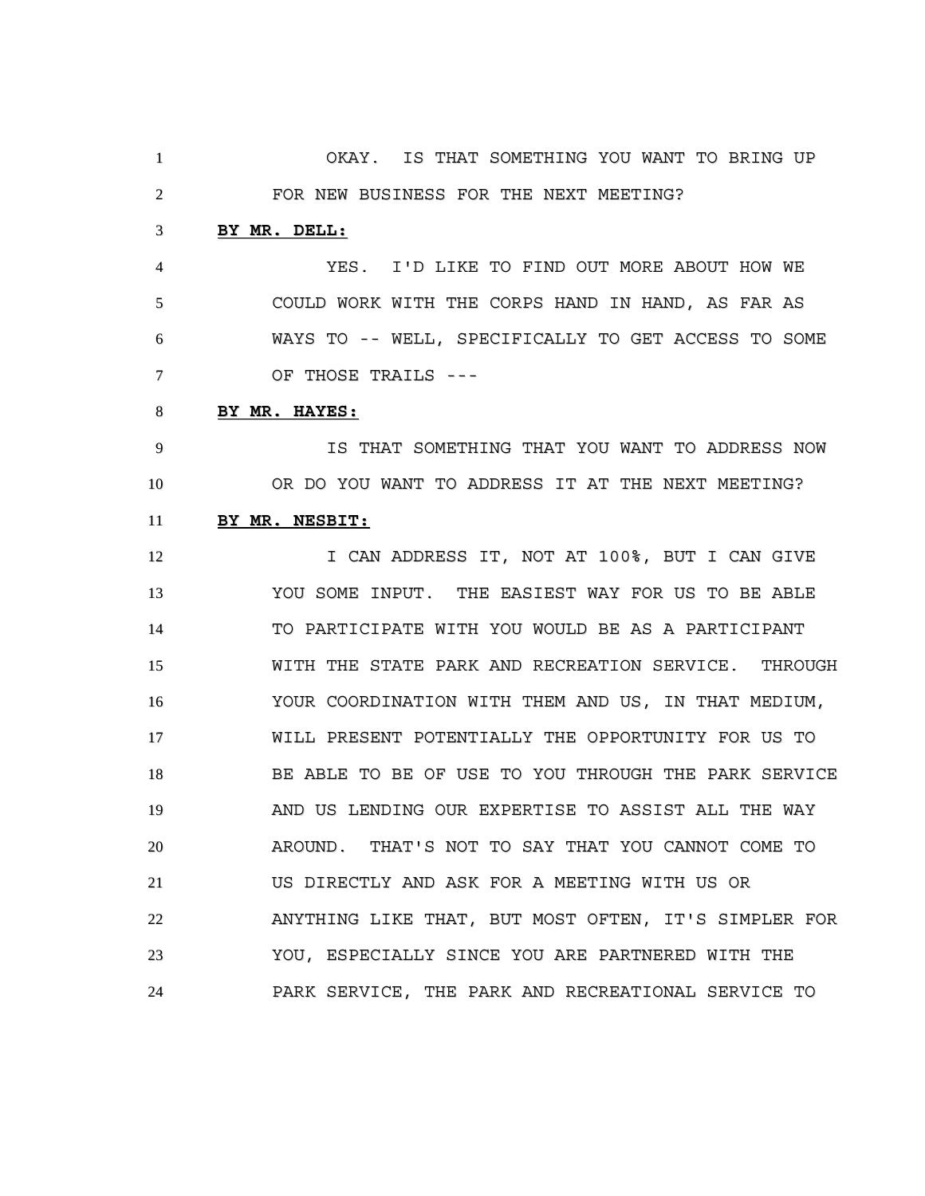OKAY. IS THAT SOMETHING YOU WANT TO BRING UP FOR NEW BUSINESS FOR THE NEXT MEETING?

**BY MR. DELL:**

YES. I'D LIKE TO FIND OUT MORE ABOUT HOW WE COULD WORK WITH THE CORPS HAND IN HAND, AS FAR AS WAYS TO -- WELL, SPECIFICALLY TO GET ACCESS TO SOME OF THOSE TRAILS ---

**BY MR. HAYES:**

IS THAT SOMETHING THAT YOU WANT TO ADDRESS NOW OR DO YOU WANT TO ADDRESS IT AT THE NEXT MEETING?

**BY MR. NESBIT:**

I CAN ADDRESS IT, NOT AT 100%, BUT I CAN GIVE YOU SOME INPUT. THE EASIEST WAY FOR US TO BE ABLE TO PARTICIPATE WITH YOU WOULD BE AS A PARTICIPANT WITH THE STATE PARK AND RECREATION SERVICE. THROUGH YOUR COORDINATION WITH THEM AND US, IN THAT MEDIUM, WILL PRESENT POTENTIALLY THE OPPORTUNITY FOR US TO BE ABLE TO BE OF USE TO YOU THROUGH THE PARK SERVICE AND US LENDING OUR EXPERTISE TO ASSIST ALL THE WAY AROUND. THAT'S NOT TO SAY THAT YOU CANNOT COME TO US DIRECTLY AND ASK FOR A MEETING WITH US OR ANYTHING LIKE THAT, BUT MOST OFTEN, IT'S SIMPLER FOR YOU, ESPECIALLY SINCE YOU ARE PARTNERED WITH THE PARK SERVICE, THE PARK AND RECREATIONAL SERVICE TO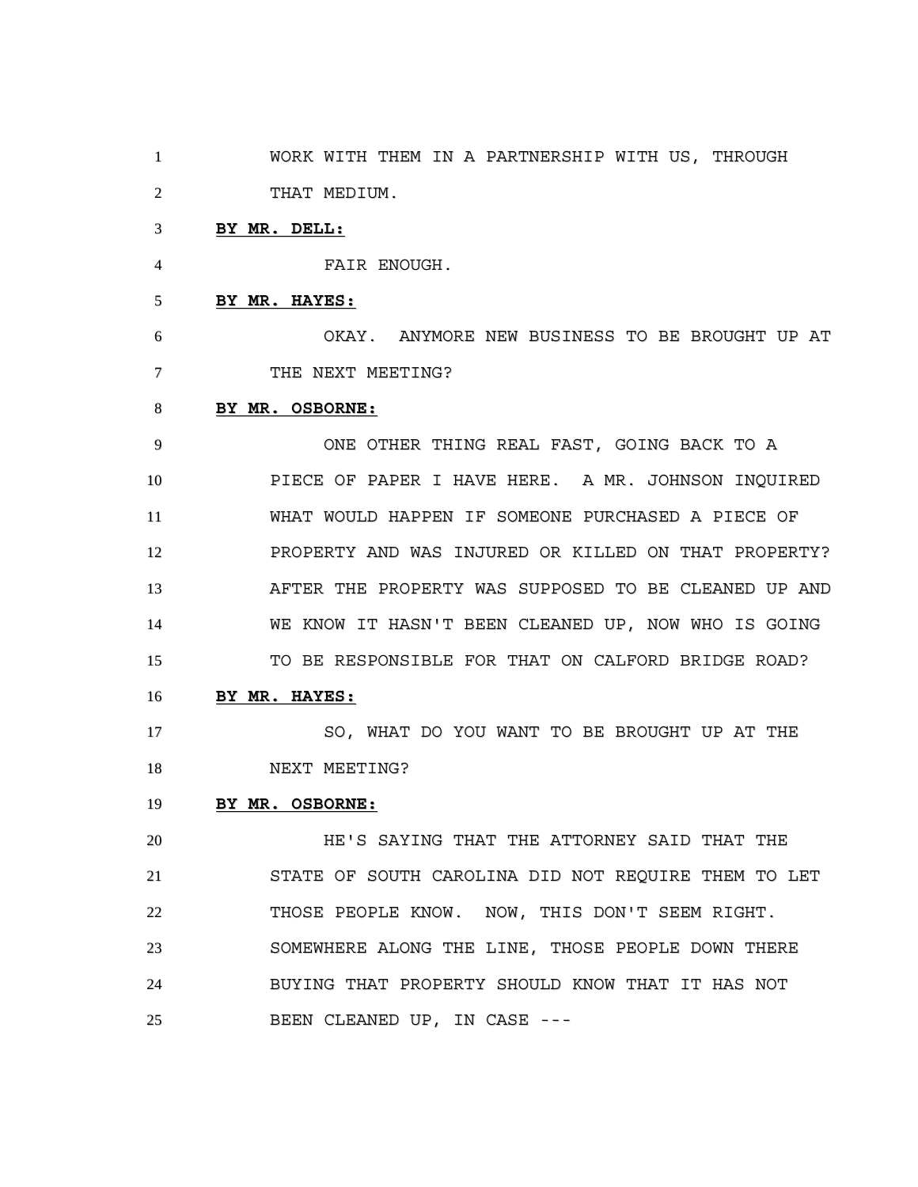WORK WITH THEM IN A PARTNERSHIP WITH US, THROUGH THAT MEDIUM.

**BY MR. DELL:**

FAIR ENOUGH.

**BY MR. HAYES:**

OKAY. ANYMORE NEW BUSINESS TO BE BROUGHT UP AT THE NEXT MEETING?

**BY MR. OSBORNE:**

ONE OTHER THING REAL FAST, GOING BACK TO A PIECE OF PAPER I HAVE HERE. A MR. JOHNSON INQUIRED WHAT WOULD HAPPEN IF SOMEONE PURCHASED A PIECE OF PROPERTY AND WAS INJURED OR KILLED ON THAT PROPERTY? AFTER THE PROPERTY WAS SUPPOSED TO BE CLEANED UP AND WE KNOW IT HASN'T BEEN CLEANED UP, NOW WHO IS GOING TO BE RESPONSIBLE FOR THAT ON CALFORD BRIDGE ROAD?

**BY MR. HAYES:**

SO, WHAT DO YOU WANT TO BE BROUGHT UP AT THE NEXT MEETING?

**BY MR. OSBORNE:**

HE'S SAYING THAT THE ATTORNEY SAID THAT THE STATE OF SOUTH CAROLINA DID NOT REQUIRE THEM TO LET THOSE PEOPLE KNOW. NOW, THIS DON'T SEEM RIGHT. SOMEWHERE ALONG THE LINE, THOSE PEOPLE DOWN THERE BUYING THAT PROPERTY SHOULD KNOW THAT IT HAS NOT BEEN CLEANED UP, IN CASE ---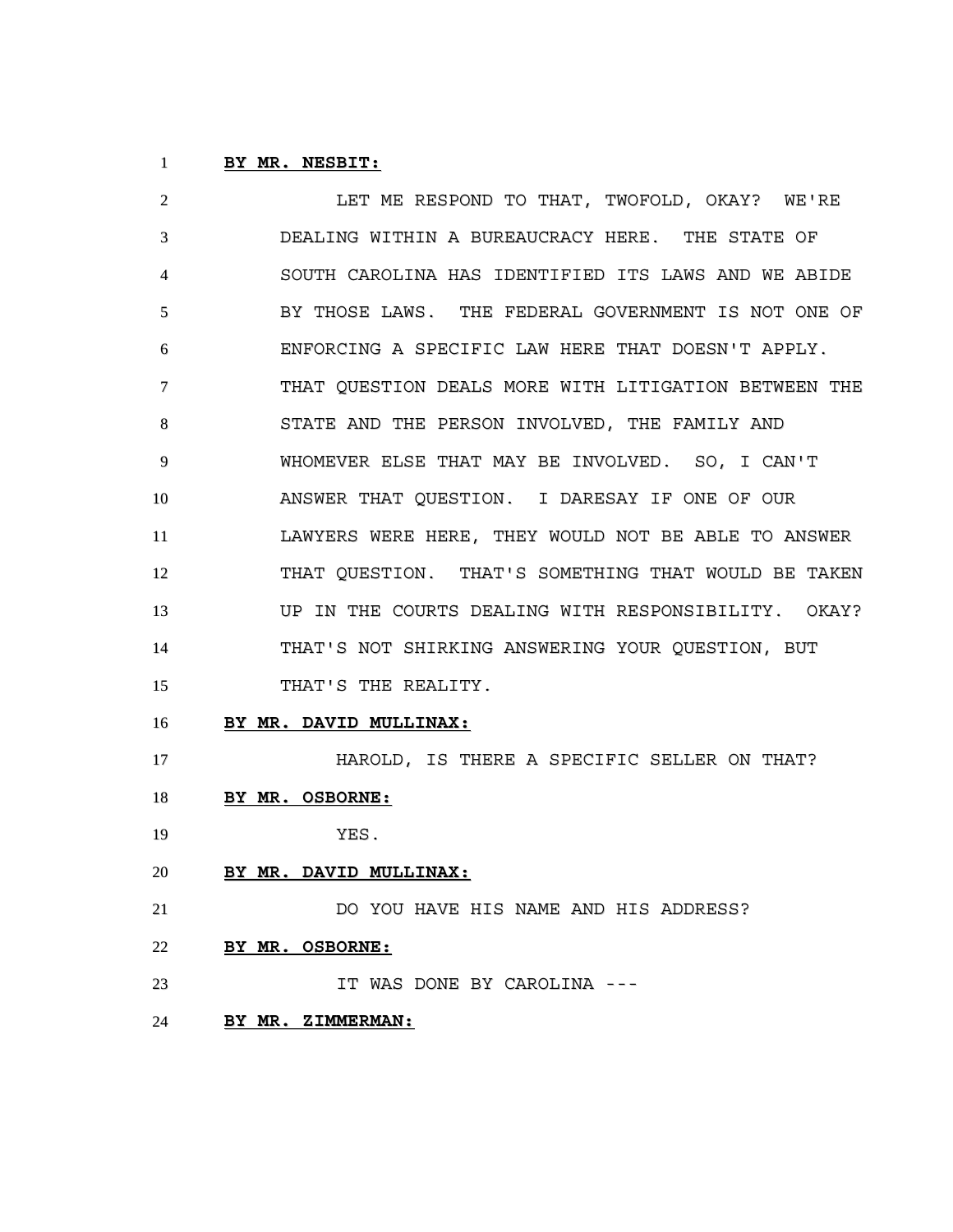**BY MR. NESBIT:**

LET ME RESPOND TO THAT, TWOFOLD, OKAY? WE'RE DEALING WITHIN A BUREAUCRACY HERE. THE STATE OF SOUTH CAROLINA HAS IDENTIFIED ITS LAWS AND WE ABIDE BY THOSE LAWS. THE FEDERAL GOVERNMENT IS NOT ONE OF ENFORCING A SPECIFIC LAW HERE THAT DOESN'T APPLY. THAT QUESTION DEALS MORE WITH LITIGATION BETWEEN THE STATE AND THE PERSON INVOLVED, THE FAMILY AND WHOMEVER ELSE THAT MAY BE INVOLVED. SO, I CAN'T ANSWER THAT QUESTION. I DARESAY IF ONE OF OUR LAWYERS WERE HERE, THEY WOULD NOT BE ABLE TO ANSWER THAT QUESTION. THAT'S SOMETHING THAT WOULD BE TAKEN UP IN THE COURTS DEALING WITH RESPONSIBILITY. OKAY? THAT'S NOT SHIRKING ANSWERING YOUR QUESTION, BUT THAT'S THE REALITY.

**BY MR. DAVID MULLINAX:**

HAROLD, IS THERE A SPECIFIC SELLER ON THAT?

**BY MR. OSBORNE:**

YES.

**BY MR. DAVID MULLINAX:**

DO YOU HAVE HIS NAME AND HIS ADDRESS?

**BY MR. OSBORNE:**

IT WAS DONE BY CAROLINA ---

**BY MR. ZIMMERMAN:**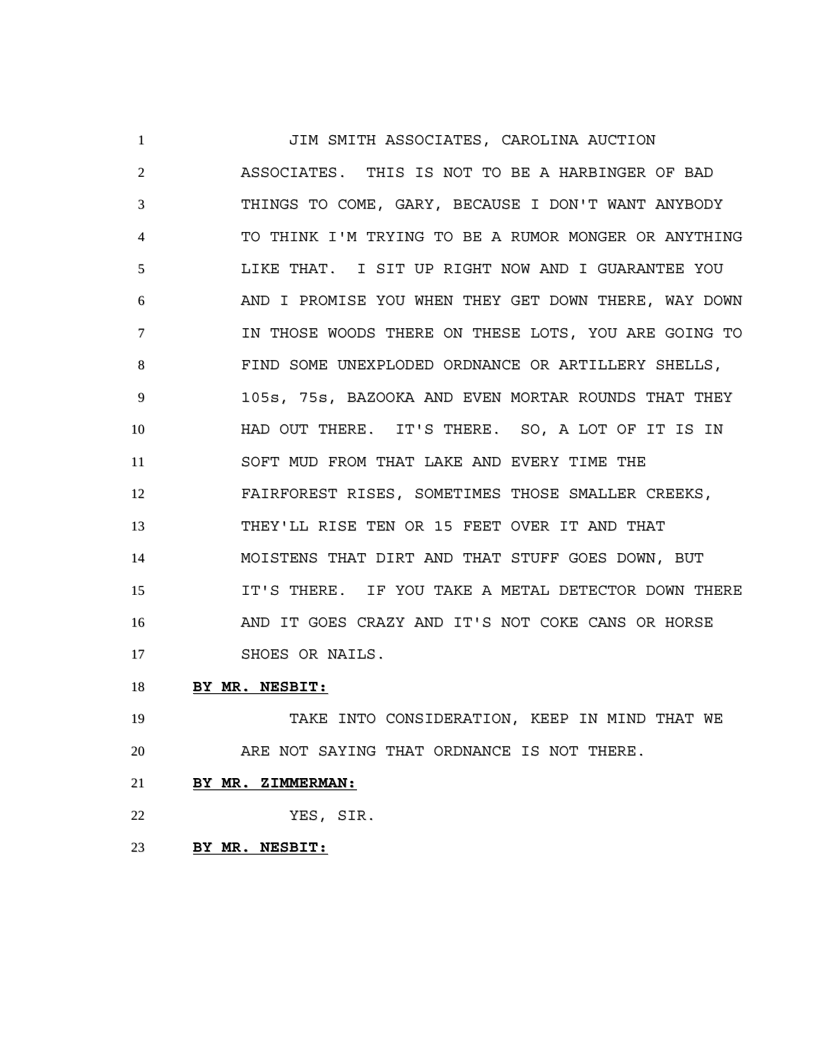JIM SMITH ASSOCIATES, CAROLINA AUCTION ASSOCIATES. THIS IS NOT TO BE A HARBINGER OF BAD THINGS TO COME, GARY, BECAUSE I DON'T WANT ANYBODY TO THINK I'M TRYING TO BE A RUMOR MONGER OR ANYTHING LIKE THAT. I SIT UP RIGHT NOW AND I GUARANTEE YOU AND I PROMISE YOU WHEN THEY GET DOWN THERE, WAY DOWN IN THOSE WOODS THERE ON THESE LOTS, YOU ARE GOING TO FIND SOME UNEXPLODED ORDNANCE OR ARTILLERY SHELLS, 105s, 75s, BAZOOKA AND EVEN MORTAR ROUNDS THAT THEY HAD OUT THERE. IT'S THERE. SO, A LOT OF IT IS IN SOFT MUD FROM THAT LAKE AND EVERY TIME THE FAIRFOREST RISES, SOMETIMES THOSE SMALLER CREEKS, THEY'LL RISE TEN OR 15 FEET OVER IT AND THAT MOISTENS THAT DIRT AND THAT STUFF GOES DOWN, BUT IT'S THERE. IF YOU TAKE A METAL DETECTOR DOWN THERE AND IT GOES CRAZY AND IT'S NOT COKE CANS OR HORSE SHOES OR NAILS.

**BY MR. NESBIT:**

TAKE INTO CONSIDERATION, KEEP IN MIND THAT WE ARE NOT SAYING THAT ORDNANCE IS NOT THERE.

**BY MR. ZIMMERMAN:**

YES, SIR.

**BY MR. NESBIT:**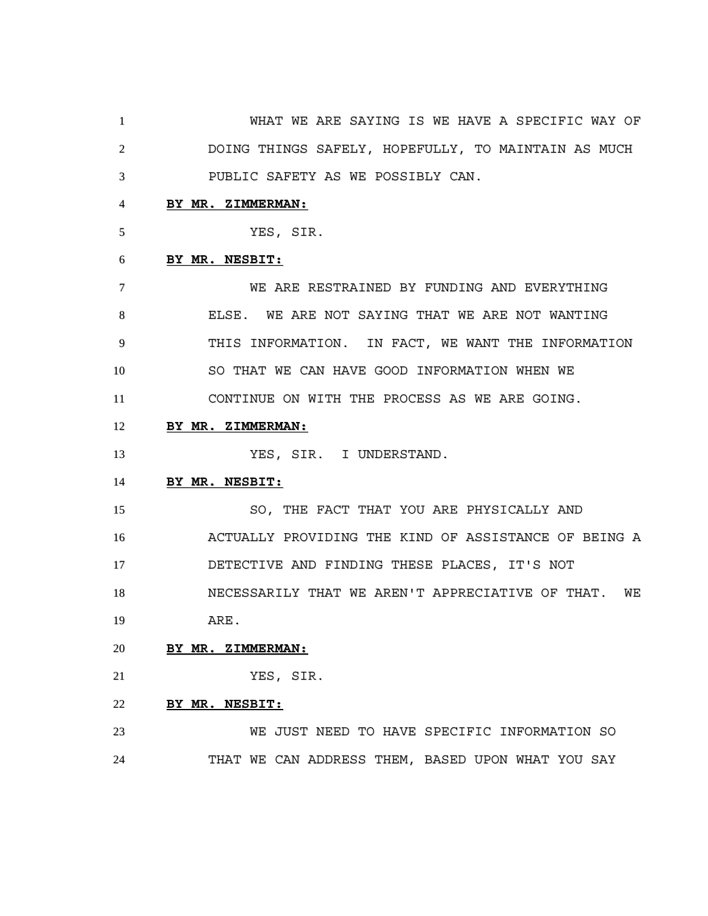WHAT WE ARE SAYING IS WE HAVE A SPECIFIC WAY OF DOING THINGS SAFELY, HOPEFULLY, TO MAINTAIN AS MUCH PUBLIC SAFETY AS WE POSSIBLY CAN.

**BY MR. ZIMMERMAN:**

YES, SIR.

**BY MR. NESBIT:**

WE ARE RESTRAINED BY FUNDING AND EVERYTHING ELSE. WE ARE NOT SAYING THAT WE ARE NOT WANTING THIS INFORMATION. IN FACT, WE WANT THE INFORMATION SO THAT WE CAN HAVE GOOD INFORMATION WHEN WE CONTINUE ON WITH THE PROCESS AS WE ARE GOING.

**BY MR. ZIMMERMAN:**

YES, SIR. I UNDERSTAND.

**BY MR. NESBIT:**

SO, THE FACT THAT YOU ARE PHYSICALLY AND ACTUALLY PROVIDING THE KIND OF ASSISTANCE OF BEING A DETECTIVE AND FINDING THESE PLACES, IT'S NOT NECESSARILY THAT WE AREN'T APPRECIATIVE OF THAT. WE ARE.

**BY MR. ZIMMERMAN:**

YES, SIR.

**BY MR. NESBIT:**

WE JUST NEED TO HAVE SPECIFIC INFORMATION SO THAT WE CAN ADDRESS THEM, BASED UPON WHAT YOU SAY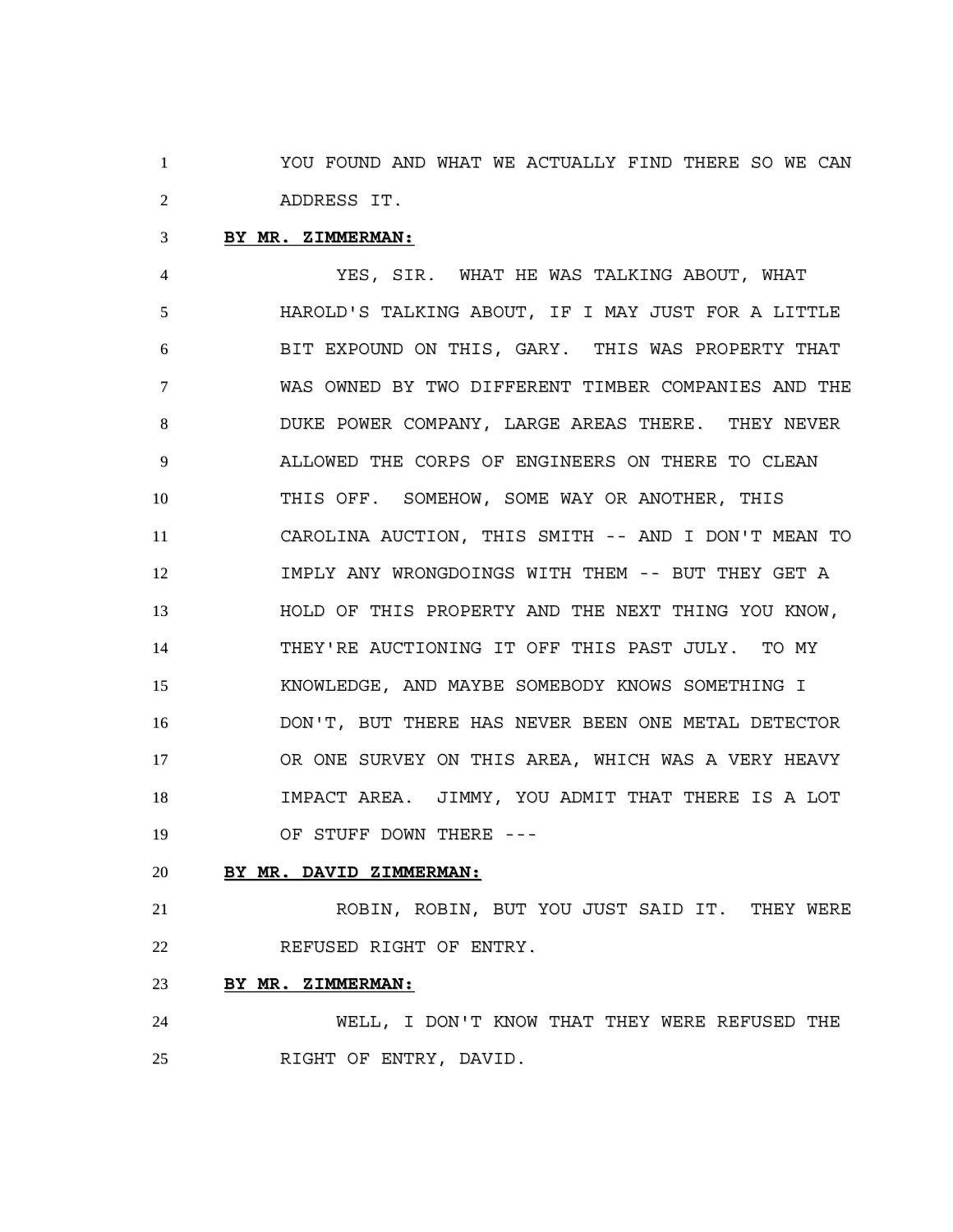YOU FOUND AND WHAT WE ACTUALLY FIND THERE SO WE CAN ADDRESS IT.

**BY MR. ZIMMERMAN:**

YES, SIR. WHAT HE WAS TALKING ABOUT, WHAT HAROLD'S TALKING ABOUT, IF I MAY JUST FOR A LITTLE BIT EXPOUND ON THIS, GARY. THIS WAS PROPERTY THAT WAS OWNED BY TWO DIFFERENT TIMBER COMPANIES AND THE DUKE POWER COMPANY, LARGE AREAS THERE. THEY NEVER ALLOWED THE CORPS OF ENGINEERS ON THERE TO CLEAN THIS OFF. SOMEHOW, SOME WAY OR ANOTHER, THIS CAROLINA AUCTION, THIS SMITH -- AND I DON'T MEAN TO IMPLY ANY WRONGDOINGS WITH THEM -- BUT THEY GET A HOLD OF THIS PROPERTY AND THE NEXT THING YOU KNOW, THEY'RE AUCTIONING IT OFF THIS PAST JULY. TO MY KNOWLEDGE, AND MAYBE SOMEBODY KNOWS SOMETHING I DON'T, BUT THERE HAS NEVER BEEN ONE METAL DETECTOR OR ONE SURVEY ON THIS AREA, WHICH WAS A VERY HEAVY IMPACT AREA. JIMMY, YOU ADMIT THAT THERE IS A LOT OF STUFF DOWN THERE ---

**BY MR. DAVID ZIMMERMAN:**

ROBIN, ROBIN, BUT YOU JUST SAID IT. THEY WERE REFUSED RIGHT OF ENTRY.

**BY MR. ZIMMERMAN:**

WELL, I DON'T KNOW THAT THEY WERE REFUSED THE RIGHT OF ENTRY, DAVID.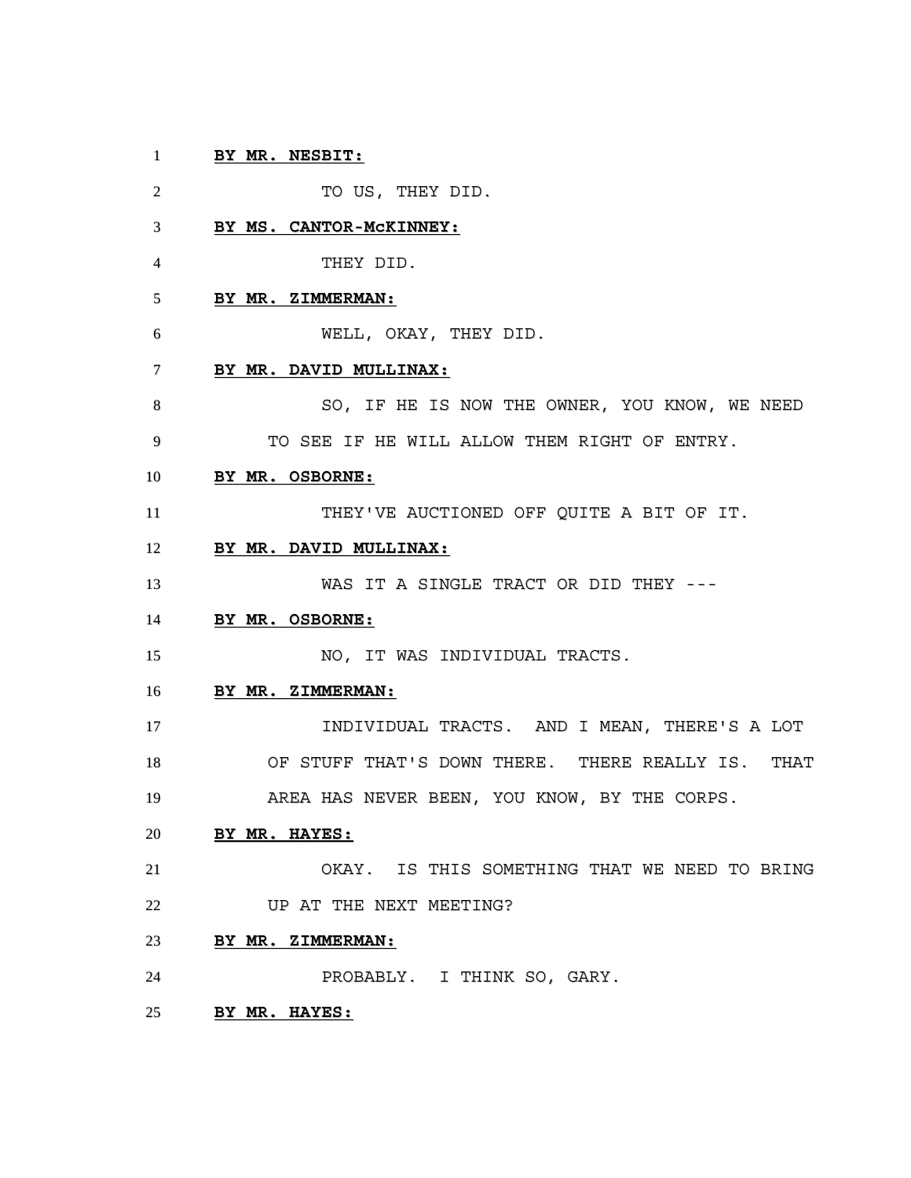**BY MR. NESBIT:**

TO US, THEY DID.

**BY MS. CANTOR-McKINNEY:**

THEY DID.

**BY MR. ZIMMERMAN:**

WELL, OKAY, THEY DID.

**BY MR. DAVID MULLINAX:**

SO, IF HE IS NOW THE OWNER, YOU KNOW, WE NEED TO SEE IF HE WILL ALLOW THEM RIGHT OF ENTRY.

**BY MR. OSBORNE:**

THEY'VE AUCTIONED OFF QUITE A BIT OF IT.

**BY MR. DAVID MULLINAX:**

WAS IT A SINGLE TRACT OR DID THEY ---

**BY MR. OSBORNE:**

NO, IT WAS INDIVIDUAL TRACTS.

**BY MR. ZIMMERMAN:**

INDIVIDUAL TRACTS. AND I MEAN, THERE'S A LOT OF STUFF THAT'S DOWN THERE. THERE REALLY IS. THAT AREA HAS NEVER BEEN, YOU KNOW, BY THE CORPS.

**BY MR. HAYES:**

OKAY. IS THIS SOMETHING THAT WE NEED TO BRING UP AT THE NEXT MEETING?

**BY MR. ZIMMERMAN:**

PROBABLY. I THINK SO, GARY.

**BY MR. HAYES:**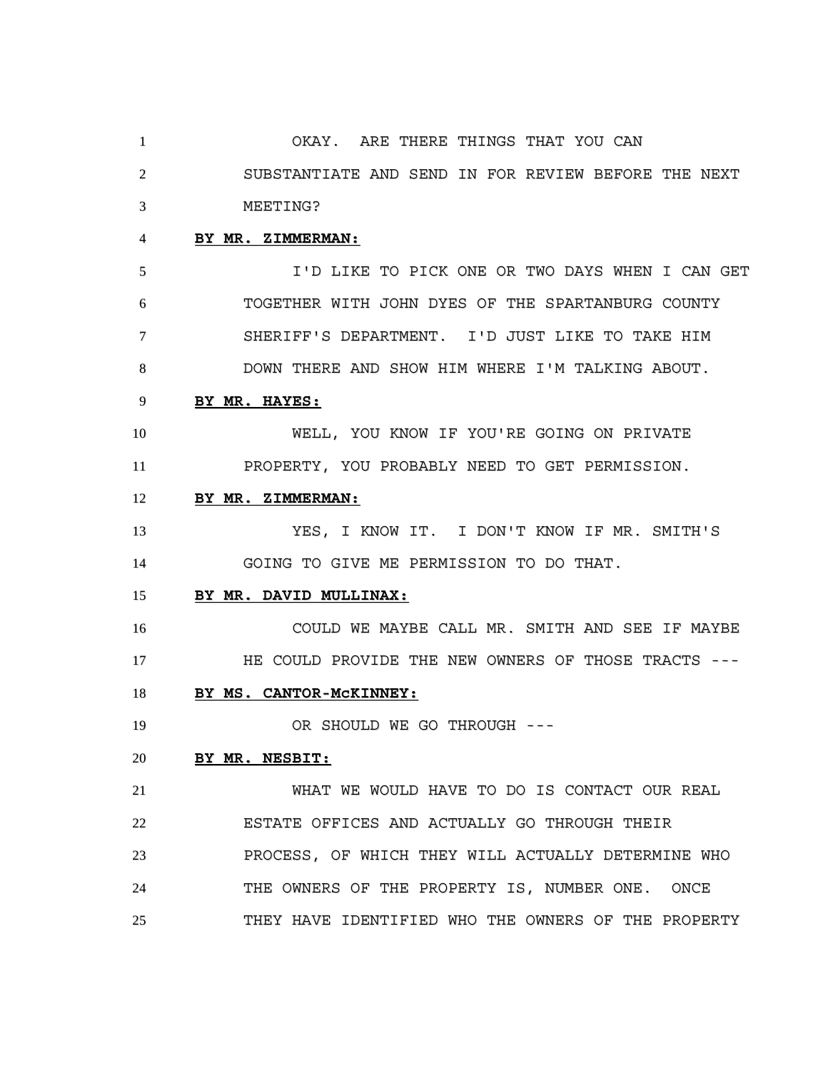OKAY. ARE THERE THINGS THAT YOU CAN SUBSTANTIATE AND SEND IN FOR REVIEW BEFORE THE NEXT MEETING?

**BY MR. ZIMMERMAN:**

I'D LIKE TO PICK ONE OR TWO DAYS WHEN I CAN GET TOGETHER WITH JOHN DYES OF THE SPARTANBURG COUNTY SHERIFF'S DEPARTMENT. I'D JUST LIKE TO TAKE HIM DOWN THERE AND SHOW HIM WHERE I'M TALKING ABOUT.

**BY MR. HAYES:**

WELL, YOU KNOW IF YOU'RE GOING ON PRIVATE PROPERTY, YOU PROBABLY NEED TO GET PERMISSION.

**BY MR. ZIMMERMAN:**

YES, I KNOW IT. I DON'T KNOW IF MR. SMITH'S GOING TO GIVE ME PERMISSION TO DO THAT.

**BY MR. DAVID MULLINAX:**

COULD WE MAYBE CALL MR. SMITH AND SEE IF MAYBE HE COULD PROVIDE THE NEW OWNERS OF THOSE TRACTS ---

**BY MS. CANTOR-McKINNEY:**

OR SHOULD WE GO THROUGH ---

**BY MR. NESBIT:**

WHAT WE WOULD HAVE TO DO IS CONTACT OUR REAL ESTATE OFFICES AND ACTUALLY GO THROUGH THEIR PROCESS, OF WHICH THEY WILL ACTUALLY DETERMINE WHO THE OWNERS OF THE PROPERTY IS, NUMBER ONE. ONCE THEY HAVE IDENTIFIED WHO THE OWNERS OF THE PROPERTY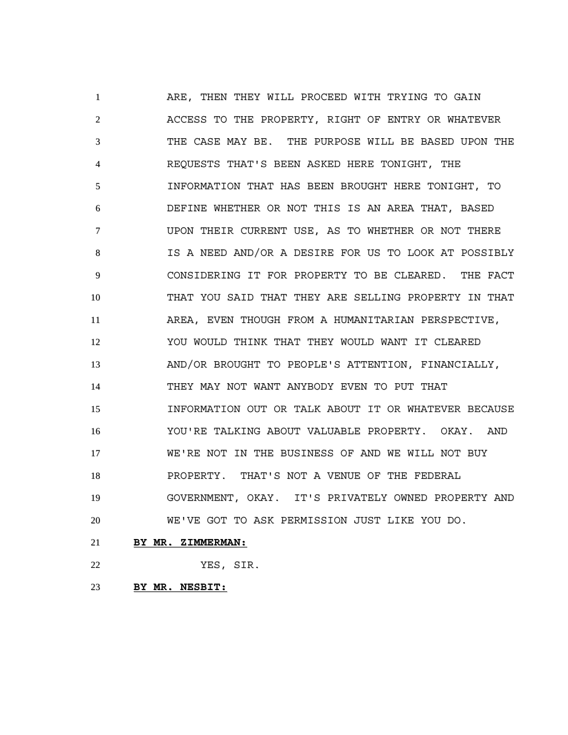ARE, THEN THEY WILL PROCEED WITH TRYING TO GAIN ACCESS TO THE PROPERTY, RIGHT OF ENTRY OR WHATEVER THE CASE MAY BE. THE PURPOSE WILL BE BASED UPON THE REQUESTS THAT'S BEEN ASKED HERE TONIGHT, THE INFORMATION THAT HAS BEEN BROUGHT HERE TONIGHT, TO DEFINE WHETHER OR NOT THIS IS AN AREA THAT, BASED UPON THEIR CURRENT USE, AS TO WHETHER OR NOT THERE IS A NEED AND/OR A DESIRE FOR US TO LOOK AT POSSIBLY CONSIDERING IT FOR PROPERTY TO BE CLEARED. THE FACT THAT YOU SAID THAT THEY ARE SELLING PROPERTY IN THAT AREA, EVEN THOUGH FROM A HUMANITARIAN PERSPECTIVE, YOU WOULD THINK THAT THEY WOULD WANT IT CLEARED AND/OR BROUGHT TO PEOPLE'S ATTENTION, FINANCIALLY, THEY MAY NOT WANT ANYBODY EVEN TO PUT THAT INFORMATION OUT OR TALK ABOUT IT OR WHATEVER BECAUSE YOU'RE TALKING ABOUT VALUABLE PROPERTY. OKAY. AND WE'RE NOT IN THE BUSINESS OF AND WE WILL NOT BUY PROPERTY. THAT'S NOT A VENUE OF THE FEDERAL GOVERNMENT, OKAY. IT'S PRIVATELY OWNED PROPERTY AND WE'VE GOT TO ASK PERMISSION JUST LIKE YOU DO.

**BY MR. ZIMMERMAN:**

YES, SIR.

**BY MR. NESBIT:**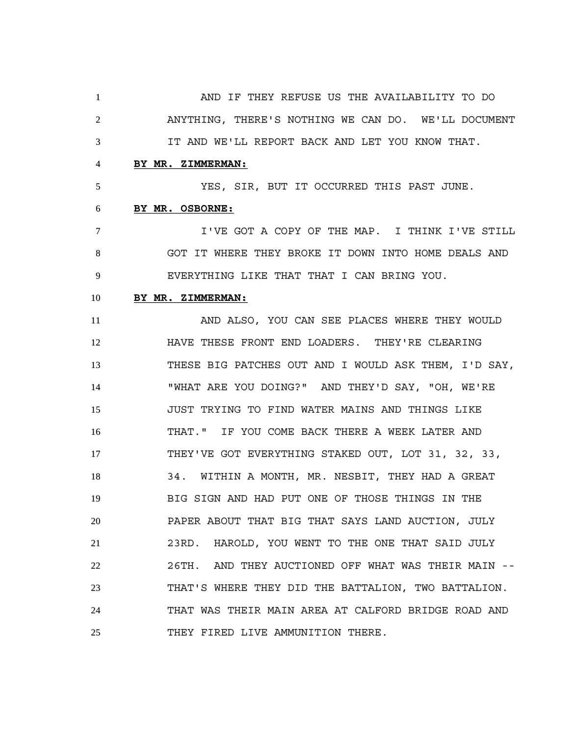AND IF THEY REFUSE US THE AVAILABILITY TO DO ANYTHING, THERE'S NOTHING WE CAN DO. WE'LL DOCUMENT IT AND WE'LL REPORT BACK AND LET YOU KNOW THAT.

**BY MR. ZIMMERMAN:**

YES, SIR, BUT IT OCCURRED THIS PAST JUNE.

**BY MR. OSBORNE:**

I'VE GOT A COPY OF THE MAP. I THINK I'VE STILL GOT IT WHERE THEY BROKE IT DOWN INTO HOME DEALS AND EVERYTHING LIKE THAT THAT I CAN BRING YOU.

**BY MR. ZIMMERMAN:**

AND ALSO, YOU CAN SEE PLACES WHERE THEY WOULD HAVE THESE FRONT END LOADERS. THEY'RE CLEARING THESE BIG PATCHES OUT AND I WOULD ASK THEM, I'D SAY, "WHAT ARE YOU DOING?" AND THEY'D SAY, "OH, WE'RE JUST TRYING TO FIND WATER MAINS AND THINGS LIKE THAT." IF YOU COME BACK THERE A WEEK LATER AND THEY'VE GOT EVERYTHING STAKED OUT, LOT 31, 32, 33, 34. WITHIN A MONTH, MR. NESBIT, THEY HAD A GREAT BIG SIGN AND HAD PUT ONE OF THOSE THINGS IN THE PAPER ABOUT THAT BIG THAT SAYS LAND AUCTION, JULY 23RD. HAROLD, YOU WENT TO THE ONE THAT SAID JULY 26TH. AND THEY AUCTIONED OFF WHAT WAS THEIR MAIN -- THAT'S WHERE THEY DID THE BATTALION, TWO BATTALION. THAT WAS THEIR MAIN AREA AT CALFORD BRIDGE ROAD AND THEY FIRED LIVE AMMUNITION THERE.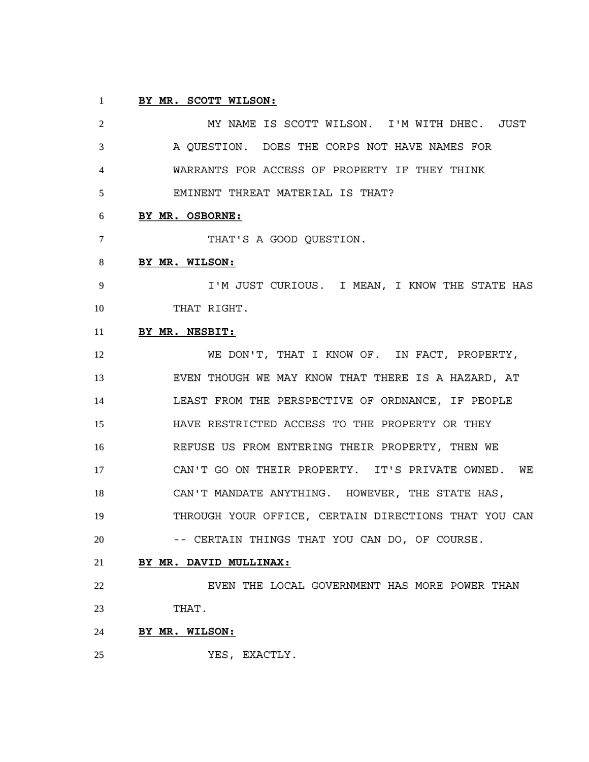**BY MR. SCOTT WILSON:**

MY NAME IS SCOTT WILSON. I'M WITH DHEC. JUST A QUESTION. DOES THE CORPS NOT HAVE NAMES FOR WARRANTS FOR ACCESS OF PROPERTY IF THEY THINK EMINENT THREAT MATERIAL IS THAT?

**BY MR. OSBORNE:**

THAT'S A GOOD QUESTION.

**BY MR. WILSON:**

I'M JUST CURIOUS. I MEAN, I KNOW THE STATE HAS THAT RIGHT.

**BY MR. NESBIT:**

WE DON'T, THAT I KNOW OF. IN FACT, PROPERTY, EVEN THOUGH WE MAY KNOW THAT THERE IS A HAZARD, AT LEAST FROM THE PERSPECTIVE OF ORDNANCE, IF PEOPLE HAVE RESTRICTED ACCESS TO THE PROPERTY OR THEY REFUSE US FROM ENTERING THEIR PROPERTY, THEN WE CAN'T GO ON THEIR PROPERTY. IT'S PRIVATE OWNED. WE CAN'T MANDATE ANYTHING. HOWEVER, THE STATE HAS, THROUGH YOUR OFFICE, CERTAIN DIRECTIONS THAT YOU CAN -- CERTAIN THINGS THAT YOU CAN DO, OF COURSE.

**BY MR. DAVID MULLINAX:**

EVEN THE LOCAL GOVERNMENT HAS MORE POWER THAN THAT.

**BY MR. WILSON:**

YES, EXACTLY.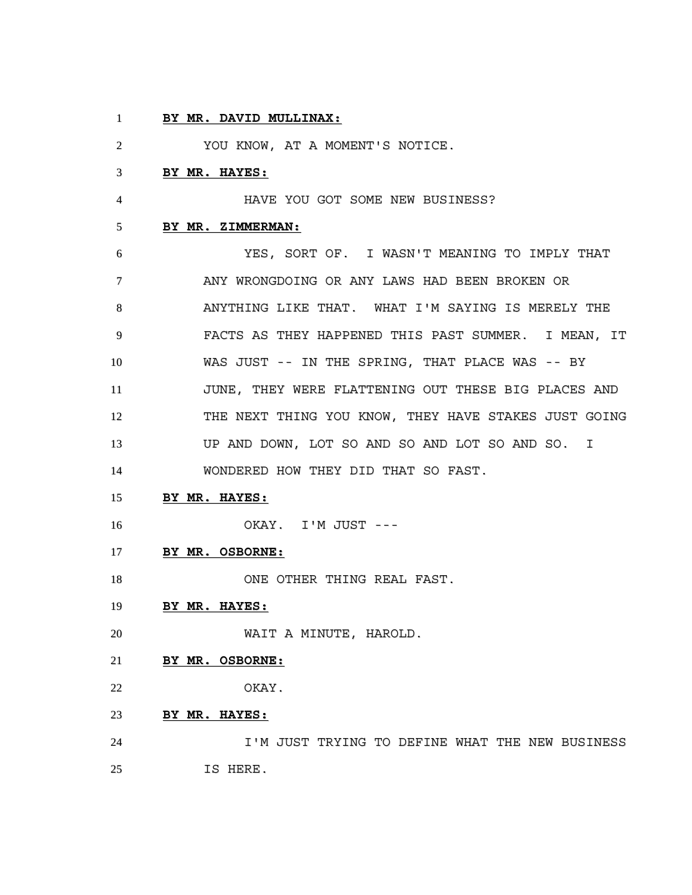**BY MR. DAVID MULLINAX:**

YOU KNOW, AT A MOMENT'S NOTICE.

**BY MR. HAYES:**

HAVE YOU GOT SOME NEW BUSINESS?

**BY MR. ZIMMERMAN:**

YES, SORT OF. I WASN'T MEANING TO IMPLY THAT ANY WRONGDOING OR ANY LAWS HAD BEEN BROKEN OR ANYTHING LIKE THAT. WHAT I'M SAYING IS MERELY THE FACTS AS THEY HAPPENED THIS PAST SUMMER. I MEAN, IT WAS JUST -- IN THE SPRING, THAT PLACE WAS -- BY JUNE, THEY WERE FLATTENING OUT THESE BIG PLACES AND THE NEXT THING YOU KNOW, THEY HAVE STAKES JUST GOING UP AND DOWN, LOT SO AND SO AND LOT SO AND SO. I WONDERED HOW THEY DID THAT SO FAST.

**BY MR. HAYES:**

OKAY. I'M JUST ---

**BY MR. OSBORNE:**

ONE OTHER THING REAL FAST.

**BY MR. HAYES:**

WAIT A MINUTE, HAROLD.

**BY MR. OSBORNE:**

OKAY.

**BY MR. HAYES:**

I'M JUST TRYING TO DEFINE WHAT THE NEW BUSINESS IS HERE.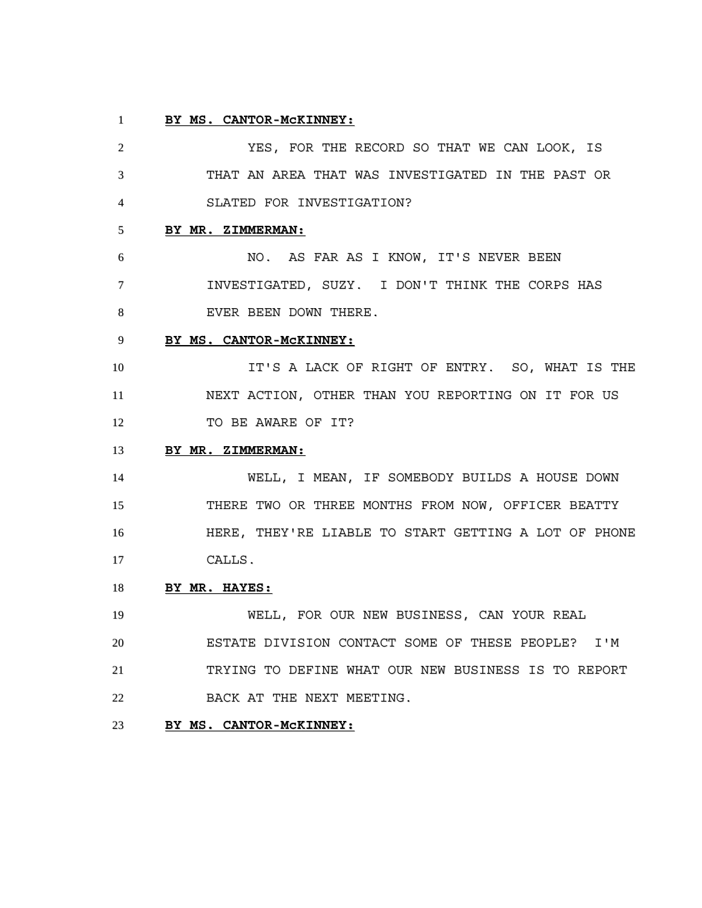**BY MS. CANTOR-McKINNEY:**

YES, FOR THE RECORD SO THAT WE CAN LOOK, IS THAT AN AREA THAT WAS INVESTIGATED IN THE PAST OR SLATED FOR INVESTIGATION?

**BY MR. ZIMMERMAN:**

NO. AS FAR AS I KNOW, IT'S NEVER BEEN INVESTIGATED, SUZY. I DON'T THINK THE CORPS HAS EVER BEEN DOWN THERE.

**BY MS. CANTOR-McKINNEY:**

IT'S A LACK OF RIGHT OF ENTRY. SO, WHAT IS THE NEXT ACTION, OTHER THAN YOU REPORTING ON IT FOR US TO BE AWARE OF IT?

**BY MR. ZIMMERMAN:**

WELL, I MEAN, IF SOMEBODY BUILDS A HOUSE DOWN THERE TWO OR THREE MONTHS FROM NOW, OFFICER BEATTY HERE, THEY'RE LIABLE TO START GETTING A LOT OF PHONE CALLS.

**BY MR. HAYES:**

WELL, FOR OUR NEW BUSINESS, CAN YOUR REAL ESTATE DIVISION CONTACT SOME OF THESE PEOPLE? I'M TRYING TO DEFINE WHAT OUR NEW BUSINESS IS TO REPORT BACK AT THE NEXT MEETING.

**BY MS. CANTOR-McKINNEY:**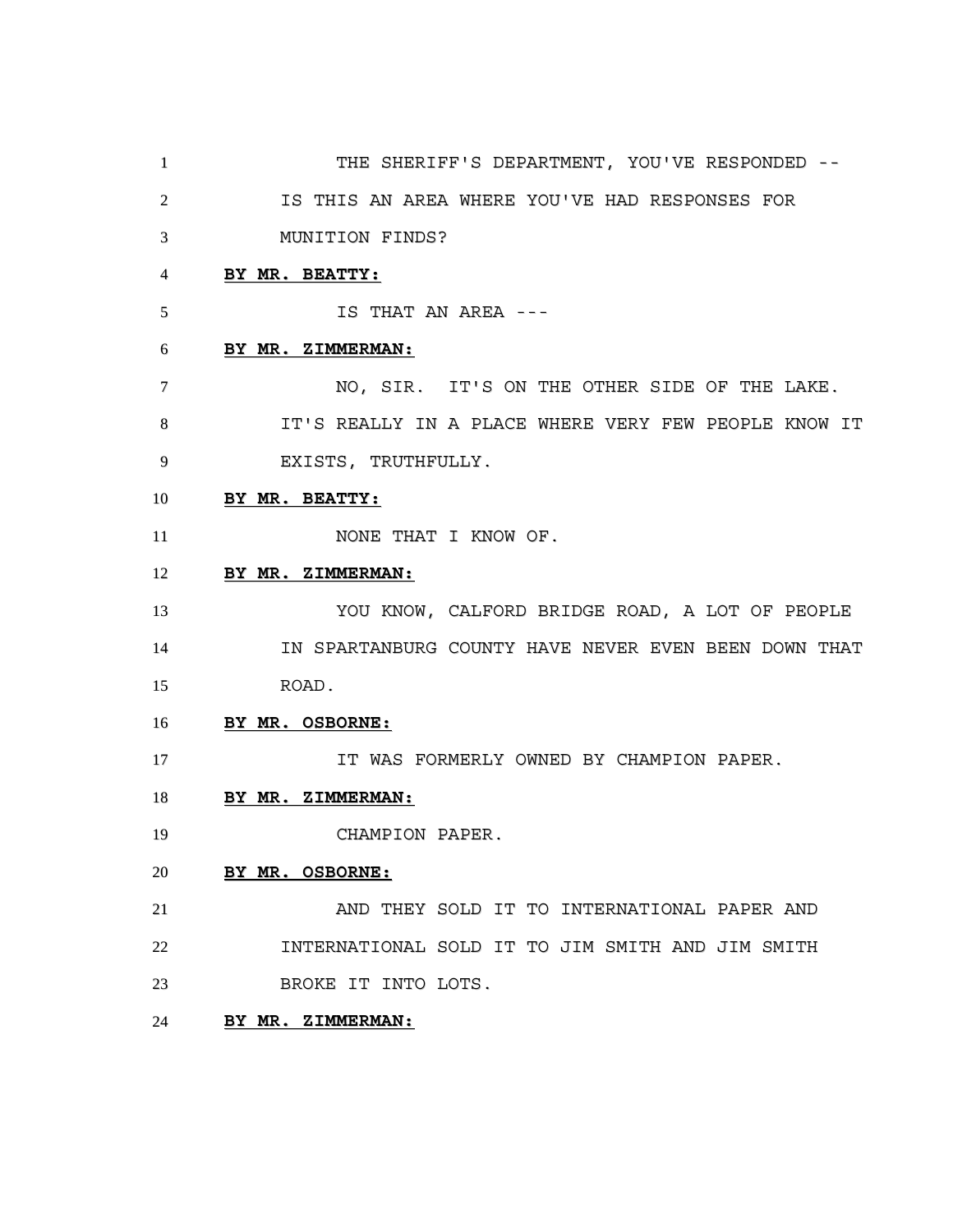THE SHERIFF'S DEPARTMENT, YOU'VE RESPONDED -- IS THIS AN AREA WHERE YOU'VE HAD RESPONSES FOR MUNITION FINDS?

**BY MR. BEATTY:**

IS THAT AN AREA ---

**BY MR. ZIMMERMAN:**

NO, SIR. IT'S ON THE OTHER SIDE OF THE LAKE. IT'S REALLY IN A PLACE WHERE VERY FEW PEOPLE KNOW IT EXISTS, TRUTHFULLY.

**BY MR. BEATTY:**

NONE THAT I KNOW OF.

**BY MR. ZIMMERMAN:**

YOU KNOW, CALFORD BRIDGE ROAD, A LOT OF PEOPLE IN SPARTANBURG COUNTY HAVE NEVER EVEN BEEN DOWN THAT ROAD.

**BY MR. OSBORNE:**

IT WAS FORMERLY OWNED BY CHAMPION PAPER.

**BY MR. ZIMMERMAN:**

CHAMPION PAPER.

**BY MR. OSBORNE:**

AND THEY SOLD IT TO INTERNATIONAL PAPER AND INTERNATIONAL SOLD IT TO JIM SMITH AND JIM SMITH BROKE IT INTO LOTS.

**BY MR. ZIMMERMAN:**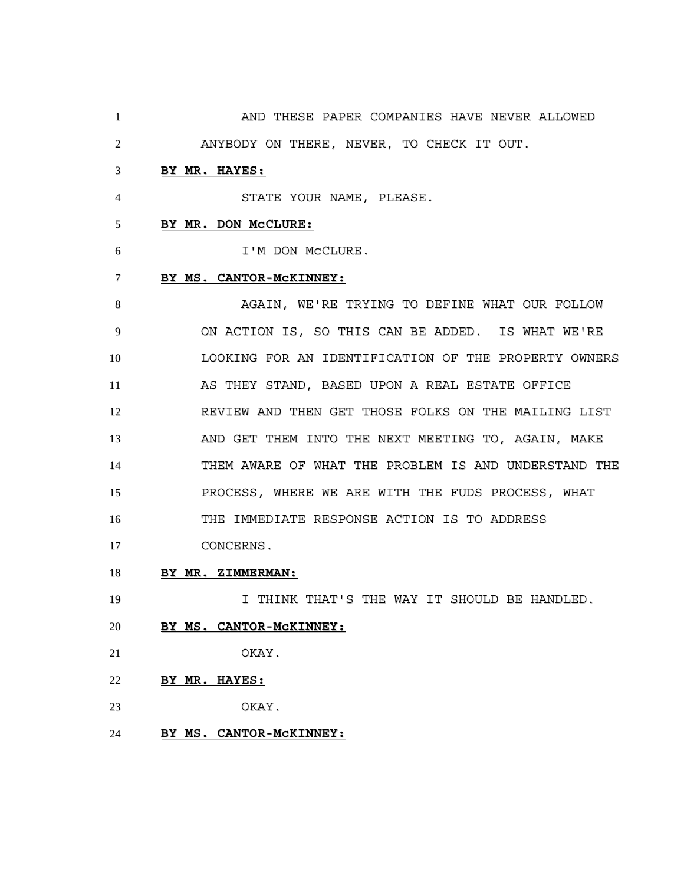AND THESE PAPER COMPANIES HAVE NEVER ALLOWED ANYBODY ON THERE, NEVER, TO CHECK IT OUT.

**BY MR. HAYES:**

STATE YOUR NAME, PLEASE.

**BY MR. DON McCLURE:**

I'M DON McCLURE.

**BY MS. CANTOR-McKINNEY:**

AGAIN, WE'RE TRYING TO DEFINE WHAT OUR FOLLOW ON ACTION IS, SO THIS CAN BE ADDED. IS WHAT WE'RE LOOKING FOR AN IDENTIFICATION OF THE PROPERTY OWNERS AS THEY STAND, BASED UPON A REAL ESTATE OFFICE REVIEW AND THEN GET THOSE FOLKS ON THE MAILING LIST AND GET THEM INTO THE NEXT MEETING TO, AGAIN, MAKE THEM AWARE OF WHAT THE PROBLEM IS AND UNDERSTAND THE PROCESS, WHERE WE ARE WITH THE FUDS PROCESS, WHAT THE IMMEDIATE RESPONSE ACTION IS TO ADDRESS CONCERNS.

**BY MR. ZIMMERMAN:**

I THINK THAT'S THE WAY IT SHOULD BE HANDLED.

**BY MS. CANTOR-McKINNEY:**

OKAY.

**BY MR. HAYES:**

OKAY.

**BY MS. CANTOR-McKINNEY:**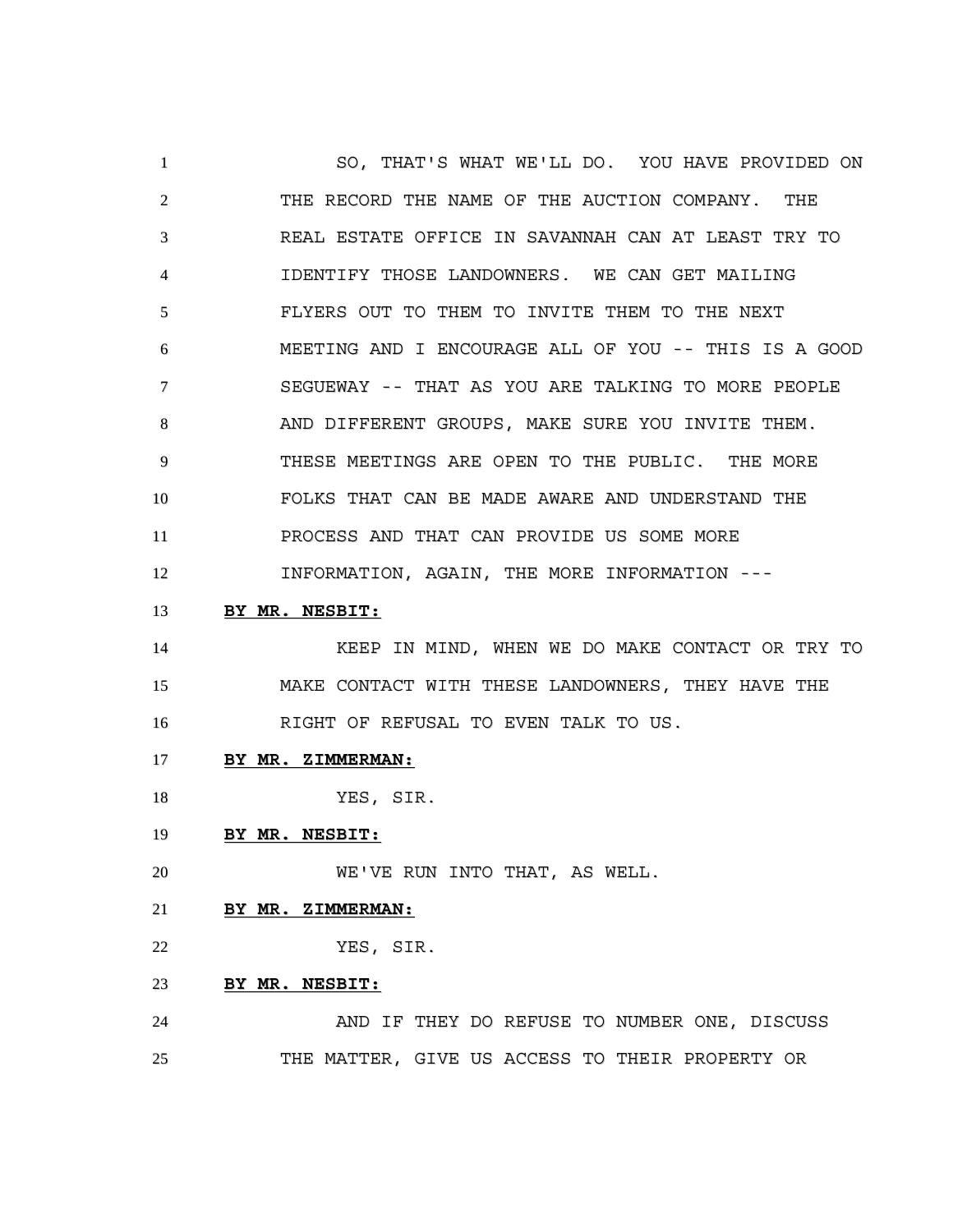SO, THAT'S WHAT WE'LL DO. YOU HAVE PROVIDED ON THE RECORD THE NAME OF THE AUCTION COMPANY. THE REAL ESTATE OFFICE IN SAVANNAH CAN AT LEAST TRY TO IDENTIFY THOSE LANDOWNERS. WE CAN GET MAILING FLYERS OUT TO THEM TO INVITE THEM TO THE NEXT MEETING AND I ENCOURAGE ALL OF YOU -- THIS IS A GOOD SEGUEWAY -- THAT AS YOU ARE TALKING TO MORE PEOPLE AND DIFFERENT GROUPS, MAKE SURE YOU INVITE THEM. THESE MEETINGS ARE OPEN TO THE PUBLIC. THE MORE FOLKS THAT CAN BE MADE AWARE AND UNDERSTAND THE PROCESS AND THAT CAN PROVIDE US SOME MORE INFORMATION, AGAIN, THE MORE INFORMATION ---

**BY MR. NESBIT:**

KEEP IN MIND, WHEN WE DO MAKE CONTACT OR TRY TO MAKE CONTACT WITH THESE LANDOWNERS, THEY HAVE THE RIGHT OF REFUSAL TO EVEN TALK TO US.

**BY MR. ZIMMERMAN:**

YES, SIR.

**BY MR. NESBIT:**

WE'VE RUN INTO THAT, AS WELL.

**BY MR. ZIMMERMAN:**

YES, SIR.

**BY MR. NESBIT:**

AND IF THEY DO REFUSE TO NUMBER ONE, DISCUSS THE MATTER, GIVE US ACCESS TO THEIR PROPERTY OR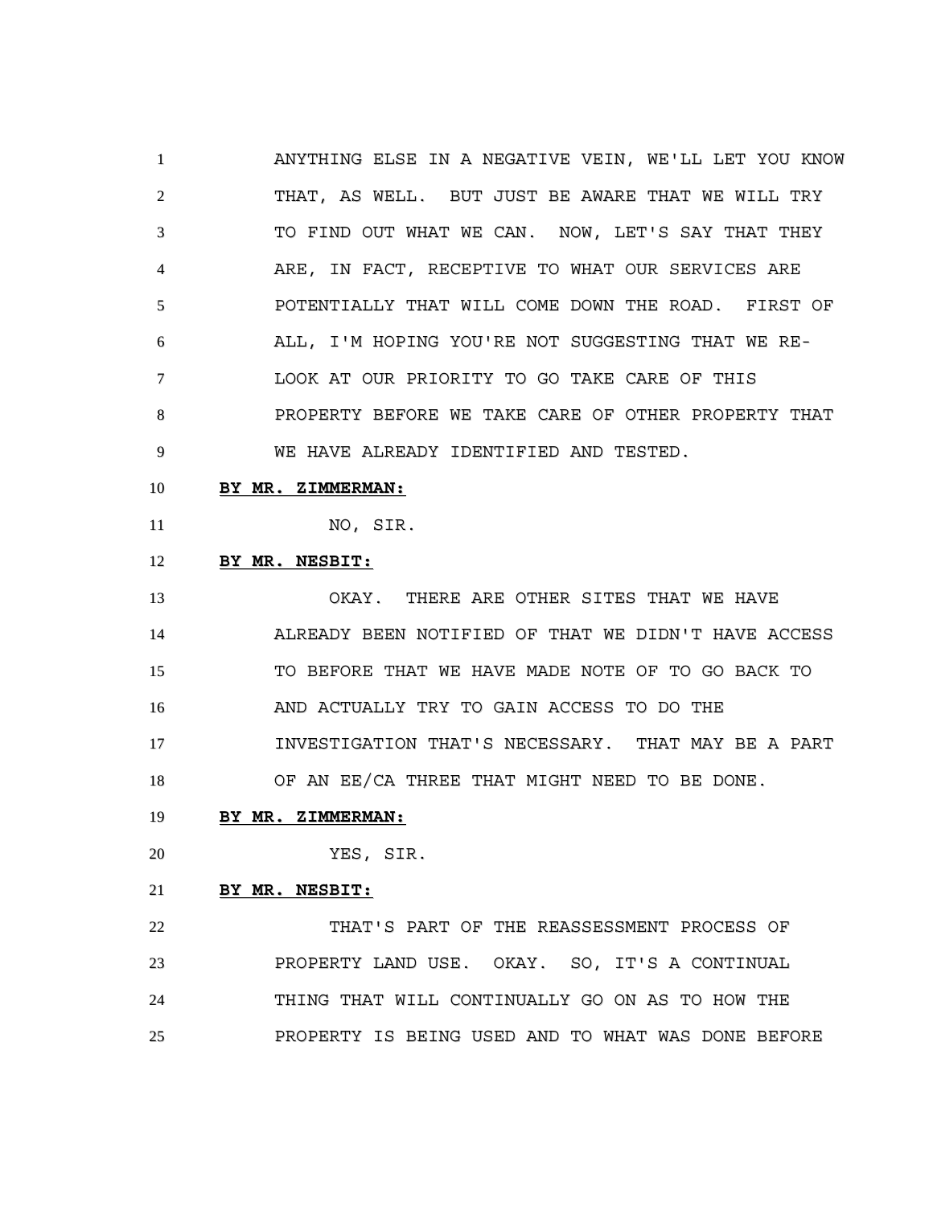ANYTHING ELSE IN A NEGATIVE VEIN, WE'LL LET YOU KNOW THAT, AS WELL. BUT JUST BE AWARE THAT WE WILL TRY TO FIND OUT WHAT WE CAN. NOW, LET'S SAY THAT THEY ARE, IN FACT, RECEPTIVE TO WHAT OUR SERVICES ARE POTENTIALLY THAT WILL COME DOWN THE ROAD. FIRST OF ALL, I'M HOPING YOU'RE NOT SUGGESTING THAT WE RE-LOOK AT OUR PRIORITY TO GO TAKE CARE OF THIS PROPERTY BEFORE WE TAKE CARE OF OTHER PROPERTY THAT WE HAVE ALREADY IDENTIFIED AND TESTED.

**BY MR. ZIMMERMAN:**

NO, SIR.

**BY MR. NESBIT:**

OKAY. THERE ARE OTHER SITES THAT WE HAVE ALREADY BEEN NOTIFIED OF THAT WE DIDN'T HAVE ACCESS TO BEFORE THAT WE HAVE MADE NOTE OF TO GO BACK TO AND ACTUALLY TRY TO GAIN ACCESS TO DO THE INVESTIGATION THAT'S NECESSARY. THAT MAY BE A PART OF AN EE/CA THREE THAT MIGHT NEED TO BE DONE.

**BY MR. ZIMMERMAN:**

YES, SIR.

**BY MR. NESBIT:**

THAT'S PART OF THE REASSESSMENT PROCESS OF PROPERTY LAND USE. OKAY. SO, IT'S A CONTINUAL THING THAT WILL CONTINUALLY GO ON AS TO HOW THE PROPERTY IS BEING USED AND TO WHAT WAS DONE BEFORE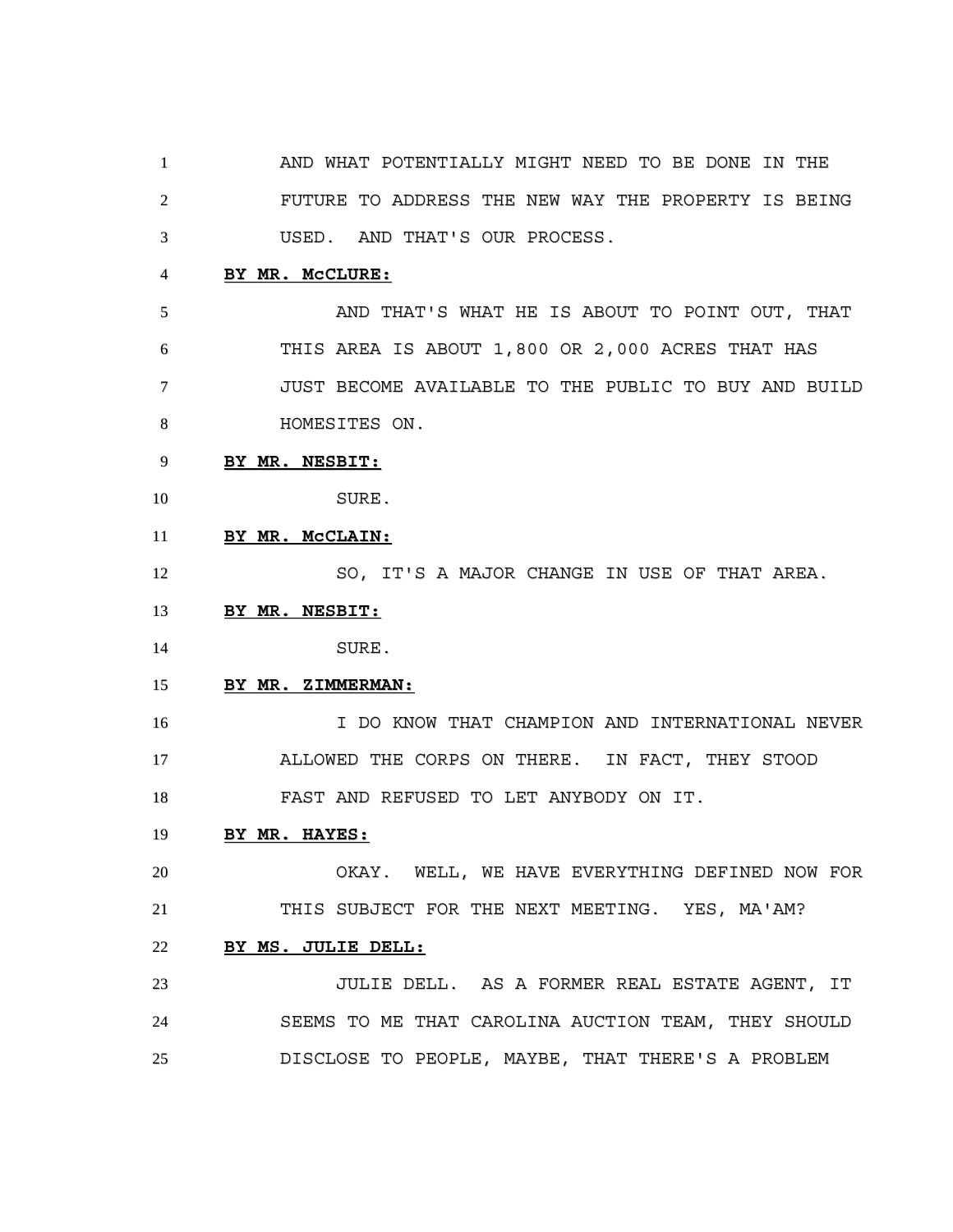AND WHAT POTENTIALLY MIGHT NEED TO BE DONE IN THE FUTURE TO ADDRESS THE NEW WAY THE PROPERTY IS BEING USED. AND THAT'S OUR PROCESS.

**BY MR. McCLURE:**

AND THAT'S WHAT HE IS ABOUT TO POINT OUT, THAT THIS AREA IS ABOUT 1,800 OR 2,000 ACRES THAT HAS JUST BECOME AVAILABLE TO THE PUBLIC TO BUY AND BUILD HOMESITES ON.

**BY MR. NESBIT:**

SURE.

**BY MR. McCLAIN:**

SO, IT'S A MAJOR CHANGE IN USE OF THAT AREA.

**BY MR. NESBIT:**

SURE.

**BY MR. ZIMMERMAN:**

I DO KNOW THAT CHAMPION AND INTERNATIONAL NEVER ALLOWED THE CORPS ON THERE. IN FACT, THEY STOOD FAST AND REFUSED TO LET ANYBODY ON IT.

**BY MR. HAYES:**

OKAY. WELL, WE HAVE EVERYTHING DEFINED NOW FOR THIS SUBJECT FOR THE NEXT MEETING. YES, MA'AM?

**BY MS. JULIE DELL:**

JULIE DELL. AS A FORMER REAL ESTATE AGENT, IT SEEMS TO ME THAT CAROLINA AUCTION TEAM, THEY SHOULD DISCLOSE TO PEOPLE, MAYBE, THAT THERE'S A PROBLEM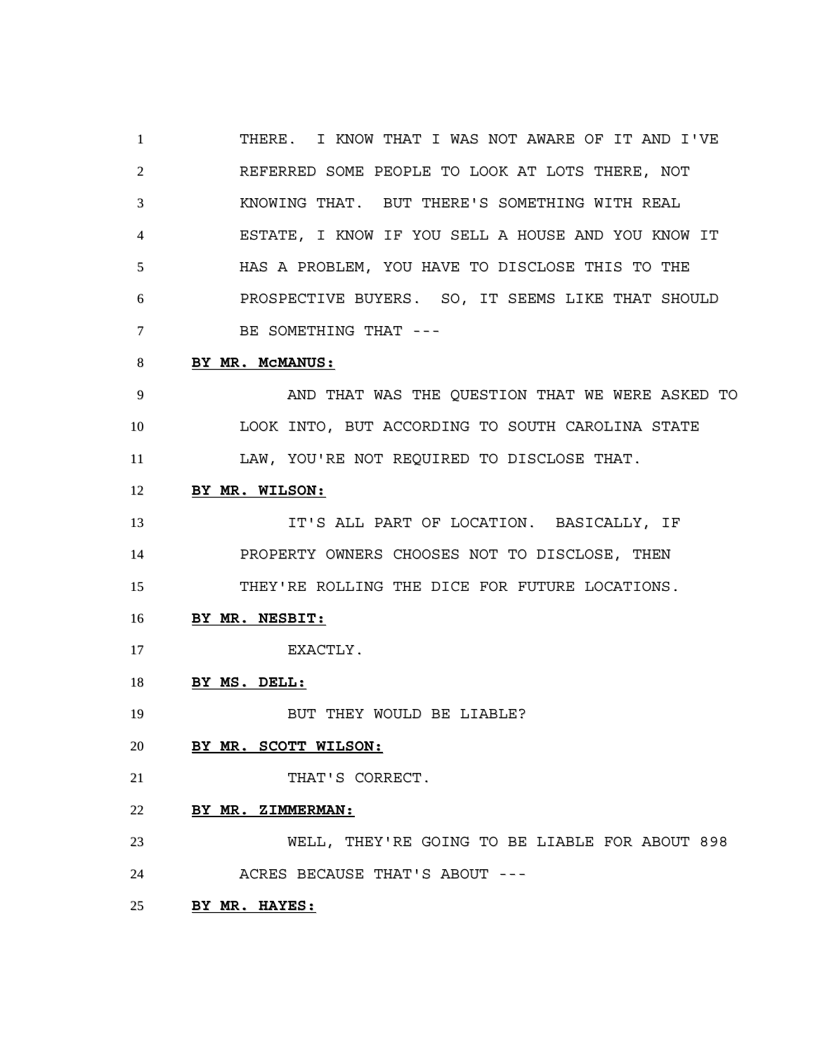THERE. I KNOW THAT I WAS NOT AWARE OF IT AND I'VE REFERRED SOME PEOPLE TO LOOK AT LOTS THERE, NOT KNOWING THAT. BUT THERE'S SOMETHING WITH REAL ESTATE, I KNOW IF YOU SELL A HOUSE AND YOU KNOW IT HAS A PROBLEM, YOU HAVE TO DISCLOSE THIS TO THE PROSPECTIVE BUYERS. SO, IT SEEMS LIKE THAT SHOULD BE SOMETHING THAT ---

**BY MR. McMANUS:**

AND THAT WAS THE QUESTION THAT WE WERE ASKED TO LOOK INTO, BUT ACCORDING TO SOUTH CAROLINA STATE LAW, YOU'RE NOT REQUIRED TO DISCLOSE THAT.

**BY MR. WILSON:**

IT'S ALL PART OF LOCATION. BASICALLY, IF PROPERTY OWNERS CHOOSES NOT TO DISCLOSE, THEN THEY'RE ROLLING THE DICE FOR FUTURE LOCATIONS.

**BY MR. NESBIT:**

EXACTLY.

**BY MS. DELL:**

BUT THEY WOULD BE LIABLE?

**BY MR. SCOTT WILSON:**

THAT'S CORRECT.

**BY MR. ZIMMERMAN:**

WELL, THEY'RE GOING TO BE LIABLE FOR ABOUT 898 ACRES BECAUSE THAT'S ABOUT ---

**BY MR. HAYES:**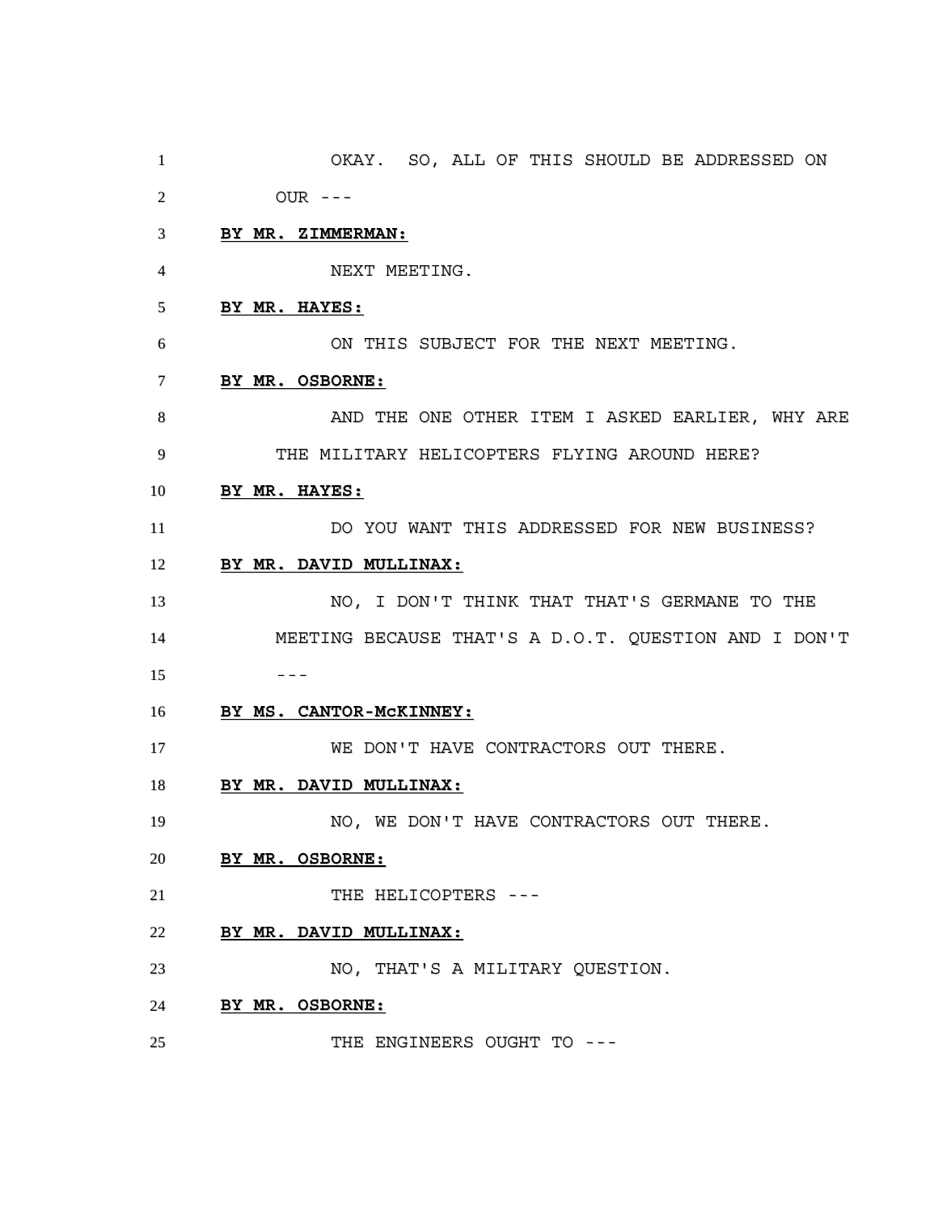1 OKAY. SO, ALL OF THIS SHOULD BE ADDRESSED ON

2 OUR ---

3 **BY MR. ZIMMERMAN:**

4 NEXT MEETING.

5 **BY MR. HAYES:**

6 ON THIS SUBJECT FOR THE NEXT MEETING.

7 **BY MR. OSBORNE:**

8 AND THE ONE OTHER ITEM I ASKED EARLIER, WHY ARE

9 THE MILITARY HELICOPTERS FLYING AROUND HERE?

10 **BY MR. HAYES:**

11 DO YOU WANT THIS ADDRESSED FOR NEW BUSINESS?

12 **BY MR. DAVID MULLINAX:**

13 NO, I DON'T THINK THAT THAT'S GERMANE TO THE

14 MEETING BECAUSE THAT'S A D.O.T. QUESTION AND I DON'T

15 ---

16 **BY MS. CANTOR-McKINNEY:**

17 WE DON'T HAVE CONTRACTORS OUT THERE.

18 **BY MR. DAVID MULLINAX:**

19 NO, WE DON'T HAVE CONTRACTORS OUT THERE.

20 **BY MR. OSBORNE:**

21 THE HELICOPTERS ---

22 **BY MR. DAVID MULLINAX:**

23 NO, THAT'S A MILITARY QUESTION.

24 **BY MR. OSBORNE:**

25 THE ENGINEERS OUGHT TO ---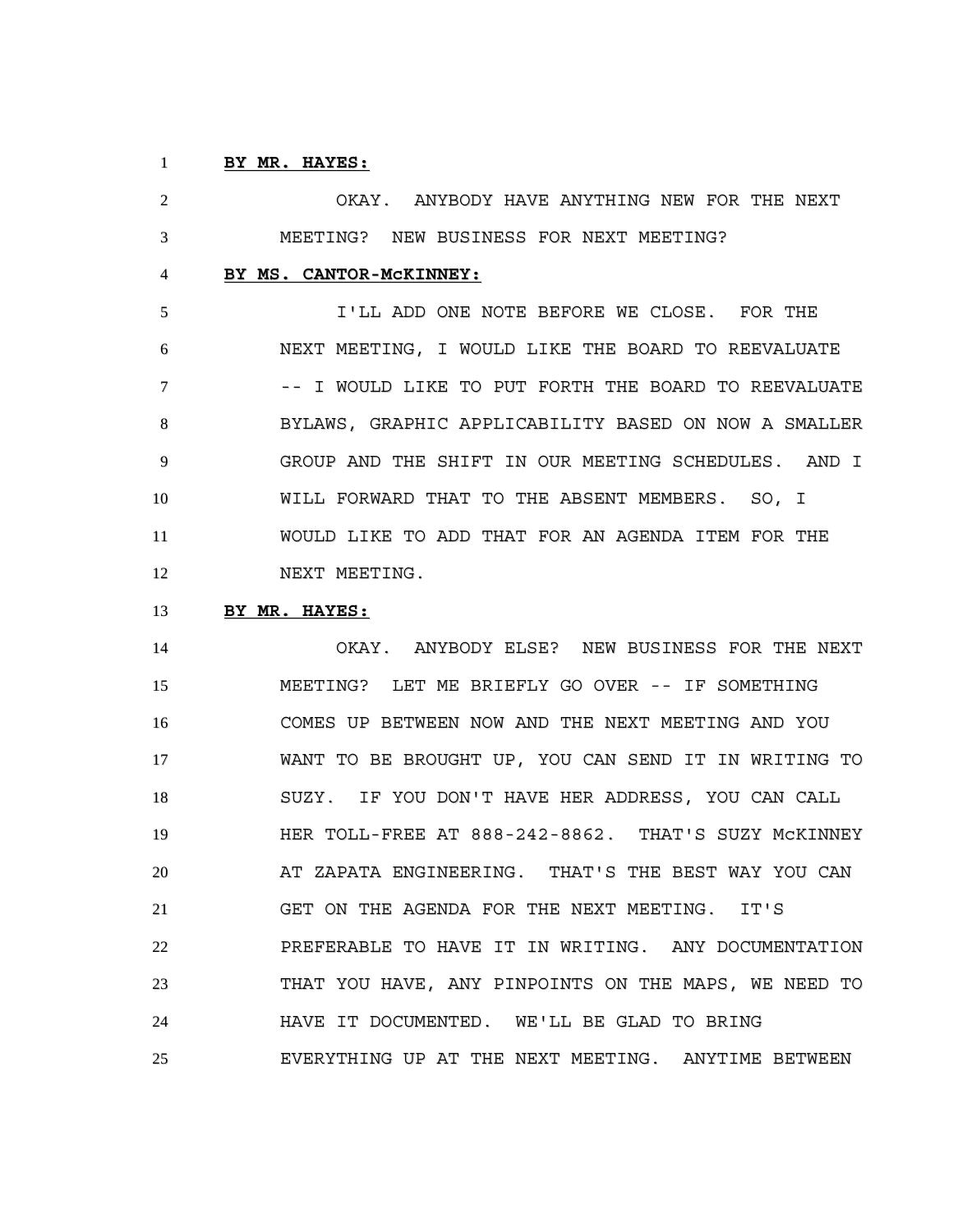**BY MR. HAYES:**

OKAY. ANYBODY HAVE ANYTHING NEW FOR THE NEXT MEETING? NEW BUSINESS FOR NEXT MEETING?

**BY MS. CANTOR-McKINNEY:**

I'LL ADD ONE NOTE BEFORE WE CLOSE. FOR THE NEXT MEETING, I WOULD LIKE THE BOARD TO REEVALUATE -- I WOULD LIKE TO PUT FORTH THE BOARD TO REEVALUATE BYLAWS, GRAPHIC APPLICABILITY BASED ON NOW A SMALLER GROUP AND THE SHIFT IN OUR MEETING SCHEDULES. AND I WILL FORWARD THAT TO THE ABSENT MEMBERS. SO, I WOULD LIKE TO ADD THAT FOR AN AGENDA ITEM FOR THE NEXT MEETING.

**BY MR. HAYES:**

OKAY. ANYBODY ELSE? NEW BUSINESS FOR THE NEXT MEETING? LET ME BRIEFLY GO OVER -- IF SOMETHING COMES UP BETWEEN NOW AND THE NEXT MEETING AND YOU WANT TO BE BROUGHT UP, YOU CAN SEND IT IN WRITING TO SUZY. IF YOU DON'T HAVE HER ADDRESS, YOU CAN CALL HER TOLL-FREE AT 888-242-8862. THAT'S SUZY McKINNEY AT ZAPATA ENGINEERING. THAT'S THE BEST WAY YOU CAN GET ON THE AGENDA FOR THE NEXT MEETING. IT'S PREFERABLE TO HAVE IT IN WRITING. ANY DOCUMENTATION THAT YOU HAVE, ANY PINPOINTS ON THE MAPS, WE NEED TO HAVE IT DOCUMENTED. WE'LL BE GLAD TO BRING EVERYTHING UP AT THE NEXT MEETING. ANYTIME BETWEEN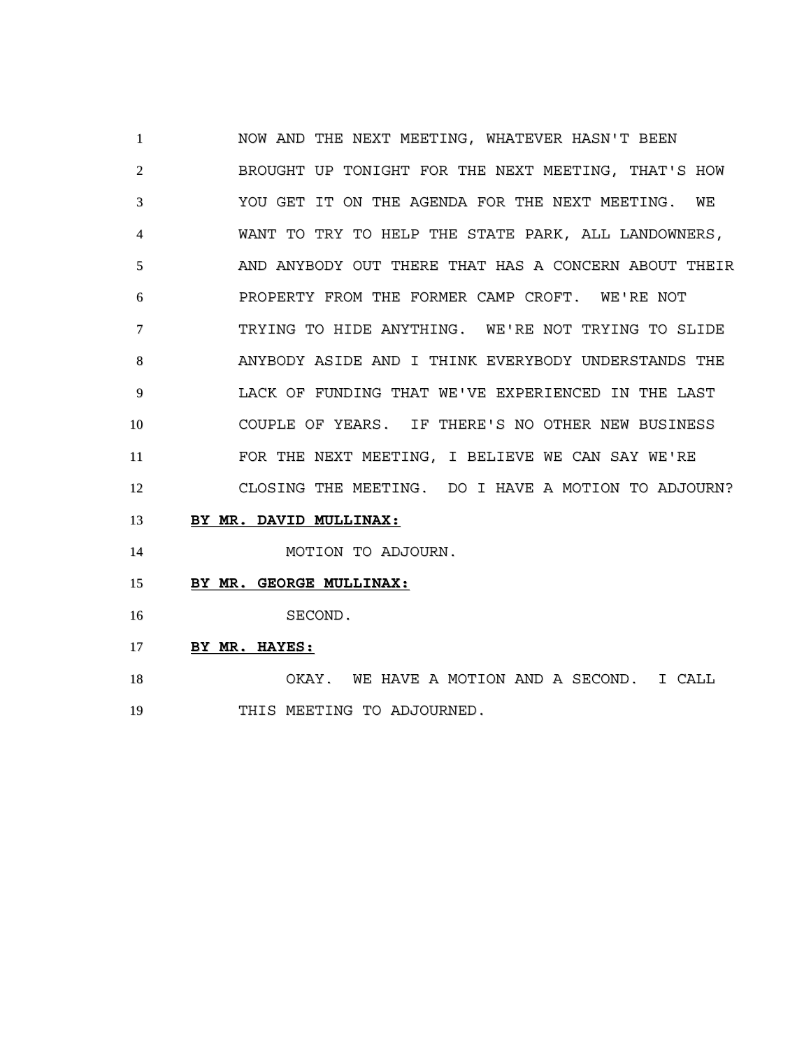NOW AND THE NEXT MEETING, WHATEVER HASN'T BEEN BROUGHT UP TONIGHT FOR THE NEXT MEETING, THAT'S HOW YOU GET IT ON THE AGENDA FOR THE NEXT MEETING. WE WANT TO TRY TO HELP THE STATE PARK, ALL LANDOWNERS, AND ANYBODY OUT THERE THAT HAS A CONCERN ABOUT THEIR PROPERTY FROM THE FORMER CAMP CROFT. WE'RE NOT TRYING TO HIDE ANYTHING. WE'RE NOT TRYING TO SLIDE ANYBODY ASIDE AND I THINK EVERYBODY UNDERSTANDS THE LACK OF FUNDING THAT WE'VE EXPERIENCED IN THE LAST COUPLE OF YEARS. IF THERE'S NO OTHER NEW BUSINESS FOR THE NEXT MEETING, I BELIEVE WE CAN SAY WE'RE CLOSING THE MEETING. DO I HAVE A MOTION TO ADJOURN?

**BY MR. DAVID MULLINAX:**

MOTION TO ADJOURN.

**BY MR. GEORGE MULLINAX:**

SECOND.

**BY MR. HAYES:**

OKAY. WE HAVE A MOTION AND A SECOND. I CALL THIS MEETING TO ADJOURNED.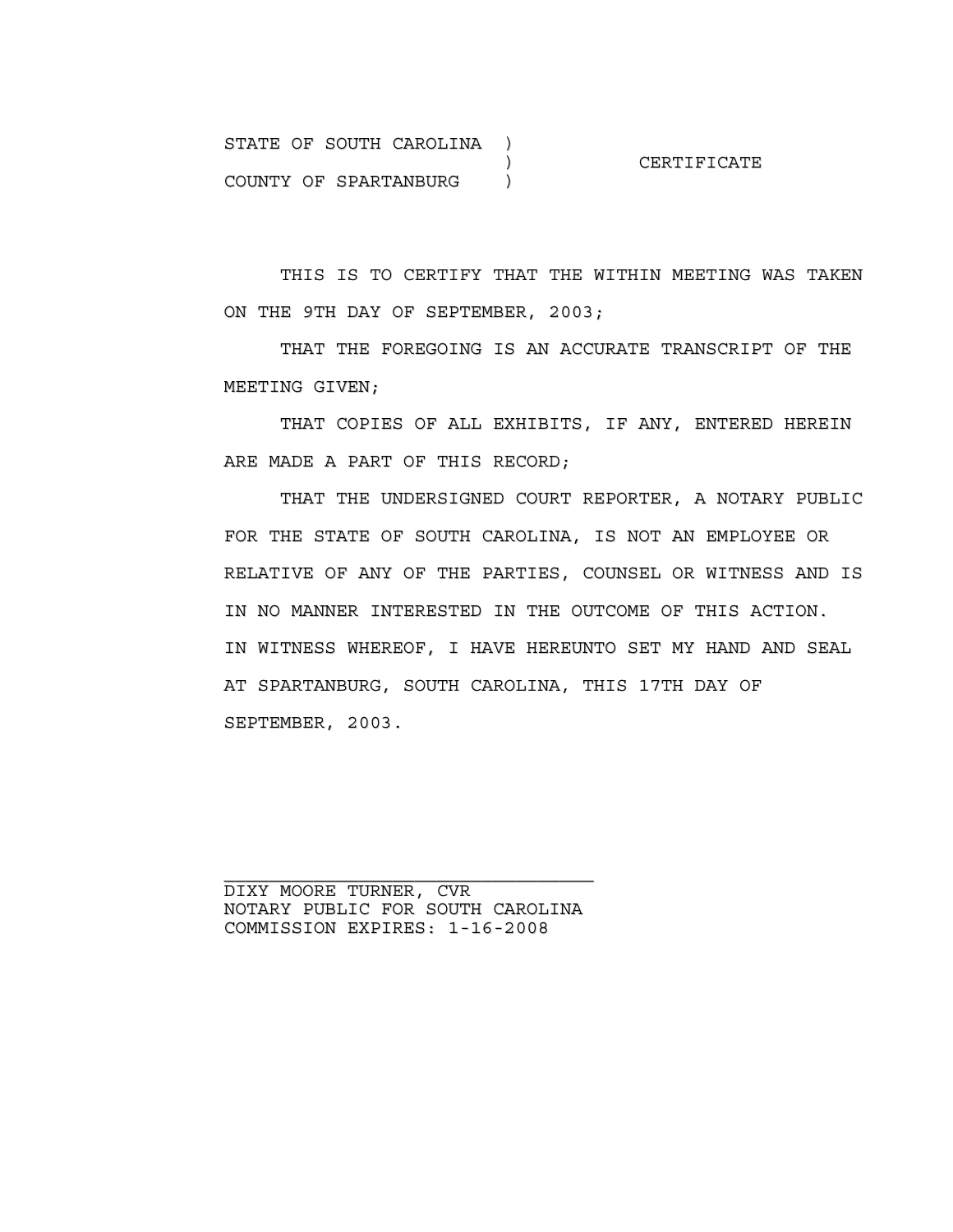STATE OF SOUTH CAROLINA )
) CERTIFICATE
COUNTY OF SPARTANBURG )

THIS IS TO CERTIFY THAT THE WITHIN MEETING WAS TAKEN ON THE 9TH DAY OF SEPTEMBER, 2003;

THAT THE FOREGOING IS AN ACCURATE TRANSCRIPT OF THE MEETING GIVEN;

THAT COPIES OF ALL EXHIBITS, IF ANY, ENTERED HEREIN ARE MADE A PART OF THIS RECORD;

THAT THE UNDERSIGNED COURT REPORTER, A NOTARY PUBLIC FOR THE STATE OF SOUTH CAROLINA, IS NOT AN EMPLOYEE OR RELATIVE OF ANY OF THE PARTIES, COUNSEL OR WITNESS AND IS IN NO MANNER INTERESTED IN THE OUTCOME OF THIS ACTION.

IN WITNESS WHEREOF, I HAVE HEREUNTO SET MY HAND AND SEAL AT SPARTANBURG, SOUTH CAROLINA, THIS 17TH DAY OF SEPTEMBER, 2003.

_______________________________

DIXY MOORE TURNER, CVR
NOTARY PUBLIC FOR SOUTH CAROLINA
COMMISSION EXPIRES: 1-16-2008